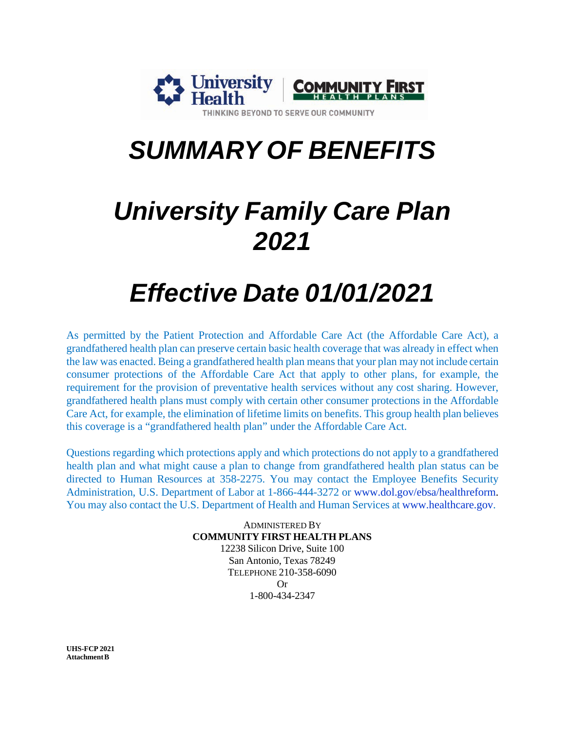University Health | COMMUNITY FIRST HEALTH PLANS

THINKING BEYOND TO SERVE OUR COMMUNITY

# *SUMMARY OF BENEFITS*

# *University Family Care Plan 2021*

# *Effective Date 01/01/2021*

As permitted by the Patient Protection and Affordable Care Act (the Affordable Care Act), a grandfathered health plan can preserve certain basic health coverage that was already in effect when the law was enacted. Being a grandfathered health plan means that your plan may not include certain consumer protections of the Affordable Care Act that apply to other plans, for example, the requirement for the provision of preventative health services without any cost sharing. However, grandfathered health plans must comply with certain other consumer protections in the Affordable Care Act, for example, the elimination of lifetime limits on benefits. This group health plan believes this coverage is a "grandfathered health plan" under the Affordable Care Act.

Questions regarding which protections apply and which protections do not apply to a grandfathered health plan and what might cause a plan to change from grandfathered health plan status can be directed to Human Resources at 358-2275. You may contact the Employee Benefits Security Administration, U.S. Department of Labor at 1-866-444-3272 or www.dol.gov/ebsa/healthreform. You may also contact the U.S. Department of Health and Human Services at www.healthcare.gov.

ADMINISTERED BY
**COMMUNITY FIRST HEALTH PLANS**
12238 Silicon Drive, Suite 100
San Antonio, Texas 78249
TELEPHONE 210-358-6090
Or
1-800-434-2347

**UHS-FCP 2021**
**Attachment B**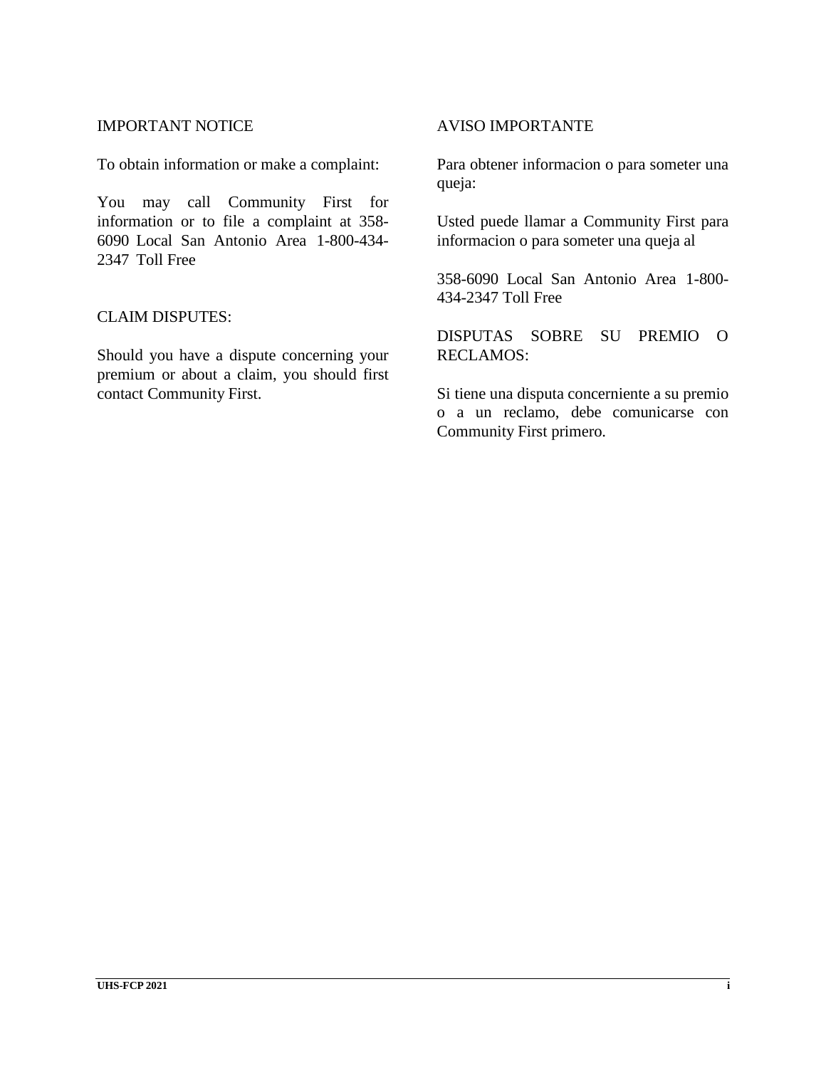IMPORTANT NOTICE

To obtain information or make a complaint:

You may call Community First for information or to file a complaint at 358-6090 Local San Antonio Area 1-800-434-2347 Toll Free

CLAIM DISPUTES:

Should you have a dispute concerning your premium or about a claim, you should first contact Community First.

AVISO IMPORTANTE

Para obtener informacion o para someter una queja:

Usted puede llamar a Community First para informacion o para someter una queja al

358-6090 Local San Antonio Area 1-800-434-2347 Toll Free

DISPUTAS SOBRE SU PREMIO O RECLAMOS:

Si tiene una disputa concerniente a su premio o a un reclamo, debe comunicarse con Community First primero.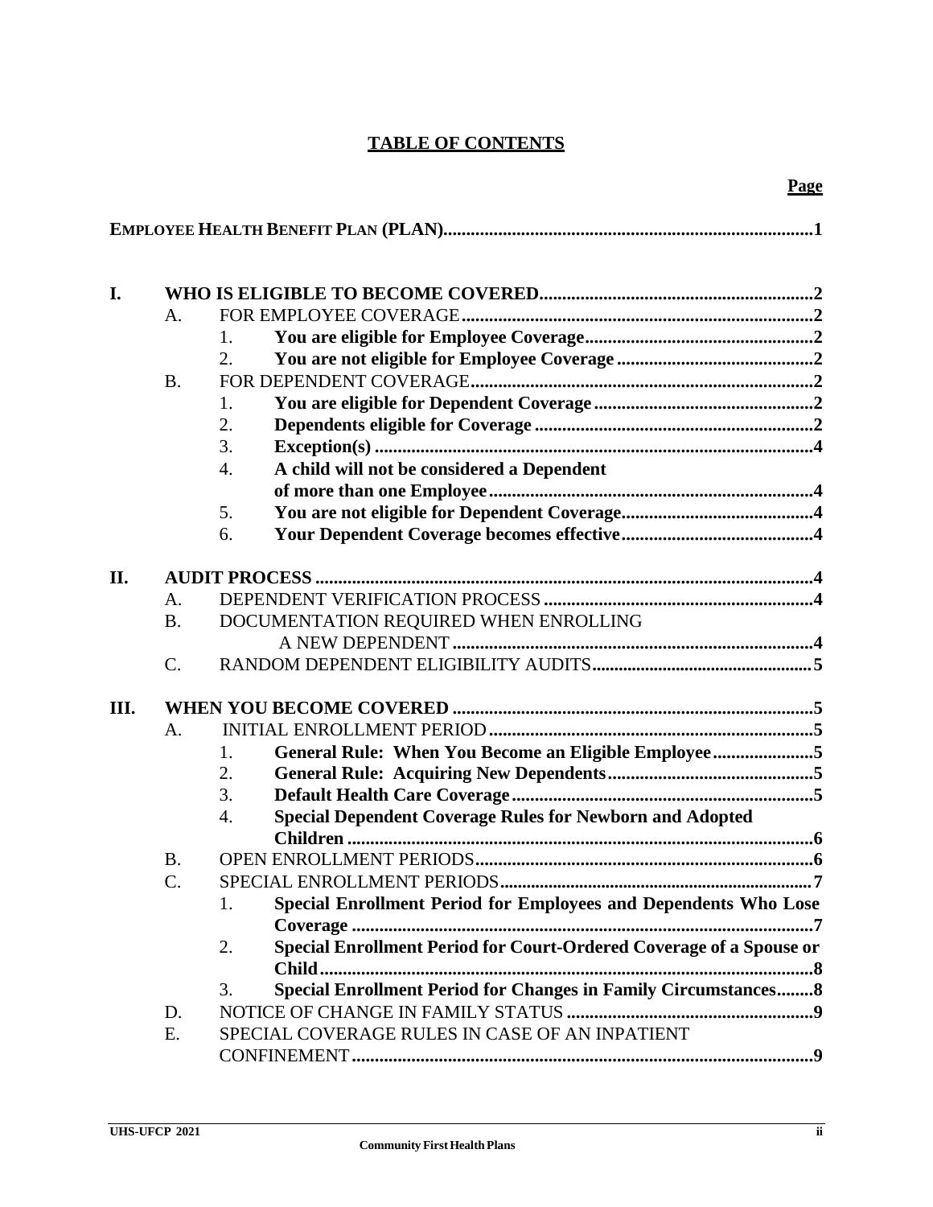# TABLE OF CONTENTS

**Page**

**EMPLOYEE HEALTH BENEFIT PLAN (PLAN)......1**

**I. WHO IS ELIGIBLE TO BECOME COVERED......2**

- A. FOR EMPLOYEE COVERAGE......2
  1. **You are eligible for Employee Coverage......2**
  2. **You are not eligible for Employee Coverage......2**
- B. FOR DEPENDENT COVERAGE......2
  1. **You are eligible for Dependent Coverage......2**
  2. **Dependents eligible for Coverage......2**
  3. **Exception(s)......4**
  4. **A child will not be considered a Dependent of more than one Employee......4**
  5. **You are not eligible for Dependent Coverage......4**
  6. **Your Dependent Coverage becomes effective......4**

**II. AUDIT PROCESS......4**

- A. DEPENDENT VERIFICATION PROCESS......4
- B. DOCUMENTATION REQUIRED WHEN ENROLLING A NEW DEPENDENT......4
- C. RANDOM DEPENDENT ELIGIBILITY AUDITS......5

**III. WHEN YOU BECOME COVERED......5**

- A. INITIAL ENROLLMENT PERIOD......5
  1. **General Rule: When You Become an Eligible Employee......5**
  2. **General Rule: Acquiring New Dependents......5**
  3. **Default Health Care Coverage......5**
  4. **Special Dependent Coverage Rules for Newborn and Adopted Children......6**
- B. OPEN ENROLLMENT PERIODS......6
- C. SPECIAL ENROLLMENT PERIODS......7
  1. **Special Enrollment Period for Employees and Dependents Who Lose Coverage......7**
  2. **Special Enrollment Period for Court-Ordered Coverage of a Spouse or Child......8**
  3. **Special Enrollment Period for Changes in Family Circumstances......8**
- D. NOTICE OF CHANGE IN FAMILY STATUS......9
- E. SPECIAL COVERAGE RULES IN CASE OF AN INPATIENT CONFINEMENT......9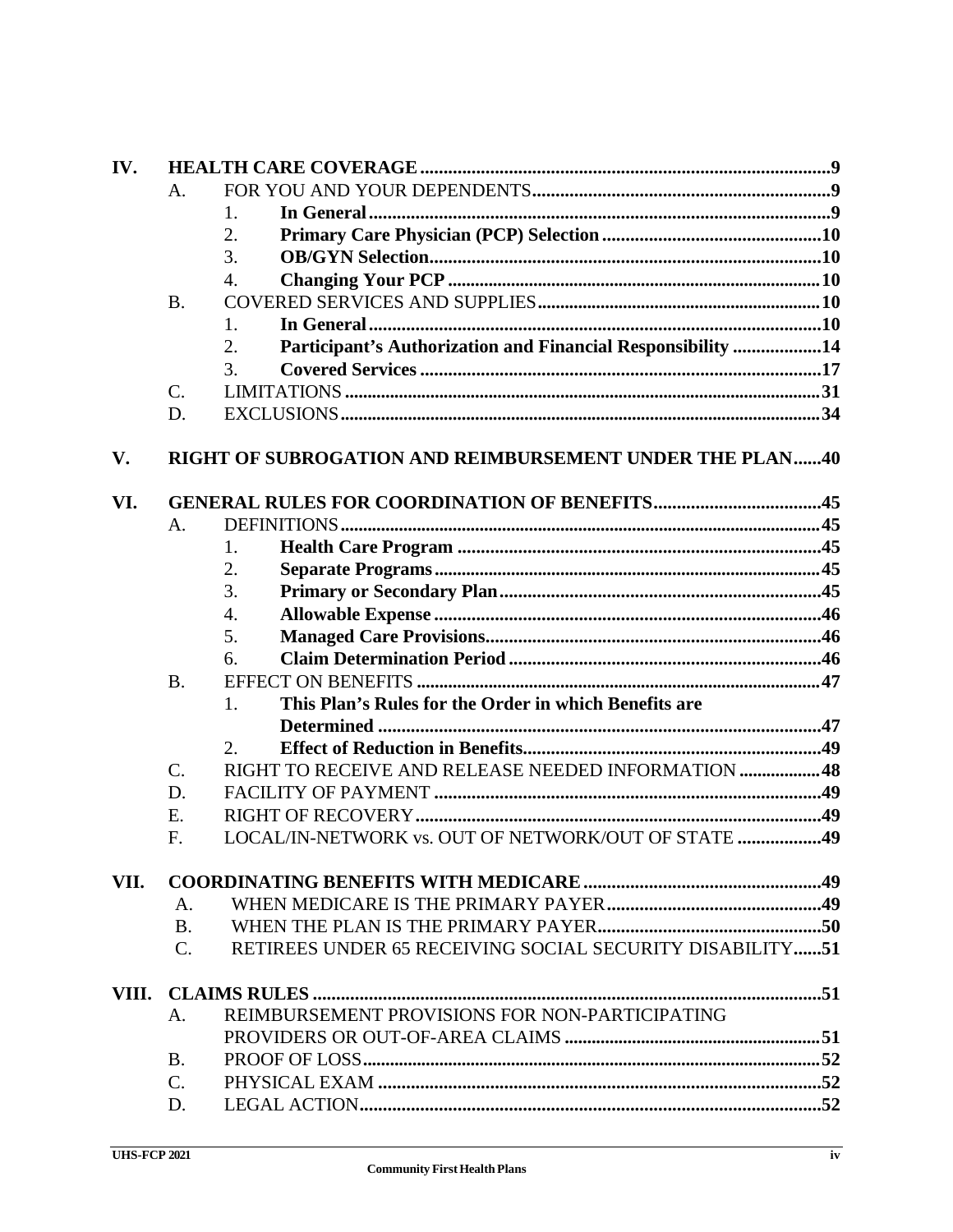- **IV. HEALTH CARE COVERAGE** ... **9**
  - A. FOR YOU AND YOUR DEPENDENTS ... **9**
    1. **In General** ... **9**
    2. **Primary Care Physician (PCP) Selection** ... **10**
    3. **OB/GYN Selection** ... **10**
    4. **Changing Your PCP** ... **10**
  - B. COVERED SERVICES AND SUPPLIES ... **10**
    1. **In General** ... **10**
    2. **Participant's Authorization and Financial Responsibility** ... **14**
    3. **Covered Services** ... **17**
  - C. LIMITATIONS ... **31**
  - D. EXCLUSIONS ... **34**

- **V. RIGHT OF SUBROGATION AND REIMBURSEMENT UNDER THE PLAN** ... **40**

- **VI. GENERAL RULES FOR COORDINATION OF BENEFITS** ... **45**
  - A. DEFINITIONS ... **45**
    1. **Health Care Program** ... **45**
    2. **Separate Programs** ... **45**
    3. **Primary or Secondary Plan** ... **45**
    4. **Allowable Expense** ... **46**
    5. **Managed Care Provisions** ... **46**
    6. **Claim Determination Period** ... **46**
  - B. EFFECT ON BENEFITS ... **47**
    1. **This Plan's Rules for the Order in which Benefits are Determined** ... **47**
    2. **Effect of Reduction in Benefits** ... **49**
  - C. RIGHT TO RECEIVE AND RELEASE NEEDED INFORMATION ... **48**
  - D. FACILITY OF PAYMENT ... **49**
  - E. RIGHT OF RECOVERY ... **49**
  - F. LOCAL/IN-NETWORK vs. OUT OF NETWORK/OUT OF STATE ... **49**

- **VII. COORDINATING BENEFITS WITH MEDICARE** ... **49**
  - A. WHEN MEDICARE IS THE PRIMARY PAYER ... **49**
  - B. WHEN THE PLAN IS THE PRIMARY PAYER ... **50**
  - C. RETIREES UNDER 65 RECEIVING SOCIAL SECURITY DISABILITY ... **51**

- **VIII. CLAIMS RULES** ... **51**
  - A. REIMBURSEMENT PROVISIONS FOR NON-PARTICIPATING PROVIDERS OR OUT-OF-AREA CLAIMS ... **51**
  - B. PROOF OF LOSS ... **52**
  - C. PHYSICAL EXAM ... **52**
  - D. LEGAL ACTION ... **52**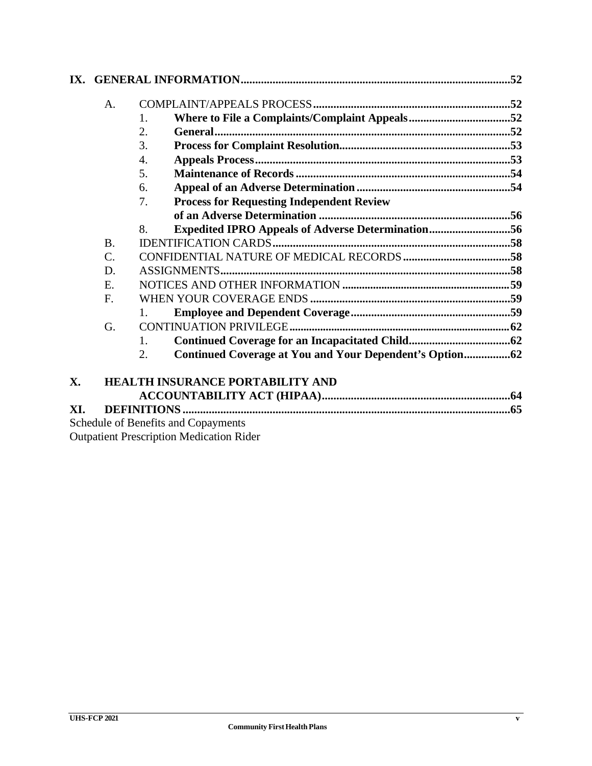**IX. GENERAL INFORMATION....................................................................................52**

- A. COMPLAINT/APPEALS PROCESS....................................................................52
  1. **Where to File a Complaints/Complaint Appeals...................................52**
  2. **General......................................................................................................52**
  3. **Process for Complaint Resolution...........................................................53**
  4. **Appeals Process.......................................................................................53**
  5. **Maintenance of Records.........................................................................54**
  6. **Appeal of an Adverse Determination....................................................54**
  7. **Process for Requesting Independent Review of an Adverse Determination.................................................................56**
  8. **Expedited IPRO Appeals of Adverse Determination...........................56**
- B. IDENTIFICATION CARDS.................................................................................58
- C. CONFIDENTIAL NATURE OF MEDICAL RECORDS.....................................58
- D. ASSIGNMENTS...................................................................................................58
- E. NOTICES AND OTHER INFORMATION...........................................................59
- F. WHEN YOUR COVERAGE ENDS.....................................................................59
  1. **Employee and Dependent Coverage.......................................................59**
- G. CONTINUATION PRIVILEGE.............................................................................62
  1. **Continued Coverage for an Incapacitated Child...................................62**
  2. **Continued Coverage at You and Your Dependent's Option................62**

**X. HEALTH INSURANCE PORTABILITY AND ACCOUNTABILITY ACT (HIPAA)................................................................64**

**XI. DEFINITIONS................................................................................................65**

Schedule of Benefits and Copayments

Outpatient Prescription Medication Rider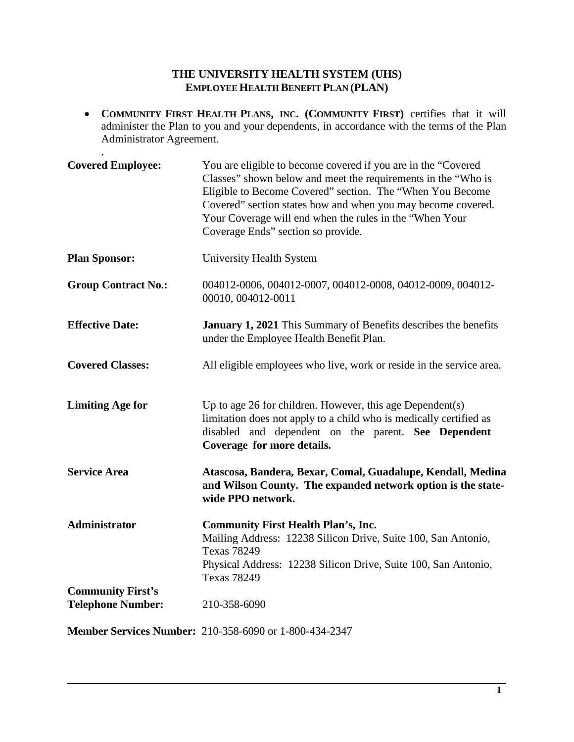# THE UNIVERSITY HEALTH SYSTEM (UHS)
## EMPLOYEE HEALTH BENEFIT PLAN (PLAN)

- **COMMUNITY FIRST HEALTH PLANS, INC. (COMMUNITY FIRST)** certifies that it will administer the Plan to you and your dependents, in accordance with the terms of the Plan Administrator Agreement.

.

**Covered Employee:** You are eligible to become covered if you are in the "Covered Classes" shown below and meet the requirements in the "Who is Eligible to Become Covered" section. The "When You Become Covered" section states how and when you may become covered. Your Coverage will end when the rules in the "When Your Coverage Ends" section so provide.

**Plan Sponsor:** University Health System

**Group Contract No.:** 004012-0006, 004012-0007, 004012-0008, 04012-0009, 004012-00010, 004012-0011

**Effective Date:** **January 1, 2021** This Summary of Benefits describes the benefits under the Employee Health Benefit Plan.

**Covered Classes:** All eligible employees who live, work or reside in the service area.

**Limiting Age for** Up to age 26 for children. However, this age Dependent(s) limitation does not apply to a child who is medically certified as disabled and dependent on the parent. **See Dependent Coverage for more details.**

**Service Area** **Atascosa, Bandera, Bexar, Comal, Guadalupe, Kendall, Medina and Wilson County. The expanded network option is the state-wide PPO network.**

**Administrator** **Community First Health Plan's, Inc.**
Mailing Address: 12238 Silicon Drive, Suite 100, San Antonio, Texas 78249
Physical Address: 12238 Silicon Drive, Suite 100, San Antonio, Texas 78249

**Community First's Telephone Number:** 210-358-6090

**Member Services Number:** 210-358-6090 or 1-800-434-2347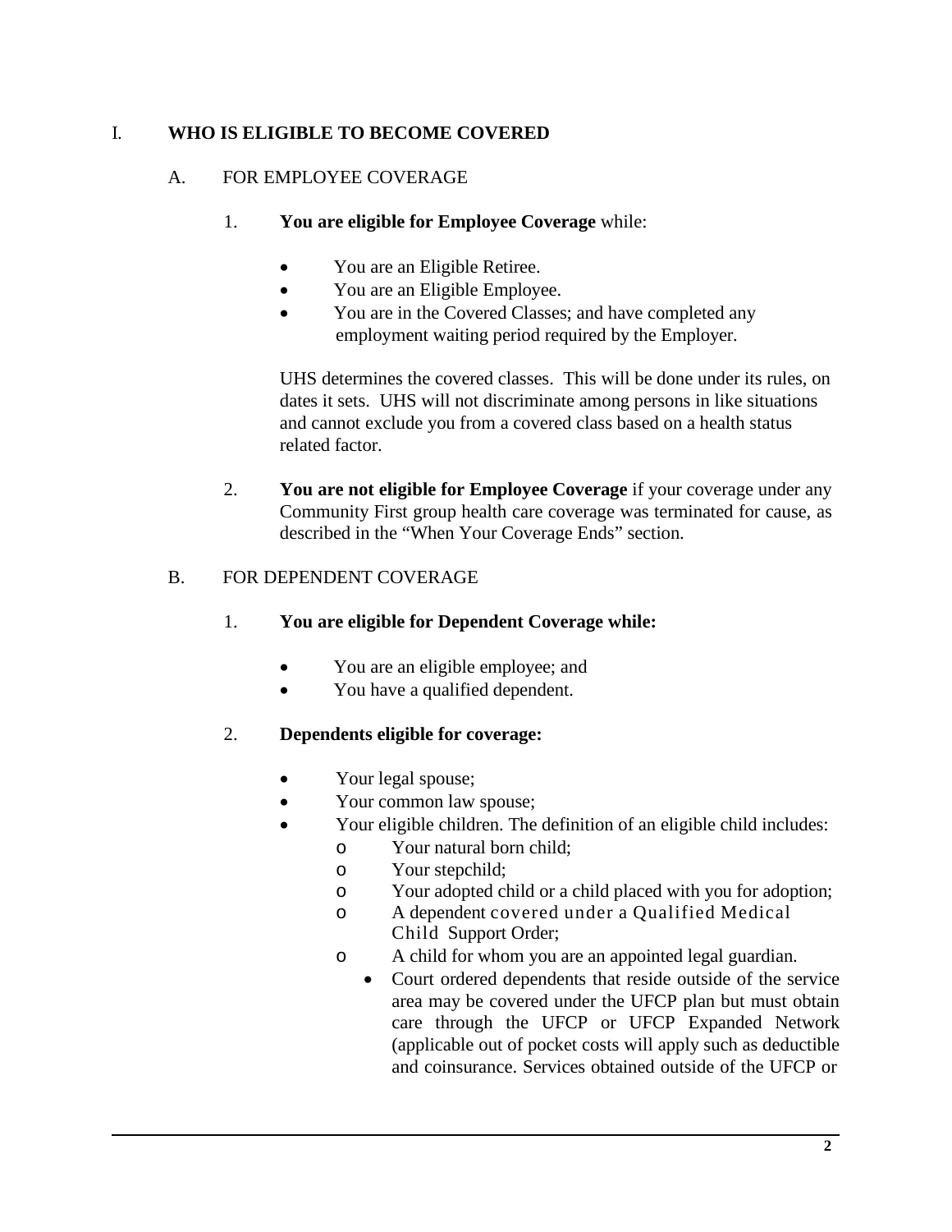# I. WHO IS ELIGIBLE TO BECOME COVERED

## A. FOR EMPLOYEE COVERAGE

1. **You are eligible for Employee Coverage** while:

   - You are an Eligible Retiree.
   - You are an Eligible Employee.
   - You are in the Covered Classes; and have completed any employment waiting period required by the Employer.

   UHS determines the covered classes. This will be done under its rules, on dates it sets. UHS will not discriminate among persons in like situations and cannot exclude you from a covered class based on a health status related factor.

2. **You are not eligible for Employee Coverage** if your coverage under any Community First group health care coverage was terminated for cause, as described in the "When Your Coverage Ends" section.

## B. FOR DEPENDENT COVERAGE

1. **You are eligible for Dependent Coverage while:**

   - You are an eligible employee; and
   - You have a qualified dependent.

2. **Dependents eligible for coverage:**

   - Your legal spouse;
   - Your common law spouse;
   - Your eligible children. The definition of an eligible child includes:
     - Your natural born child;
     - Your stepchild;
     - Your adopted child or a child placed with you for adoption;
     - A dependent covered under a Qualified Medical Child Support Order;
     - A child for whom you are an appointed legal guardian.
       - Court ordered dependents that reside outside of the service area may be covered under the UFCP plan but must obtain care through the UFCP or UFCP Expanded Network (applicable out of pocket costs will apply such as deductible and coinsurance. Services obtained outside of the UFCP or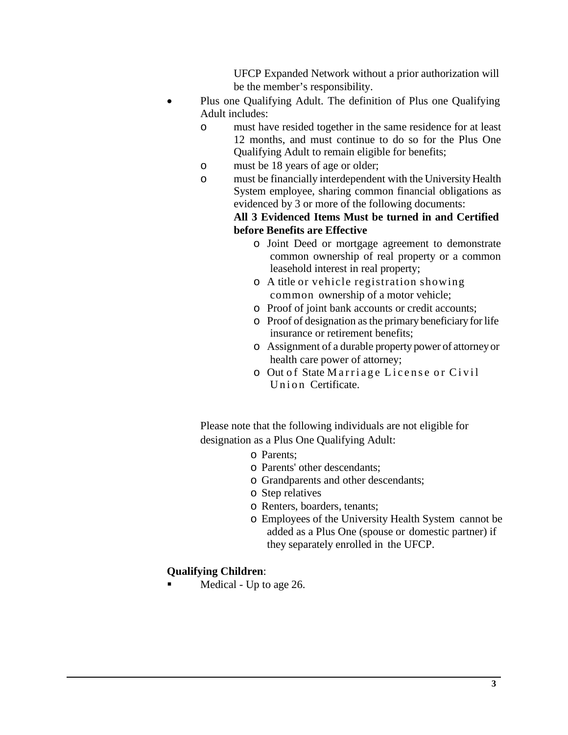UFCP Expanded Network without a prior authorization will be the member's responsibility.

- Plus one Qualifying Adult. The definition of Plus one Qualifying Adult includes:
  - must have resided together in the same residence for at least 12 months, and must continue to do so for the Plus One Qualifying Adult to remain eligible for benefits;
  - must be 18 years of age or older;
  - must be financially interdependent with the University Health System employee, sharing common financial obligations as evidenced by 3 or more of the following documents:

    **All 3 Evidenced Items Must be turned in and Certified before Benefits are Effective**

    - Joint Deed or mortgage agreement to demonstrate common ownership of real property or a common leasehold interest in real property;
    - A title or vehicle registration showing common ownership of a motor vehicle;
    - Proof of joint bank accounts or credit accounts;
    - Proof of designation as the primary beneficiary for life insurance or retirement benefits;
    - Assignment of a durable property power of attorney or health care power of attorney;
    - Out of State Marriage License or Civil Union Certificate.

Please note that the following individuals are not eligible for designation as a Plus One Qualifying Adult:

- Parents;
- Parents' other descendants;
- Grandparents and other descendants;
- Step relatives
- Renters, boarders, tenants;
- Employees of the University Health System cannot be added as a Plus One (spouse or domestic partner) if they separately enrolled in the UFCP.

**Qualifying Children**:

- Medical - Up to age 26.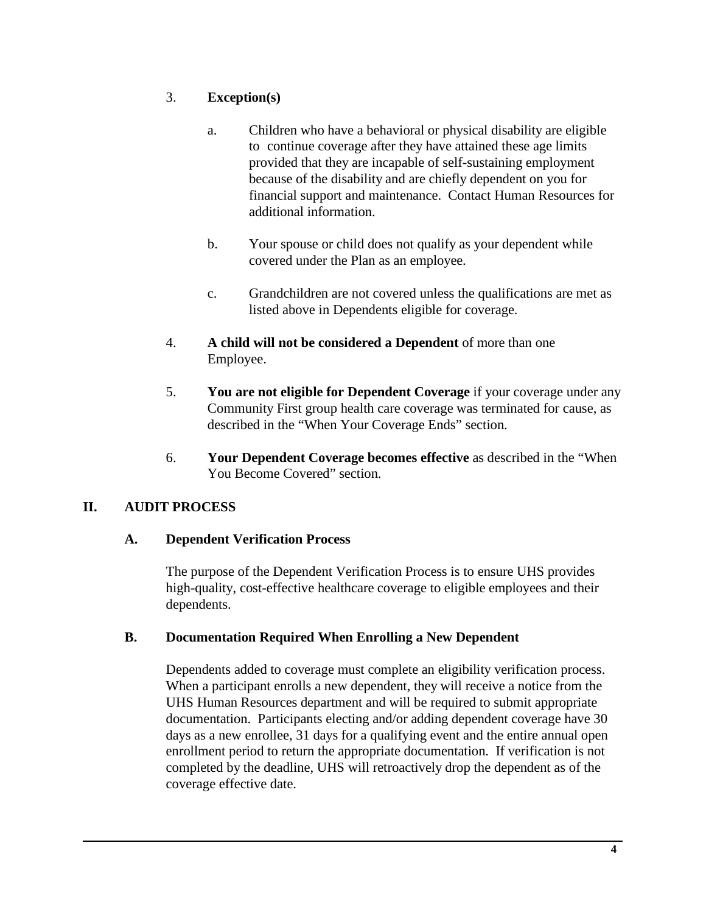3. **Exception(s)**

   a. Children who have a behavioral or physical disability are eligible to continue coverage after they have attained these age limits provided that they are incapable of self-sustaining employment because of the disability and are chiefly dependent on you for financial support and maintenance. Contact Human Resources for additional information.

   b. Your spouse or child does not qualify as your dependent while covered under the Plan as an employee.

   c. Grandchildren are not covered unless the qualifications are met as listed above in Dependents eligible for coverage.

4. **A child will not be considered a Dependent** of more than one Employee.

5. **You are not eligible for Dependent Coverage** if your coverage under any Community First group health care coverage was terminated for cause, as described in the "When Your Coverage Ends" section.

6. **Your Dependent Coverage becomes effective** as described in the "When You Become Covered" section.

## II. AUDIT PROCESS

### A. Dependent Verification Process

The purpose of the Dependent Verification Process is to ensure UHS provides high-quality, cost-effective healthcare coverage to eligible employees and their dependents.

### B. Documentation Required When Enrolling a New Dependent

Dependents added to coverage must complete an eligibility verification process. When a participant enrolls a new dependent, they will receive a notice from the UHS Human Resources department and will be required to submit appropriate documentation. Participants electing and/or adding dependent coverage have 30 days as a new enrollee, 31 days for a qualifying event and the entire annual open enrollment period to return the appropriate documentation. If verification is not completed by the deadline, UHS will retroactively drop the dependent as of the coverage effective date.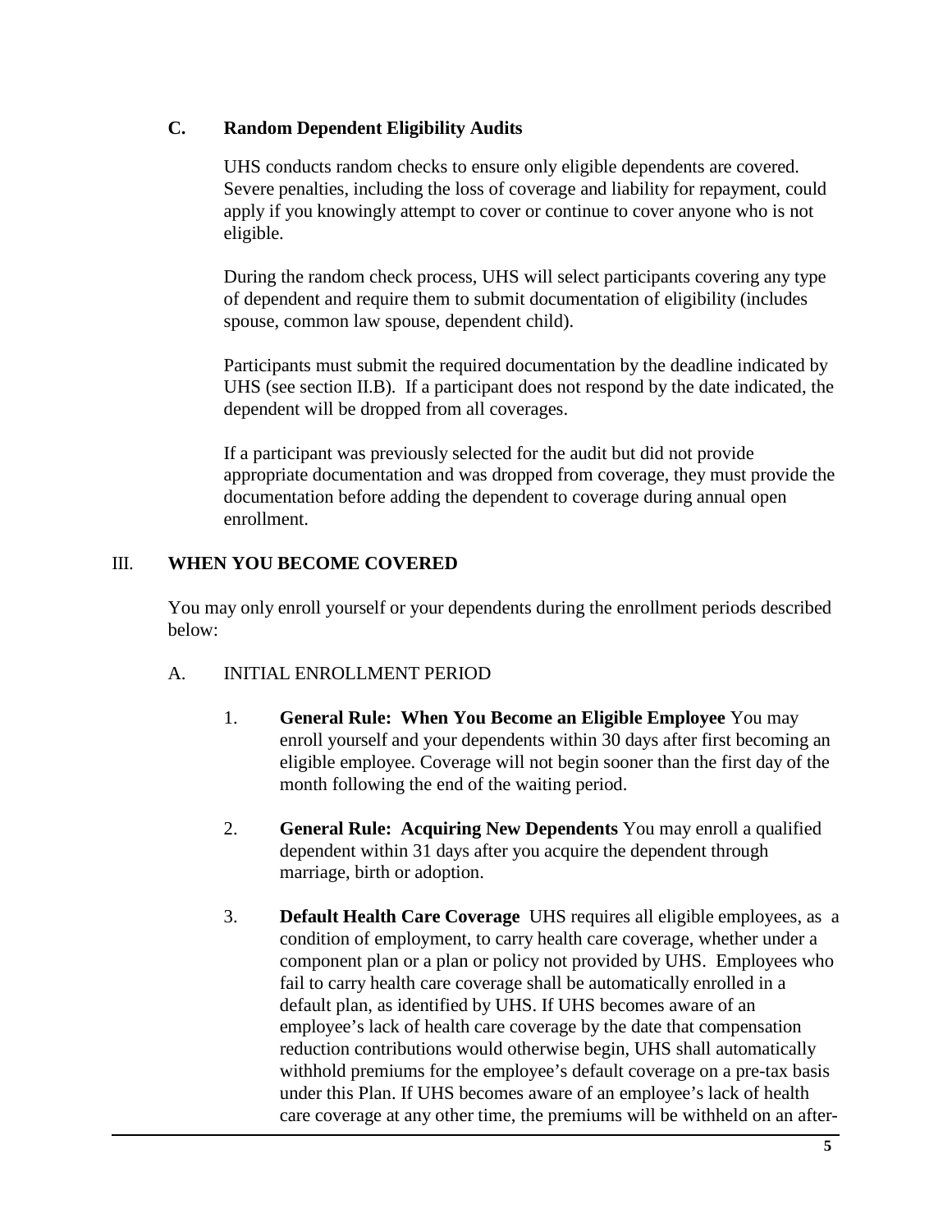### C. Random Dependent Eligibility Audits

UHS conducts random checks to ensure only eligible dependents are covered. Severe penalties, including the loss of coverage and liability for repayment, could apply if you knowingly attempt to cover or continue to cover anyone who is not eligible.

During the random check process, UHS will select participants covering any type of dependent and require them to submit documentation of eligibility (includes spouse, common law spouse, dependent child).

Participants must submit the required documentation by the deadline indicated by UHS (see section II.B). If a participant does not respond by the date indicated, the dependent will be dropped from all coverages.

If a participant was previously selected for the audit but did not provide appropriate documentation and was dropped from coverage, they must provide the documentation before adding the dependent to coverage during annual open enrollment.

## III. WHEN YOU BECOME COVERED

You may only enroll yourself or your dependents during the enrollment periods described below:

### A. INITIAL ENROLLMENT PERIOD

1. **General Rule: When You Become an Eligible Employee** You may enroll yourself and your dependents within 30 days after first becoming an eligible employee. Coverage will not begin sooner than the first day of the month following the end of the waiting period.

2. **General Rule: Acquiring New Dependents** You may enroll a qualified dependent within 31 days after you acquire the dependent through marriage, birth or adoption.

3. **Default Health Care Coverage** UHS requires all eligible employees, as a condition of employment, to carry health care coverage, whether under a component plan or a plan or policy not provided by UHS. Employees who fail to carry health care coverage shall be automatically enrolled in a default plan, as identified by UHS. If UHS becomes aware of an employee's lack of health care coverage by the date that compensation reduction contributions would otherwise begin, UHS shall automatically withhold premiums for the employee's default coverage on a pre-tax basis under this Plan. If UHS becomes aware of an employee's lack of health care coverage at any other time, the premiums will be withheld on an after-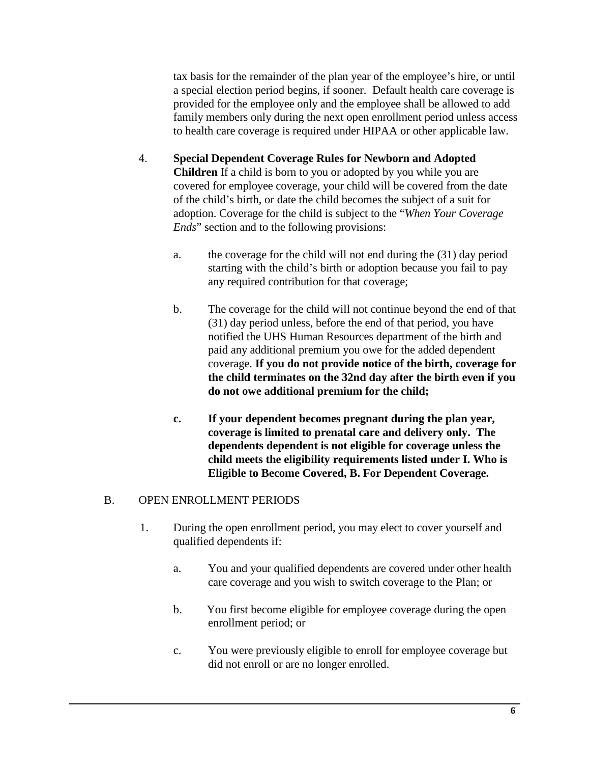tax basis for the remainder of the plan year of the employee's hire, or until a special election period begins, if sooner. Default health care coverage is provided for the employee only and the employee shall be allowed to add family members only during the next open enrollment period unless access to health care coverage is required under HIPAA or other applicable law.

4. **Special Dependent Coverage Rules for Newborn and Adopted Children** If a child is born to you or adopted by you while you are covered for employee coverage, your child will be covered from the date of the child's birth, or date the child becomes the subject of a suit for adoption. Coverage for the child is subject to the "*When Your Coverage Ends*" section and to the following provisions:

   a. the coverage for the child will not end during the (31) day period starting with the child's birth or adoption because you fail to pay any required contribution for that coverage;

   b. The coverage for the child will not continue beyond the end of that (31) day period unless, before the end of that period, you have notified the UHS Human Resources department of the birth and paid any additional premium you owe for the added dependent coverage. **If you do not provide notice of the birth, coverage for the child terminates on the 32nd day after the birth even if you do not owe additional premium for the child;**

   **c. If your dependent becomes pregnant during the plan year, coverage is limited to prenatal care and delivery only. The dependents dependent is not eligible for coverage unless the child meets the eligibility requirements listed under I. Who is Eligible to Become Covered, B. For Dependent Coverage.**

B. OPEN ENROLLMENT PERIODS

1. During the open enrollment period, you may elect to cover yourself and qualified dependents if:

   a. You and your qualified dependents are covered under other health care coverage and you wish to switch coverage to the Plan; or

   b. You first become eligible for employee coverage during the open enrollment period; or

   c. You were previously eligible to enroll for employee coverage but did not enroll or are no longer enrolled.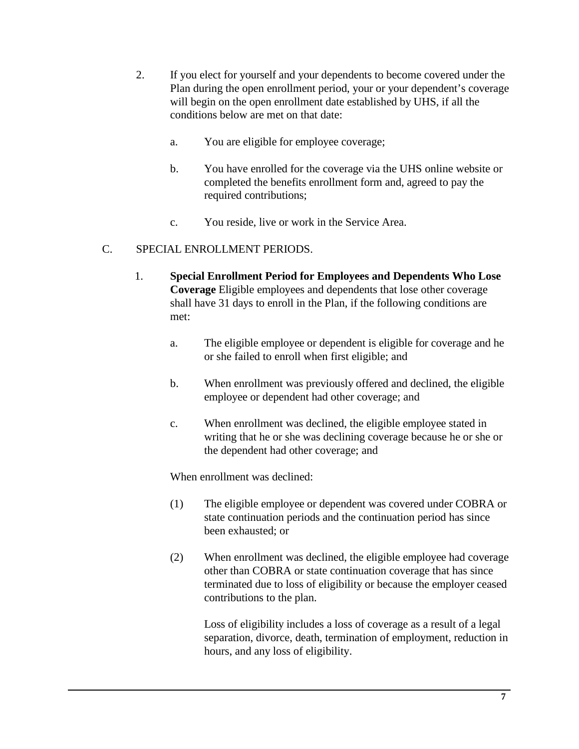2. If you elect for yourself and your dependents to become covered under the Plan during the open enrollment period, your or your dependent's coverage will begin on the open enrollment date established by UHS, if all the conditions below are met on that date:

   a. You are eligible for employee coverage;

   b. You have enrolled for the coverage via the UHS online website or completed the benefits enrollment form and, agreed to pay the required contributions;

   c. You reside, live or work in the Service Area.

C. SPECIAL ENROLLMENT PERIODS.

1. **Special Enrollment Period for Employees and Dependents Who Lose Coverage** Eligible employees and dependents that lose other coverage shall have 31 days to enroll in the Plan, if the following conditions are met:

   a. The eligible employee or dependent is eligible for coverage and he or she failed to enroll when first eligible; and

   b. When enrollment was previously offered and declined, the eligible employee or dependent had other coverage; and

   c. When enrollment was declined, the eligible employee stated in writing that he or she was declining coverage because he or she or the dependent had other coverage; and

   When enrollment was declined:

   (1) The eligible employee or dependent was covered under COBRA or state continuation periods and the continuation period has since been exhausted; or

   (2) When enrollment was declined, the eligible employee had coverage other than COBRA or state continuation coverage that has since terminated due to loss of eligibility or because the employer ceased contributions to the plan.

   Loss of eligibility includes a loss of coverage as a result of a legal separation, divorce, death, termination of employment, reduction in hours, and any loss of eligibility.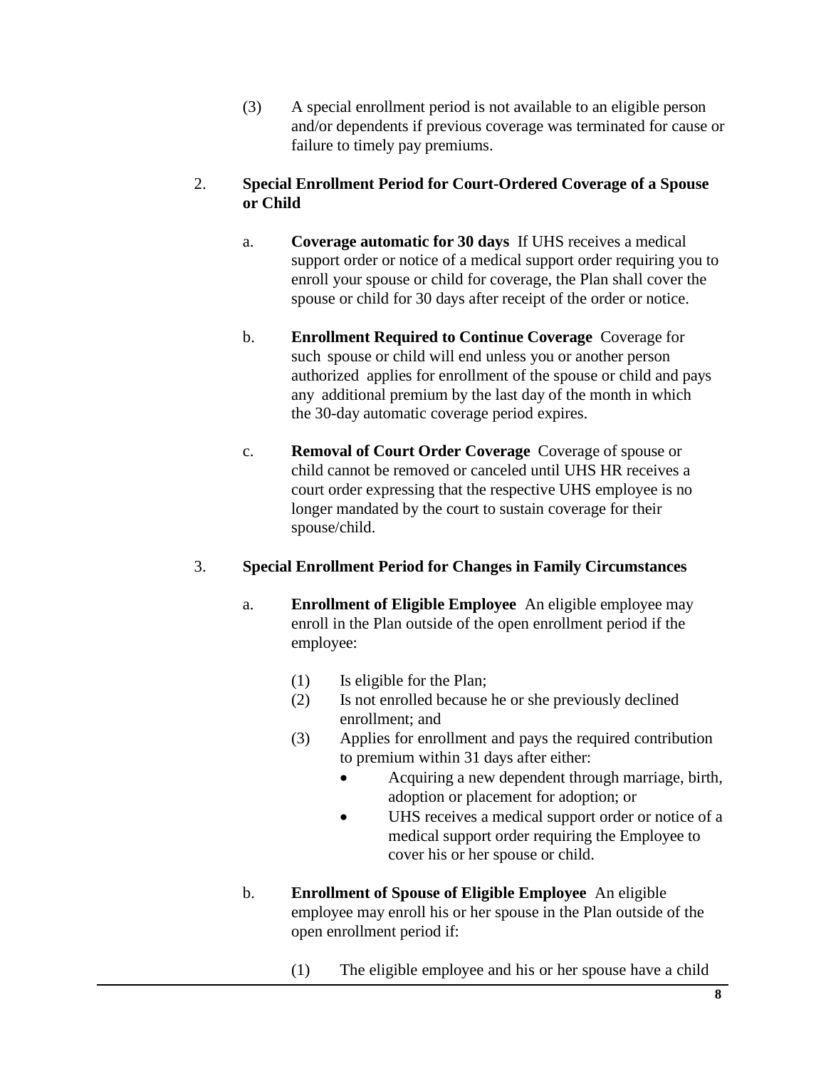(3) A special enrollment period is not available to an eligible person and/or dependents if previous coverage was terminated for cause or failure to timely pay premiums.

2. **Special Enrollment Period for Court-Ordered Coverage of a Spouse or Child**

   a. **Coverage automatic for 30 days** If UHS receives a medical support order or notice of a medical support order requiring you to enroll your spouse or child for coverage, the Plan shall cover the spouse or child for 30 days after receipt of the order or notice.

   b. **Enrollment Required to Continue Coverage** Coverage for such spouse or child will end unless you or another person authorized applies for enrollment of the spouse or child and pays any additional premium by the last day of the month in which the 30-day automatic coverage period expires.

   c. **Removal of Court Order Coverage** Coverage of spouse or child cannot be removed or canceled until UHS HR receives a court order expressing that the respective UHS employee is no longer mandated by the court to sustain coverage for their spouse/child.

3. **Special Enrollment Period for Changes in Family Circumstances**

   a. **Enrollment of Eligible Employee** An eligible employee may enroll in the Plan outside of the open enrollment period if the employee:

      (1) Is eligible for the Plan;
      (2) Is not enrolled because he or she previously declined enrollment; and
      (3) Applies for enrollment and pays the required contribution to premium within 31 days after either:
         - Acquiring a new dependent through marriage, birth, adoption or placement for adoption; or
         - UHS receives a medical support order or notice of a medical support order requiring the Employee to cover his or her spouse or child.

   b. **Enrollment of Spouse of Eligible Employee** An eligible employee may enroll his or her spouse in the Plan outside of the open enrollment period if:

      (1) The eligible employee and his or her spouse have a child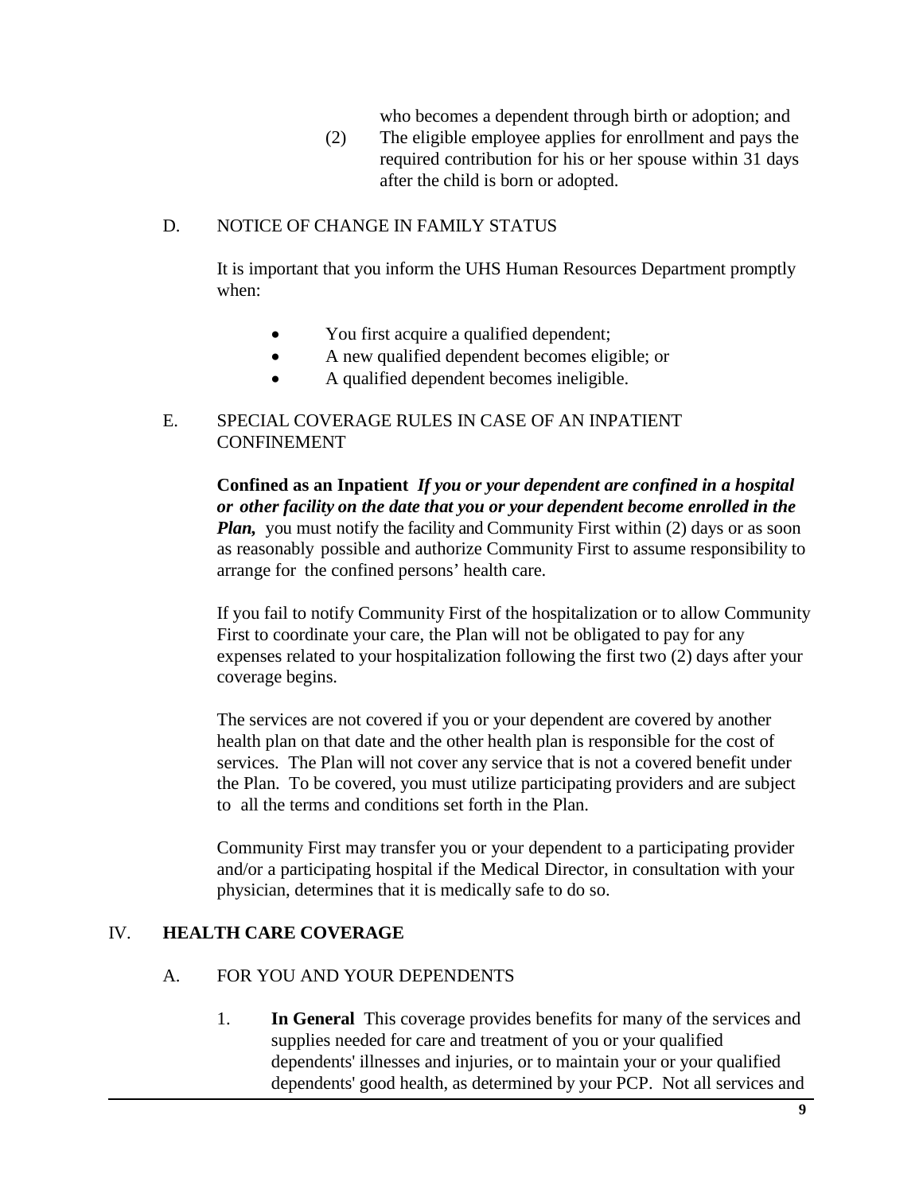who becomes a dependent through birth or adoption; and

(2) The eligible employee applies for enrollment and pays the required contribution for his or her spouse within 31 days after the child is born or adopted.

### D. NOTICE OF CHANGE IN FAMILY STATUS

It is important that you inform the UHS Human Resources Department promptly when:

- You first acquire a qualified dependent;
- A new qualified dependent becomes eligible; or
- A qualified dependent becomes ineligible.

### E. SPECIAL COVERAGE RULES IN CASE OF AN INPATIENT CONFINEMENT

**Confined as an Inpatient** ***If you or your dependent are confined in a hospital or other facility on the date that you or your dependent become enrolled in the Plan,*** you must notify the facility and Community First within (2) days or as soon as reasonably possible and authorize Community First to assume responsibility to arrange for the confined persons' health care.

If you fail to notify Community First of the hospitalization or to allow Community First to coordinate your care, the Plan will not be obligated to pay for any expenses related to your hospitalization following the first two (2) days after your coverage begins.

The services are not covered if you or your dependent are covered by another health plan on that date and the other health plan is responsible for the cost of services. The Plan will not cover any service that is not a covered benefit under the Plan. To be covered, you must utilize participating providers and are subject to all the terms and conditions set forth in the Plan.

Community First may transfer you or your dependent to a participating provider and/or a participating hospital if the Medical Director, in consultation with your physician, determines that it is medically safe to do so.

## IV. HEALTH CARE COVERAGE

### A. FOR YOU AND YOUR DEPENDENTS

1. **In General** This coverage provides benefits for many of the services and supplies needed for care and treatment of you or your qualified dependents' illnesses and injuries, or to maintain your or your qualified dependents' good health, as determined by your PCP. Not all services and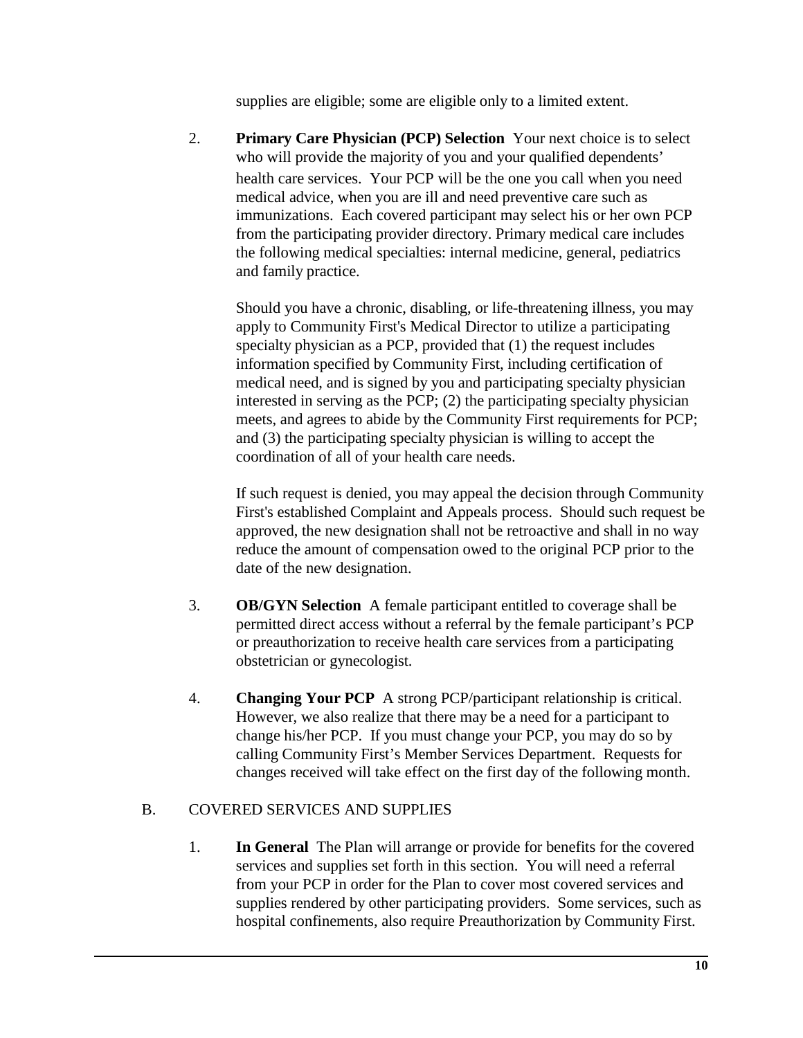supplies are eligible; some are eligible only to a limited extent.

2. **Primary Care Physician (PCP) Selection** Your next choice is to select who will provide the majority of you and your qualified dependents' health care services. Your PCP will be the one you call when you need medical advice, when you are ill and need preventive care such as immunizations. Each covered participant may select his or her own PCP from the participating provider directory. Primary medical care includes the following medical specialties: internal medicine, general, pediatrics and family practice.

   Should you have a chronic, disabling, or life-threatening illness, you may apply to Community First's Medical Director to utilize a participating specialty physician as a PCP, provided that (1) the request includes information specified by Community First, including certification of medical need, and is signed by you and participating specialty physician interested in serving as the PCP; (2) the participating specialty physician meets, and agrees to abide by the Community First requirements for PCP; and (3) the participating specialty physician is willing to accept the coordination of all of your health care needs.

   If such request is denied, you may appeal the decision through Community First's established Complaint and Appeals process. Should such request be approved, the new designation shall not be retroactive and shall in no way reduce the amount of compensation owed to the original PCP prior to the date of the new designation.

3. **OB/GYN Selection** A female participant entitled to coverage shall be permitted direct access without a referral by the female participant's PCP or preauthorization to receive health care services from a participating obstetrician or gynecologist.

4. **Changing Your PCP** A strong PCP/participant relationship is critical. However, we also realize that there may be a need for a participant to change his/her PCP. If you must change your PCP, you may do so by calling Community First's Member Services Department. Requests for changes received will take effect on the first day of the following month.

B. COVERED SERVICES AND SUPPLIES

1. **In General** The Plan will arrange or provide for benefits for the covered services and supplies set forth in this section. You will need a referral from your PCP in order for the Plan to cover most covered services and supplies rendered by other participating providers. Some services, such as hospital confinements, also require Preauthorization by Community First.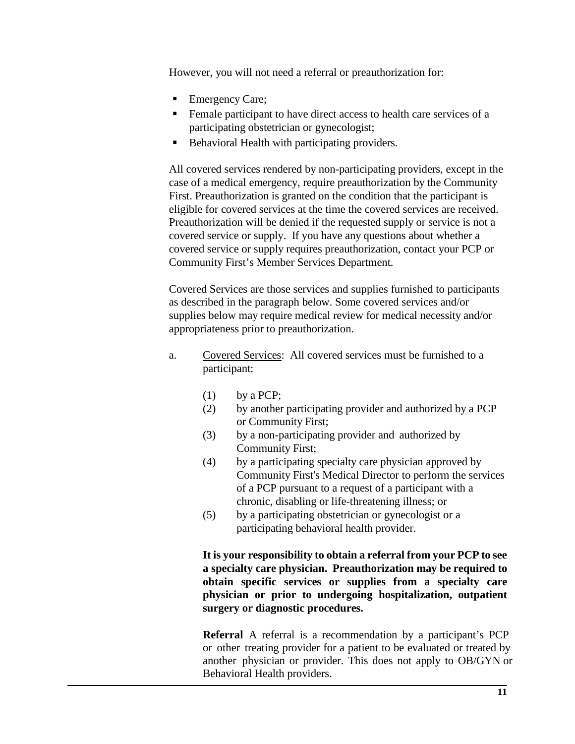However, you will not need a referral or preauthorization for:

- Emergency Care;
- Female participant to have direct access to health care services of a participating obstetrician or gynecologist;
- Behavioral Health with participating providers.

All covered services rendered by non-participating providers, except in the case of a medical emergency, require preauthorization by the Community First. Preauthorization is granted on the condition that the participant is eligible for covered services at the time the covered services are received. Preauthorization will be denied if the requested supply or service is not a covered service or supply. If you have any questions about whether a covered service or supply requires preauthorization, contact your PCP or Community First's Member Services Department.

Covered Services are those services and supplies furnished to participants as described in the paragraph below. Some covered services and/or supplies below may require medical review for medical necessity and/or appropriateness prior to preauthorization.

a. Covered Services: All covered services must be furnished to a participant:

   (1) by a PCP;
   (2) by another participating provider and authorized by a PCP or Community First;
   (3) by a non-participating provider and authorized by Community First;
   (4) by a participating specialty care physician approved by Community First's Medical Director to perform the services of a PCP pursuant to a request of a participant with a chronic, disabling or life-threatening illness; or
   (5) by a participating obstetrician or gynecologist or a participating behavioral health provider.

   **It is your responsibility to obtain a referral from your PCP to see a specialty care physician. Preauthorization may be required to obtain specific services or supplies from a specialty care physician or prior to undergoing hospitalization, outpatient surgery or diagnostic procedures.**

   **Referral** A referral is a recommendation by a participant's PCP or other treating provider for a patient to be evaluated or treated by another physician or provider. This does not apply to OB/GYN or Behavioral Health providers.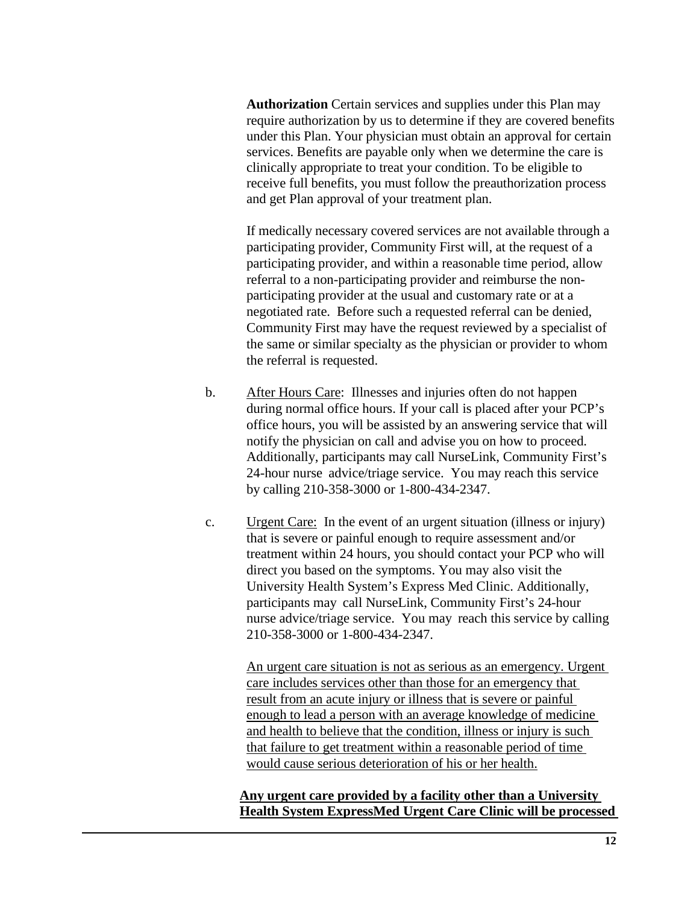**Authorization** Certain services and supplies under this Plan may require authorization by us to determine if they are covered benefits under this Plan. Your physician must obtain an approval for certain services. Benefits are payable only when we determine the care is clinically appropriate to treat your condition. To be eligible to receive full benefits, you must follow the preauthorization process and get Plan approval of your treatment plan.

If medically necessary covered services are not available through a participating provider, Community First will, at the request of a participating provider, and within a reasonable time period, allow referral to a non-participating provider and reimburse the non-participating provider at the usual and customary rate or at a negotiated rate. Before such a requested referral can be denied, Community First may have the request reviewed by a specialist of the same or similar specialty as the physician or provider to whom the referral is requested.

b. <u>After Hours Care</u>: Illnesses and injuries often do not happen during normal office hours. If your call is placed after your PCP's office hours, you will be assisted by an answering service that will notify the physician on call and advise you on how to proceed. Additionally, participants may call NurseLink, Community First's 24-hour nurse advice/triage service. You may reach this service by calling 210-358-3000 or 1-800-434-2347.

c. <u>Urgent Care:</u> In the event of an urgent situation (illness or injury) that is severe or painful enough to require assessment and/or treatment within 24 hours, you should contact your PCP who will direct you based on the symptoms. You may also visit the University Health System's Express Med Clinic. Additionally, participants may call NurseLink, Community First's 24-hour nurse advice/triage service. You may reach this service by calling 210-358-3000 or 1-800-434-2347.

<u>An urgent care situation is not as serious as an emergency. Urgent care includes services other than those for an emergency that result from an acute injury or illness that is severe or painful enough to lead a person with an average knowledge of medicine and health to believe that the condition, illness or injury is such that failure to get treatment within a reasonable period of time would cause serious deterioration of his or her health.</u>

<u>**Any urgent care provided by a facility other than a University Health System ExpressMed Urgent Care Clinic will be processed**</u>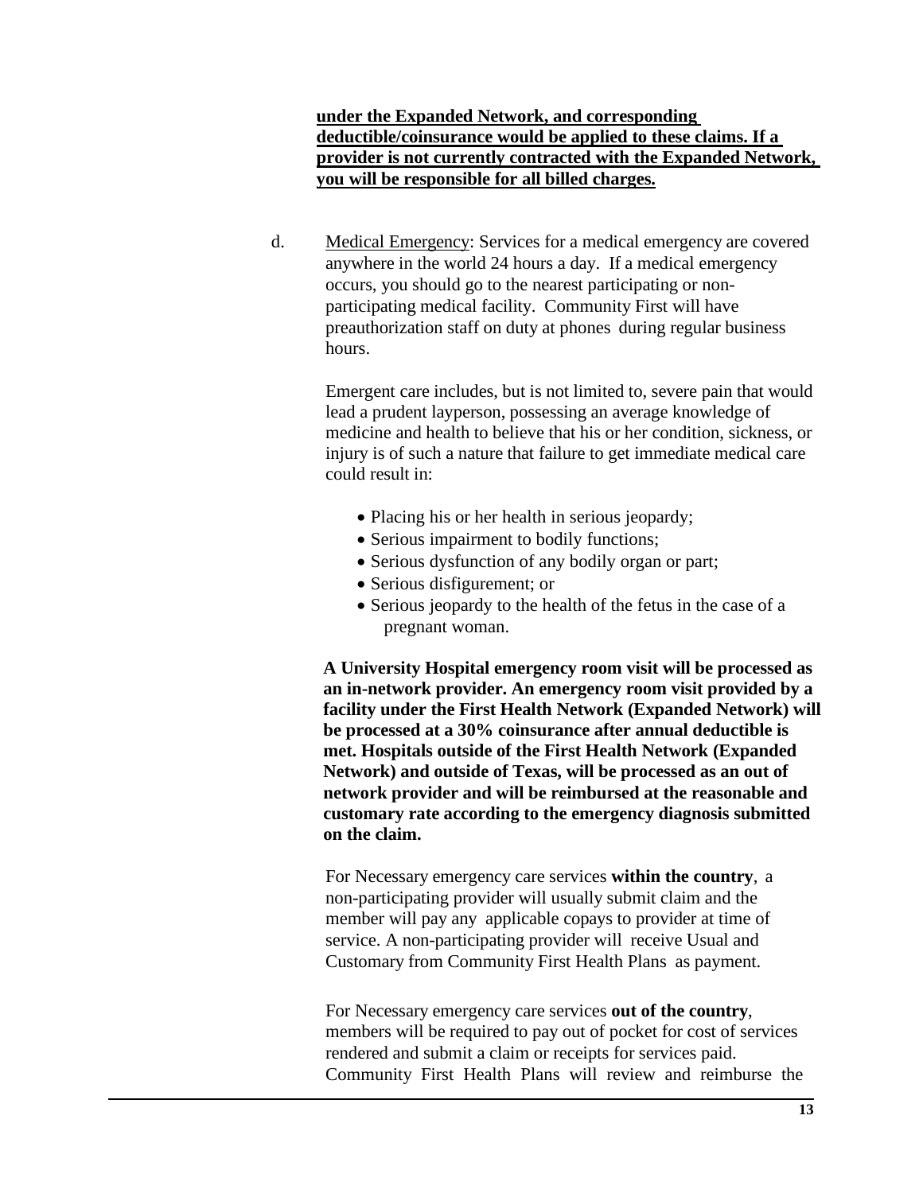**under the Expanded Network, and corresponding deductible/coinsurance would be applied to these claims. If a provider is not currently contracted with the Expanded Network, you will be responsible for all billed charges.**

d. Medical Emergency: Services for a medical emergency are covered anywhere in the world 24 hours a day. If a medical emergency occurs, you should go to the nearest participating or non-participating medical facility. Community First will have preauthorization staff on duty at phones during regular business hours.

Emergent care includes, but is not limited to, severe pain that would lead a prudent layperson, possessing an average knowledge of medicine and health to believe that his or her condition, sickness, or injury is of such a nature that failure to get immediate medical care could result in:

- Placing his or her health in serious jeopardy;
- Serious impairment to bodily functions;
- Serious dysfunction of any bodily organ or part;
- Serious disfigurement; or
- Serious jeopardy to the health of the fetus in the case of a pregnant woman.

**A University Hospital emergency room visit will be processed as an in-network provider. An emergency room visit provided by a facility under the First Health Network (Expanded Network) will be processed at a 30% coinsurance after annual deductible is met. Hospitals outside of the First Health Network (Expanded Network) and outside of Texas, will be processed as an out of network provider and will be reimbursed at the reasonable and customary rate according to the emergency diagnosis submitted on the claim.**

For Necessary emergency care services **within the country**, a non-participating provider will usually submit claim and the member will pay any applicable copays to provider at time of service. A non-participating provider will receive Usual and Customary from Community First Health Plans as payment.

For Necessary emergency care services **out of the country**, members will be required to pay out of pocket for cost of services rendered and submit a claim or receipts for services paid. Community First Health Plans will review and reimburse the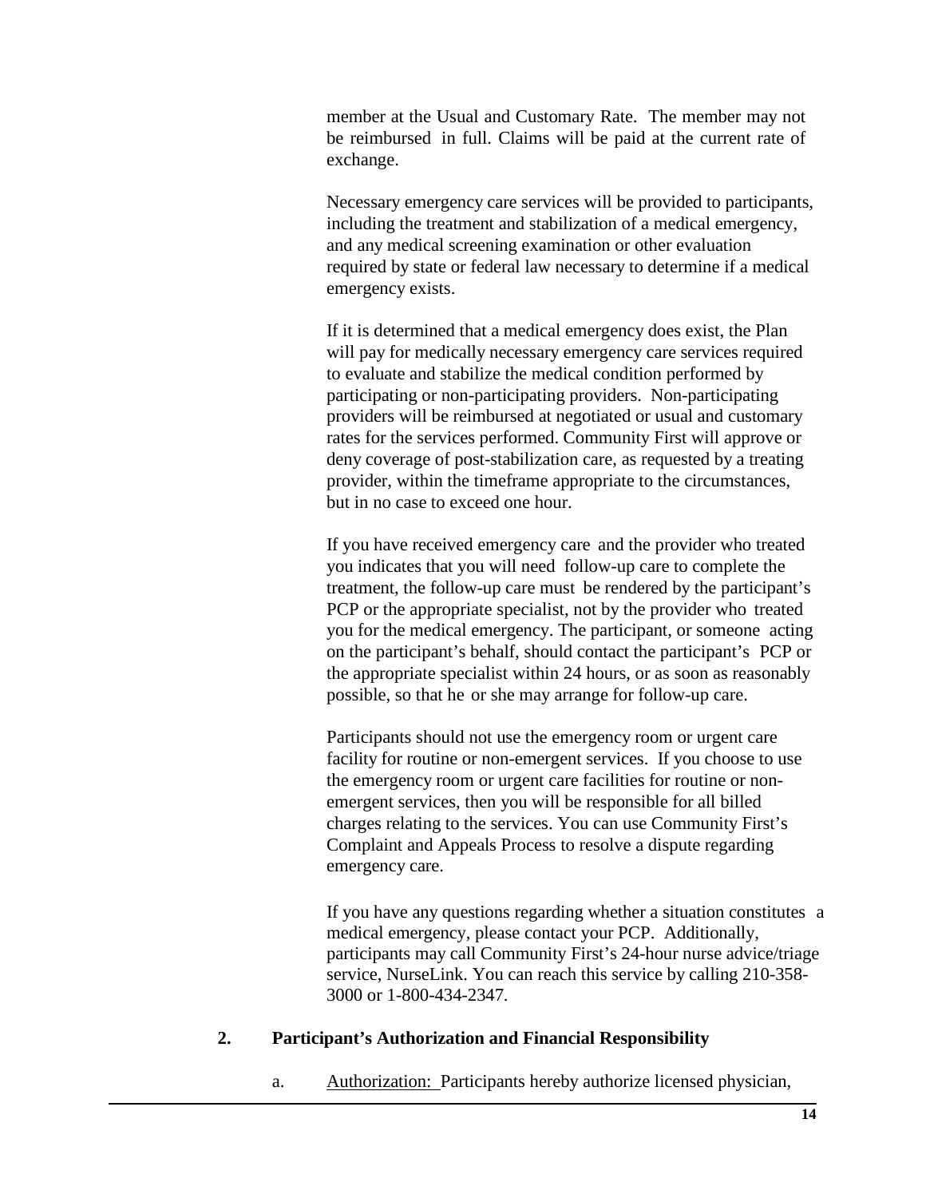member at the Usual and Customary Rate. The member may not be reimbursed in full. Claims will be paid at the current rate of exchange.

Necessary emergency care services will be provided to participants, including the treatment and stabilization of a medical emergency, and any medical screening examination or other evaluation required by state or federal law necessary to determine if a medical emergency exists.

If it is determined that a medical emergency does exist, the Plan will pay for medically necessary emergency care services required to evaluate and stabilize the medical condition performed by participating or non-participating providers. Non-participating providers will be reimbursed at negotiated or usual and customary rates for the services performed. Community First will approve or deny coverage of post-stabilization care, as requested by a treating provider, within the timeframe appropriate to the circumstances, but in no case to exceed one hour.

If you have received emergency care and the provider who treated you indicates that you will need follow-up care to complete the treatment, the follow-up care must be rendered by the participant's PCP or the appropriate specialist, not by the provider who treated you for the medical emergency. The participant, or someone acting on the participant's behalf, should contact the participant's PCP or the appropriate specialist within 24 hours, or as soon as reasonably possible, so that he or she may arrange for follow-up care.

Participants should not use the emergency room or urgent care facility for routine or non-emergent services. If you choose to use the emergency room or urgent care facilities for routine or non-emergent services, then you will be responsible for all billed charges relating to the services. You can use Community First's Complaint and Appeals Process to resolve a dispute regarding emergency care.

If you have any questions regarding whether a situation constitutes a medical emergency, please contact your PCP. Additionally, participants may call Community First's 24-hour nurse advice/triage service, NurseLink. You can reach this service by calling 210-358-3000 or 1-800-434-2347.

## 2. Participant's Authorization and Financial Responsibility

a. <u>Authorization:</u> Participants hereby authorize licensed physician,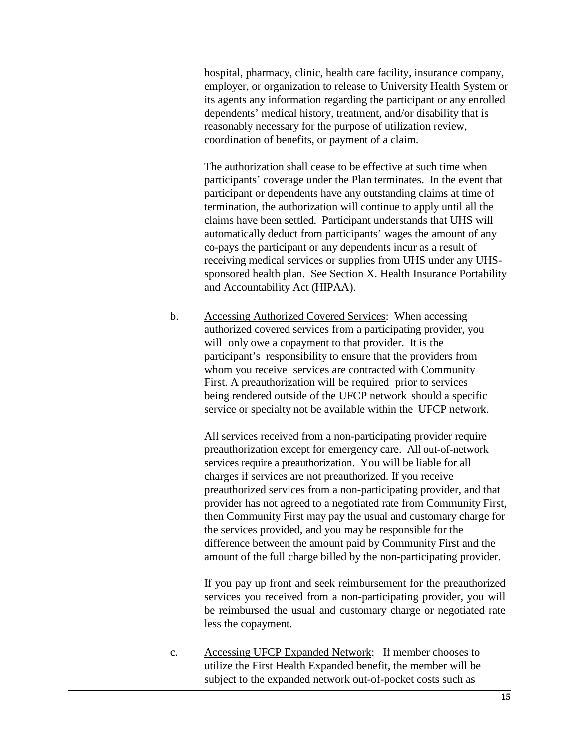hospital, pharmacy, clinic, health care facility, insurance company, employer, or organization to release to University Health System or its agents any information regarding the participant or any enrolled dependents' medical history, treatment, and/or disability that is reasonably necessary for the purpose of utilization review, coordination of benefits, or payment of a claim.

The authorization shall cease to be effective at such time when participants' coverage under the Plan terminates. In the event that participant or dependents have any outstanding claims at time of termination, the authorization will continue to apply until all the claims have been settled. Participant understands that UHS will automatically deduct from participants' wages the amount of any co-pays the participant or any dependents incur as a result of receiving medical services or supplies from UHS under any UHS-sponsored health plan. See Section X. Health Insurance Portability and Accountability Act (HIPAA).

b. <u>Accessing Authorized Covered Services</u>: When accessing authorized covered services from a participating provider, you will only owe a copayment to that provider. It is the participant's responsibility to ensure that the providers from whom you receive services are contracted with Community First. A preauthorization will be required prior to services being rendered outside of the UFCP network should a specific service or specialty not be available within the UFCP network.

All services received from a non-participating provider require preauthorization except for emergency care. All out-of-network services require a preauthorization. You will be liable for all charges if services are not preauthorized. If you receive preauthorized services from a non-participating provider, and that provider has not agreed to a negotiated rate from Community First, then Community First may pay the usual and customary charge for the services provided, and you may be responsible for the difference between the amount paid by Community First and the amount of the full charge billed by the non-participating provider.

If you pay up front and seek reimbursement for the preauthorized services you received from a non-participating provider, you will be reimbursed the usual and customary charge or negotiated rate less the copayment.

c. <u>Accessing UFCP Expanded Network</u>: If member chooses to utilize the First Health Expanded benefit, the member will be subject to the expanded network out-of-pocket costs such as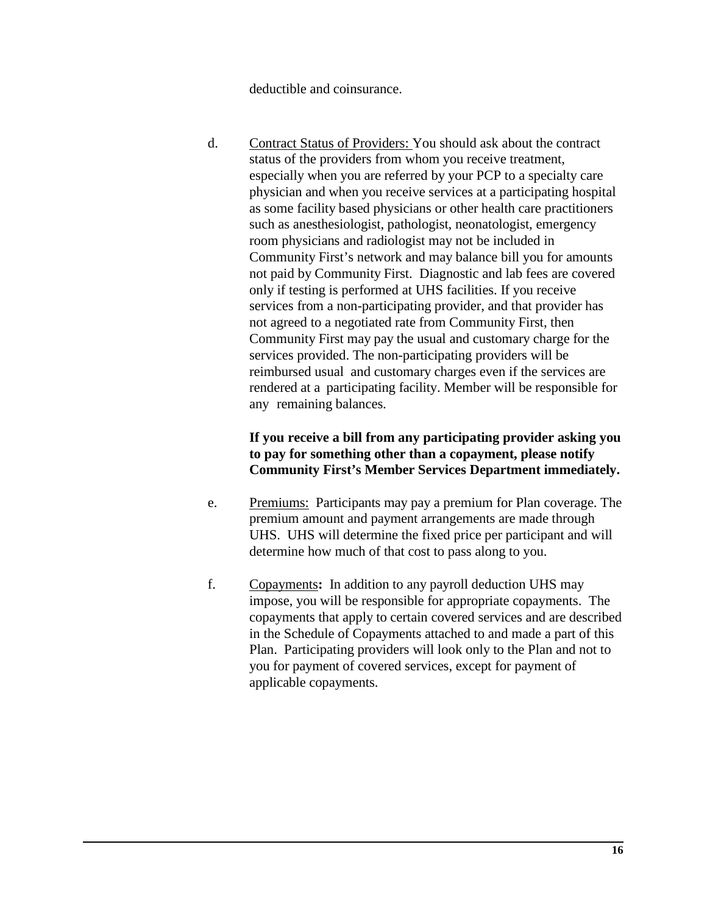deductible and coinsurance.

d. <u>Contract Status of Providers:</u> You should ask about the contract status of the providers from whom you receive treatment, especially when you are referred by your PCP to a specialty care physician and when you receive services at a participating hospital as some facility based physicians or other health care practitioners such as anesthesiologist, pathologist, neonatologist, emergency room physicians and radiologist may not be included in Community First's network and may balance bill you for amounts not paid by Community First. Diagnostic and lab fees are covered only if testing is performed at UHS facilities. If you receive services from a non-participating provider, and that provider has not agreed to a negotiated rate from Community First, then Community First may pay the usual and customary charge for the services provided. The non-participating providers will be reimbursed usual and customary charges even if the services are rendered at a participating facility. Member will be responsible for any remaining balances.

**If you receive a bill from any participating provider asking you to pay for something other than a copayment, please notify Community First's Member Services Department immediately.**

e. <u>Premiums:</u> Participants may pay a premium for Plan coverage. The premium amount and payment arrangements are made through UHS. UHS will determine the fixed price per participant and will determine how much of that cost to pass along to you.

f. <u>Copayments</u>**:** In addition to any payroll deduction UHS may impose, you will be responsible for appropriate copayments. The copayments that apply to certain covered services and are described in the Schedule of Copayments attached to and made a part of this Plan. Participating providers will look only to the Plan and not to you for payment of covered services, except for payment of applicable copayments.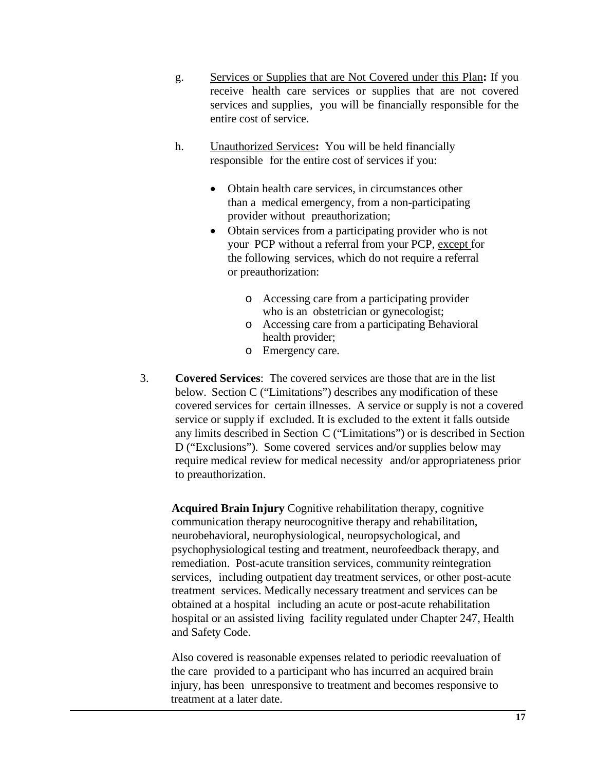g. <u>Services or Supplies that are Not Covered under this Plan</u>**:** If you receive health care services or supplies that are not covered services and supplies, you will be financially responsible for the entire cost of service.

h. <u>Unauthorized Services</u>**:** You will be held financially responsible for the entire cost of services if you:

- Obtain health care services, in circumstances other than a medical emergency, from a non-participating provider without preauthorization;
- Obtain services from a participating provider who is not your PCP without a referral from your PCP, <u>except</u> for the following services, which do not require a referral or preauthorization:
  - Accessing care from a participating provider who is an obstetrician or gynecologist;
  - Accessing care from a participating Behavioral health provider;
  - Emergency care.

3. **Covered Services**: The covered services are those that are in the list below. Section C ("Limitations") describes any modification of these covered services for certain illnesses. A service or supply is not a covered service or supply if excluded. It is excluded to the extent it falls outside any limits described in Section C ("Limitations") or is described in Section D ("Exclusions"). Some covered services and/or supplies below may require medical review for medical necessity and/or appropriateness prior to preauthorization.

**Acquired Brain Injury** Cognitive rehabilitation therapy, cognitive communication therapy neurocognitive therapy and rehabilitation, neurobehavioral, neurophysiological, neuropsychological, and psychophysiological testing and treatment, neurofeedback therapy, and remediation. Post-acute transition services, community reintegration services, including outpatient day treatment services, or other post-acute treatment services. Medically necessary treatment and services can be obtained at a hospital including an acute or post-acute rehabilitation hospital or an assisted living facility regulated under Chapter 247, Health and Safety Code.

Also covered is reasonable expenses related to periodic reevaluation of the care provided to a participant who has incurred an acquired brain injury, has been unresponsive to treatment and becomes responsive to treatment at a later date.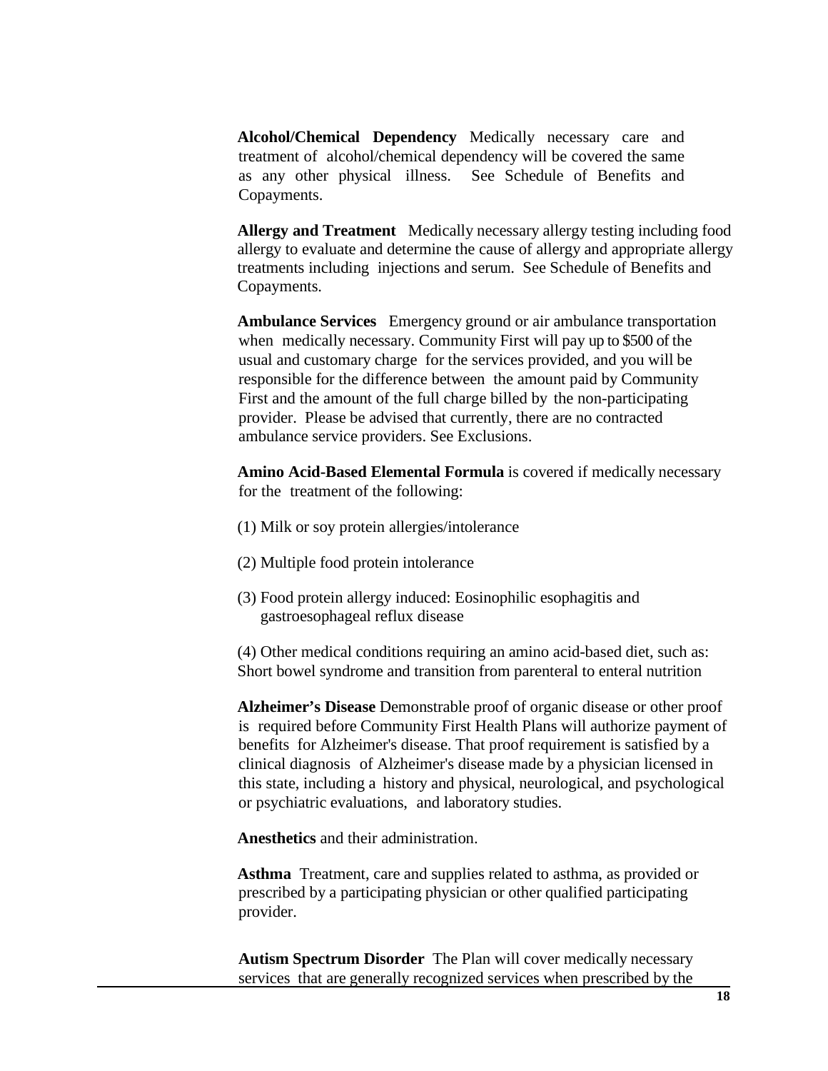**Alcohol/Chemical Dependency** Medically necessary care and treatment of alcohol/chemical dependency will be covered the same as any other physical illness. See Schedule of Benefits and Copayments.

**Allergy and Treatment** Medically necessary allergy testing including food allergy to evaluate and determine the cause of allergy and appropriate allergy treatments including injections and serum. See Schedule of Benefits and Copayments.

**Ambulance Services** Emergency ground or air ambulance transportation when medically necessary. Community First will pay up to $500 of the usual and customary charge for the services provided, and you will be responsible for the difference between the amount paid by Community First and the amount of the full charge billed by the non-participating provider. Please be advised that currently, there are no contracted ambulance service providers. See Exclusions.

**Amino Acid-Based Elemental Formula** is covered if medically necessary for the treatment of the following:

(1) Milk or soy protein allergies/intolerance

(2) Multiple food protein intolerance

(3) Food protein allergy induced: Eosinophilic esophagitis and gastroesophageal reflux disease

(4) Other medical conditions requiring an amino acid-based diet, such as: Short bowel syndrome and transition from parenteral to enteral nutrition

**Alzheimer's Disease** Demonstrable proof of organic disease or other proof is required before Community First Health Plans will authorize payment of benefits for Alzheimer's disease. That proof requirement is satisfied by a clinical diagnosis of Alzheimer's disease made by a physician licensed in this state, including a history and physical, neurological, and psychological or psychiatric evaluations, and laboratory studies.

**Anesthetics** and their administration.

**Asthma** Treatment, care and supplies related to asthma, as provided or prescribed by a participating physician or other qualified participating provider.

**Autism Spectrum Disorder** The Plan will cover medically necessary services that are generally recognized services when prescribed by the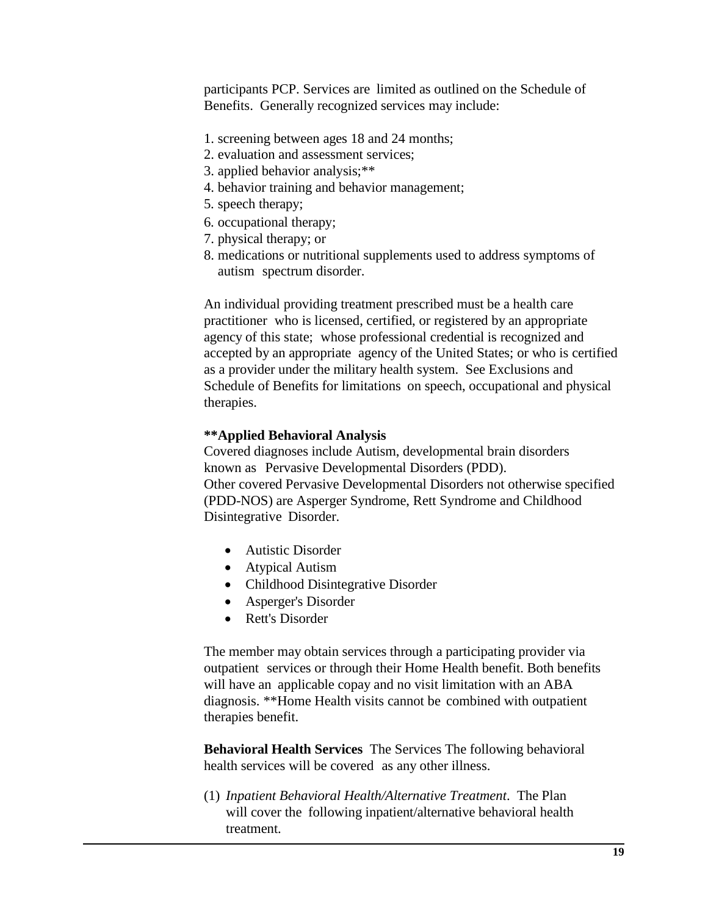participants PCP. Services are limited as outlined on the Schedule of Benefits. Generally recognized services may include:

1. screening between ages 18 and 24 months;
2. evaluation and assessment services;
3. applied behavior analysis;**
4. behavior training and behavior management;
5. speech therapy;
6. occupational therapy;
7. physical therapy; or
8. medications or nutritional supplements used to address symptoms of autism spectrum disorder.

An individual providing treatment prescribed must be a health care practitioner who is licensed, certified, or registered by an appropriate agency of this state; whose professional credential is recognized and accepted by an appropriate agency of the United States; or who is certified as a provider under the military health system. See Exclusions and Schedule of Benefits for limitations on speech, occupational and physical therapies.

**\*\*Applied Behavioral Analysis**
Covered diagnoses include Autism, developmental brain disorders known as Pervasive Developmental Disorders (PDD).
Other covered Pervasive Developmental Disorders not otherwise specified (PDD-NOS) are Asperger Syndrome, Rett Syndrome and Childhood Disintegrative Disorder.

- Autistic Disorder
- Atypical Autism
- Childhood Disintegrative Disorder
- Asperger's Disorder
- Rett's Disorder

The member may obtain services through a participating provider via outpatient services or through their Home Health benefit. Both benefits will have an applicable copay and no visit limitation with an ABA diagnosis. **Home Health visits cannot be combined with outpatient therapies benefit.

**Behavioral Health Services** The Services The following behavioral health services will be covered as any other illness.

(1) *Inpatient Behavioral Health/Alternative Treatment*. The Plan will cover the following inpatient/alternative behavioral health treatment.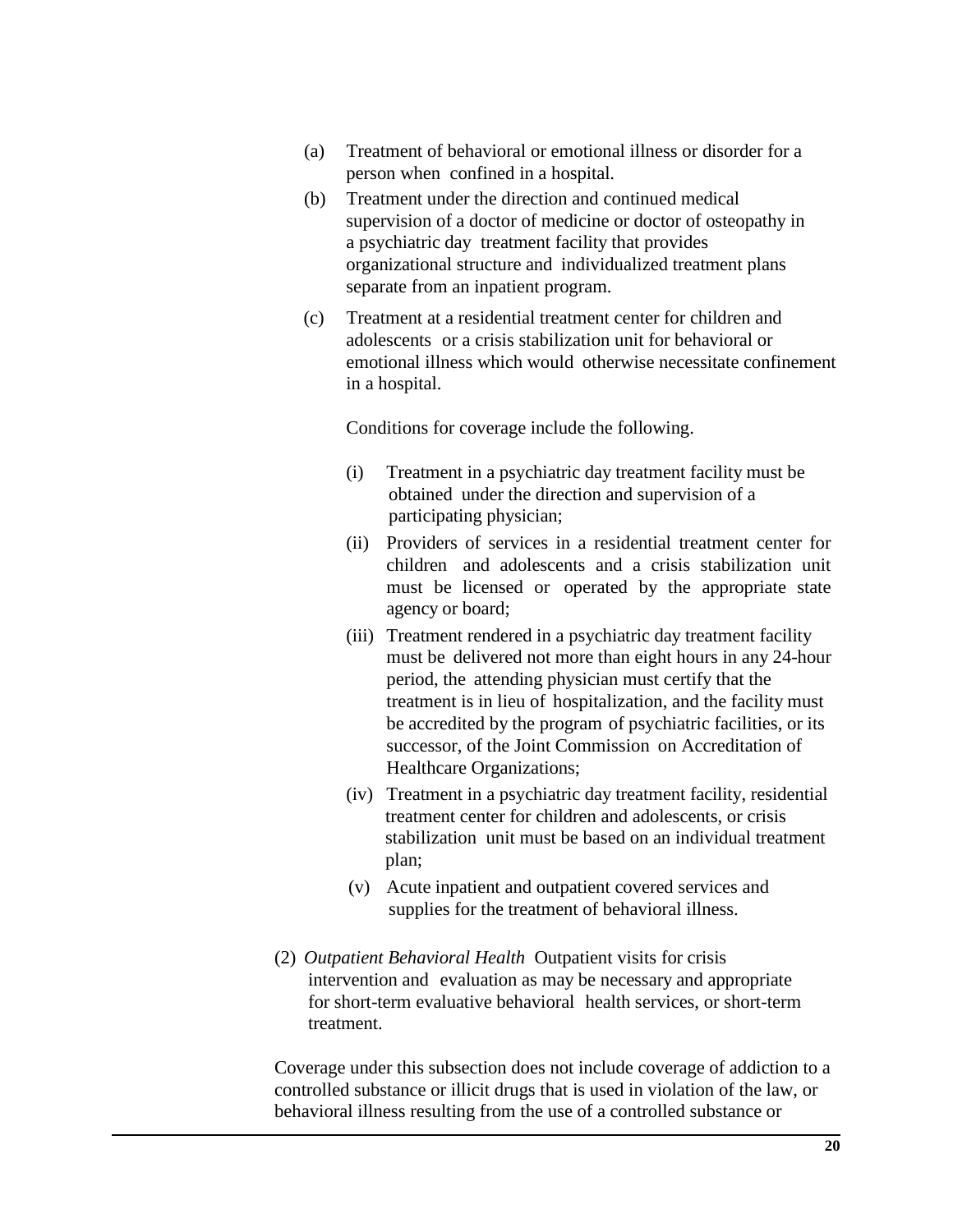(a) Treatment of behavioral or emotional illness or disorder for a person when confined in a hospital.

(b) Treatment under the direction and continued medical supervision of a doctor of medicine or doctor of osteopathy in a psychiatric day treatment facility that provides organizational structure and individualized treatment plans separate from an inpatient program.

(c) Treatment at a residential treatment center for children and adolescents or a crisis stabilization unit for behavioral or emotional illness which would otherwise necessitate confinement in a hospital.

Conditions for coverage include the following.

(i) Treatment in a psychiatric day treatment facility must be obtained under the direction and supervision of a participating physician;

(ii) Providers of services in a residential treatment center for children and adolescents and a crisis stabilization unit must be licensed or operated by the appropriate state agency or board;

(iii) Treatment rendered in a psychiatric day treatment facility must be delivered not more than eight hours in any 24-hour period, the attending physician must certify that the treatment is in lieu of hospitalization, and the facility must be accredited by the program of psychiatric facilities, or its successor, of the Joint Commission on Accreditation of Healthcare Organizations;

(iv) Treatment in a psychiatric day treatment facility, residential treatment center for children and adolescents, or crisis stabilization unit must be based on an individual treatment plan;

(v) Acute inpatient and outpatient covered services and supplies for the treatment of behavioral illness.

(2) *Outpatient Behavioral Health* Outpatient visits for crisis intervention and evaluation as may be necessary and appropriate for short-term evaluative behavioral health services, or short-term treatment.

Coverage under this subsection does not include coverage of addiction to a controlled substance or illicit drugs that is used in violation of the law, or behavioral illness resulting from the use of a controlled substance or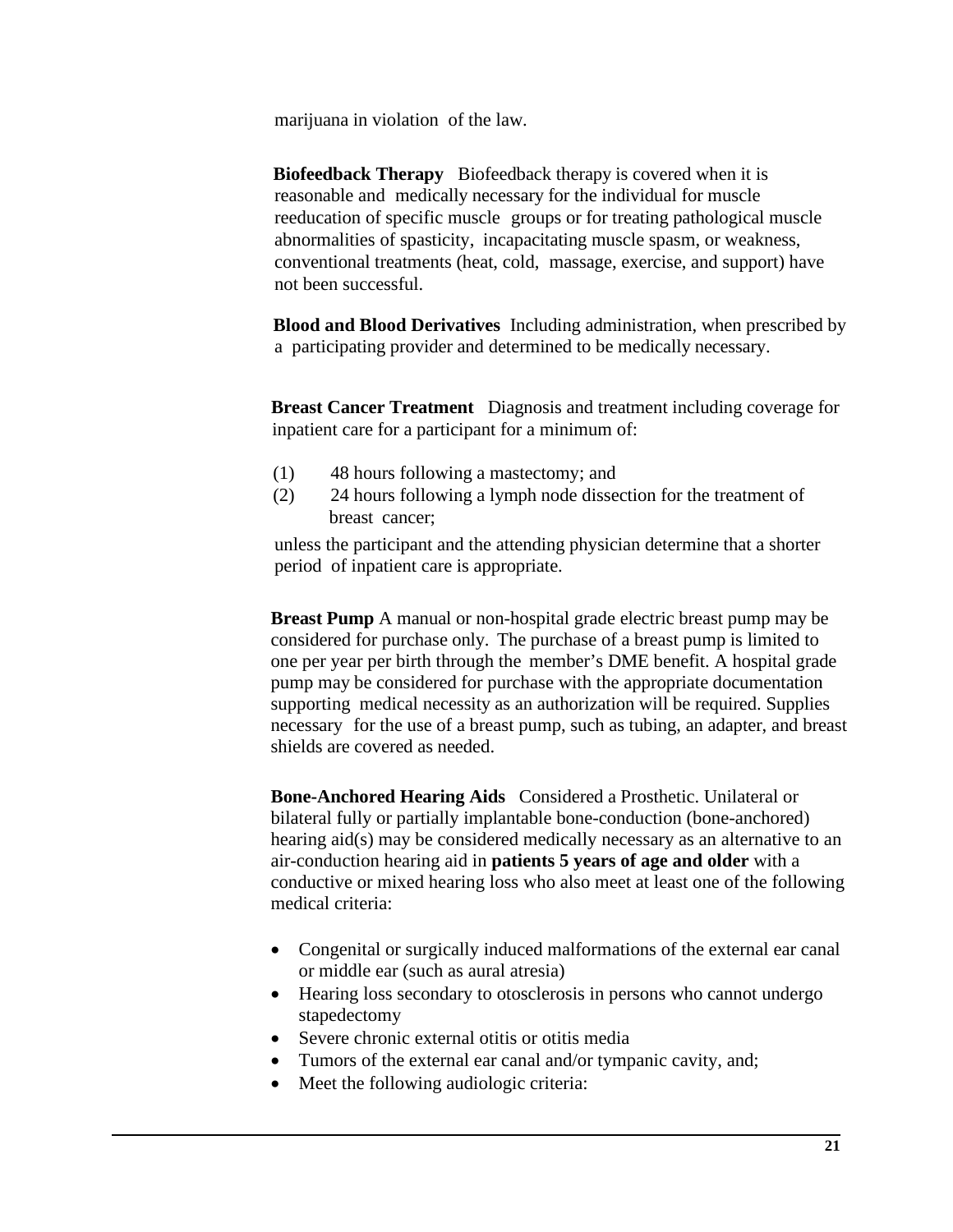marijuana in violation of the law.

**Biofeedback Therapy** Biofeedback therapy is covered when it is reasonable and medically necessary for the individual for muscle reeducation of specific muscle groups or for treating pathological muscle abnormalities of spasticity, incapacitating muscle spasm, or weakness, conventional treatments (heat, cold, massage, exercise, and support) have not been successful.

**Blood and Blood Derivatives** Including administration, when prescribed by a participating provider and determined to be medically necessary.

**Breast Cancer Treatment** Diagnosis and treatment including coverage for inpatient care for a participant for a minimum of:

(1) 48 hours following a mastectomy; and
(2) 24 hours following a lymph node dissection for the treatment of breast cancer;

unless the participant and the attending physician determine that a shorter period of inpatient care is appropriate.

**Breast Pump** A manual or non-hospital grade electric breast pump may be considered for purchase only. The purchase of a breast pump is limited to one per year per birth through the member's DME benefit. A hospital grade pump may be considered for purchase with the appropriate documentation supporting medical necessity as an authorization will be required. Supplies necessary for the use of a breast pump, such as tubing, an adapter, and breast shields are covered as needed.

**Bone-Anchored Hearing Aids** Considered a Prosthetic. Unilateral or bilateral fully or partially implantable bone-conduction (bone-anchored) hearing aid(s) may be considered medically necessary as an alternative to an air-conduction hearing aid in **patients 5 years of age and older** with a conductive or mixed hearing loss who also meet at least one of the following medical criteria:

- Congenital or surgically induced malformations of the external ear canal or middle ear (such as aural atresia)
- Hearing loss secondary to otosclerosis in persons who cannot undergo stapedectomy
- Severe chronic external otitis or otitis media
- Tumors of the external ear canal and/or tympanic cavity, and;
- Meet the following audiologic criteria: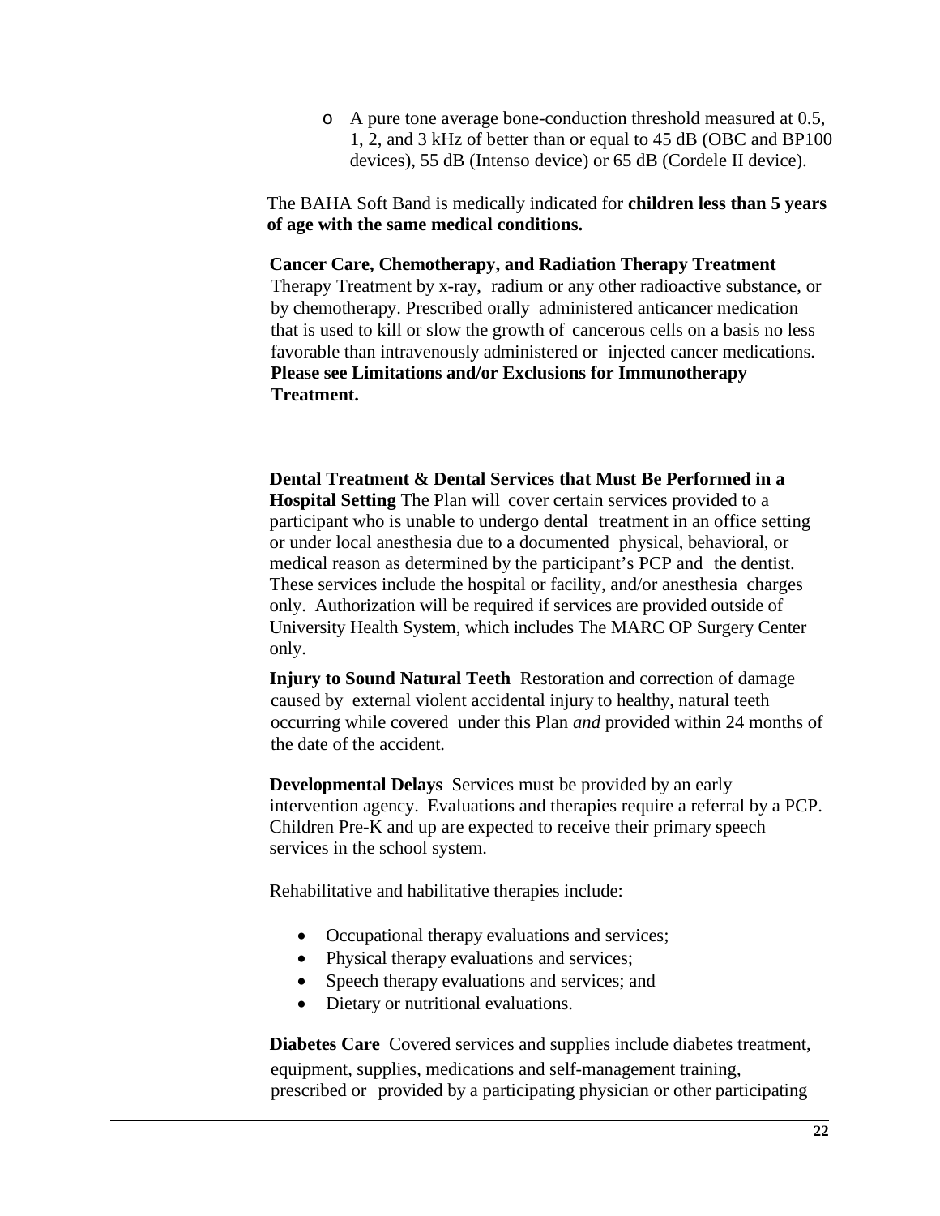- A pure tone average bone-conduction threshold measured at 0.5, 1, 2, and 3 kHz of better than or equal to 45 dB (OBC and BP100 devices), 55 dB (Intenso device) or 65 dB (Cordele II device).

The BAHA Soft Band is medically indicated for **children less than 5 years of age with the same medical conditions.**

**Cancer Care, Chemotherapy, and Radiation Therapy Treatment** Therapy Treatment by x-ray, radium or any other radioactive substance, or by chemotherapy. Prescribed orally administered anticancer medication that is used to kill or slow the growth of cancerous cells on a basis no less favorable than intravenously administered or injected cancer medications. **Please see Limitations and/or Exclusions for Immunotherapy Treatment.**

**Dental Treatment & Dental Services that Must Be Performed in a Hospital Setting** The Plan will cover certain services provided to a participant who is unable to undergo dental treatment in an office setting or under local anesthesia due to a documented physical, behavioral, or medical reason as determined by the participant's PCP and the dentist. These services include the hospital or facility, and/or anesthesia charges only. Authorization will be required if services are provided outside of University Health System, which includes The MARC OP Surgery Center only.

**Injury to Sound Natural Teeth** Restoration and correction of damage caused by external violent accidental injury to healthy, natural teeth occurring while covered under this Plan *and* provided within 24 months of the date of the accident.

**Developmental Delays** Services must be provided by an early intervention agency. Evaluations and therapies require a referral by a PCP. Children Pre-K and up are expected to receive their primary speech services in the school system.

Rehabilitative and habilitative therapies include:

- Occupational therapy evaluations and services;
- Physical therapy evaluations and services;
- Speech therapy evaluations and services; and
- Dietary or nutritional evaluations.

**Diabetes Care** Covered services and supplies include diabetes treatment, equipment, supplies, medications and self-management training, prescribed or provided by a participating physician or other participating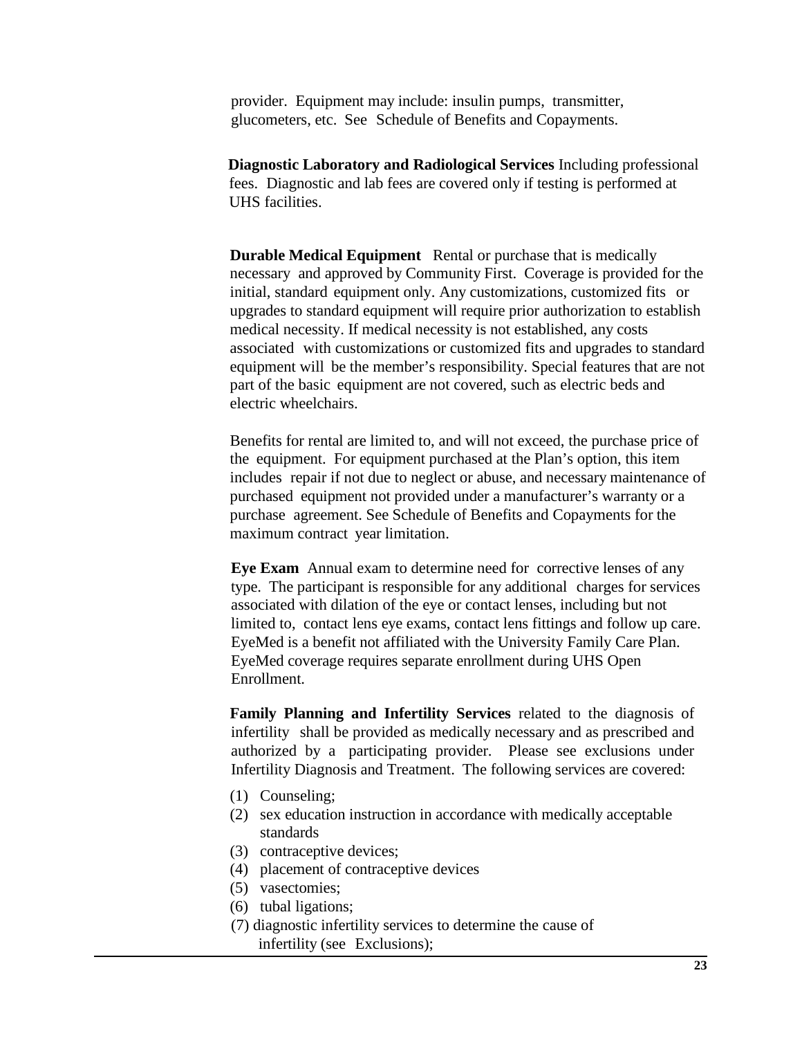provider. Equipment may include: insulin pumps, transmitter, glucometers, etc. See Schedule of Benefits and Copayments.

**Diagnostic Laboratory and Radiological Services** Including professional fees. Diagnostic and lab fees are covered only if testing is performed at UHS facilities.

**Durable Medical Equipment** Rental or purchase that is medically necessary and approved by Community First. Coverage is provided for the initial, standard equipment only. Any customizations, customized fits or upgrades to standard equipment will require prior authorization to establish medical necessity. If medical necessity is not established, any costs associated with customizations or customized fits and upgrades to standard equipment will be the member's responsibility. Special features that are not part of the basic equipment are not covered, such as electric beds and electric wheelchairs.

Benefits for rental are limited to, and will not exceed, the purchase price of the equipment. For equipment purchased at the Plan's option, this item includes repair if not due to neglect or abuse, and necessary maintenance of purchased equipment not provided under a manufacturer's warranty or a purchase agreement. See Schedule of Benefits and Copayments for the maximum contract year limitation.

**Eye Exam** Annual exam to determine need for corrective lenses of any type. The participant is responsible for any additional charges for services associated with dilation of the eye or contact lenses, including but not limited to, contact lens eye exams, contact lens fittings and follow up care. EyeMed is a benefit not affiliated with the University Family Care Plan. EyeMed coverage requires separate enrollment during UHS Open Enrollment.

**Family Planning and Infertility Services** related to the diagnosis of infertility shall be provided as medically necessary and as prescribed and authorized by a participating provider. Please see exclusions under Infertility Diagnosis and Treatment. The following services are covered:

(1) Counseling;
(2) sex education instruction in accordance with medically acceptable standards
(3) contraceptive devices;
(4) placement of contraceptive devices
(5) vasectomies;
(6) tubal ligations;
(7) diagnostic infertility services to determine the cause of infertility (see Exclusions);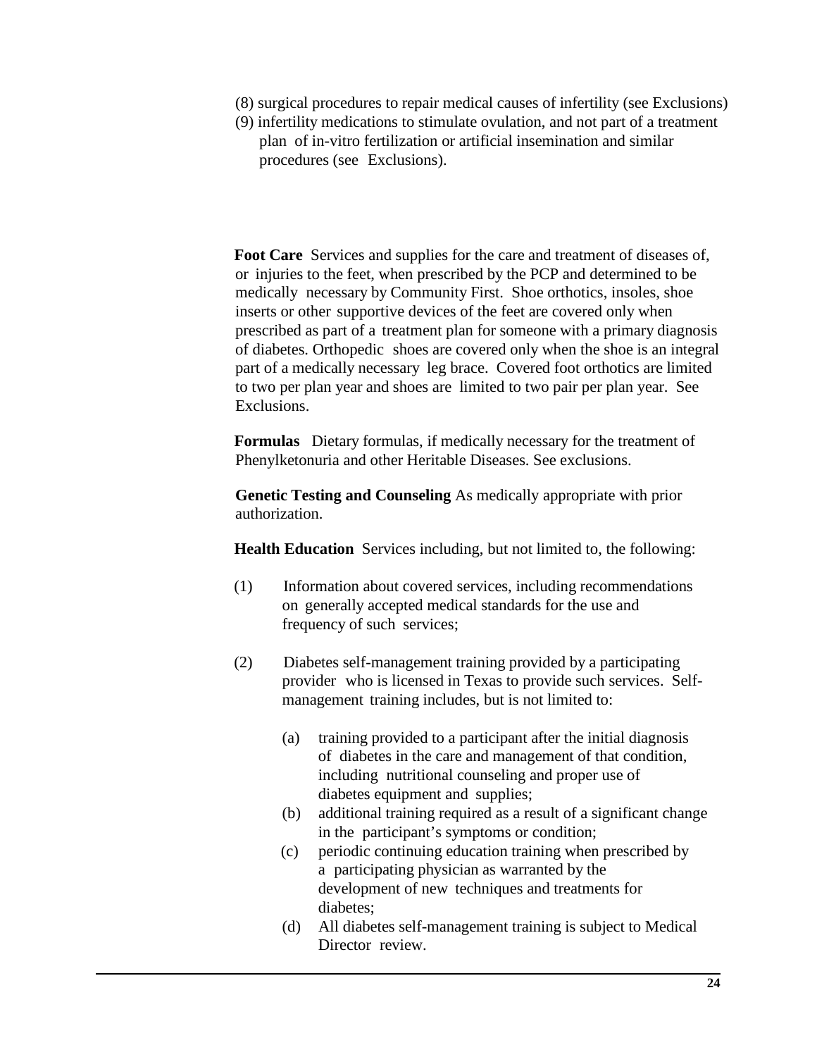(8) surgical procedures to repair medical causes of infertility (see Exclusions)
(9) infertility medications to stimulate ovulation, and not part of a treatment plan of in-vitro fertilization or artificial insemination and similar procedures (see Exclusions).

**Foot Care** Services and supplies for the care and treatment of diseases of, or injuries to the feet, when prescribed by the PCP and determined to be medically necessary by Community First. Shoe orthotics, insoles, shoe inserts or other supportive devices of the feet are covered only when prescribed as part of a treatment plan for someone with a primary diagnosis of diabetes. Orthopedic shoes are covered only when the shoe is an integral part of a medically necessary leg brace. Covered foot orthotics are limited to two per plan year and shoes are limited to two pair per plan year. See Exclusions.

**Formulas** Dietary formulas, if medically necessary for the treatment of Phenylketonuria and other Heritable Diseases. See exclusions.

**Genetic Testing and Counseling** As medically appropriate with prior authorization.

**Health Education** Services including, but not limited to, the following:

(1) Information about covered services, including recommendations on generally accepted medical standards for the use and frequency of such services;

(2) Diabetes self-management training provided by a participating provider who is licensed in Texas to provide such services. Self-management training includes, but is not limited to:

   (a) training provided to a participant after the initial diagnosis of diabetes in the care and management of that condition, including nutritional counseling and proper use of diabetes equipment and supplies;
   (b) additional training required as a result of a significant change in the participant's symptoms or condition;
   (c) periodic continuing education training when prescribed by a participating physician as warranted by the development of new techniques and treatments for diabetes;
   (d) All diabetes self-management training is subject to Medical Director review.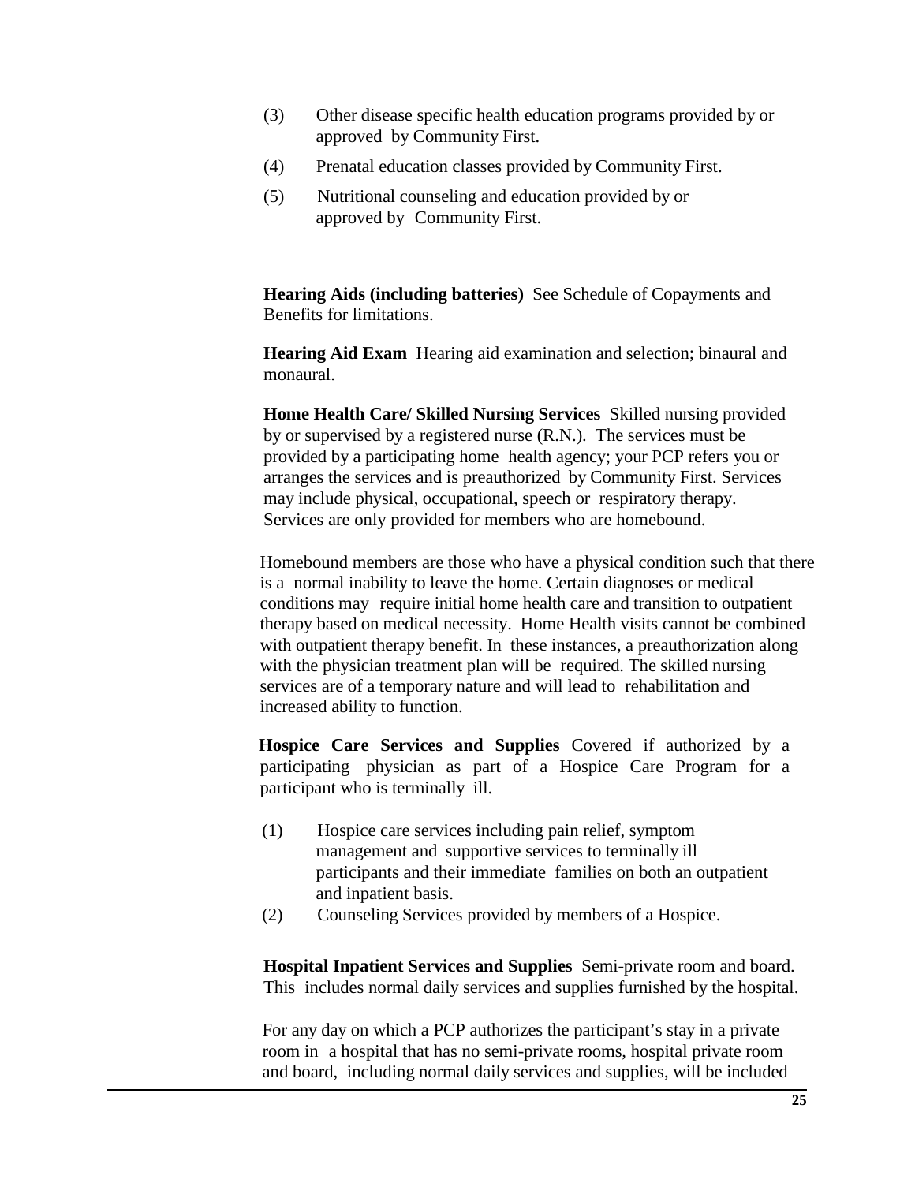(3) Other disease specific health education programs provided by or approved by Community First.

(4) Prenatal education classes provided by Community First.

(5) Nutritional counseling and education provided by or approved by Community First.

**Hearing Aids (including batteries)** See Schedule of Copayments and Benefits for limitations.

**Hearing Aid Exam** Hearing aid examination and selection; binaural and monaural.

**Home Health Care/ Skilled Nursing Services** Skilled nursing provided by or supervised by a registered nurse (R.N.). The services must be provided by a participating home health agency; your PCP refers you or arranges the services and is preauthorized by Community First. Services may include physical, occupational, speech or respiratory therapy. Services are only provided for members who are homebound.

Homebound members are those who have a physical condition such that there is a normal inability to leave the home. Certain diagnoses or medical conditions may require initial home health care and transition to outpatient therapy based on medical necessity. Home Health visits cannot be combined with outpatient therapy benefit. In these instances, a preauthorization along with the physician treatment plan will be required. The skilled nursing services are of a temporary nature and will lead to rehabilitation and increased ability to function.

**Hospice Care Services and Supplies** Covered if authorized by a participating physician as part of a Hospice Care Program for a participant who is terminally ill.

(1) Hospice care services including pain relief, symptom management and supportive services to terminally ill participants and their immediate families on both an outpatient and inpatient basis.

(2) Counseling Services provided by members of a Hospice.

**Hospital Inpatient Services and Supplies** Semi-private room and board. This includes normal daily services and supplies furnished by the hospital.

For any day on which a PCP authorizes the participant's stay in a private room in a hospital that has no semi-private rooms, hospital private room and board, including normal daily services and supplies, will be included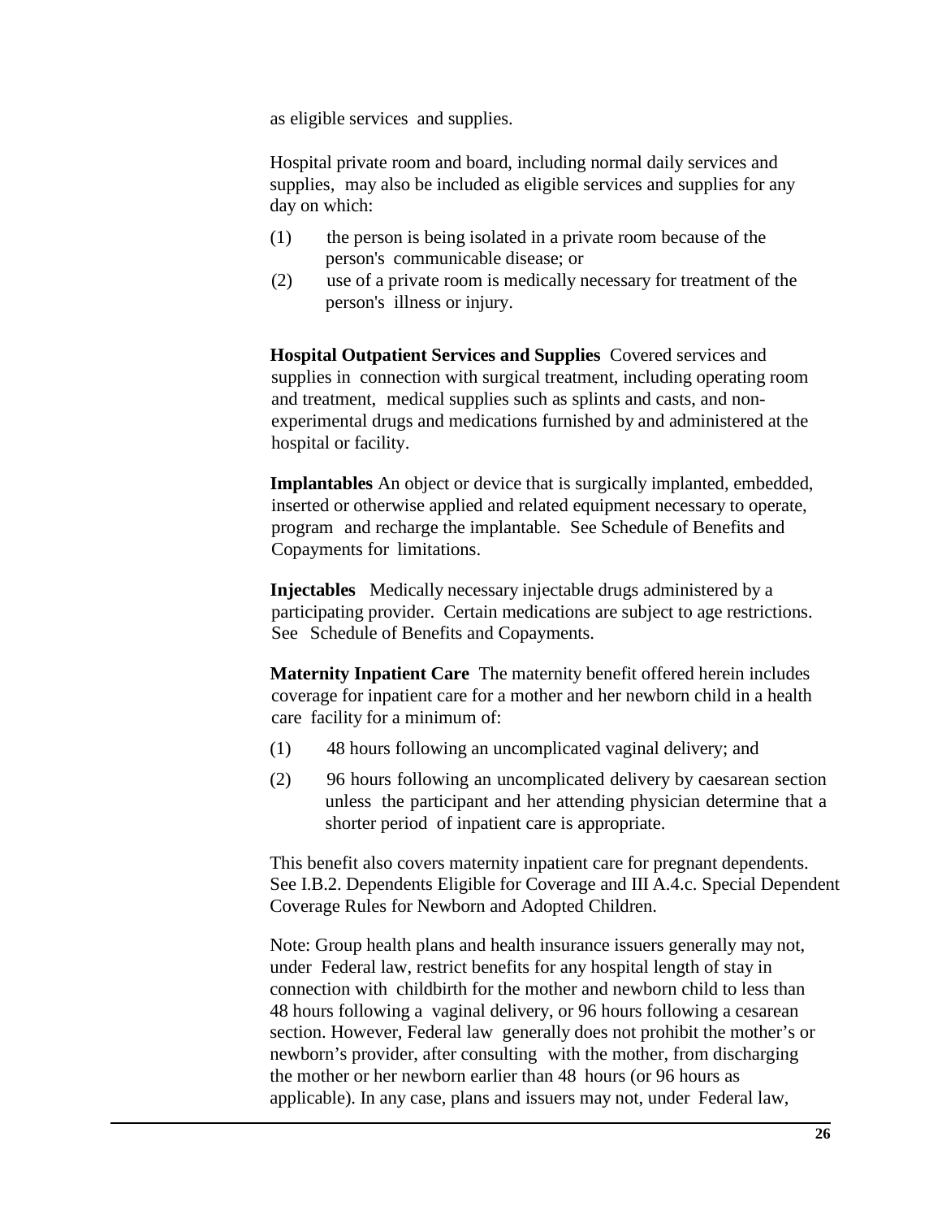as eligible services and supplies.

Hospital private room and board, including normal daily services and supplies, may also be included as eligible services and supplies for any day on which:

(1) the person is being isolated in a private room because of the person's communicable disease; or

(2) use of a private room is medically necessary for treatment of the person's illness or injury.

**Hospital Outpatient Services and Supplies** Covered services and supplies in connection with surgical treatment, including operating room and treatment, medical supplies such as splints and casts, and non-experimental drugs and medications furnished by and administered at the hospital or facility.

**Implantables** An object or device that is surgically implanted, embedded, inserted or otherwise applied and related equipment necessary to operate, program and recharge the implantable. See Schedule of Benefits and Copayments for limitations.

**Injectables** Medically necessary injectable drugs administered by a participating provider. Certain medications are subject to age restrictions. See Schedule of Benefits and Copayments.

**Maternity Inpatient Care** The maternity benefit offered herein includes coverage for inpatient care for a mother and her newborn child in a health care facility for a minimum of:

(1) 48 hours following an uncomplicated vaginal delivery; and

(2) 96 hours following an uncomplicated delivery by caesarean section unless the participant and her attending physician determine that a shorter period of inpatient care is appropriate.

This benefit also covers maternity inpatient care for pregnant dependents. See I.B.2. Dependents Eligible for Coverage and III A.4.c. Special Dependent Coverage Rules for Newborn and Adopted Children.

Note: Group health plans and health insurance issuers generally may not, under Federal law, restrict benefits for any hospital length of stay in connection with childbirth for the mother and newborn child to less than 48 hours following a vaginal delivery, or 96 hours following a cesarean section. However, Federal law generally does not prohibit the mother's or newborn's provider, after consulting with the mother, from discharging the mother or her newborn earlier than 48 hours (or 96 hours as applicable). In any case, plans and issuers may not, under Federal law,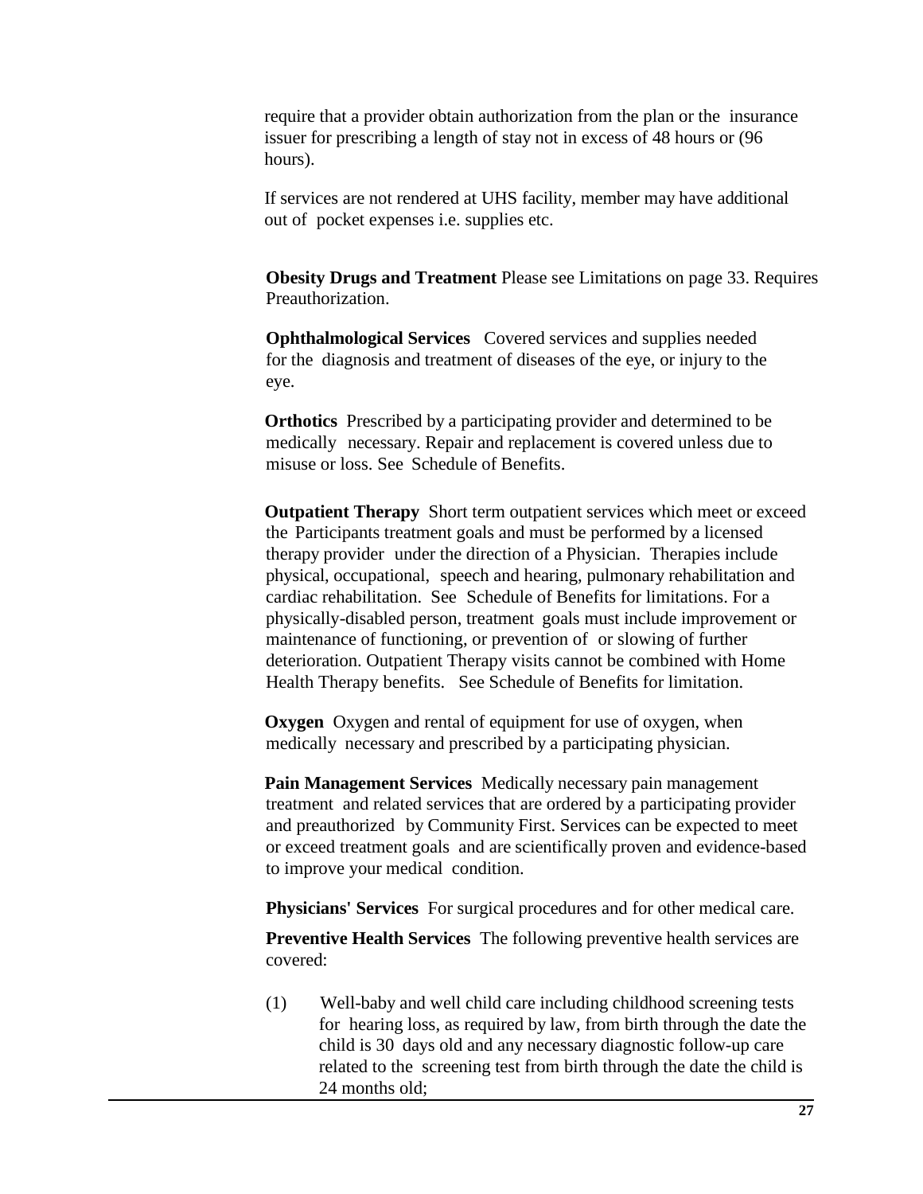require that a provider obtain authorization from the plan or the insurance issuer for prescribing a length of stay not in excess of 48 hours or (96 hours).

If services are not rendered at UHS facility, member may have additional out of pocket expenses i.e. supplies etc.

**Obesity Drugs and Treatment** Please see Limitations on page 33. Requires Preauthorization.

**Ophthalmological Services** Covered services and supplies needed for the diagnosis and treatment of diseases of the eye, or injury to the eye.

**Orthotics** Prescribed by a participating provider and determined to be medically necessary. Repair and replacement is covered unless due to misuse or loss. See Schedule of Benefits.

**Outpatient Therapy** Short term outpatient services which meet or exceed the Participants treatment goals and must be performed by a licensed therapy provider under the direction of a Physician. Therapies include physical, occupational, speech and hearing, pulmonary rehabilitation and cardiac rehabilitation. See Schedule of Benefits for limitations. For a physically-disabled person, treatment goals must include improvement or maintenance of functioning, or prevention of or slowing of further deterioration. Outpatient Therapy visits cannot be combined with Home Health Therapy benefits. See Schedule of Benefits for limitation.

**Oxygen** Oxygen and rental of equipment for use of oxygen, when medically necessary and prescribed by a participating physician.

**Pain Management Services** Medically necessary pain management treatment and related services that are ordered by a participating provider and preauthorized by Community First. Services can be expected to meet or exceed treatment goals and are scientifically proven and evidence-based to improve your medical condition.

**Physicians' Services** For surgical procedures and for other medical care.

**Preventive Health Services** The following preventive health services are covered:

(1) Well-baby and well child care including childhood screening tests for hearing loss, as required by law, from birth through the date the child is 30 days old and any necessary diagnostic follow-up care related to the screening test from birth through the date the child is 24 months old;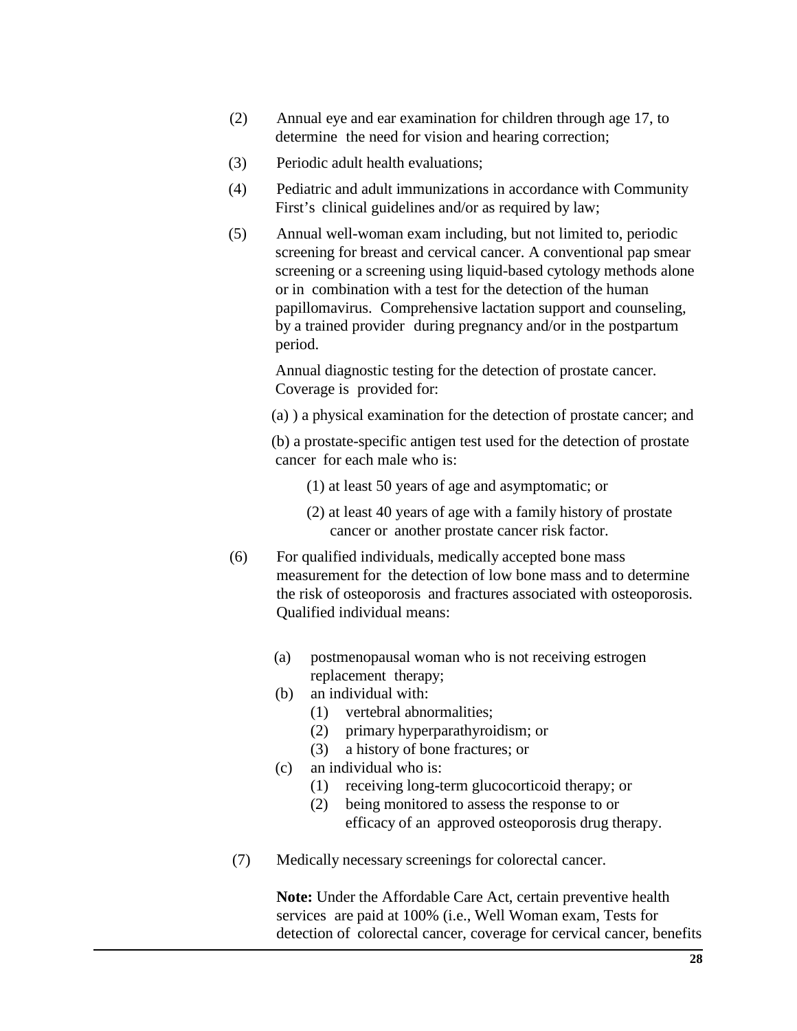(2) Annual eye and ear examination for children through age 17, to determine the need for vision and hearing correction;

(3) Periodic adult health evaluations;

(4) Pediatric and adult immunizations in accordance with Community First's clinical guidelines and/or as required by law;

(5) Annual well-woman exam including, but not limited to, periodic screening for breast and cervical cancer. A conventional pap smear screening or a screening using liquid-based cytology methods alone or in combination with a test for the detection of the human papillomavirus. Comprehensive lactation support and counseling, by a trained provider during pregnancy and/or in the postpartum period.

Annual diagnostic testing for the detection of prostate cancer. Coverage is provided for:

(a) ) a physical examination for the detection of prostate cancer; and

(b) a prostate-specific antigen test used for the detection of prostate cancer for each male who is:

(1) at least 50 years of age and asymptomatic; or

(2) at least 40 years of age with a family history of prostate cancer or another prostate cancer risk factor.

(6) For qualified individuals, medically accepted bone mass measurement for the detection of low bone mass and to determine the risk of osteoporosis and fractures associated with osteoporosis. Qualified individual means:

(a) postmenopausal woman who is not receiving estrogen replacement therapy;
(b) an individual with:
  (1) vertebral abnormalities;
  (2) primary hyperparathyroidism; or
  (3) a history of bone fractures; or
(c) an individual who is:
  (1) receiving long-term glucocorticoid therapy; or
  (2) being monitored to assess the response to or efficacy of an approved osteoporosis drug therapy.

(7) Medically necessary screenings for colorectal cancer.

**Note:** Under the Affordable Care Act, certain preventive health services are paid at 100% (i.e., Well Woman exam, Tests for detection of colorectal cancer, coverage for cervical cancer, benefits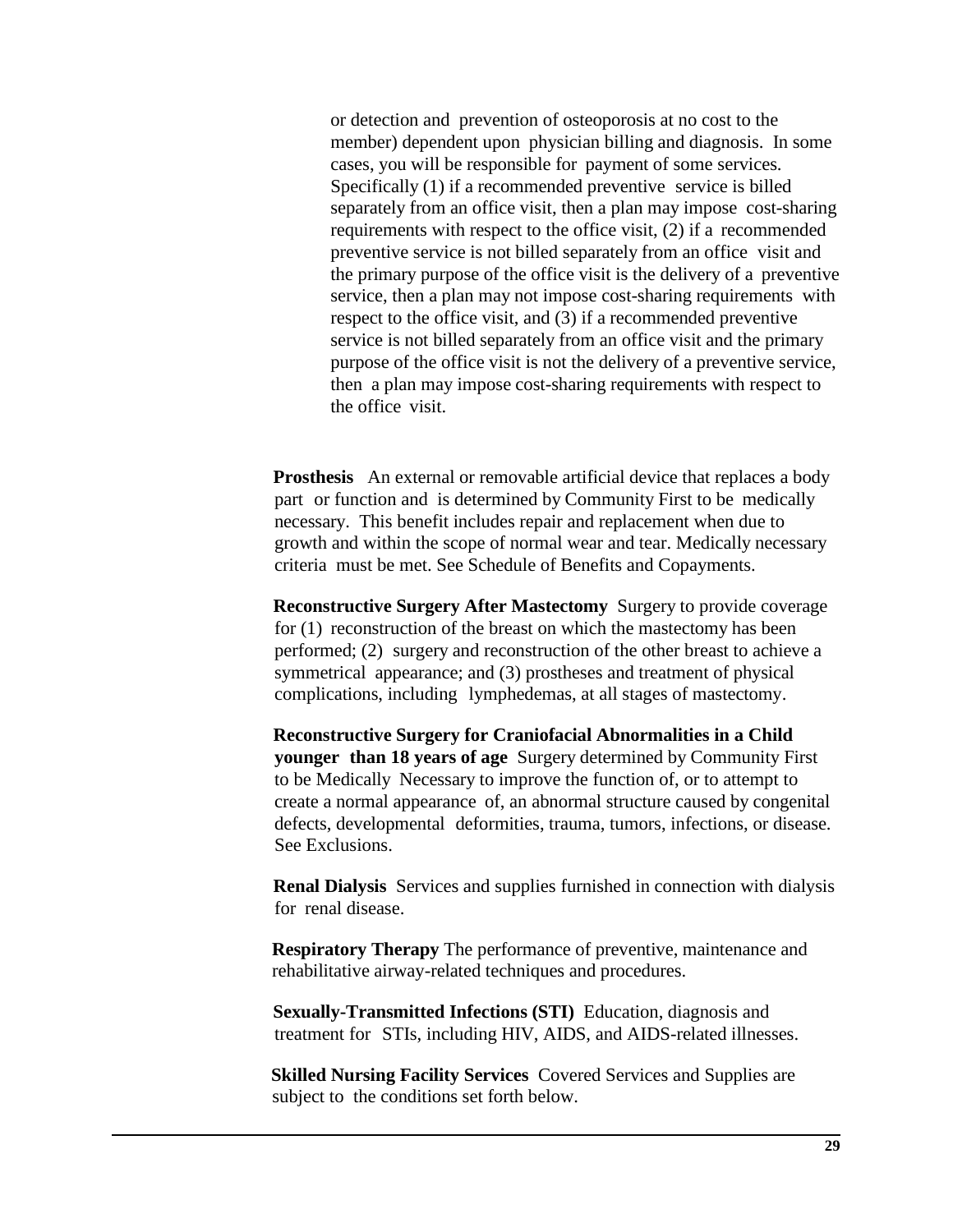or detection and prevention of osteoporosis at no cost to the member) dependent upon physician billing and diagnosis. In some cases, you will be responsible for payment of some services. Specifically (1) if a recommended preventive service is billed separately from an office visit, then a plan may impose cost-sharing requirements with respect to the office visit, (2) if a recommended preventive service is not billed separately from an office visit and the primary purpose of the office visit is the delivery of a preventive service, then a plan may not impose cost-sharing requirements with respect to the office visit, and (3) if a recommended preventive service is not billed separately from an office visit and the primary purpose of the office visit is not the delivery of a preventive service, then a plan may impose cost-sharing requirements with respect to the office visit.

**Prosthesis** An external or removable artificial device that replaces a body part or function and is determined by Community First to be medically necessary. This benefit includes repair and replacement when due to growth and within the scope of normal wear and tear. Medically necessary criteria must be met. See Schedule of Benefits and Copayments.

**Reconstructive Surgery After Mastectomy** Surgery to provide coverage for (1) reconstruction of the breast on which the mastectomy has been performed; (2) surgery and reconstruction of the other breast to achieve a symmetrical appearance; and (3) prostheses and treatment of physical complications, including lymphedemas, at all stages of mastectomy.

**Reconstructive Surgery for Craniofacial Abnormalities in a Child younger than 18 years of age** Surgery determined by Community First to be Medically Necessary to improve the function of, or to attempt to create a normal appearance of, an abnormal structure caused by congenital defects, developmental deformities, trauma, tumors, infections, or disease. See Exclusions.

**Renal Dialysis** Services and supplies furnished in connection with dialysis for renal disease.

**Respiratory Therapy** The performance of preventive, maintenance and rehabilitative airway-related techniques and procedures.

**Sexually-Transmitted Infections (STI)** Education, diagnosis and treatment for STIs, including HIV, AIDS, and AIDS-related illnesses.

**Skilled Nursing Facility Services** Covered Services and Supplies are subject to the conditions set forth below.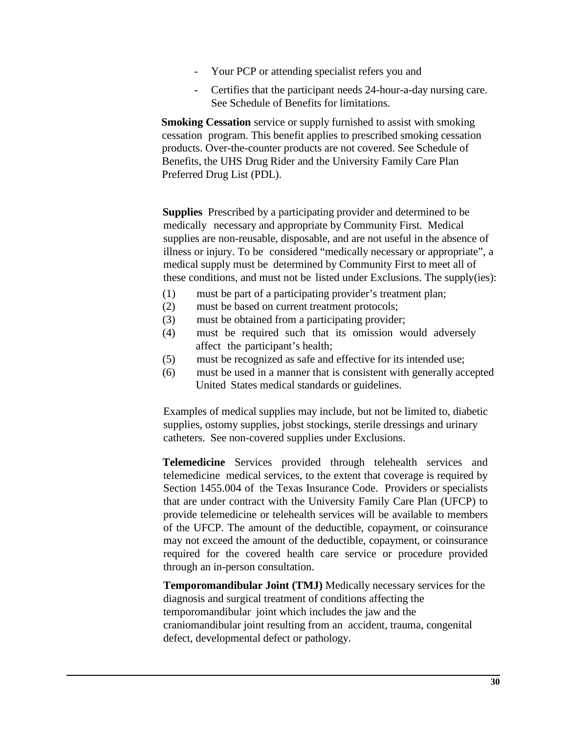- Your PCP or attending specialist refers you and
- Certifies that the participant needs 24-hour-a-day nursing care. See Schedule of Benefits for limitations.

**Smoking Cessation** service or supply furnished to assist with smoking cessation program. This benefit applies to prescribed smoking cessation products. Over-the-counter products are not covered. See Schedule of Benefits, the UHS Drug Rider and the University Family Care Plan Preferred Drug List (PDL).

**Supplies** Prescribed by a participating provider and determined to be medically necessary and appropriate by Community First. Medical supplies are non-reusable, disposable, and are not useful in the absence of illness or injury. To be considered "medically necessary or appropriate", a medical supply must be determined by Community First to meet all of these conditions, and must not be listed under Exclusions. The supply(ies):

(1) must be part of a participating provider's treatment plan;
(2) must be based on current treatment protocols;
(3) must be obtained from a participating provider;
(4) must be required such that its omission would adversely affect the participant's health;
(5) must be recognized as safe and effective for its intended use;
(6) must be used in a manner that is consistent with generally accepted United States medical standards or guidelines.

Examples of medical supplies may include, but not be limited to, diabetic supplies, ostomy supplies, jobst stockings, sterile dressings and urinary catheters. See non-covered supplies under Exclusions.

**Telemedicine** Services provided through telehealth services and telemedicine medical services, to the extent that coverage is required by Section 1455.004 of the Texas Insurance Code. Providers or specialists that are under contract with the University Family Care Plan (UFCP) to provide telemedicine or telehealth services will be available to members of the UFCP. The amount of the deductible, copayment, or coinsurance may not exceed the amount of the deductible, copayment, or coinsurance required for the covered health care service or procedure provided through an in-person consultation.

**Temporomandibular Joint (TMJ)** Medically necessary services for the diagnosis and surgical treatment of conditions affecting the temporomandibular joint which includes the jaw and the craniomandibular joint resulting from an accident, trauma, congenital defect, developmental defect or pathology.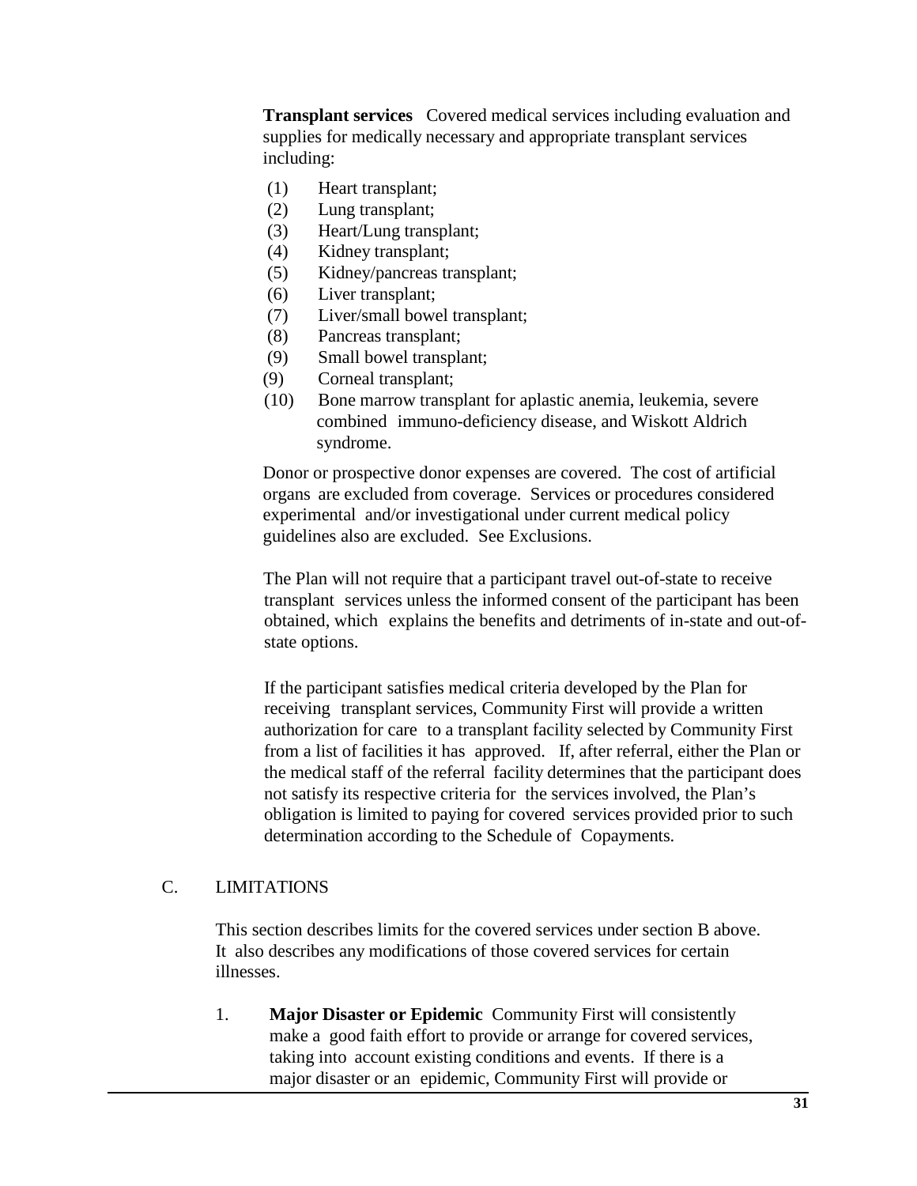**Transplant services** Covered medical services including evaluation and supplies for medically necessary and appropriate transplant services including:

(1) Heart transplant;
(2) Lung transplant;
(3) Heart/Lung transplant;
(4) Kidney transplant;
(5) Kidney/pancreas transplant;
(6) Liver transplant;
(7) Liver/small bowel transplant;
(8) Pancreas transplant;
(9) Small bowel transplant;
(9) Corneal transplant;
(10) Bone marrow transplant for aplastic anemia, leukemia, severe combined immuno-deficiency disease, and Wiskott Aldrich syndrome.

Donor or prospective donor expenses are covered. The cost of artificial organs are excluded from coverage. Services or procedures considered experimental and/or investigational under current medical policy guidelines also are excluded. See Exclusions.

The Plan will not require that a participant travel out-of-state to receive transplant services unless the informed consent of the participant has been obtained, which explains the benefits and detriments of in-state and out-of-state options.

If the participant satisfies medical criteria developed by the Plan for receiving transplant services, Community First will provide a written authorization for care to a transplant facility selected by Community First from a list of facilities it has approved. If, after referral, either the Plan or the medical staff of the referral facility determines that the participant does not satisfy its respective criteria for the services involved, the Plan's obligation is limited to paying for covered services provided prior to such determination according to the Schedule of Copayments.

## C. LIMITATIONS

This section describes limits for the covered services under section B above. It also describes any modifications of those covered services for certain illnesses.

1. **Major Disaster or Epidemic** Community First will consistently make a good faith effort to provide or arrange for covered services, taking into account existing conditions and events. If there is a major disaster or an epidemic, Community First will provide or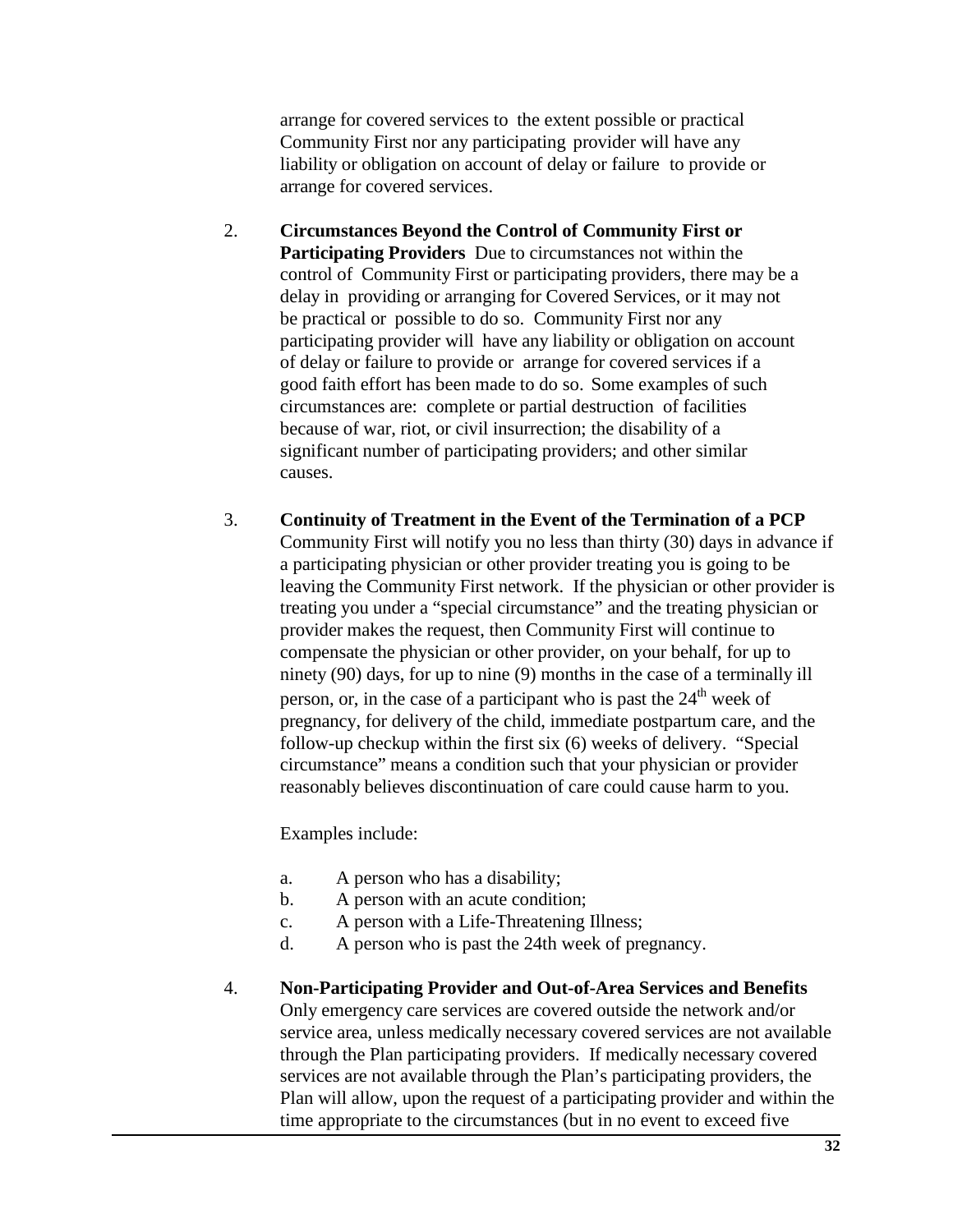arrange for covered services to the extent possible or practical Community First nor any participating provider will have any liability or obligation on account of delay or failure to provide or arrange for covered services.

2. **Circumstances Beyond the Control of Community First or Participating Providers** Due to circumstances not within the control of Community First or participating providers, there may be a delay in providing or arranging for Covered Services, or it may not be practical or possible to do so. Community First nor any participating provider will have any liability or obligation on account of delay or failure to provide or arrange for covered services if a good faith effort has been made to do so. Some examples of such circumstances are: complete or partial destruction of facilities because of war, riot, or civil insurrection; the disability of a significant number of participating providers; and other similar causes.

3. **Continuity of Treatment in the Event of the Termination of a PCP** Community First will notify you no less than thirty (30) days in advance if a participating physician or other provider treating you is going to be leaving the Community First network. If the physician or other provider is treating you under a "special circumstance" and the treating physician or provider makes the request, then Community First will continue to compensate the physician or other provider, on your behalf, for up to ninety (90) days, for up to nine (9) months in the case of a terminally ill person, or, in the case of a participant who is past the 24th week of pregnancy, for delivery of the child, immediate postpartum care, and the follow-up checkup within the first six (6) weeks of delivery. "Special circumstance" means a condition such that your physician or provider reasonably believes discontinuation of care could cause harm to you.

   Examples include:

   a. A person who has a disability;
   b. A person with an acute condition;
   c. A person with a Life-Threatening Illness;
   d. A person who is past the 24th week of pregnancy.

4. **Non-Participating Provider and Out-of-Area Services and Benefits** Only emergency care services are covered outside the network and/or service area, unless medically necessary covered services are not available through the Plan participating providers. If medically necessary covered services are not available through the Plan's participating providers, the Plan will allow, upon the request of a participating provider and within the time appropriate to the circumstances (but in no event to exceed five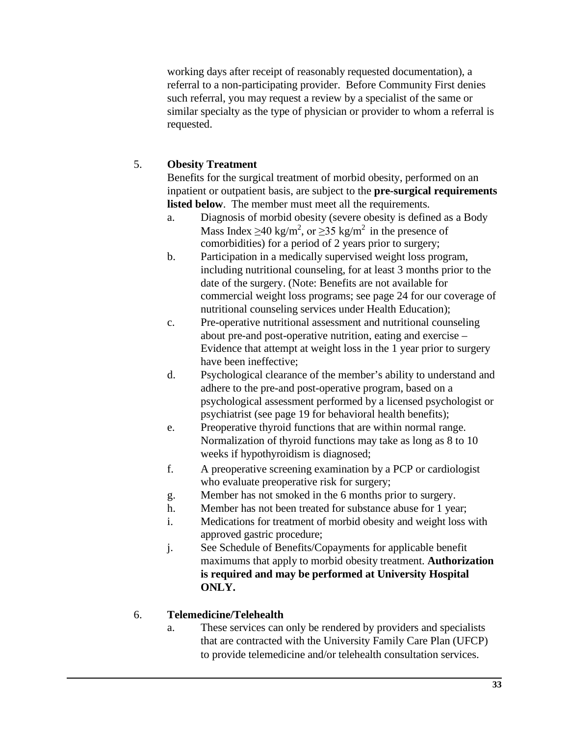working days after receipt of reasonably requested documentation), a referral to a non-participating provider. Before Community First denies such referral, you may request a review by a specialist of the same or similar specialty as the type of physician or provider to whom a referral is requested.

5. **Obesity Treatment**

   Benefits for the surgical treatment of morbid obesity, performed on an inpatient or outpatient basis, are subject to the **pre-surgical requirements listed below**. The member must meet all the requirements.

   a. Diagnosis of morbid obesity (severe obesity is defined as a Body Mass Index $\geq 40$ kg/m$^2$, or $\geq 35$ kg/m$^2$ in the presence of comorbidities) for a period of 2 years prior to surgery;
   b. Participation in a medically supervised weight loss program, including nutritional counseling, for at least 3 months prior to the date of the surgery. (Note: Benefits are not available for commercial weight loss programs; see page 24 for our coverage of nutritional counseling services under Health Education);
   c. Pre-operative nutritional assessment and nutritional counseling about pre-and post-operative nutrition, eating and exercise – Evidence that attempt at weight loss in the 1 year prior to surgery have been ineffective;
   d. Psychological clearance of the member's ability to understand and adhere to the pre-and post-operative program, based on a psychological assessment performed by a licensed psychologist or psychiatrist (see page 19 for behavioral health benefits);
   e. Preoperative thyroid functions that are within normal range. Normalization of thyroid functions may take as long as 8 to 10 weeks if hypothyroidism is diagnosed;
   f. A preoperative screening examination by a PCP or cardiologist who evaluate preoperative risk for surgery;
   g. Member has not smoked in the 6 months prior to surgery.
   h. Member has not been treated for substance abuse for 1 year;
   i. Medications for treatment of morbid obesity and weight loss with approved gastric procedure;
   j. See Schedule of Benefits/Copayments for applicable benefit maximums that apply to morbid obesity treatment. **Authorization is required and may be performed at University Hospital ONLY.**

6. **Telemedicine/Telehealth**

   a. These services can only be rendered by providers and specialists that are contracted with the University Family Care Plan (UFCP) to provide telemedicine and/or telehealth consultation services.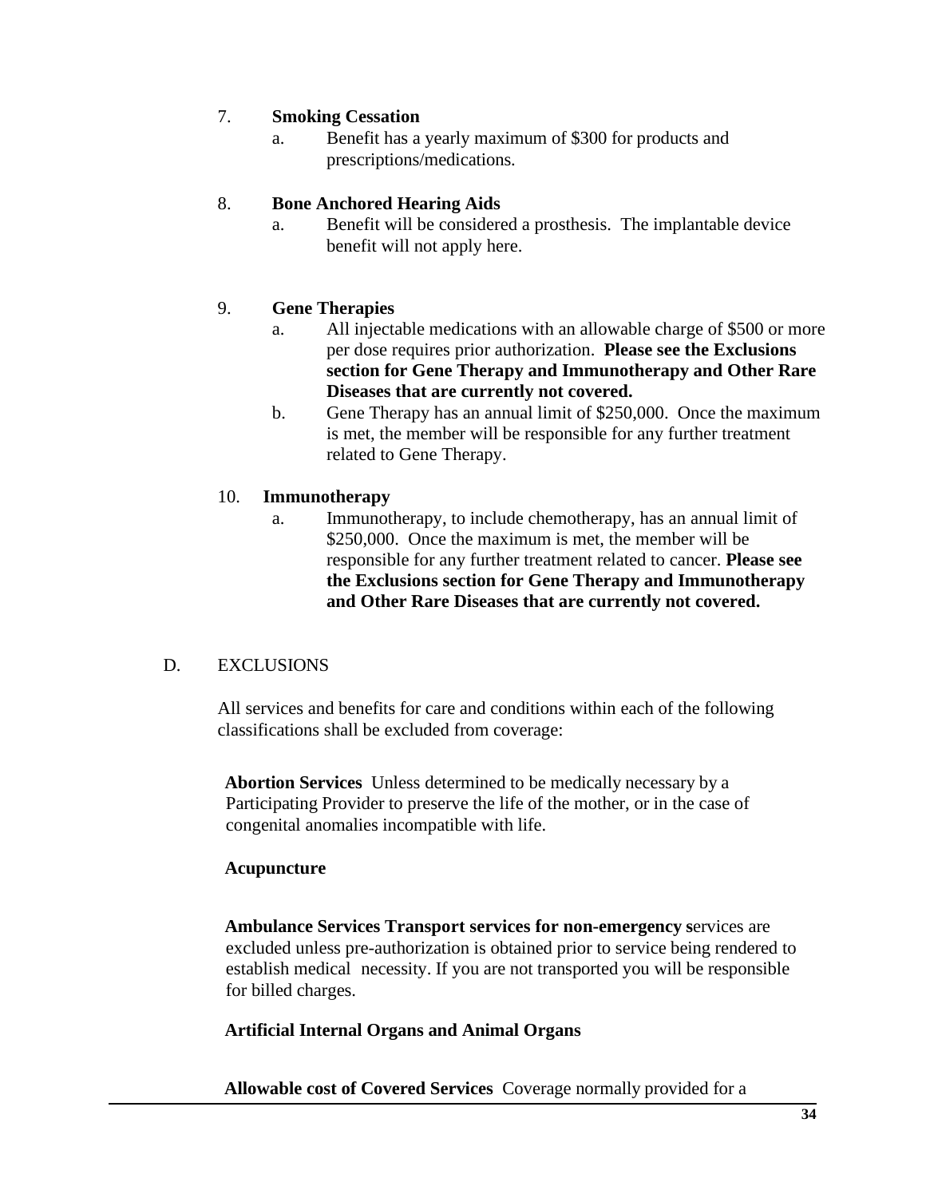7. **Smoking Cessation**
   a. Benefit has a yearly maximum of $300 for products and prescriptions/medications.

8. **Bone Anchored Hearing Aids**
   a. Benefit will be considered a prosthesis. The implantable device benefit will not apply here.

9. **Gene Therapies**
   a. All injectable medications with an allowable charge of $500 or more per dose requires prior authorization. **Please see the Exclusions section for Gene Therapy and Immunotherapy and Other Rare Diseases that are currently not covered.**
   b. Gene Therapy has an annual limit of $250,000. Once the maximum is met, the member will be responsible for any further treatment related to Gene Therapy.

10. **Immunotherapy**
    a. Immunotherapy, to include chemotherapy, has an annual limit of $250,000. Once the maximum is met, the member will be responsible for any further treatment related to cancer. **Please see the Exclusions section for Gene Therapy and Immunotherapy and Other Rare Diseases that are currently not covered.**

D. EXCLUSIONS

All services and benefits for care and conditions within each of the following classifications shall be excluded from coverage:

**Abortion Services** Unless determined to be medically necessary by a Participating Provider to preserve the life of the mother, or in the case of congenital anomalies incompatible with life.

**Acupuncture**

**Ambulance Services Transport services for non-emergency s**ervices are excluded unless pre-authorization is obtained prior to service being rendered to establish medical necessity. If you are not transported you will be responsible for billed charges.

**Artificial Internal Organs and Animal Organs**

**Allowable cost of Covered Services** Coverage normally provided for a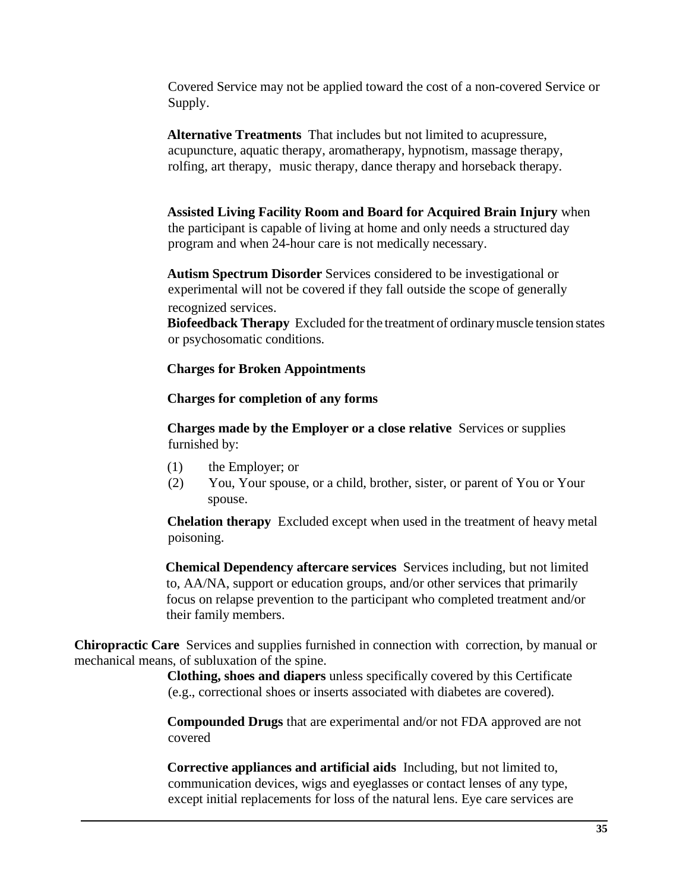Covered Service may not be applied toward the cost of a non-covered Service or Supply.

**Alternative Treatments** That includes but not limited to acupressure, acupuncture, aquatic therapy, aromatherapy, hypnotism, massage therapy, rolfing, art therapy, music therapy, dance therapy and horseback therapy.

**Assisted Living Facility Room and Board for Acquired Brain Injury** when the participant is capable of living at home and only needs a structured day program and when 24-hour care is not medically necessary.

**Autism Spectrum Disorder** Services considered to be investigational or experimental will not be covered if they fall outside the scope of generally recognized services.

**Biofeedback Therapy** Excluded for the treatment of ordinary muscle tension states or psychosomatic conditions.

**Charges for Broken Appointments**

**Charges for completion of any forms**

**Charges made by the Employer or a close relative** Services or supplies furnished by:

(1) the Employer; or
(2) You, Your spouse, or a child, brother, sister, or parent of You or Your spouse.

**Chelation therapy** Excluded except when used in the treatment of heavy metal poisoning.

**Chemical Dependency aftercare services** Services including, but not limited to, AA/NA, support or education groups, and/or other services that primarily focus on relapse prevention to the participant who completed treatment and/or their family members.

**Chiropractic Care** Services and supplies furnished in connection with correction, by manual or mechanical means, of subluxation of the spine.

**Clothing, shoes and diapers** unless specifically covered by this Certificate (e.g., correctional shoes or inserts associated with diabetes are covered).

**Compounded Drugs** that are experimental and/or not FDA approved are not covered

**Corrective appliances and artificial aids** Including, but not limited to, communication devices, wigs and eyeglasses or contact lenses of any type, except initial replacements for loss of the natural lens. Eye care services are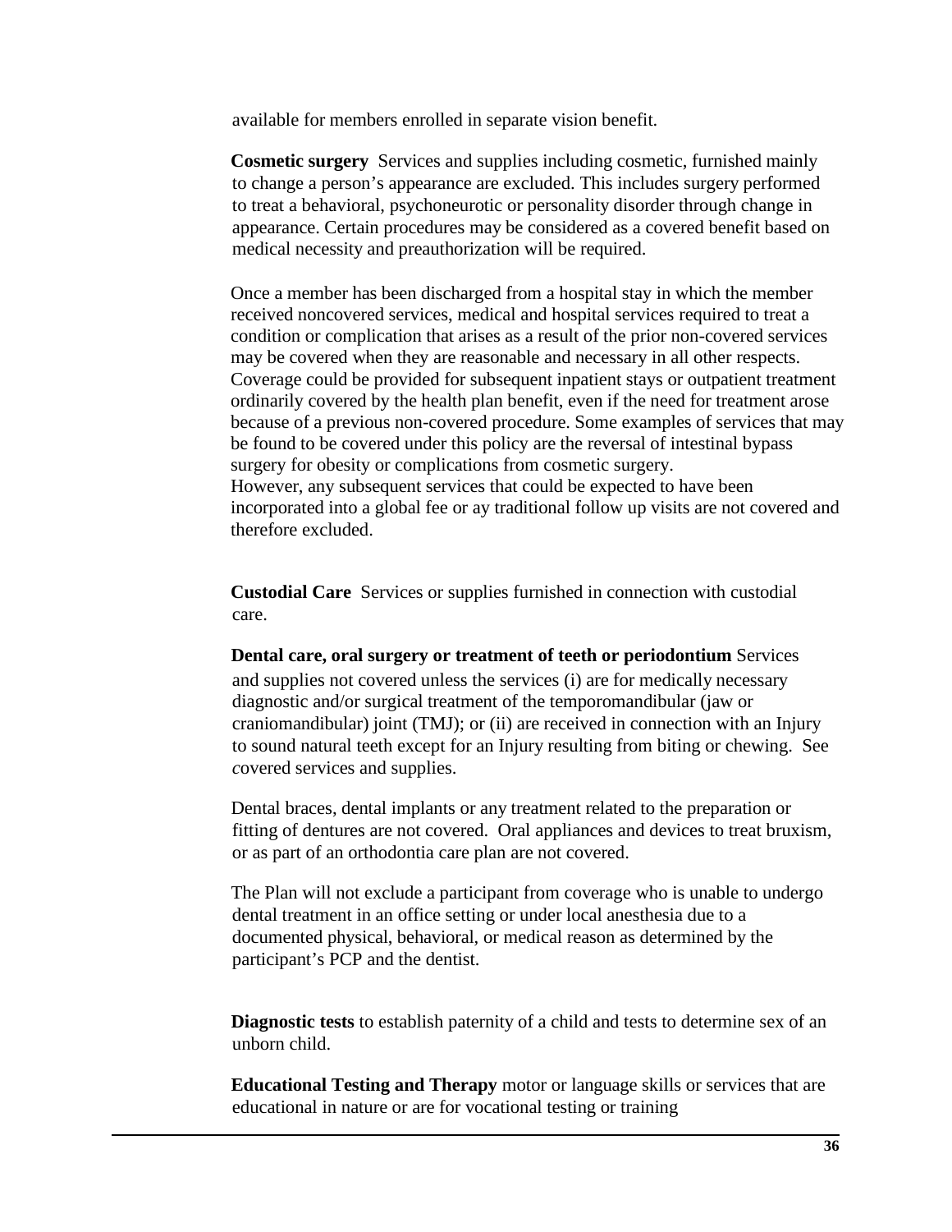available for members enrolled in separate vision benefit.

**Cosmetic surgery** Services and supplies including cosmetic, furnished mainly to change a person's appearance are excluded. This includes surgery performed to treat a behavioral, psychoneurotic or personality disorder through change in appearance. Certain procedures may be considered as a covered benefit based on medical necessity and preauthorization will be required.

Once a member has been discharged from a hospital stay in which the member received noncovered services, medical and hospital services required to treat a condition or complication that arises as a result of the prior non-covered services may be covered when they are reasonable and necessary in all other respects. Coverage could be provided for subsequent inpatient stays or outpatient treatment ordinarily covered by the health plan benefit, even if the need for treatment arose because of a previous non-covered procedure. Some examples of services that may be found to be covered under this policy are the reversal of intestinal bypass surgery for obesity or complications from cosmetic surgery.
However, any subsequent services that could be expected to have been incorporated into a global fee or ay traditional follow up visits are not covered and therefore excluded.

**Custodial Care** Services or supplies furnished in connection with custodial care.

**Dental care, oral surgery or treatment of teeth or periodontium** Services and supplies not covered unless the services (i) are for medically necessary diagnostic and/or surgical treatment of the temporomandibular (jaw or craniomandibular) joint (TMJ); or (ii) are received in connection with an Injury to sound natural teeth except for an Injury resulting from biting or chewing. See *c*overed services and supplies.

Dental braces, dental implants or any treatment related to the preparation or fitting of dentures are not covered. Oral appliances and devices to treat bruxism, or as part of an orthodontia care plan are not covered.

The Plan will not exclude a participant from coverage who is unable to undergo dental treatment in an office setting or under local anesthesia due to a documented physical, behavioral, or medical reason as determined by the participant's PCP and the dentist.

**Diagnostic tests** to establish paternity of a child and tests to determine sex of an unborn child.

**Educational Testing and Therapy** motor or language skills or services that are educational in nature or are for vocational testing or training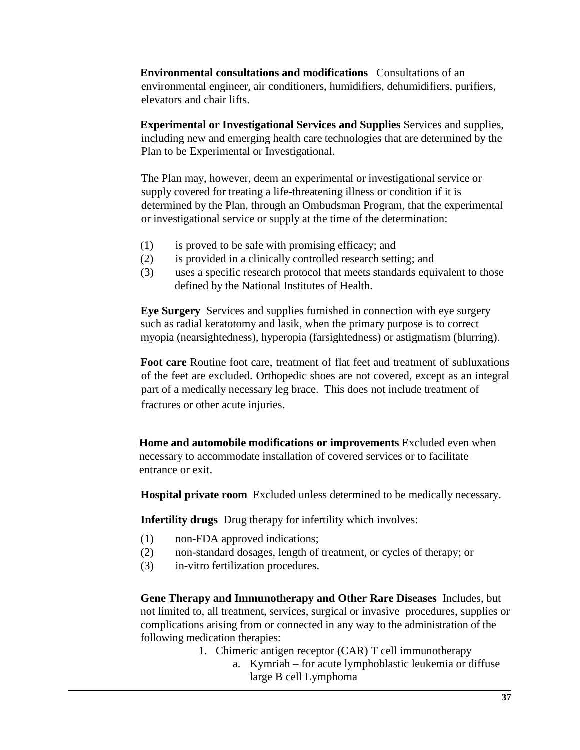**Environmental consultations and modifications** Consultations of an environmental engineer, air conditioners, humidifiers, dehumidifiers, purifiers, elevators and chair lifts.

**Experimental or Investigational Services and Supplies** Services and supplies, including new and emerging health care technologies that are determined by the Plan to be Experimental or Investigational.

The Plan may, however, deem an experimental or investigational service or supply covered for treating a life-threatening illness or condition if it is determined by the Plan, through an Ombudsman Program, that the experimental or investigational service or supply at the time of the determination:

(1) is proved to be safe with promising efficacy; and
(2) is provided in a clinically controlled research setting; and
(3) uses a specific research protocol that meets standards equivalent to those defined by the National Institutes of Health.

**Eye Surgery** Services and supplies furnished in connection with eye surgery such as radial keratotomy and lasik, when the primary purpose is to correct myopia (nearsightedness), hyperopia (farsightedness) or astigmatism (blurring).

**Foot care** Routine foot care, treatment of flat feet and treatment of subluxations of the feet are excluded. Orthopedic shoes are not covered, except as an integral part of a medically necessary leg brace. This does not include treatment of fractures or other acute injuries.

**Home and automobile modifications or improvements** Excluded even when necessary to accommodate installation of covered services or to facilitate entrance or exit.

**Hospital private room** Excluded unless determined to be medically necessary.

**Infertility drugs** Drug therapy for infertility which involves:

(1) non-FDA approved indications;
(2) non-standard dosages, length of treatment, or cycles of therapy; or
(3) in-vitro fertilization procedures.

**Gene Therapy and Immunotherapy and Other Rare Diseases** Includes, but not limited to, all treatment, services, surgical or invasive procedures, supplies or complications arising from or connected in any way to the administration of the following medication therapies:

1. Chimeric antigen receptor (CAR) T cell immunotherapy
    a. Kymriah – for acute lymphoblastic leukemia or diffuse large B cell Lymphoma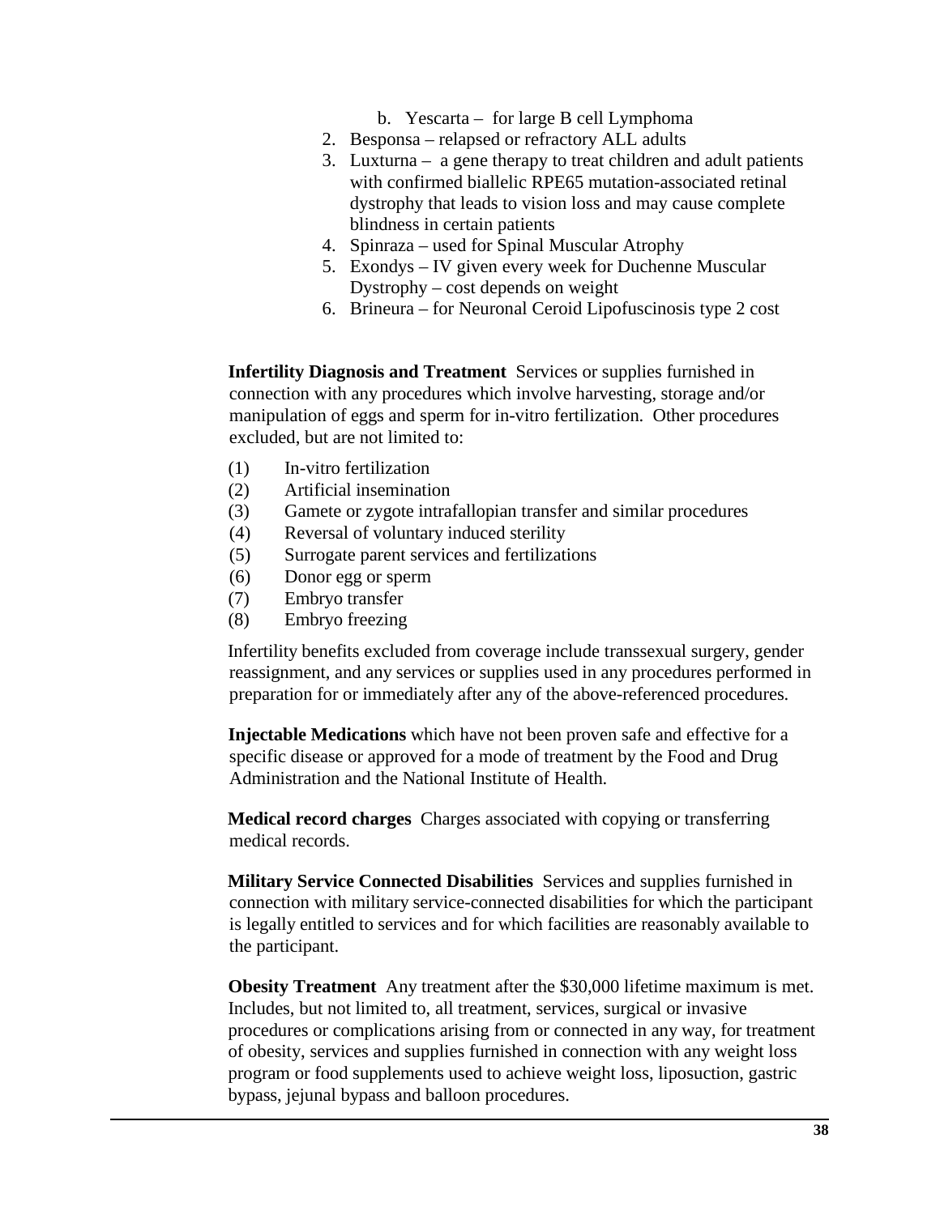b. Yescarta – for large B cell Lymphoma
2. Besponsa – relapsed or refractory ALL adults
3. Luxturna – a gene therapy to treat children and adult patients with confirmed biallelic RPE65 mutation-associated retinal dystrophy that leads to vision loss and may cause complete blindness in certain patients
4. Spinraza – used for Spinal Muscular Atrophy
5. Exondys – IV given every week for Duchenne Muscular Dystrophy – cost depends on weight
6. Brineura – for Neuronal Ceroid Lipofuscinosis type 2 cost

**Infertility Diagnosis and Treatment** Services or supplies furnished in connection with any procedures which involve harvesting, storage and/or manipulation of eggs and sperm for in-vitro fertilization. Other procedures excluded, but are not limited to:

(1) In-vitro fertilization
(2) Artificial insemination
(3) Gamete or zygote intrafallopian transfer and similar procedures
(4) Reversal of voluntary induced sterility
(5) Surrogate parent services and fertilizations
(6) Donor egg or sperm
(7) Embryo transfer
(8) Embryo freezing

Infertility benefits excluded from coverage include transsexual surgery, gender reassignment, and any services or supplies used in any procedures performed in preparation for or immediately after any of the above-referenced procedures.

**Injectable Medications** which have not been proven safe and effective for a specific disease or approved for a mode of treatment by the Food and Drug Administration and the National Institute of Health.

**Medical record charges** Charges associated with copying or transferring medical records.

**Military Service Connected Disabilities** Services and supplies furnished in connection with military service-connected disabilities for which the participant is legally entitled to services and for which facilities are reasonably available to the participant.

**Obesity Treatment** Any treatment after the $30,000 lifetime maximum is met. Includes, but not limited to, all treatment, services, surgical or invasive procedures or complications arising from or connected in any way, for treatment of obesity, services and supplies furnished in connection with any weight loss program or food supplements used to achieve weight loss, liposuction, gastric bypass, jejunal bypass and balloon procedures.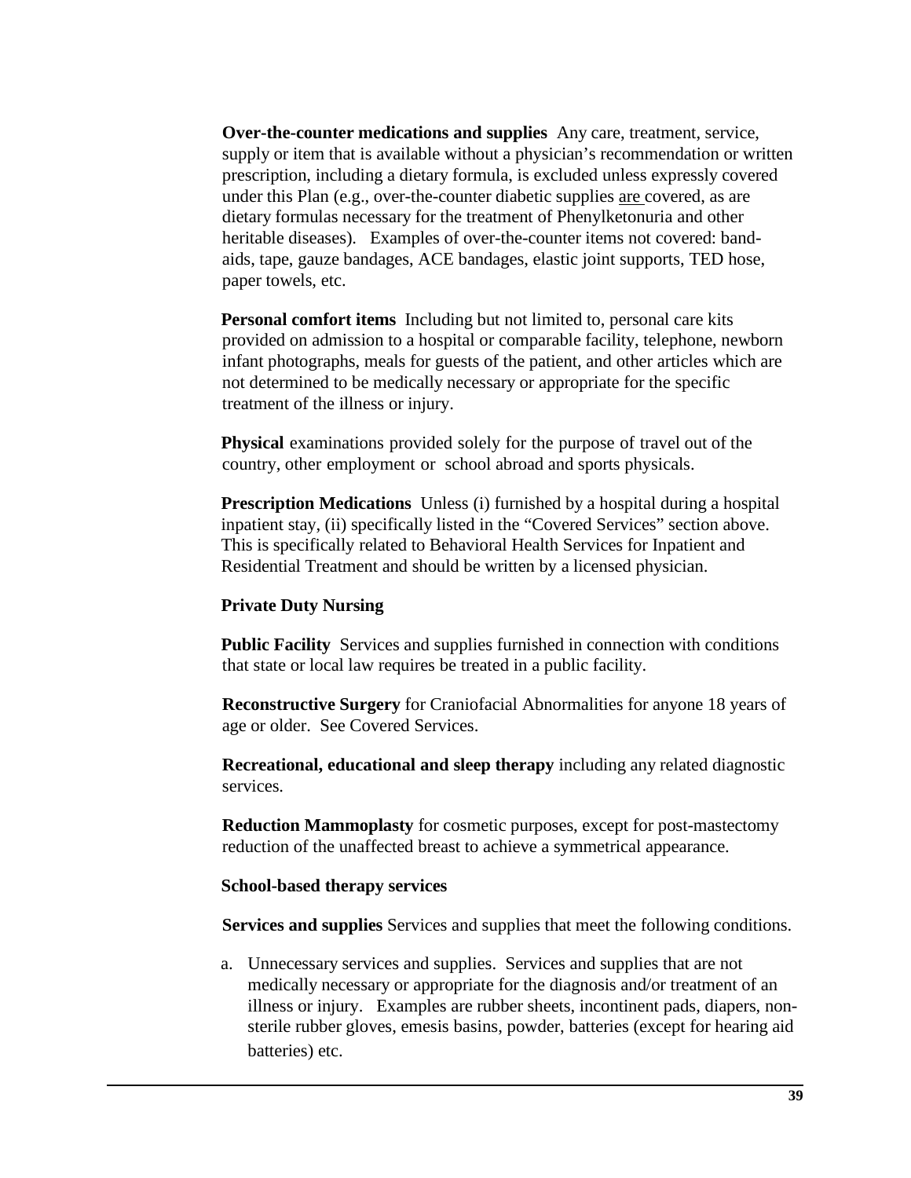**Over-the-counter medications and supplies** Any care, treatment, service, supply or item that is available without a physician's recommendation or written prescription, including a dietary formula, is excluded unless expressly covered under this Plan (e.g., over-the-counter diabetic supplies are covered, as are dietary formulas necessary for the treatment of Phenylketonuria and other heritable diseases). Examples of over-the-counter items not covered: band-aids, tape, gauze bandages, ACE bandages, elastic joint supports, TED hose, paper towels, etc.

**Personal comfort items** Including but not limited to, personal care kits provided on admission to a hospital or comparable facility, telephone, newborn infant photographs, meals for guests of the patient, and other articles which are not determined to be medically necessary or appropriate for the specific treatment of the illness or injury.

**Physical** examinations provided solely for the purpose of travel out of the country, other employment or school abroad and sports physicals.

**Prescription Medications** Unless (i) furnished by a hospital during a hospital inpatient stay, (ii) specifically listed in the "Covered Services" section above. This is specifically related to Behavioral Health Services for Inpatient and Residential Treatment and should be written by a licensed physician.

**Private Duty Nursing**

**Public Facility** Services and supplies furnished in connection with conditions that state or local law requires be treated in a public facility.

**Reconstructive Surgery** for Craniofacial Abnormalities for anyone 18 years of age or older. See Covered Services.

**Recreational, educational and sleep therapy** including any related diagnostic services.

**Reduction Mammoplasty** for cosmetic purposes, except for post-mastectomy reduction of the unaffected breast to achieve a symmetrical appearance.

**School-based therapy services**

**Services and supplies** Services and supplies that meet the following conditions.

a. Unnecessary services and supplies. Services and supplies that are not medically necessary or appropriate for the diagnosis and/or treatment of an illness or injury. Examples are rubber sheets, incontinent pads, diapers, non-sterile rubber gloves, emesis basins, powder, batteries (except for hearing aid batteries) etc.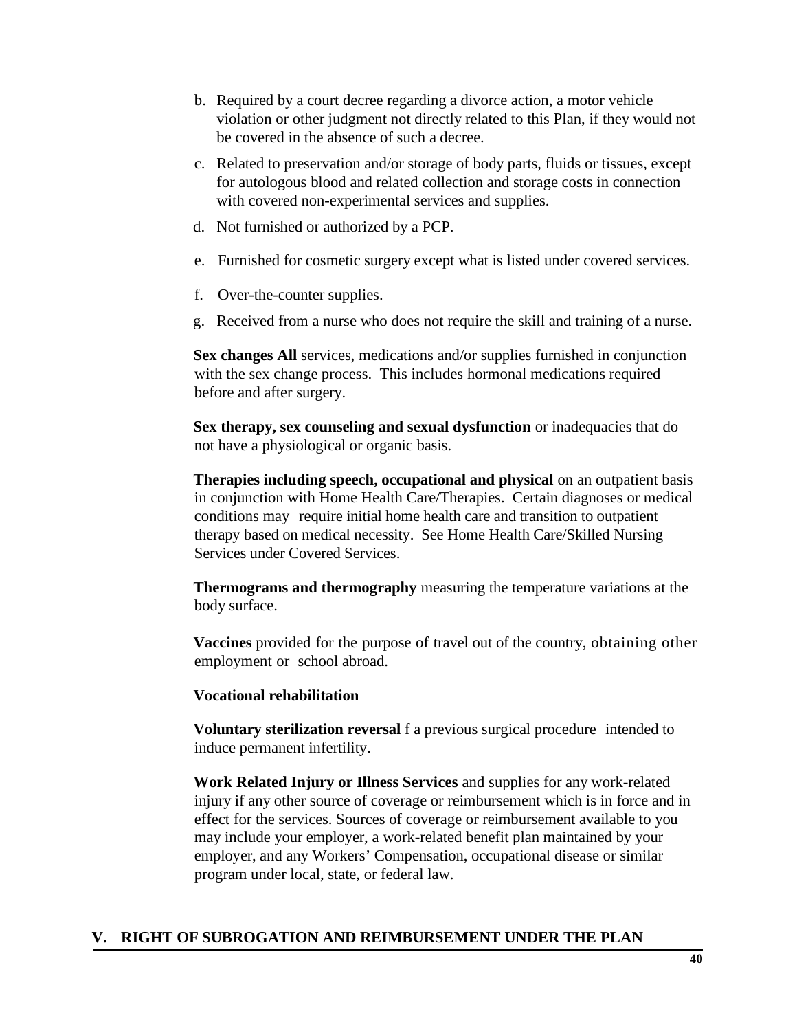b. Required by a court decree regarding a divorce action, a motor vehicle violation or other judgment not directly related to this Plan, if they would not be covered in the absence of such a decree.

c. Related to preservation and/or storage of body parts, fluids or tissues, except for autologous blood and related collection and storage costs in connection with covered non-experimental services and supplies.

d. Not furnished or authorized by a PCP.

e. Furnished for cosmetic surgery except what is listed under covered services.

f. Over-the-counter supplies.

g. Received from a nurse who does not require the skill and training of a nurse.

**Sex changes All** services, medications and/or supplies furnished in conjunction with the sex change process. This includes hormonal medications required before and after surgery.

**Sex therapy, sex counseling and sexual dysfunction** or inadequacies that do not have a physiological or organic basis.

**Therapies including speech, occupational and physical** on an outpatient basis in conjunction with Home Health Care/Therapies. Certain diagnoses or medical conditions may require initial home health care and transition to outpatient therapy based on medical necessity. See Home Health Care/Skilled Nursing Services under Covered Services.

**Thermograms and thermography** measuring the temperature variations at the body surface.

**Vaccines** provided for the purpose of travel out of the country, obtaining other employment or school abroad.

**Vocational rehabilitation**

**Voluntary sterilization reversal** f a previous surgical procedure intended to induce permanent infertility.

**Work Related Injury or Illness Services** and supplies for any work-related injury if any other source of coverage or reimbursement which is in force and in effect for the services. Sources of coverage or reimbursement available to you may include your employer, a work-related benefit plan maintained by your employer, and any Workers' Compensation, occupational disease or similar program under local, state, or federal law.

## V. RIGHT OF SUBROGATION AND REIMBURSEMENT UNDER THE PLAN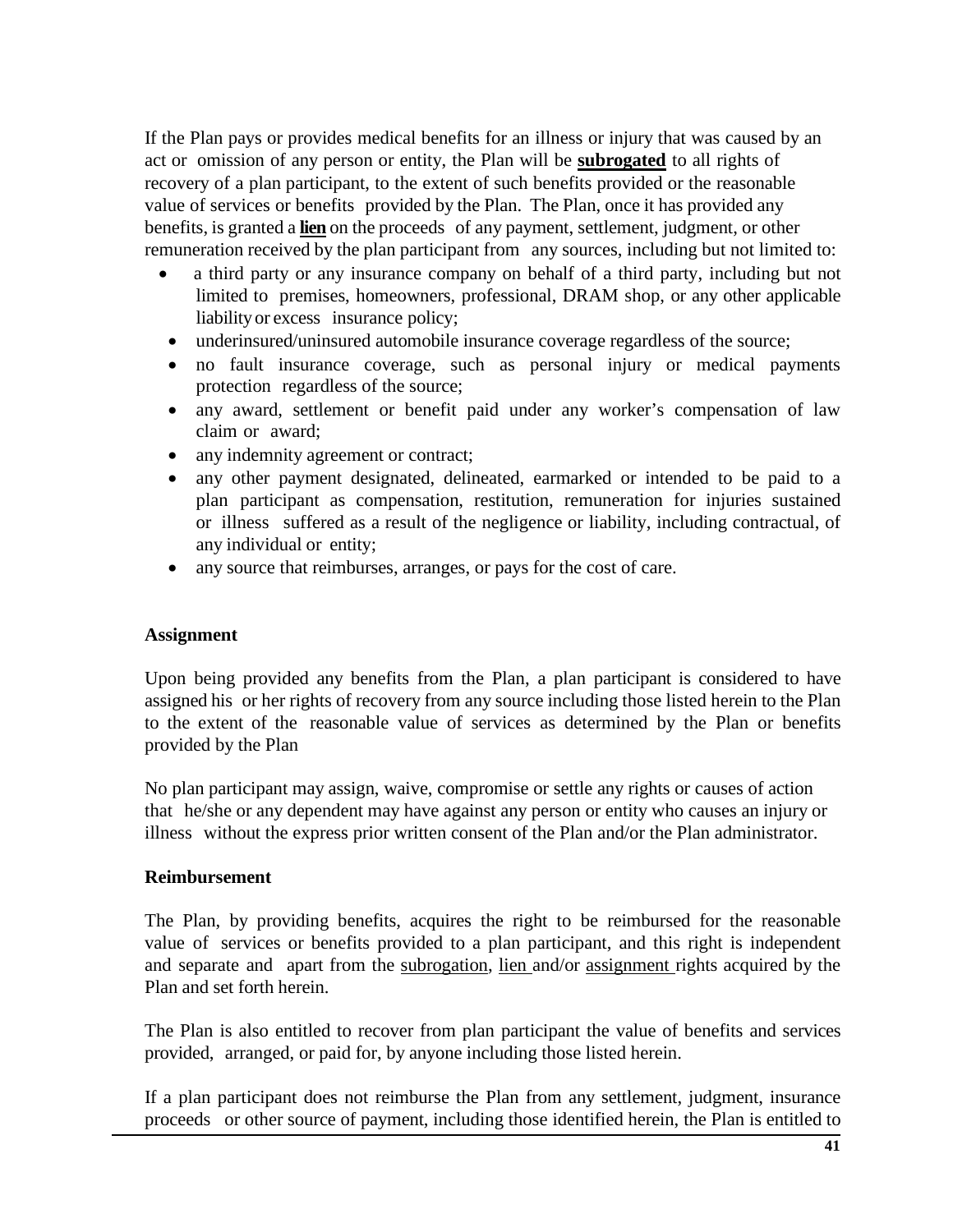If the Plan pays or provides medical benefits for an illness or injury that was caused by an act or omission of any person or entity, the Plan will be **subrogated** to all rights of recovery of a plan participant, to the extent of such benefits provided or the reasonable value of services or benefits provided by the Plan. The Plan, once it has provided any benefits, is granted a **lien** on the proceeds of any payment, settlement, judgment, or other remuneration received by the plan participant from any sources, including but not limited to:

- a third party or any insurance company on behalf of a third party, including but not limited to premises, homeowners, professional, DRAM shop, or any other applicable liability or excess insurance policy;
- underinsured/uninsured automobile insurance coverage regardless of the source;
- no fault insurance coverage, such as personal injury or medical payments protection regardless of the source;
- any award, settlement or benefit paid under any worker's compensation of law claim or award;
- any indemnity agreement or contract;
- any other payment designated, delineated, earmarked or intended to be paid to a plan participant as compensation, restitution, remuneration for injuries sustained or illness suffered as a result of the negligence or liability, including contractual, of any individual or entity;
- any source that reimburses, arranges, or pays for the cost of care.

**Assignment**

Upon being provided any benefits from the Plan, a plan participant is considered to have assigned his or her rights of recovery from any source including those listed herein to the Plan to the extent of the reasonable value of services as determined by the Plan or benefits provided by the Plan

No plan participant may assign, waive, compromise or settle any rights or causes of action that he/she or any dependent may have against any person or entity who causes an injury or illness without the express prior written consent of the Plan and/or the Plan administrator.

**Reimbursement**

The Plan, by providing benefits, acquires the right to be reimbursed for the reasonable value of services or benefits provided to a plan participant, and this right is independent and separate and apart from the subrogation, lien and/or assignment rights acquired by the Plan and set forth herein.

The Plan is also entitled to recover from plan participant the value of benefits and services provided, arranged, or paid for, by anyone including those listed herein.

If a plan participant does not reimburse the Plan from any settlement, judgment, insurance proceeds or other source of payment, including those identified herein, the Plan is entitled to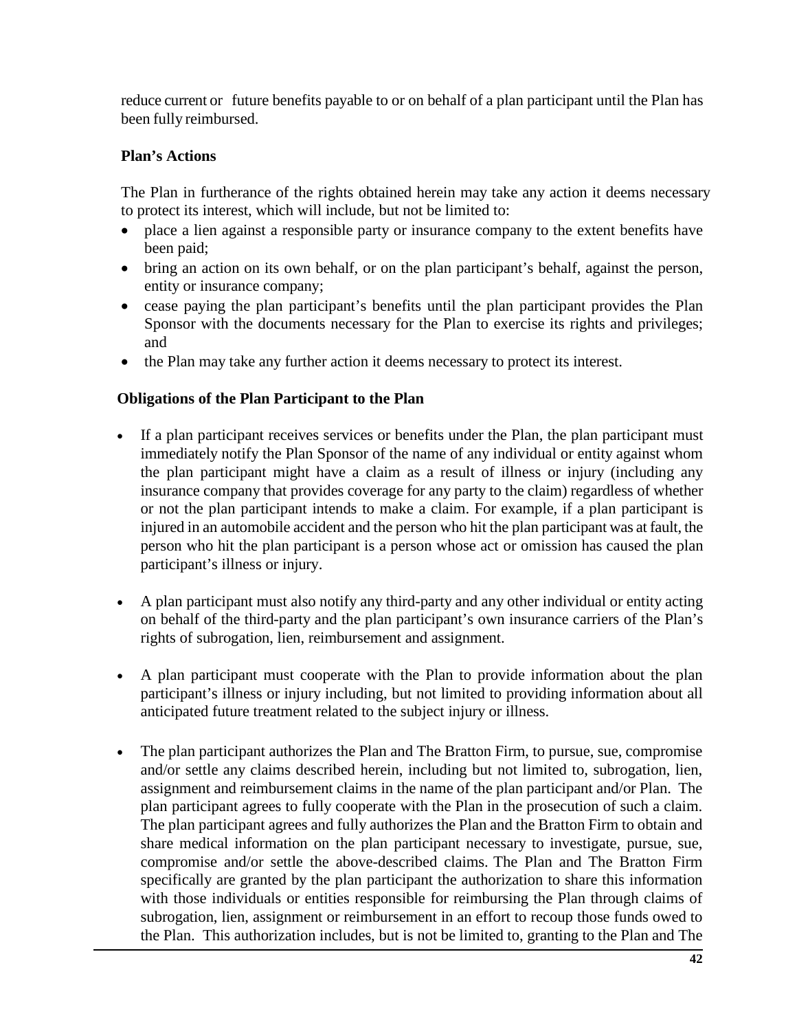reduce current or future benefits payable to or on behalf of a plan participant until the Plan has been fully reimbursed.

**Plan's Actions**

The Plan in furtherance of the rights obtained herein may take any action it deems necessary to protect its interest, which will include, but not be limited to:

- place a lien against a responsible party or insurance company to the extent benefits have been paid;
- bring an action on its own behalf, or on the plan participant's behalf, against the person, entity or insurance company;
- cease paying the plan participant's benefits until the plan participant provides the Plan Sponsor with the documents necessary for the Plan to exercise its rights and privileges; and
- the Plan may take any further action it deems necessary to protect its interest.

**Obligations of the Plan Participant to the Plan**

- If a plan participant receives services or benefits under the Plan, the plan participant must immediately notify the Plan Sponsor of the name of any individual or entity against whom the plan participant might have a claim as a result of illness or injury (including any insurance company that provides coverage for any party to the claim) regardless of whether or not the plan participant intends to make a claim. For example, if a plan participant is injured in an automobile accident and the person who hit the plan participant was at fault, the person who hit the plan participant is a person whose act or omission has caused the plan participant's illness or injury.

- A plan participant must also notify any third-party and any other individual or entity acting on behalf of the third-party and the plan participant's own insurance carriers of the Plan's rights of subrogation, lien, reimbursement and assignment.

- A plan participant must cooperate with the Plan to provide information about the plan participant's illness or injury including, but not limited to providing information about all anticipated future treatment related to the subject injury or illness.

- The plan participant authorizes the Plan and The Bratton Firm, to pursue, sue, compromise and/or settle any claims described herein, including but not limited to, subrogation, lien, assignment and reimbursement claims in the name of the plan participant and/or Plan. The plan participant agrees to fully cooperate with the Plan in the prosecution of such a claim. The plan participant agrees and fully authorizes the Plan and the Bratton Firm to obtain and share medical information on the plan participant necessary to investigate, pursue, sue, compromise and/or settle the above-described claims. The Plan and The Bratton Firm specifically are granted by the plan participant the authorization to share this information with those individuals or entities responsible for reimbursing the Plan through claims of subrogation, lien, assignment or reimbursement in an effort to recoup those funds owed to the Plan. This authorization includes, but is not be limited to, granting to the Plan and The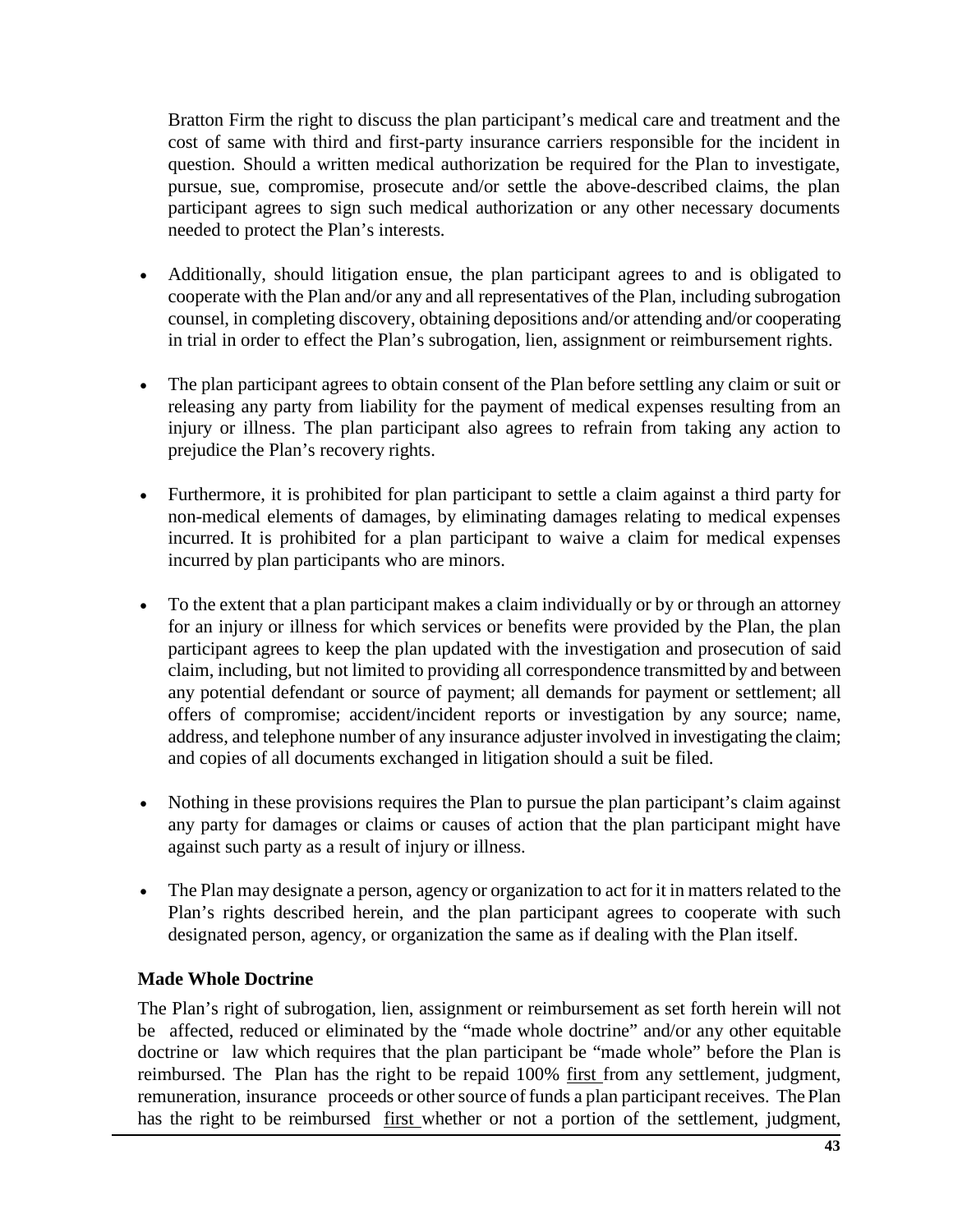Bratton Firm the right to discuss the plan participant's medical care and treatment and the cost of same with third and first-party insurance carriers responsible for the incident in question. Should a written medical authorization be required for the Plan to investigate, pursue, sue, compromise, prosecute and/or settle the above-described claims, the plan participant agrees to sign such medical authorization or any other necessary documents needed to protect the Plan's interests.

- Additionally, should litigation ensue, the plan participant agrees to and is obligated to cooperate with the Plan and/or any and all representatives of the Plan, including subrogation counsel, in completing discovery, obtaining depositions and/or attending and/or cooperating in trial in order to effect the Plan's subrogation, lien, assignment or reimbursement rights.

- The plan participant agrees to obtain consent of the Plan before settling any claim or suit or releasing any party from liability for the payment of medical expenses resulting from an injury or illness. The plan participant also agrees to refrain from taking any action to prejudice the Plan's recovery rights.

- Furthermore, it is prohibited for plan participant to settle a claim against a third party for non-medical elements of damages, by eliminating damages relating to medical expenses incurred. It is prohibited for a plan participant to waive a claim for medical expenses incurred by plan participants who are minors.

- To the extent that a plan participant makes a claim individually or by or through an attorney for an injury or illness for which services or benefits were provided by the Plan, the plan participant agrees to keep the plan updated with the investigation and prosecution of said claim, including, but not limited to providing all correspondence transmitted by and between any potential defendant or source of payment; all demands for payment or settlement; all offers of compromise; accident/incident reports or investigation by any source; name, address, and telephone number of any insurance adjuster involved in investigating the claim; and copies of all documents exchanged in litigation should a suit be filed.

- Nothing in these provisions requires the Plan to pursue the plan participant's claim against any party for damages or claims or causes of action that the plan participant might have against such party as a result of injury or illness.

- The Plan may designate a person, agency or organization to act for it in matters related to the Plan's rights described herein, and the plan participant agrees to cooperate with such designated person, agency, or organization the same as if dealing with the Plan itself.

**Made Whole Doctrine**

The Plan's right of subrogation, lien, assignment or reimbursement as set forth herein will not be affected, reduced or eliminated by the "made whole doctrine" and/or any other equitable doctrine or law which requires that the plan participant be "made whole" before the Plan is reimbursed. The Plan has the right to be repaid 100% <u>first</u> from any settlement, judgment, remuneration, insurance proceeds or other source of funds a plan participant receives. The Plan has the right to be reimbursed <u>first</u> whether or not a portion of the settlement, judgment,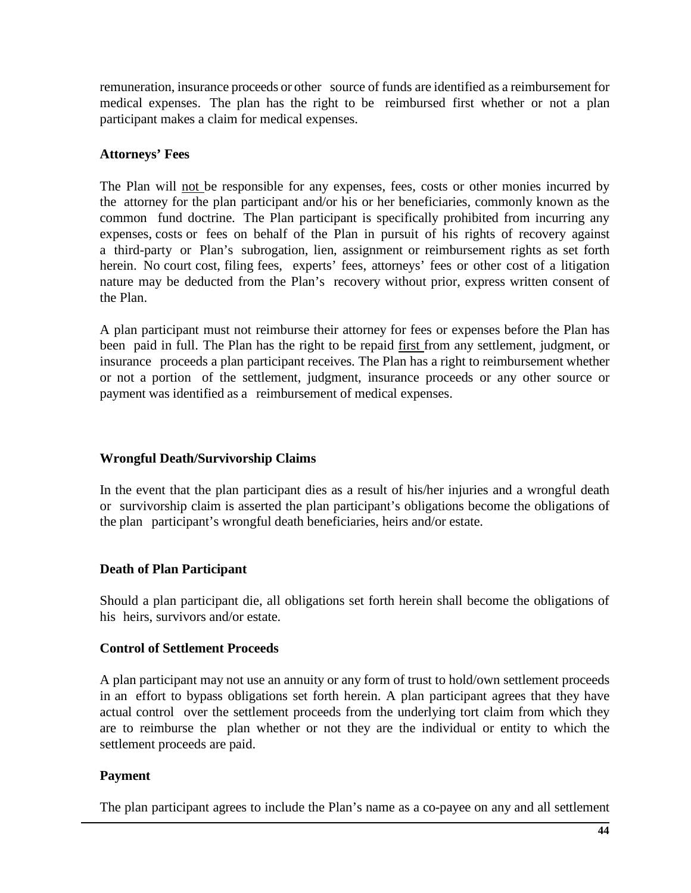remuneration, insurance proceeds or other source of funds are identified as a reimbursement for medical expenses. The plan has the right to be reimbursed first whether or not a plan participant makes a claim for medical expenses.

**Attorneys' Fees**

The Plan will not be responsible for any expenses, fees, costs or other monies incurred by the attorney for the plan participant and/or his or her beneficiaries, commonly known as the common fund doctrine. The Plan participant is specifically prohibited from incurring any expenses, costs or fees on behalf of the Plan in pursuit of his rights of recovery against a third-party or Plan's subrogation, lien, assignment or reimbursement rights as set forth herein. No court cost, filing fees, experts' fees, attorneys' fees or other cost of a litigation nature may be deducted from the Plan's recovery without prior, express written consent of the Plan.

A plan participant must not reimburse their attorney for fees or expenses before the Plan has been paid in full. The Plan has the right to be repaid first from any settlement, judgment, or insurance proceeds a plan participant receives. The Plan has a right to reimbursement whether or not a portion of the settlement, judgment, insurance proceeds or any other source or payment was identified as a reimbursement of medical expenses.

**Wrongful Death/Survivorship Claims**

In the event that the plan participant dies as a result of his/her injuries and a wrongful death or survivorship claim is asserted the plan participant's obligations become the obligations of the plan participant's wrongful death beneficiaries, heirs and/or estate.

**Death of Plan Participant**

Should a plan participant die, all obligations set forth herein shall become the obligations of his heirs, survivors and/or estate.

**Control of Settlement Proceeds**

A plan participant may not use an annuity or any form of trust to hold/own settlement proceeds in an effort to bypass obligations set forth herein. A plan participant agrees that they have actual control over the settlement proceeds from the underlying tort claim from which they are to reimburse the plan whether or not they are the individual or entity to which the settlement proceeds are paid.

**Payment**

The plan participant agrees to include the Plan's name as a co-payee on any and all settlement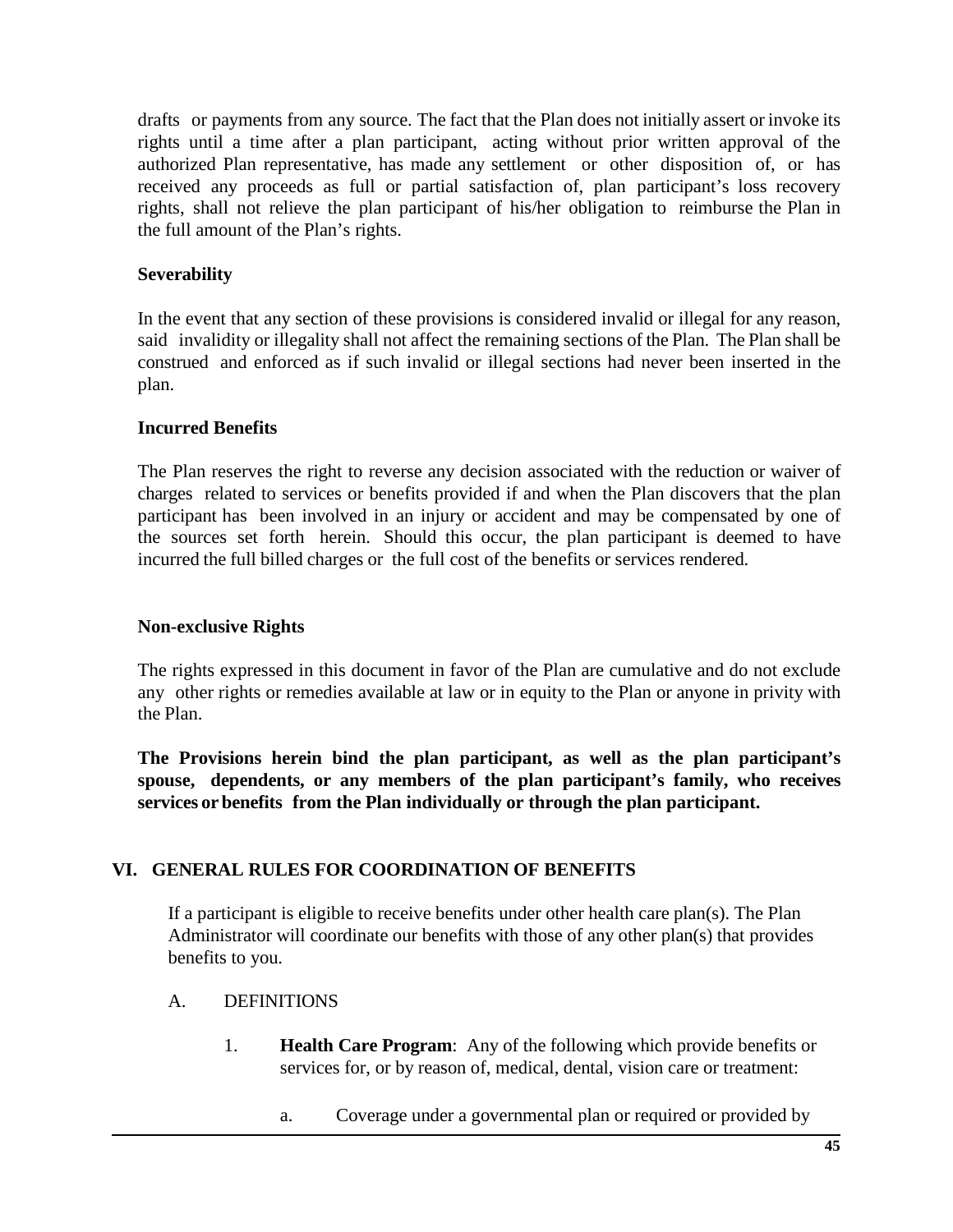drafts or payments from any source. The fact that the Plan does not initially assert or invoke its rights until a time after a plan participant, acting without prior written approval of the authorized Plan representative, has made any settlement or other disposition of, or has received any proceeds as full or partial satisfaction of, plan participant's loss recovery rights, shall not relieve the plan participant of his/her obligation to reimburse the Plan in the full amount of the Plan's rights.

**Severability**

In the event that any section of these provisions is considered invalid or illegal for any reason, said invalidity or illegality shall not affect the remaining sections of the Plan. The Plan shall be construed and enforced as if such invalid or illegal sections had never been inserted in the plan.

**Incurred Benefits**

The Plan reserves the right to reverse any decision associated with the reduction or waiver of charges related to services or benefits provided if and when the Plan discovers that the plan participant has been involved in an injury or accident and may be compensated by one of the sources set forth herein. Should this occur, the plan participant is deemed to have incurred the full billed charges or the full cost of the benefits or services rendered.

**Non-exclusive Rights**

The rights expressed in this document in favor of the Plan are cumulative and do not exclude any other rights or remedies available at law or in equity to the Plan or anyone in privity with the Plan.

**The Provisions herein bind the plan participant, as well as the plan participant's spouse, dependents, or any members of the plan participant's family, who receives services or benefits from the Plan individually or through the plan participant.**

## VI. GENERAL RULES FOR COORDINATION OF BENEFITS

If a participant is eligible to receive benefits under other health care plan(s). The Plan Administrator will coordinate our benefits with those of any other plan(s) that provides benefits to you.

A. DEFINITIONS

1. **Health Care Program**: Any of the following which provide benefits or services for, or by reason of, medical, dental, vision care or treatment:

   a. Coverage under a governmental plan or required or provided by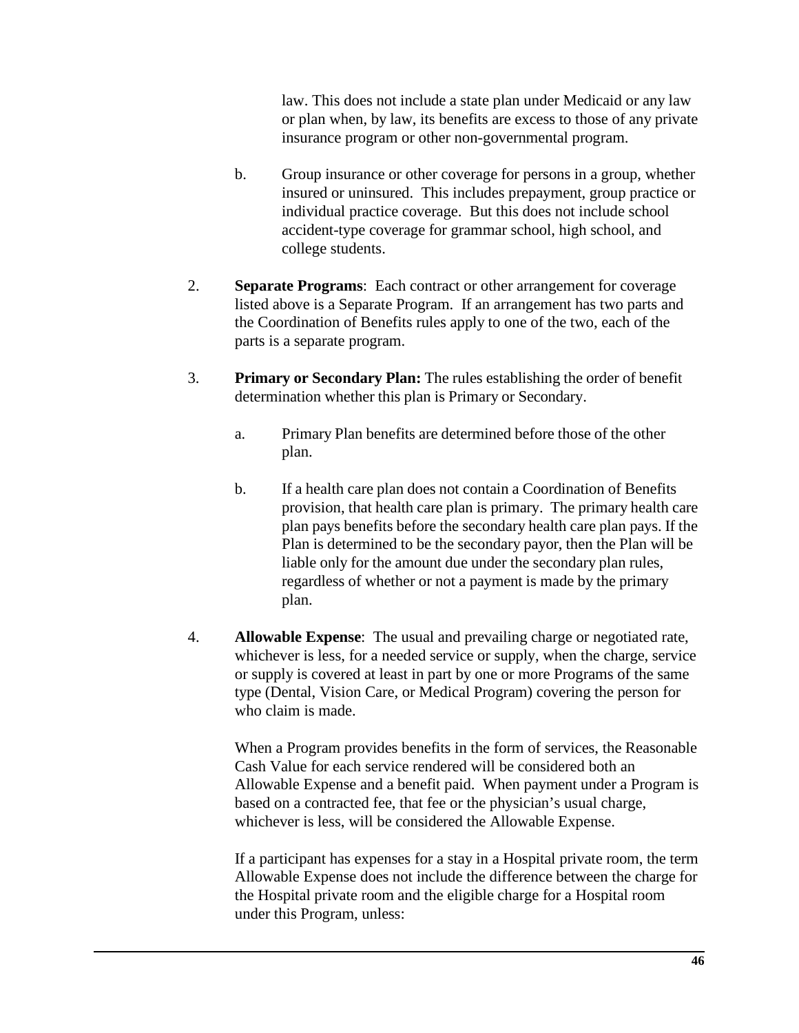law. This does not include a state plan under Medicaid or any law or plan when, by law, its benefits are excess to those of any private insurance program or other non-governmental program.

b. Group insurance or other coverage for persons in a group, whether insured or uninsured. This includes prepayment, group practice or individual practice coverage. But this does not include school accident-type coverage for grammar school, high school, and college students.

2. **Separate Programs**: Each contract or other arrangement for coverage listed above is a Separate Program. If an arrangement has two parts and the Coordination of Benefits rules apply to one of the two, each of the parts is a separate program.

3. **Primary or Secondary Plan:** The rules establishing the order of benefit determination whether this plan is Primary or Secondary.

   a. Primary Plan benefits are determined before those of the other plan.

   b. If a health care plan does not contain a Coordination of Benefits provision, that health care plan is primary. The primary health care plan pays benefits before the secondary health care plan pays. If the Plan is determined to be the secondary payor, then the Plan will be liable only for the amount due under the secondary plan rules, regardless of whether or not a payment is made by the primary plan.

4. **Allowable Expense**: The usual and prevailing charge or negotiated rate, whichever is less, for a needed service or supply, when the charge, service or supply is covered at least in part by one or more Programs of the same type (Dental, Vision Care, or Medical Program) covering the person for who claim is made.

   When a Program provides benefits in the form of services, the Reasonable Cash Value for each service rendered will be considered both an Allowable Expense and a benefit paid. When payment under a Program is based on a contracted fee, that fee or the physician's usual charge, whichever is less, will be considered the Allowable Expense.

   If a participant has expenses for a stay in a Hospital private room, the term Allowable Expense does not include the difference between the charge for the Hospital private room and the eligible charge for a Hospital room under this Program, unless: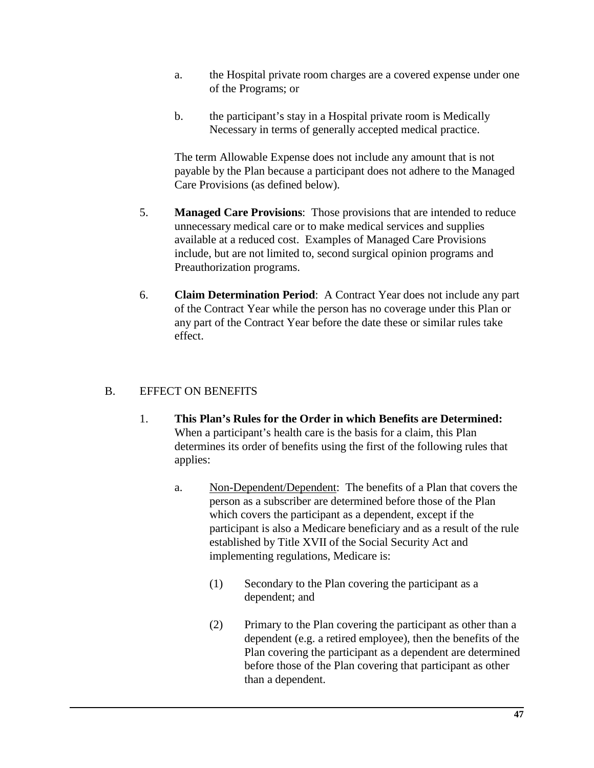a. the Hospital private room charges are a covered expense under one of the Programs; or

b. the participant's stay in a Hospital private room is Medically Necessary in terms of generally accepted medical practice.

The term Allowable Expense does not include any amount that is not payable by the Plan because a participant does not adhere to the Managed Care Provisions (as defined below).

5. **Managed Care Provisions**: Those provisions that are intended to reduce unnecessary medical care or to make medical services and supplies available at a reduced cost. Examples of Managed Care Provisions include, but are not limited to, second surgical opinion programs and Preauthorization programs.

6. **Claim Determination Period**: A Contract Year does not include any part of the Contract Year while the person has no coverage under this Plan or any part of the Contract Year before the date these or similar rules take effect.

## B. EFFECT ON BENEFITS

1. **This Plan's Rules for the Order in which Benefits are Determined:** When a participant's health care is the basis for a claim, this Plan determines its order of benefits using the first of the following rules that applies:

   a. Non-Dependent/Dependent: The benefits of a Plan that covers the person as a subscriber are determined before those of the Plan which covers the participant as a dependent, except if the participant is also a Medicare beneficiary and as a result of the rule established by Title XVII of the Social Security Act and implementing regulations, Medicare is:

      (1) Secondary to the Plan covering the participant as a dependent; and

      (2) Primary to the Plan covering the participant as other than a dependent (e.g. a retired employee), then the benefits of the Plan covering the participant as a dependent are determined before those of the Plan covering that participant as other than a dependent.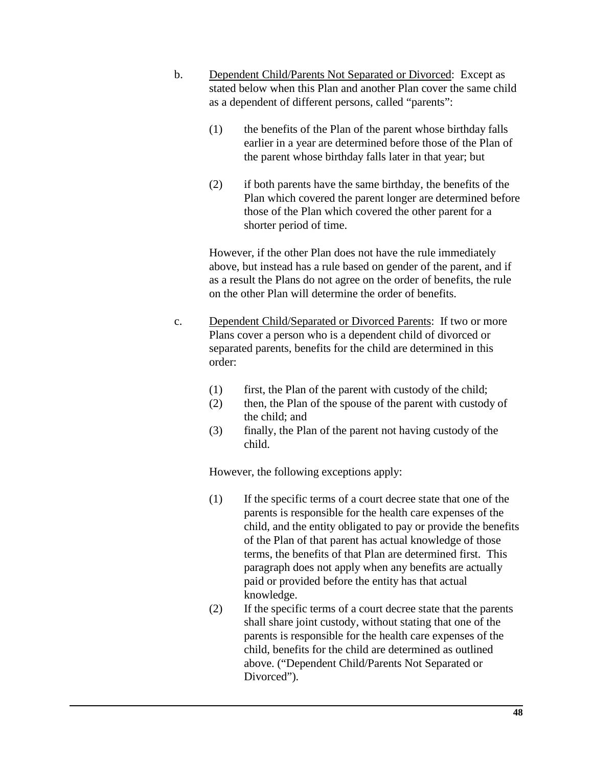b. Dependent Child/Parents Not Separated or Divorced: Except as stated below when this Plan and another Plan cover the same child as a dependent of different persons, called "parents":

   (1) the benefits of the Plan of the parent whose birthday falls earlier in a year are determined before those of the Plan of the parent whose birthday falls later in that year; but

   (2) if both parents have the same birthday, the benefits of the Plan which covered the parent longer are determined before those of the Plan which covered the other parent for a shorter period of time.

   However, if the other Plan does not have the rule immediately above, but instead has a rule based on gender of the parent, and if as a result the Plans do not agree on the order of benefits, the rule on the other Plan will determine the order of benefits.

c. Dependent Child/Separated or Divorced Parents: If two or more Plans cover a person who is a dependent child of divorced or separated parents, benefits for the child are determined in this order:

   (1) first, the Plan of the parent with custody of the child;
   (2) then, the Plan of the spouse of the parent with custody of the child; and
   (3) finally, the Plan of the parent not having custody of the child.

   However, the following exceptions apply:

   (1) If the specific terms of a court decree state that one of the parents is responsible for the health care expenses of the child, and the entity obligated to pay or provide the benefits of the Plan of that parent has actual knowledge of those terms, the benefits of that Plan are determined first. This paragraph does not apply when any benefits are actually paid or provided before the entity has that actual knowledge.
   (2) If the specific terms of a court decree state that the parents shall share joint custody, without stating that one of the parents is responsible for the health care expenses of the child, benefits for the child are determined as outlined above. ("Dependent Child/Parents Not Separated or Divorced").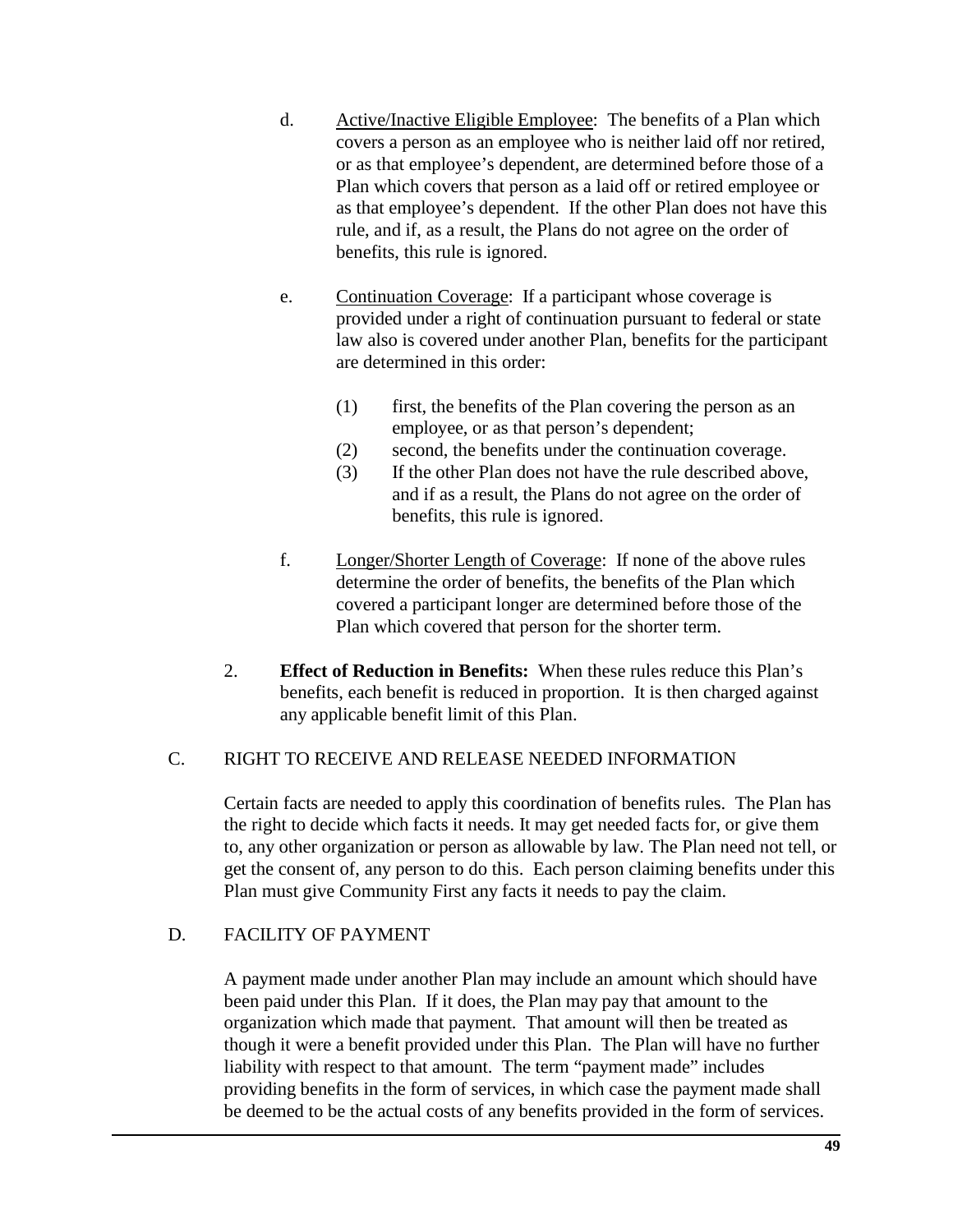d. Active/Inactive Eligible Employee: The benefits of a Plan which covers a person as an employee who is neither laid off nor retired, or as that employee's dependent, are determined before those of a Plan which covers that person as a laid off or retired employee or as that employee's dependent. If the other Plan does not have this rule, and if, as a result, the Plans do not agree on the order of benefits, this rule is ignored.

e. Continuation Coverage: If a participant whose coverage is provided under a right of continuation pursuant to federal or state law also is covered under another Plan, benefits for the participant are determined in this order:

   (1) first, the benefits of the Plan covering the person as an employee, or as that person's dependent;
   (2) second, the benefits under the continuation coverage.
   (3) If the other Plan does not have the rule described above, and if as a result, the Plans do not agree on the order of benefits, this rule is ignored.

f. Longer/Shorter Length of Coverage: If none of the above rules determine the order of benefits, the benefits of the Plan which covered a participant longer are determined before those of the Plan which covered that person for the shorter term.

2. **Effect of Reduction in Benefits:** When these rules reduce this Plan's benefits, each benefit is reduced in proportion. It is then charged against any applicable benefit limit of this Plan.

## C. RIGHT TO RECEIVE AND RELEASE NEEDED INFORMATION

Certain facts are needed to apply this coordination of benefits rules. The Plan has the right to decide which facts it needs. It may get needed facts for, or give them to, any other organization or person as allowable by law. The Plan need not tell, or get the consent of, any person to do this. Each person claiming benefits under this Plan must give Community First any facts it needs to pay the claim.

## D. FACILITY OF PAYMENT

A payment made under another Plan may include an amount which should have been paid under this Plan. If it does, the Plan may pay that amount to the organization which made that payment. That amount will then be treated as though it were a benefit provided under this Plan. The Plan will have no further liability with respect to that amount. The term "payment made" includes providing benefits in the form of services, in which case the payment made shall be deemed to be the actual costs of any benefits provided in the form of services.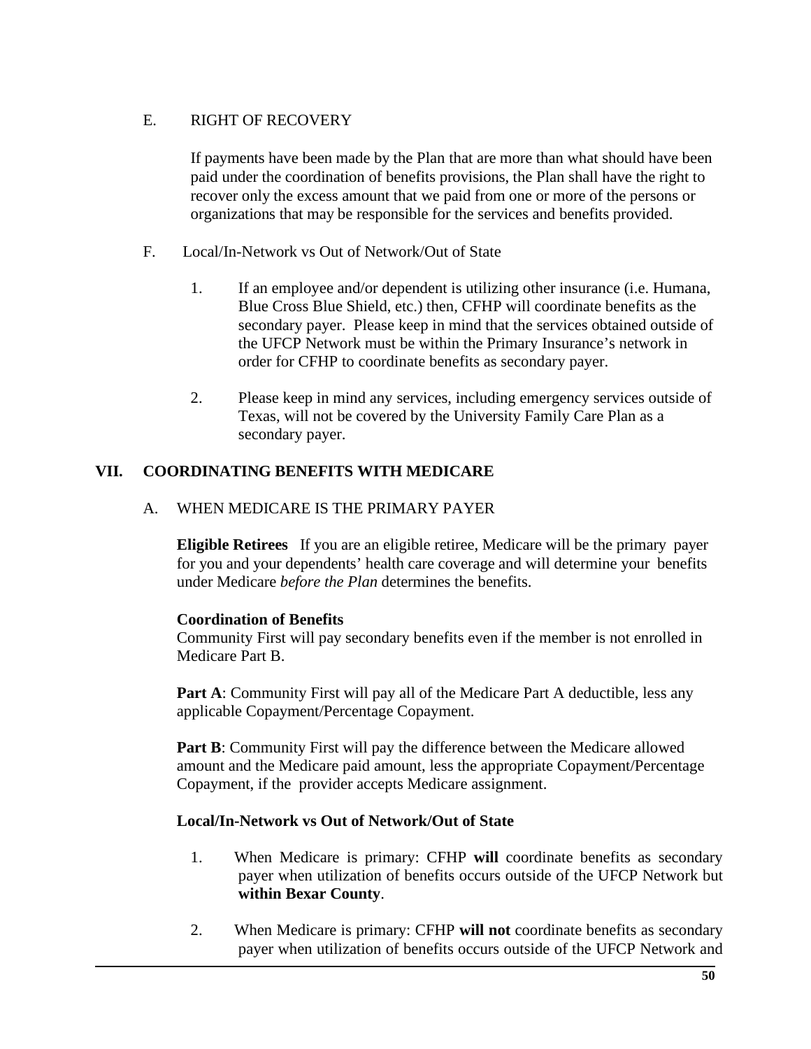E. RIGHT OF RECOVERY

If payments have been made by the Plan that are more than what should have been paid under the coordination of benefits provisions, the Plan shall have the right to recover only the excess amount that we paid from one or more of the persons or organizations that may be responsible for the services and benefits provided.

F. Local/In-Network vs Out of Network/Out of State

1. If an employee and/or dependent is utilizing other insurance (i.e. Humana, Blue Cross Blue Shield, etc.) then, CFHP will coordinate benefits as the secondary payer. Please keep in mind that the services obtained outside of the UFCP Network must be within the Primary Insurance's network in order for CFHP to coordinate benefits as secondary payer.

2. Please keep in mind any services, including emergency services outside of Texas, will not be covered by the University Family Care Plan as a secondary payer.

## VII. COORDINATING BENEFITS WITH MEDICARE

A. WHEN MEDICARE IS THE PRIMARY PAYER

**Eligible Retirees** If you are an eligible retiree, Medicare will be the primary payer for you and your dependents' health care coverage and will determine your benefits under Medicare *before the Plan* determines the benefits.

**Coordination of Benefits**
Community First will pay secondary benefits even if the member is not enrolled in Medicare Part B.

**Part A**: Community First will pay all of the Medicare Part A deductible, less any applicable Copayment/Percentage Copayment.

**Part B**: Community First will pay the difference between the Medicare allowed amount and the Medicare paid amount, less the appropriate Copayment/Percentage Copayment, if the provider accepts Medicare assignment.

**Local/In-Network vs Out of Network/Out of State**

1. When Medicare is primary: CFHP **will** coordinate benefits as secondary payer when utilization of benefits occurs outside of the UFCP Network but **within Bexar County**.

2. When Medicare is primary: CFHP **will not** coordinate benefits as secondary payer when utilization of benefits occurs outside of the UFCP Network and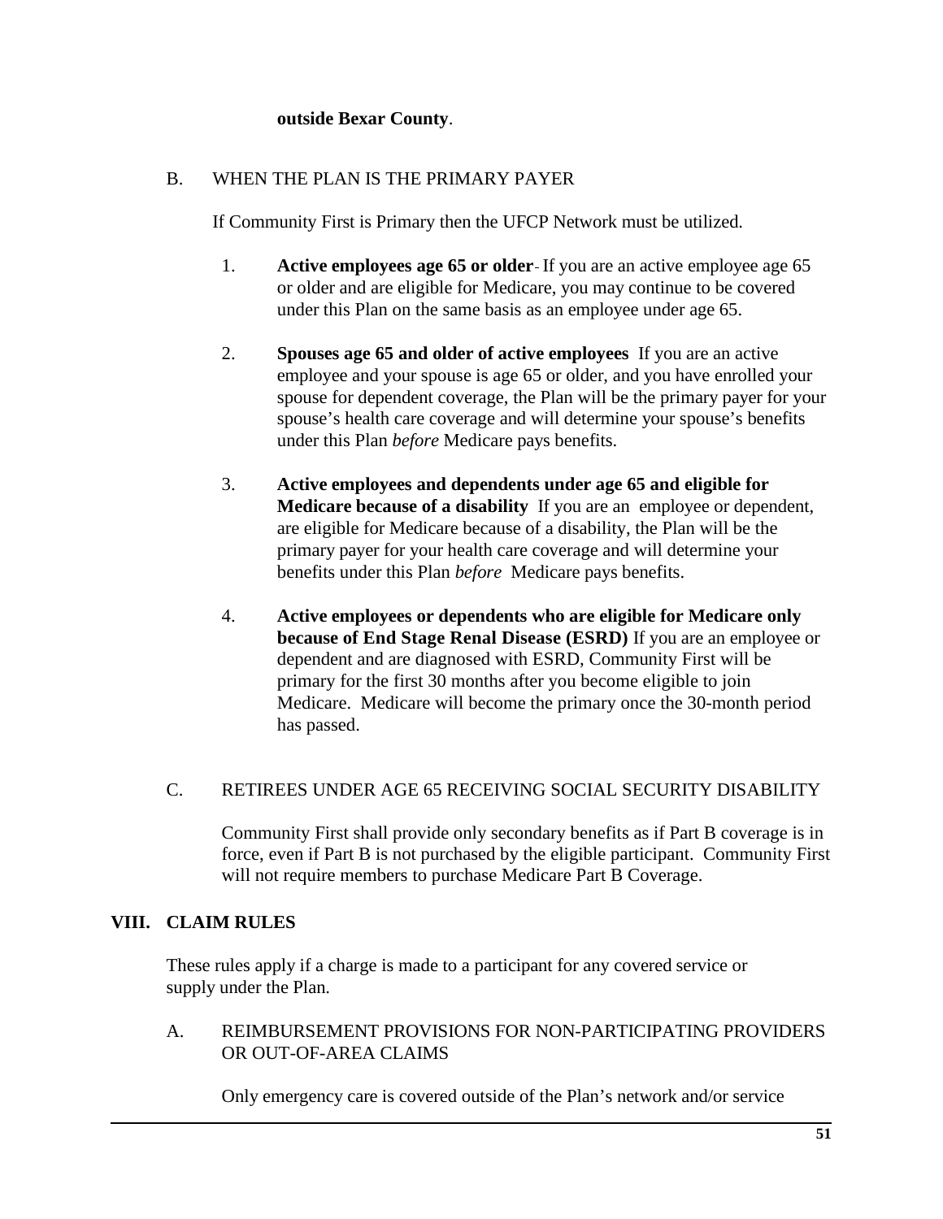**outside Bexar County**.

B. WHEN THE PLAN IS THE PRIMARY PAYER

If Community First is Primary then the UFCP Network must be utilized.

1. **Active employees age 65 or older**- If you are an active employee age 65 or older and are eligible for Medicare, you may continue to be covered under this Plan on the same basis as an employee under age 65.

2. **Spouses age 65 and older of active employees** If you are an active employee and your spouse is age 65 or older, and you have enrolled your spouse for dependent coverage, the Plan will be the primary payer for your spouse's health care coverage and will determine your spouse's benefits under this Plan *before* Medicare pays benefits.

3. **Active employees and dependents under age 65 and eligible for Medicare because of a disability** If you are an employee or dependent, are eligible for Medicare because of a disability, the Plan will be the primary payer for your health care coverage and will determine your benefits under this Plan *before* Medicare pays benefits.

4. **Active employees or dependents who are eligible for Medicare only because of End Stage Renal Disease (ESRD)** If you are an employee or dependent and are diagnosed with ESRD, Community First will be primary for the first 30 months after you become eligible to join Medicare. Medicare will become the primary once the 30-month period has passed.

C. RETIREES UNDER AGE 65 RECEIVING SOCIAL SECURITY DISABILITY

Community First shall provide only secondary benefits as if Part B coverage is in force, even if Part B is not purchased by the eligible participant. Community First will not require members to purchase Medicare Part B Coverage.

## VIII. CLAIM RULES

These rules apply if a charge is made to a participant for any covered service or supply under the Plan.

A. REIMBURSEMENT PROVISIONS FOR NON-PARTICIPATING PROVIDERS OR OUT-OF-AREA CLAIMS

Only emergency care is covered outside of the Plan's network and/or service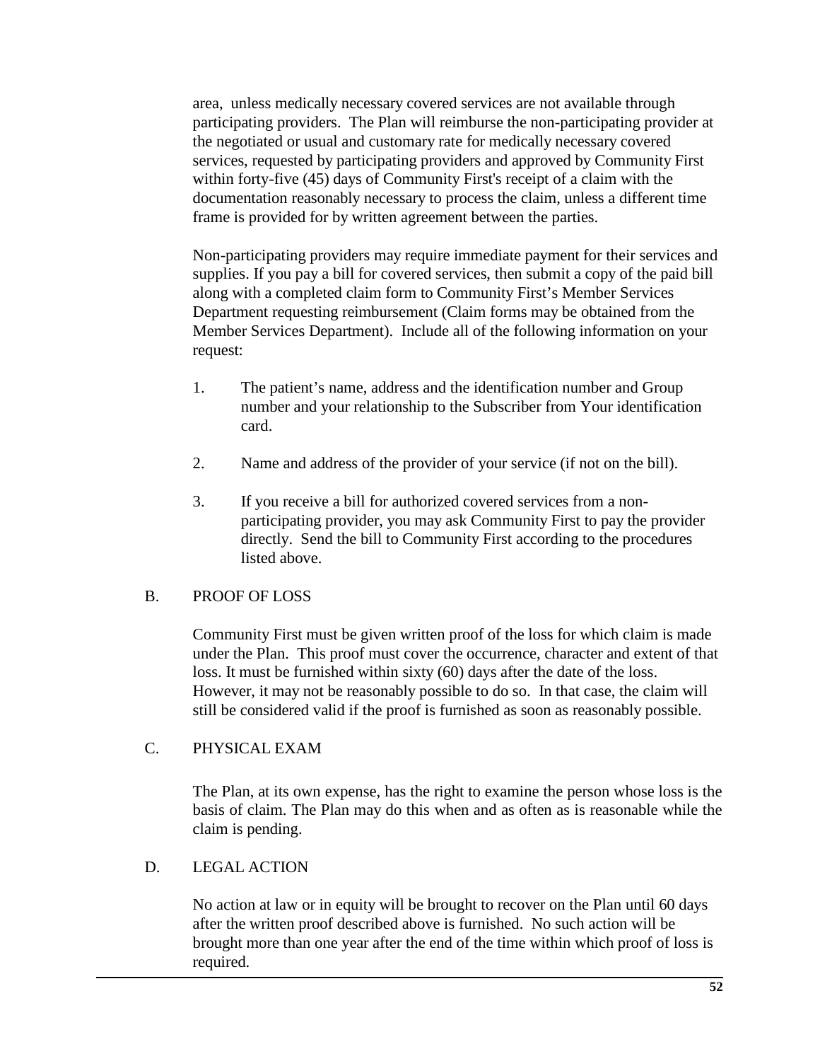area, unless medically necessary covered services are not available through participating providers. The Plan will reimburse the non-participating provider at the negotiated or usual and customary rate for medically necessary covered services, requested by participating providers and approved by Community First within forty-five (45) days of Community First's receipt of a claim with the documentation reasonably necessary to process the claim, unless a different time frame is provided for by written agreement between the parties.

Non-participating providers may require immediate payment for their services and supplies. If you pay a bill for covered services, then submit a copy of the paid bill along with a completed claim form to Community First's Member Services Department requesting reimbursement (Claim forms may be obtained from the Member Services Department). Include all of the following information on your request:

1. The patient's name, address and the identification number and Group number and your relationship to the Subscriber from Your identification card.

2. Name and address of the provider of your service (if not on the bill).

3. If you receive a bill for authorized covered services from a non-participating provider, you may ask Community First to pay the provider directly. Send the bill to Community First according to the procedures listed above.

## B. PROOF OF LOSS

Community First must be given written proof of the loss for which claim is made under the Plan. This proof must cover the occurrence, character and extent of that loss. It must be furnished within sixty (60) days after the date of the loss. However, it may not be reasonably possible to do so. In that case, the claim will still be considered valid if the proof is furnished as soon as reasonably possible.

## C. PHYSICAL EXAM

The Plan, at its own expense, has the right to examine the person whose loss is the basis of claim. The Plan may do this when and as often as is reasonable while the claim is pending.

## D. LEGAL ACTION

No action at law or in equity will be brought to recover on the Plan until 60 days after the written proof described above is furnished. No such action will be brought more than one year after the end of the time within which proof of loss is required.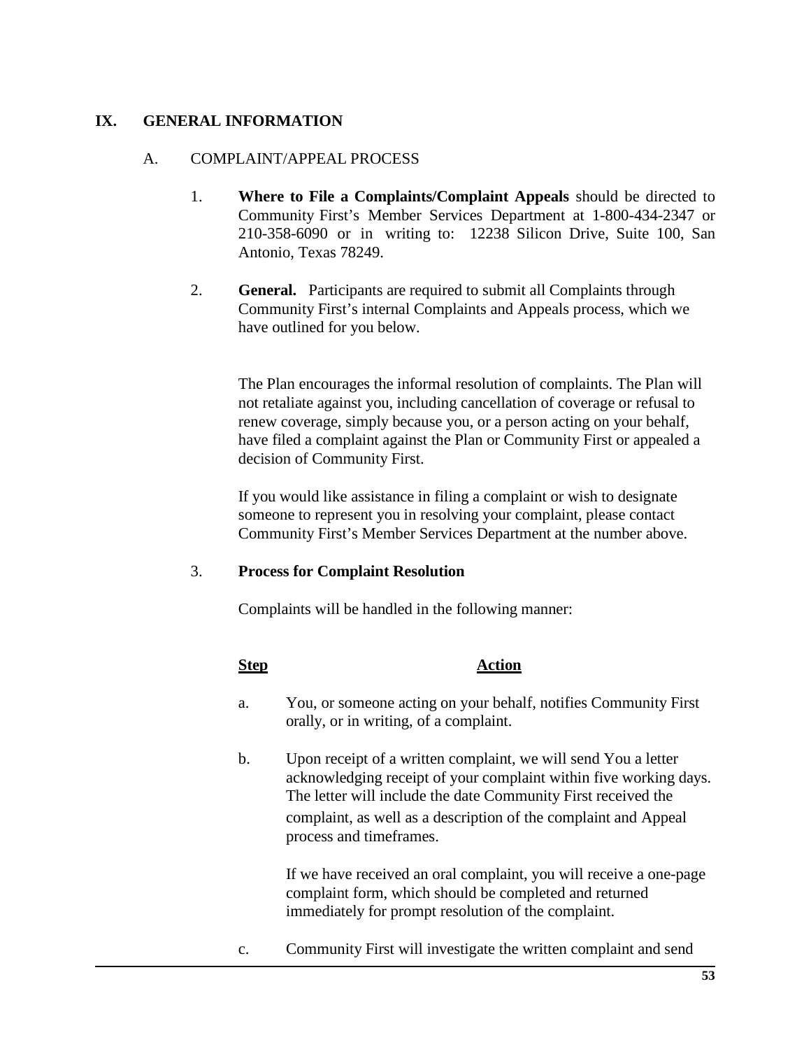## IX. GENERAL INFORMATION

### A. COMPLAINT/APPEAL PROCESS

1. **Where to File a Complaints/Complaint Appeals** should be directed to Community First's Member Services Department at 1-800-434-2347 or 210-358-6090 or in writing to: 12238 Silicon Drive, Suite 100, San Antonio, Texas 78249.

2. **General.** Participants are required to submit all Complaints through Community First's internal Complaints and Appeals process, which we have outlined for you below.

   The Plan encourages the informal resolution of complaints. The Plan will not retaliate against you, including cancellation of coverage or refusal to renew coverage, simply because you, or a person acting on your behalf, have filed a complaint against the Plan or Community First or appealed a decision of Community First.

   If you would like assistance in filing a complaint or wish to designate someone to represent you in resolving your complaint, please contact Community First's Member Services Department at the number above.

3. **Process for Complaint Resolution**

   Complaints will be handled in the following manner:

   | Step | Action |
   |---|---|
   | a. | You, or someone acting on your behalf, notifies Community First orally, or in writing, of a complaint. |
   | b. | Upon receipt of a written complaint, we will send You a letter acknowledging receipt of your complaint within five working days. The letter will include the date Community First received the complaint, as well as a description of the complaint and Appeal process and timeframes.<br><br>If we have received an oral complaint, you will receive a one-page complaint form, which should be completed and returned immediately for prompt resolution of the complaint. |
   | c. | Community First will investigate the written complaint and send |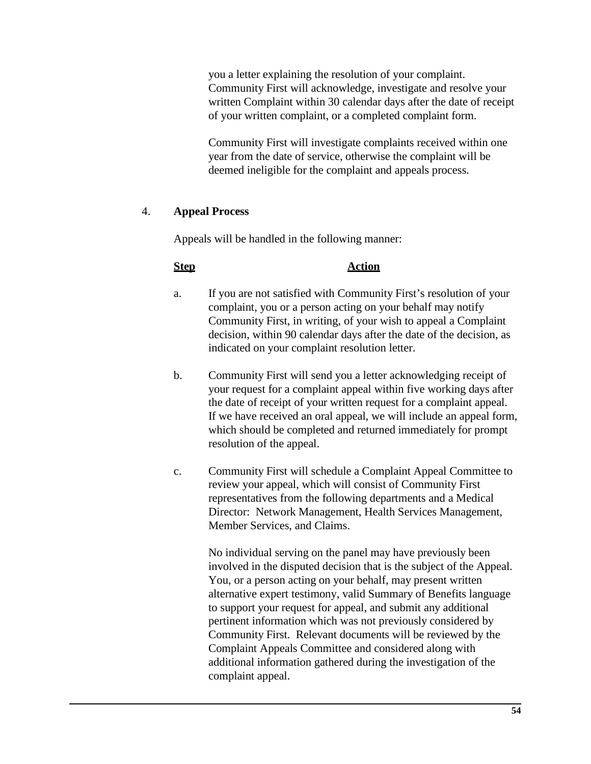you a letter explaining the resolution of your complaint. Community First will acknowledge, investigate and resolve your written Complaint within 30 calendar days after the date of receipt of your written complaint, or a completed complaint form.

Community First will investigate complaints received within one year from the date of service, otherwise the complaint will be deemed ineligible for the complaint and appeals process.

4. **Appeal Process**

Appeals will be handled in the following manner:

| **Step** | **Action** |
|---|---|
| a. | If you are not satisfied with Community First's resolution of your complaint, you or a person acting on your behalf may notify Community First, in writing, of your wish to appeal a Complaint decision, within 90 calendar days after the date of the decision, as indicated on your complaint resolution letter. |
| b. | Community First will send you a letter acknowledging receipt of your request for a complaint appeal within five working days after the date of receipt of your written request for a complaint appeal. If we have received an oral appeal, we will include an appeal form, which should be completed and returned immediately for prompt resolution of the appeal. |
| c. | Community First will schedule a Complaint Appeal Committee to review your appeal, which will consist of Community First representatives from the following departments and a Medical Director: Network Management, Health Services Management, Member Services, and Claims. |

No individual serving on the panel may have previously been involved in the disputed decision that is the subject of the Appeal. You, or a person acting on your behalf, may present written alternative expert testimony, valid Summary of Benefits language to support your request for appeal, and submit any additional pertinent information which was not previously considered by Community First. Relevant documents will be reviewed by the Complaint Appeals Committee and considered along with additional information gathered during the investigation of the complaint appeal.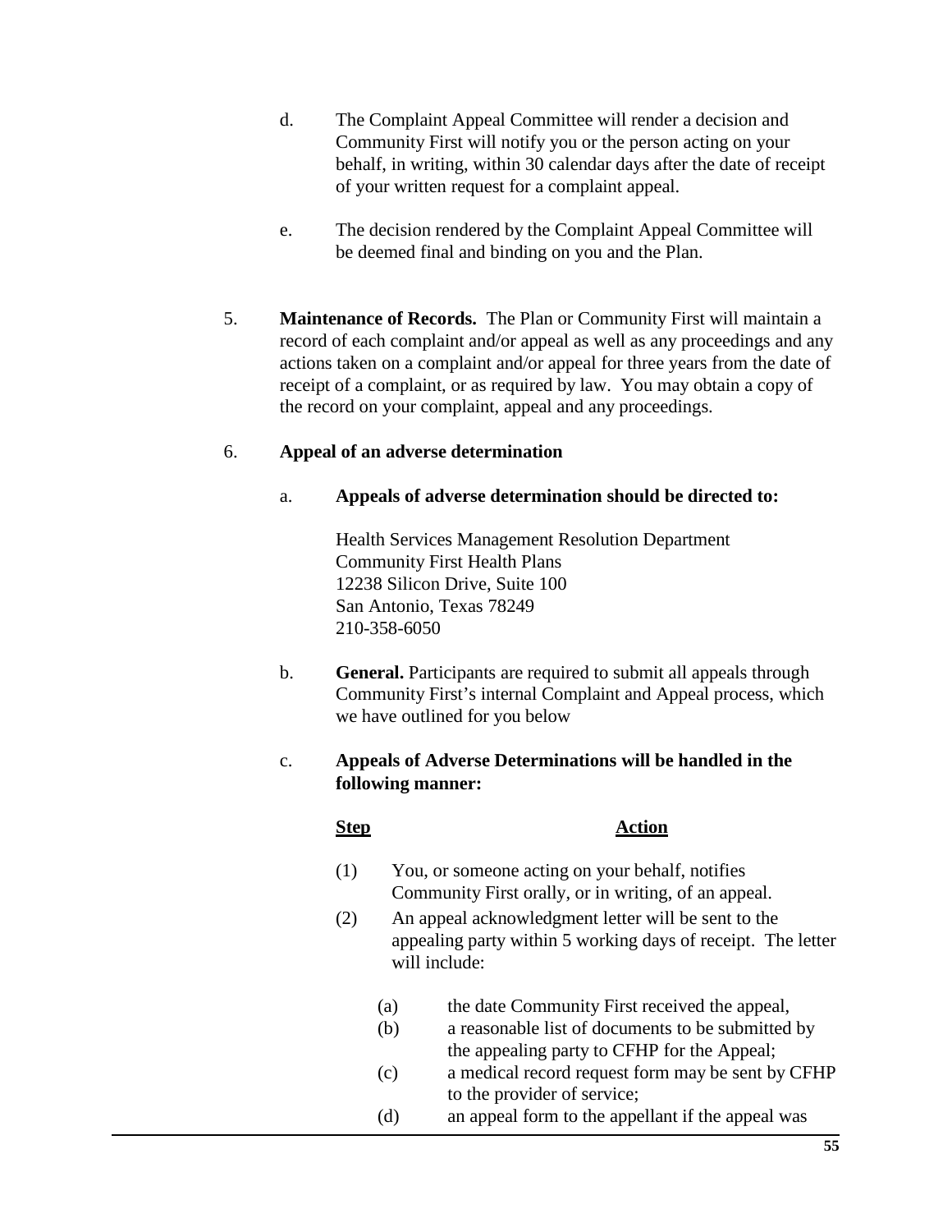d. The Complaint Appeal Committee will render a decision and Community First will notify you or the person acting on your behalf, in writing, within 30 calendar days after the date of receipt of your written request for a complaint appeal.

e. The decision rendered by the Complaint Appeal Committee will be deemed final and binding on you and the Plan.

5. **Maintenance of Records.** The Plan or Community First will maintain a record of each complaint and/or appeal as well as any proceedings and any actions taken on a complaint and/or appeal for three years from the date of receipt of a complaint, or as required by law. You may obtain a copy of the record on your complaint, appeal and any proceedings.

6. **Appeal of an adverse determination**

   a. **Appeals of adverse determination should be directed to:**

      Health Services Management Resolution Department
      Community First Health Plans
      12238 Silicon Drive, Suite 100
      San Antonio, Texas 78249
      210-358-6050

   b. **General.** Participants are required to submit all appeals through Community First's internal Complaint and Appeal process, which we have outlined for you below

   c. **Appeals of Adverse Determinations will be handled in the following manner:**

      **<u>Step</u>** — **<u>Action</u>**

      (1) You, or someone acting on your behalf, notifies Community First orally, or in writing, of an appeal.

      (2) An appeal acknowledgment letter will be sent to the appealing party within 5 working days of receipt. The letter will include:

         (a) the date Community First received the appeal,
         (b) a reasonable list of documents to be submitted by the appealing party to CFHP for the Appeal;
         (c) a medical record request form may be sent by CFHP to the provider of service;
         (d) an appeal form to the appellant if the appeal was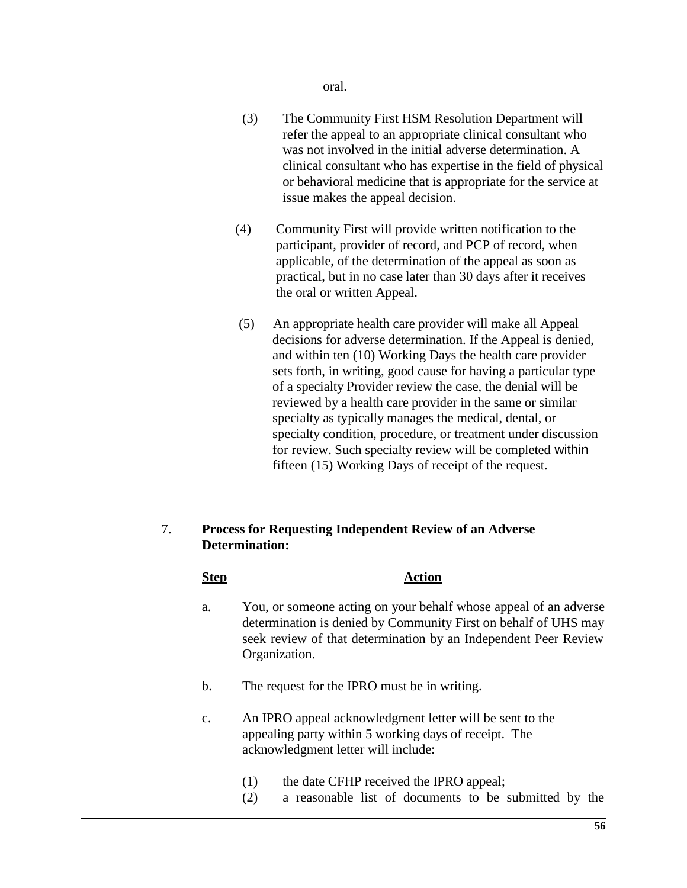oral.

(3) The Community First HSM Resolution Department will refer the appeal to an appropriate clinical consultant who was not involved in the initial adverse determination. A clinical consultant who has expertise in the field of physical or behavioral medicine that is appropriate for the service at issue makes the appeal decision.

(4) Community First will provide written notification to the participant, provider of record, and PCP of record, when applicable, of the determination of the appeal as soon as practical, but in no case later than 30 days after it receives the oral or written Appeal.

(5) An appropriate health care provider will make all Appeal decisions for adverse determination. If the Appeal is denied, and within ten (10) Working Days the health care provider sets forth, in writing, good cause for having a particular type of a specialty Provider review the case, the denial will be reviewed by a health care provider in the same or similar specialty as typically manages the medical, dental, or specialty condition, procedure, or treatment under discussion for review. Such specialty review will be completed within fifteen (15) Working Days of receipt of the request.

7. **Process for Requesting Independent Review of an Adverse Determination:**

| **Step** | **Action** |
|---|---|
| a. | You, or someone acting on your behalf whose appeal of an adverse determination is denied by Community First on behalf of UHS may seek review of that determination by an Independent Peer Review Organization. |
| b. | The request for the IPRO must be in writing. |
| c. | An IPRO appeal acknowledgment letter will be sent to the appealing party within 5 working days of receipt. The acknowledgment letter will include:<br><br>(1) the date CFHP received the IPRO appeal;<br>(2) a reasonable list of documents to be submitted by the |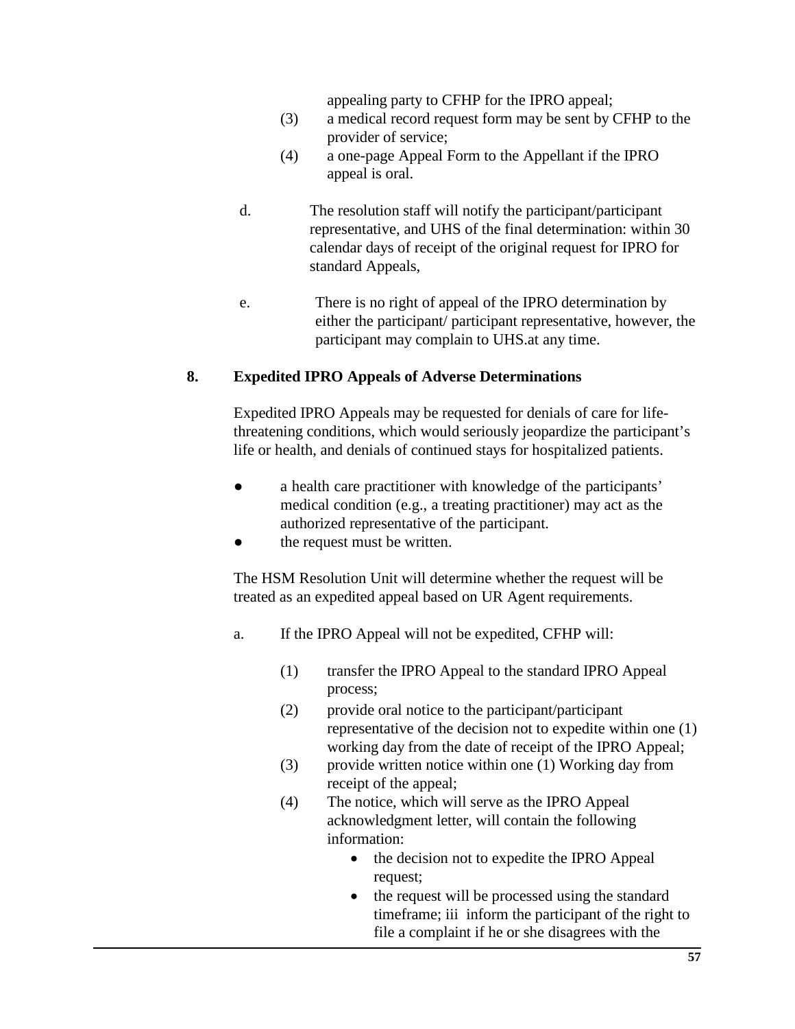appealing party to CFHP for the IPRO appeal;

(3) a medical record request form may be sent by CFHP to the provider of service;

(4) a one-page Appeal Form to the Appellant if the IPRO appeal is oral.

d. The resolution staff will notify the participant/participant representative, and UHS of the final determination: within 30 calendar days of receipt of the original request for IPRO for standard Appeals,

e. There is no right of appeal of the IPRO determination by either the participant/ participant representative, however, the participant may complain to UHS.at any time.

**8. Expedited IPRO Appeals of Adverse Determinations**

Expedited IPRO Appeals may be requested for denials of care for life-threatening conditions, which would seriously jeopardize the participant's life or health, and denials of continued stays for hospitalized patients.

- a health care practitioner with knowledge of the participants' medical condition (e.g., a treating practitioner) may act as the authorized representative of the participant.
- the request must be written.

The HSM Resolution Unit will determine whether the request will be treated as an expedited appeal based on UR Agent requirements.

a. If the IPRO Appeal will not be expedited, CFHP will:

(1) transfer the IPRO Appeal to the standard IPRO Appeal process;

(2) provide oral notice to the participant/participant representative of the decision not to expedite within one (1) working day from the date of receipt of the IPRO Appeal;

(3) provide written notice within one (1) Working day from receipt of the appeal;

(4) The notice, which will serve as the IPRO Appeal acknowledgment letter, will contain the following information:

- the decision not to expedite the IPRO Appeal request;
- the request will be processed using the standard timeframe; iii inform the participant of the right to file a complaint if he or she disagrees with the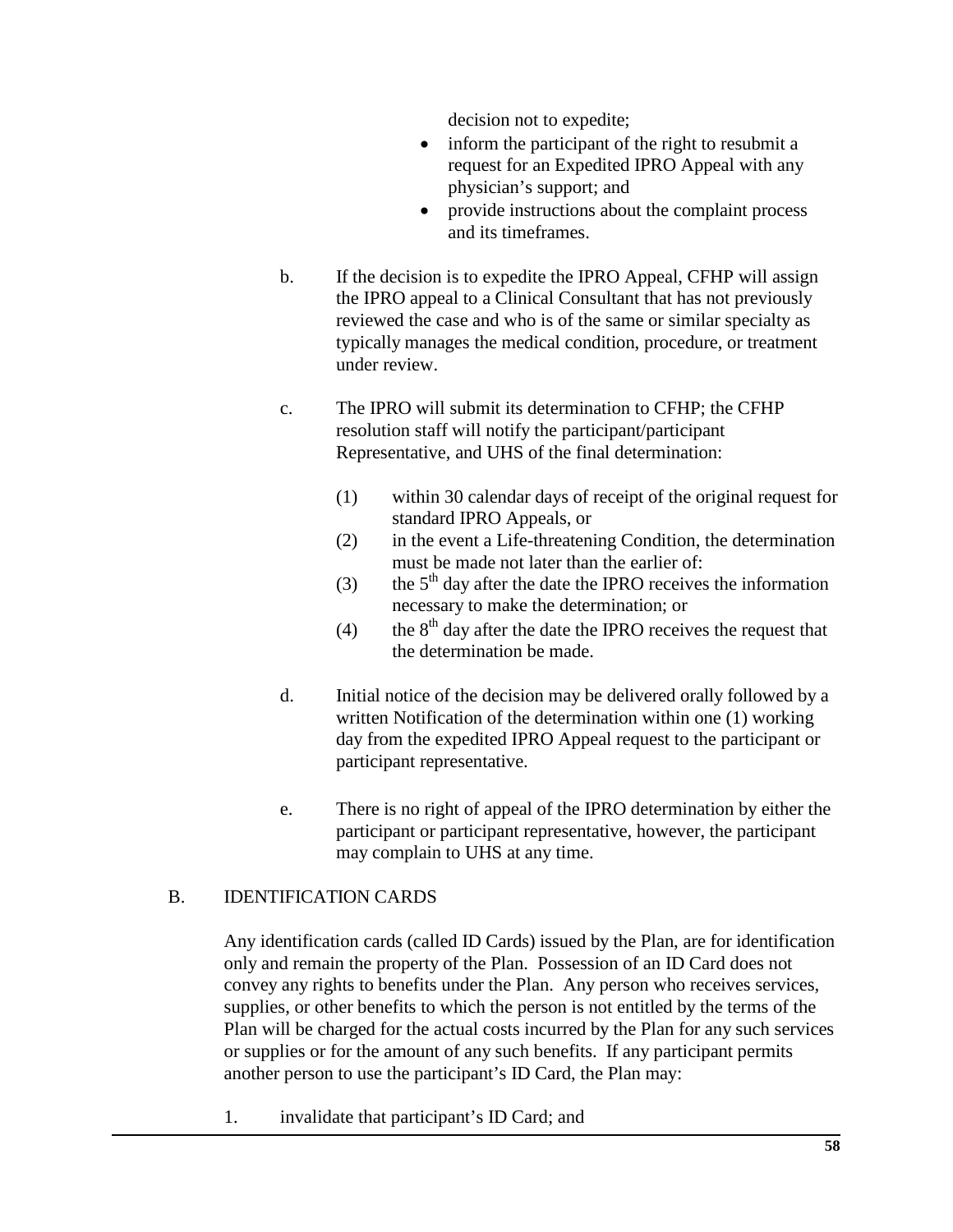decision not to expedite;

- inform the participant of the right to resubmit a request for an Expedited IPRO Appeal with any physician's support; and
- provide instructions about the complaint process and its timeframes.

b. If the decision is to expedite the IPRO Appeal, CFHP will assign the IPRO appeal to a Clinical Consultant that has not previously reviewed the case and who is of the same or similar specialty as typically manages the medical condition, procedure, or treatment under review.

c. The IPRO will submit its determination to CFHP; the CFHP resolution staff will notify the participant/participant Representative, and UHS of the final determination:

(1) within 30 calendar days of receipt of the original request for standard IPRO Appeals, or

(2) in the event a Life-threatening Condition, the determination must be made not later than the earlier of:

(3) the 5th day after the date the IPRO receives the information necessary to make the determination; or

(4) the 8th day after the date the IPRO receives the request that the determination be made.

d. Initial notice of the decision may be delivered orally followed by a written Notification of the determination within one (1) working day from the expedited IPRO Appeal request to the participant or participant representative.

e. There is no right of appeal of the IPRO determination by either the participant or participant representative, however, the participant may complain to UHS at any time.

## B. IDENTIFICATION CARDS

Any identification cards (called ID Cards) issued by the Plan, are for identification only and remain the property of the Plan. Possession of an ID Card does not convey any rights to benefits under the Plan. Any person who receives services, supplies, or other benefits to which the person is not entitled by the terms of the Plan will be charged for the actual costs incurred by the Plan for any such services or supplies or for the amount of any such benefits. If any participant permits another person to use the participant's ID Card, the Plan may:

1. invalidate that participant's ID Card; and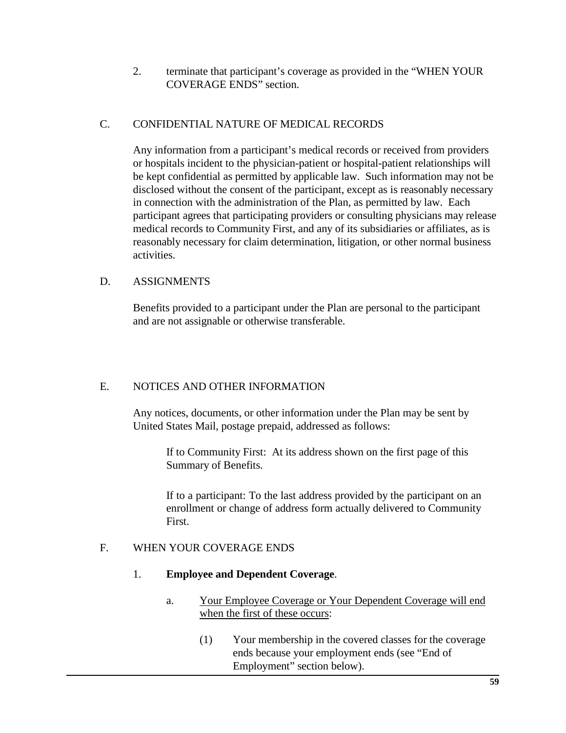2. terminate that participant's coverage as provided in the "WHEN YOUR COVERAGE ENDS" section.

## C. CONFIDENTIAL NATURE OF MEDICAL RECORDS

Any information from a participant's medical records or received from providers or hospitals incident to the physician-patient or hospital-patient relationships will be kept confidential as permitted by applicable law. Such information may not be disclosed without the consent of the participant, except as is reasonably necessary in connection with the administration of the Plan, as permitted by law. Each participant agrees that participating providers or consulting physicians may release medical records to Community First, and any of its subsidiaries or affiliates, as is reasonably necessary for claim determination, litigation, or other normal business activities.

## D. ASSIGNMENTS

Benefits provided to a participant under the Plan are personal to the participant and are not assignable or otherwise transferable.

## E. NOTICES AND OTHER INFORMATION

Any notices, documents, or other information under the Plan may be sent by United States Mail, postage prepaid, addressed as follows:

If to Community First: At its address shown on the first page of this Summary of Benefits.

If to a participant: To the last address provided by the participant on an enrollment or change of address form actually delivered to Community First.

## F. WHEN YOUR COVERAGE ENDS

1. **Employee and Dependent Coverage**.

   a. <u>Your Employee Coverage or Your Dependent Coverage will end when the first of these occurs</u>:

      (1) Your membership in the covered classes for the coverage ends because your employment ends (see "End of Employment" section below).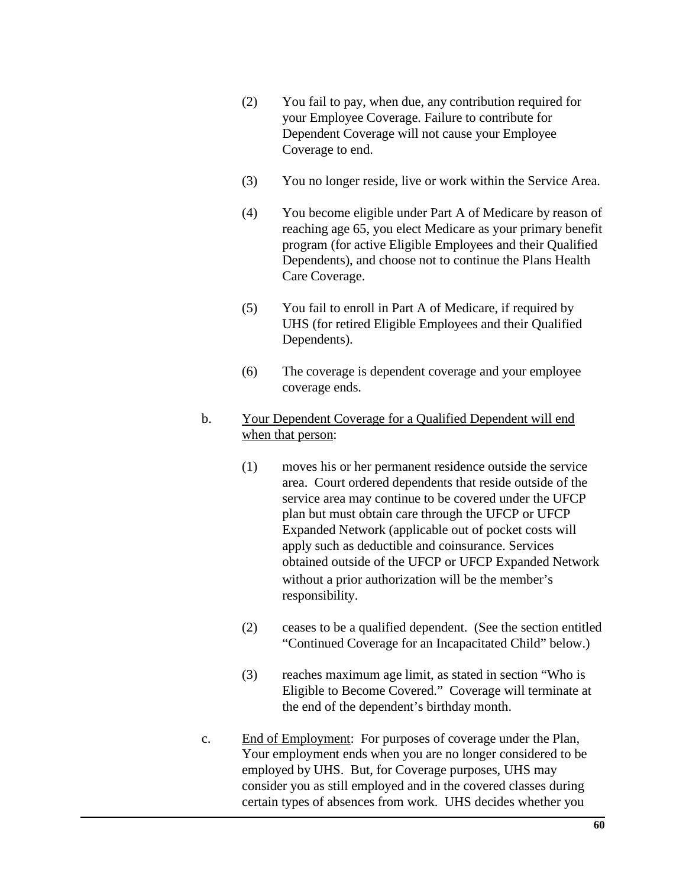(2) You fail to pay, when due, any contribution required for your Employee Coverage. Failure to contribute for Dependent Coverage will not cause your Employee Coverage to end.

(3) You no longer reside, live or work within the Service Area.

(4) You become eligible under Part A of Medicare by reason of reaching age 65, you elect Medicare as your primary benefit program (for active Eligible Employees and their Qualified Dependents), and choose not to continue the Plans Health Care Coverage.

(5) You fail to enroll in Part A of Medicare, if required by UHS (for retired Eligible Employees and their Qualified Dependents).

(6) The coverage is dependent coverage and your employee coverage ends.

b. <u>Your Dependent Coverage for a Qualified Dependent will end when that person</u>:

(1) moves his or her permanent residence outside the service area. Court ordered dependents that reside outside of the service area may continue to be covered under the UFCP plan but must obtain care through the UFCP or UFCP Expanded Network (applicable out of pocket costs will apply such as deductible and coinsurance. Services obtained outside of the UFCP or UFCP Expanded Network without a prior authorization will be the member's responsibility.

(2) ceases to be a qualified dependent. (See the section entitled "Continued Coverage for an Incapacitated Child" below.)

(3) reaches maximum age limit, as stated in section "Who is Eligible to Become Covered." Coverage will terminate at the end of the dependent's birthday month.

c. <u>End of Employment</u>: For purposes of coverage under the Plan, Your employment ends when you are no longer considered to be employed by UHS. But, for Coverage purposes, UHS may consider you as still employed and in the covered classes during certain types of absences from work. UHS decides whether you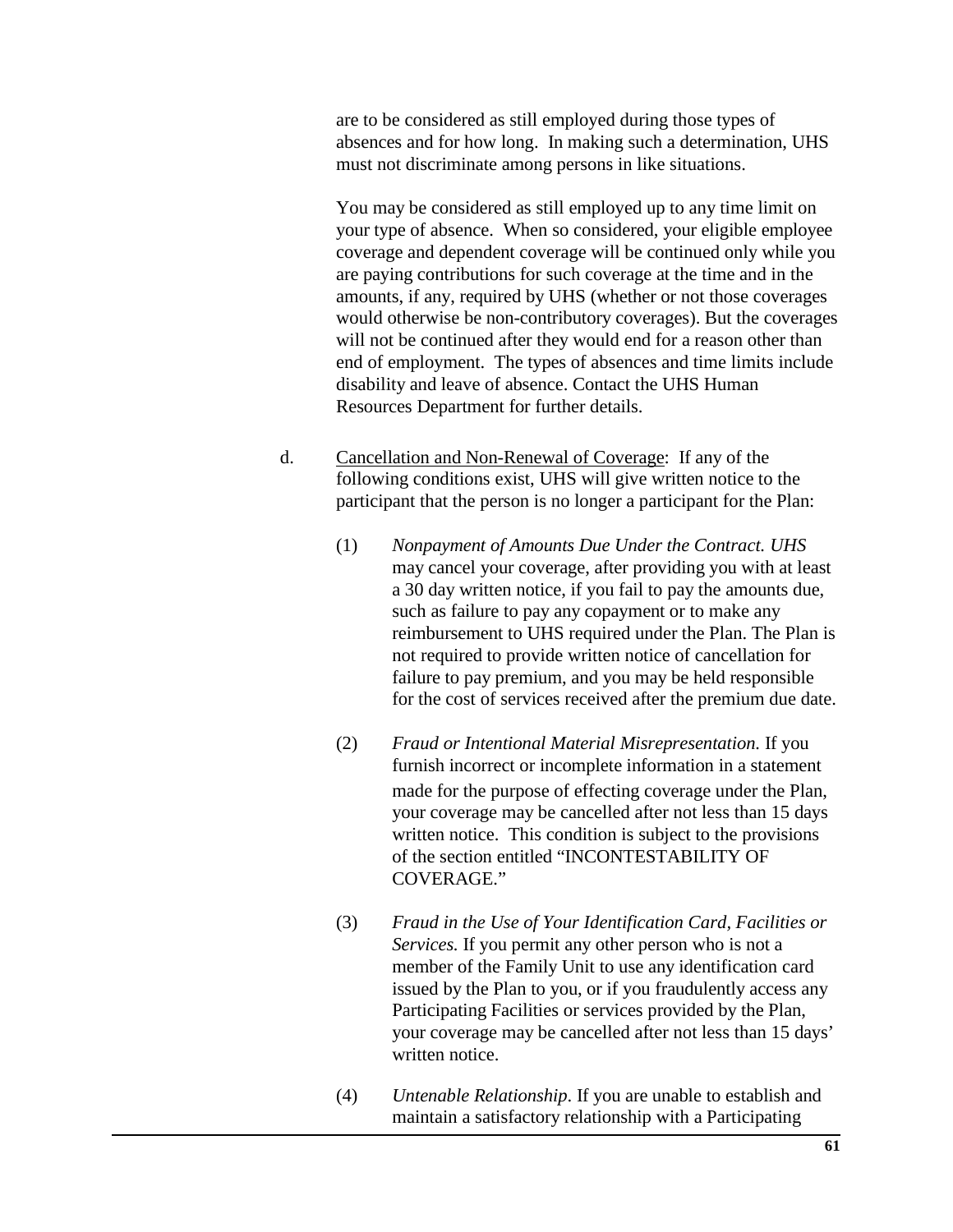are to be considered as still employed during those types of absences and for how long. In making such a determination, UHS must not discriminate among persons in like situations.

You may be considered as still employed up to any time limit on your type of absence. When so considered, your eligible employee coverage and dependent coverage will be continued only while you are paying contributions for such coverage at the time and in the amounts, if any, required by UHS (whether or not those coverages would otherwise be non-contributory coverages). But the coverages will not be continued after they would end for a reason other than end of employment. The types of absences and time limits include disability and leave of absence. Contact the UHS Human Resources Department for further details.

d. <u>Cancellation and Non-Renewal of Coverage</u>: If any of the following conditions exist, UHS will give written notice to the participant that the person is no longer a participant for the Plan:

(1) *Nonpayment of Amounts Due Under the Contract. UHS* may cancel your coverage, after providing you with at least a 30 day written notice, if you fail to pay the amounts due, such as failure to pay any copayment or to make any reimbursement to UHS required under the Plan. The Plan is not required to provide written notice of cancellation for failure to pay premium, and you may be held responsible for the cost of services received after the premium due date.

(2) *Fraud or Intentional Material Misrepresentation.* If you furnish incorrect or incomplete information in a statement made for the purpose of effecting coverage under the Plan, your coverage may be cancelled after not less than 15 days written notice. This condition is subject to the provisions of the section entitled "INCONTESTABILITY OF COVERAGE."

(3) *Fraud in the Use of Your Identification Card, Facilities or Services.* If you permit any other person who is not a member of the Family Unit to use any identification card issued by the Plan to you, or if you fraudulently access any Participating Facilities or services provided by the Plan, your coverage may be cancelled after not less than 15 days' written notice.

(4) *Untenable Relationship*. If you are unable to establish and maintain a satisfactory relationship with a Participating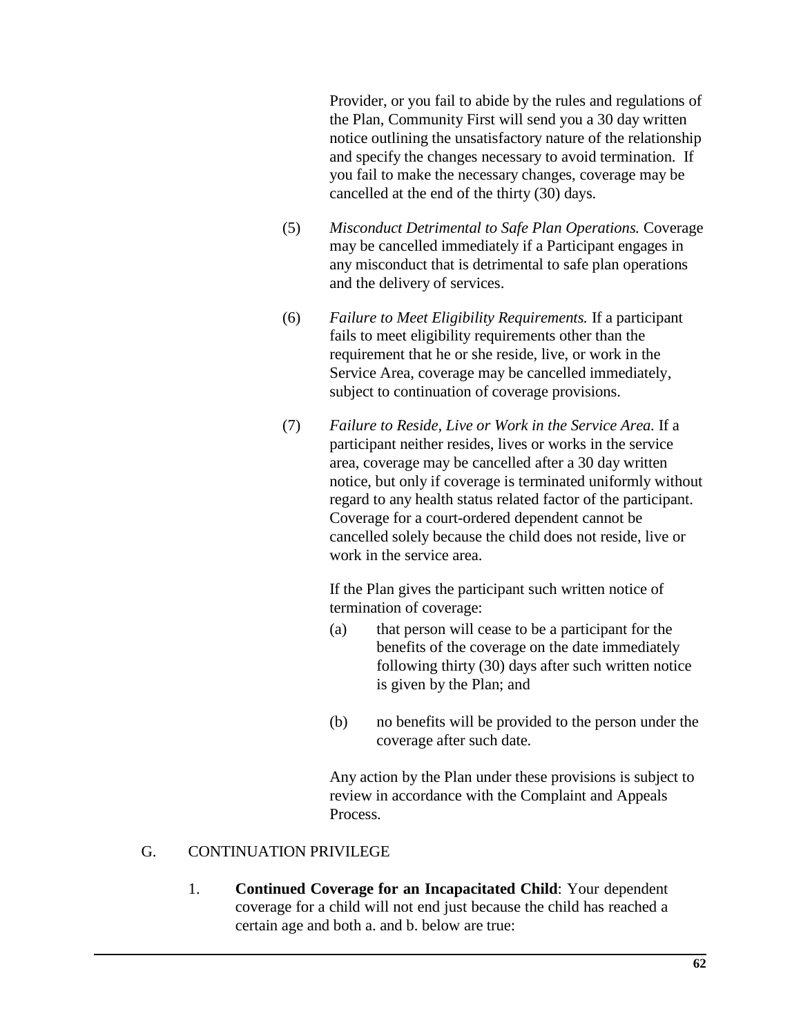Provider, or you fail to abide by the rules and regulations of the Plan, Community First will send you a 30 day written notice outlining the unsatisfactory nature of the relationship and specify the changes necessary to avoid termination. If you fail to make the necessary changes, coverage may be cancelled at the end of the thirty (30) days.

(5) *Misconduct Detrimental to Safe Plan Operations.* Coverage may be cancelled immediately if a Participant engages in any misconduct that is detrimental to safe plan operations and the delivery of services.

(6) *Failure to Meet Eligibility Requirements.* If a participant fails to meet eligibility requirements other than the requirement that he or she reside, live, or work in the Service Area, coverage may be cancelled immediately, subject to continuation of coverage provisions.

(7) *Failure to Reside, Live or Work in the Service Area.* If a participant neither resides, lives or works in the service area, coverage may be cancelled after a 30 day written notice, but only if coverage is terminated uniformly without regard to any health status related factor of the participant. Coverage for a court-ordered dependent cannot be cancelled solely because the child does not reside, live or work in the service area.

If the Plan gives the participant such written notice of termination of coverage:

(a) that person will cease to be a participant for the benefits of the coverage on the date immediately following thirty (30) days after such written notice is given by the Plan; and

(b) no benefits will be provided to the person under the coverage after such date.

Any action by the Plan under these provisions is subject to review in accordance with the Complaint and Appeals Process.

## G. CONTINUATION PRIVILEGE

1. **Continued Coverage for an Incapacitated Child**: Your dependent coverage for a child will not end just because the child has reached a certain age and both a. and b. below are true: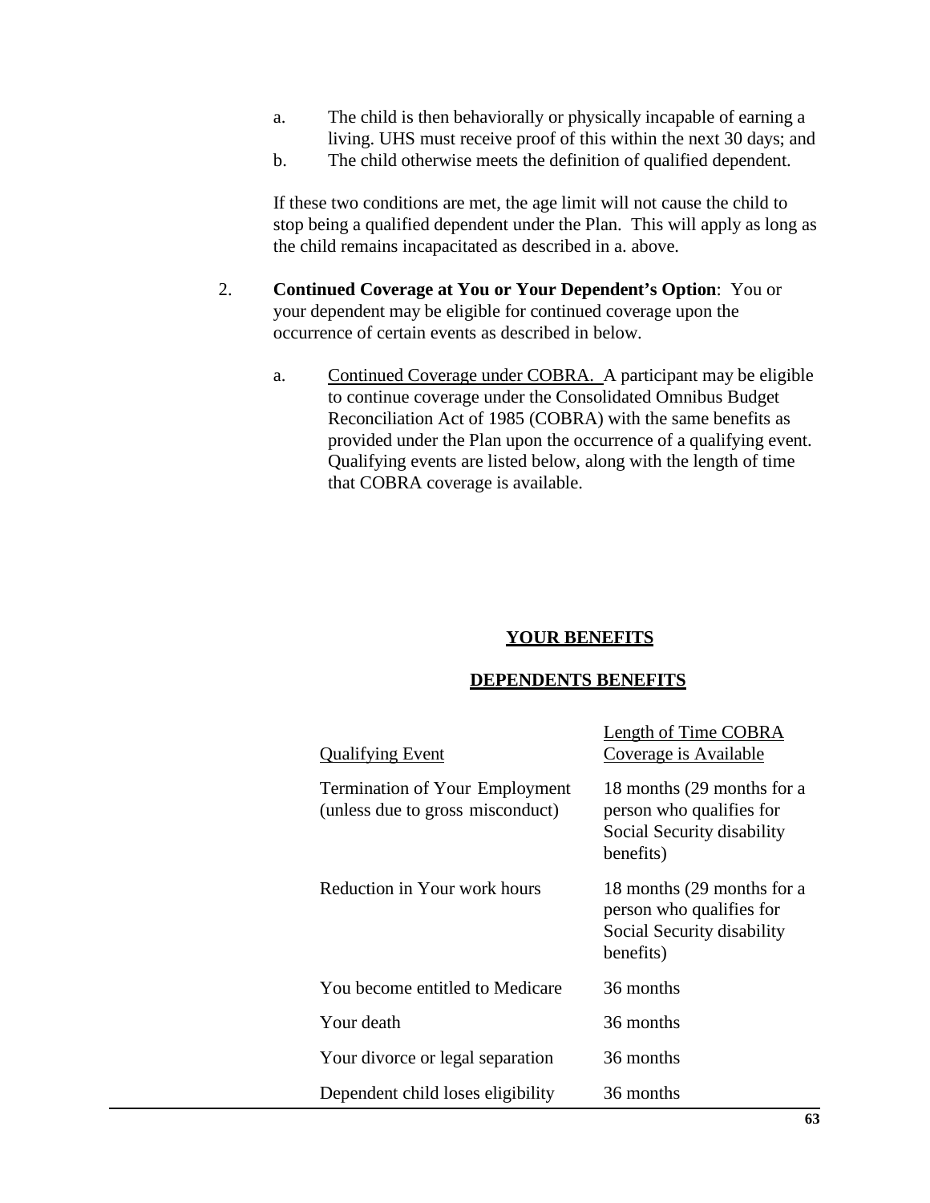a. The child is then behaviorally or physically incapable of earning a living. UHS must receive proof of this within the next 30 days; and
b. The child otherwise meets the definition of qualified dependent.

If these two conditions are met, the age limit will not cause the child to stop being a qualified dependent under the Plan. This will apply as long as the child remains incapacitated as described in a. above.

2. **Continued Coverage at You or Your Dependent's Option**: You or your dependent may be eligible for continued coverage upon the occurrence of certain events as described in below.

   a. Continued Coverage under COBRA. A participant may be eligible to continue coverage under the Consolidated Omnibus Budget Reconciliation Act of 1985 (COBRA) with the same benefits as provided under the Plan upon the occurrence of a qualifying event. Qualifying events are listed below, along with the length of time that COBRA coverage is available.

## YOUR BENEFITS

## DEPENDENTS BENEFITS

| Qualifying Event | Length of Time COBRA Coverage is Available |
|---|---|
| Termination of Your Employment (unless due to gross misconduct) | 18 months (29 months for a person who qualifies for Social Security disability benefits) |
| Reduction in Your work hours | 18 months (29 months for a person who qualifies for Social Security disability benefits) |
| You become entitled to Medicare | 36 months |
| Your death | 36 months |
| Your divorce or legal separation | 36 months |
| Dependent child loses eligibility | 36 months |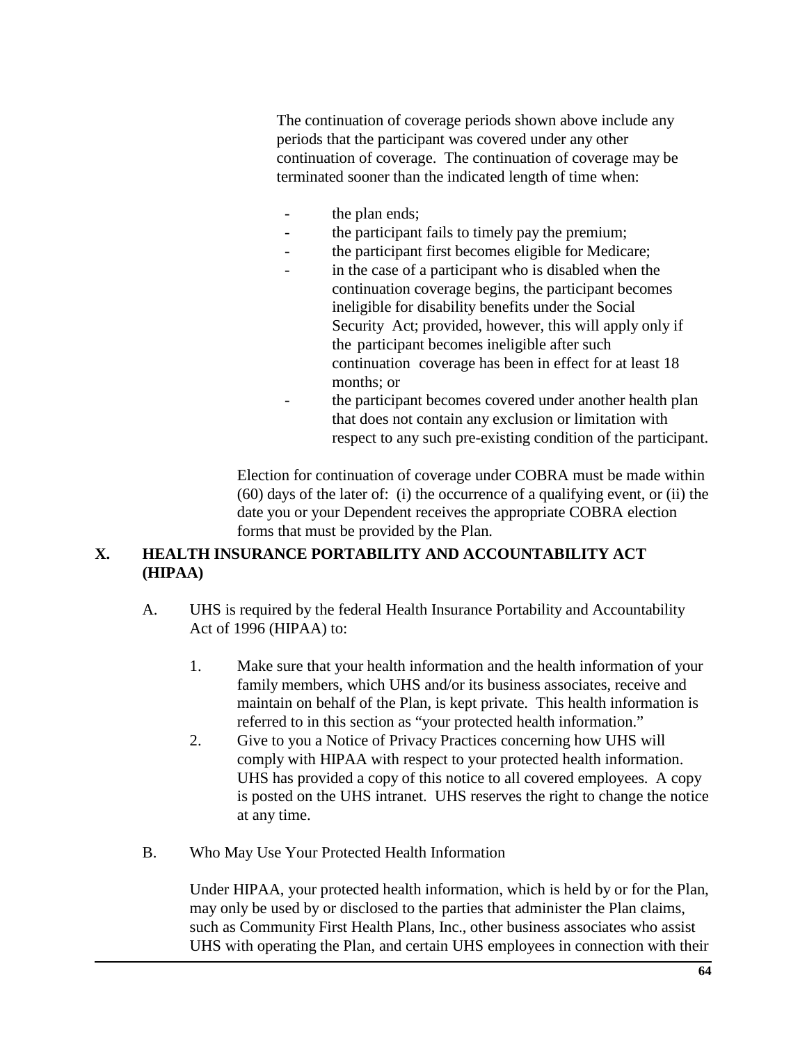The continuation of coverage periods shown above include any periods that the participant was covered under any other continuation of coverage. The continuation of coverage may be terminated sooner than the indicated length of time when:

- the plan ends;
- the participant fails to timely pay the premium;
- the participant first becomes eligible for Medicare;
- in the case of a participant who is disabled when the continuation coverage begins, the participant becomes ineligible for disability benefits under the Social Security Act; provided, however, this will apply only if the participant becomes ineligible after such continuation coverage has been in effect for at least 18 months; or
- the participant becomes covered under another health plan that does not contain any exclusion or limitation with respect to any such pre-existing condition of the participant.

Election for continuation of coverage under COBRA must be made within (60) days of the later of: (i) the occurrence of a qualifying event, or (ii) the date you or your Dependent receives the appropriate COBRA election forms that must be provided by the Plan.

## X. HEALTH INSURANCE PORTABILITY AND ACCOUNTABILITY ACT (HIPAA)

A. UHS is required by the federal Health Insurance Portability and Accountability Act of 1996 (HIPAA) to:

1. Make sure that your health information and the health information of your family members, which UHS and/or its business associates, receive and maintain on behalf of the Plan, is kept private. This health information is referred to in this section as "your protected health information."
2. Give to you a Notice of Privacy Practices concerning how UHS will comply with HIPAA with respect to your protected health information. UHS has provided a copy of this notice to all covered employees. A copy is posted on the UHS intranet. UHS reserves the right to change the notice at any time.

B. Who May Use Your Protected Health Information

Under HIPAA, your protected health information, which is held by or for the Plan, may only be used by or disclosed to the parties that administer the Plan claims, such as Community First Health Plans, Inc., other business associates who assist UHS with operating the Plan, and certain UHS employees in connection with their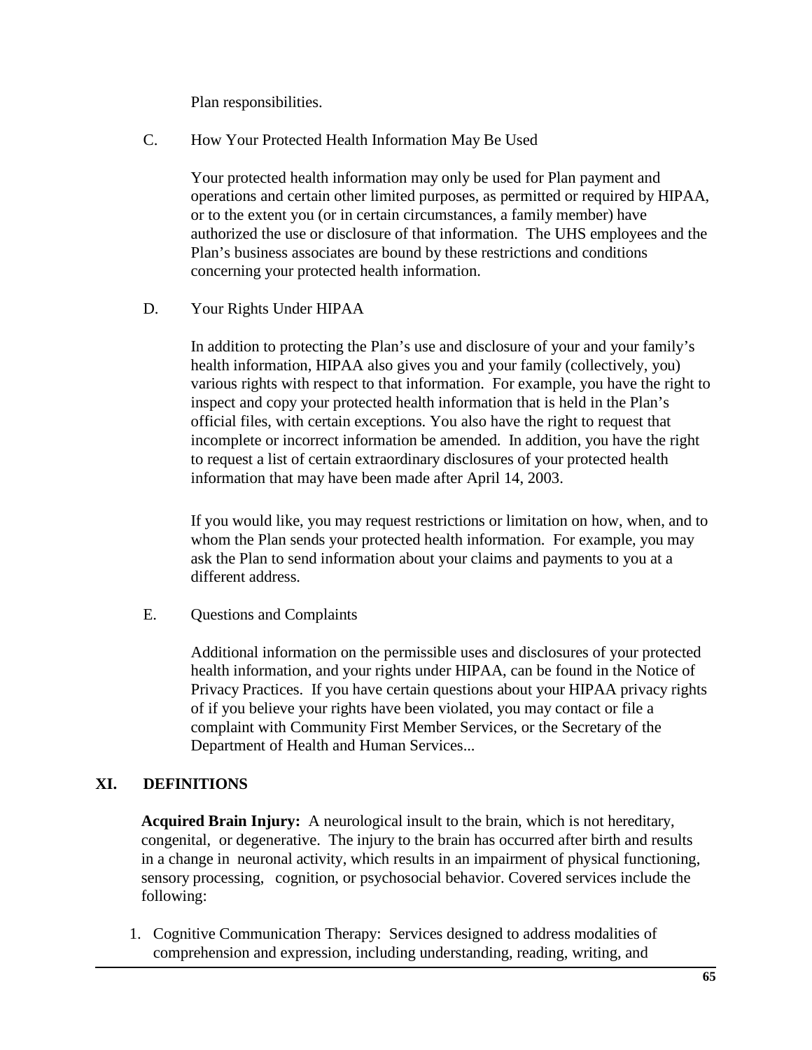Plan responsibilities.

C. How Your Protected Health Information May Be Used

Your protected health information may only be used for Plan payment and operations and certain other limited purposes, as permitted or required by HIPAA, or to the extent you (or in certain circumstances, a family member) have authorized the use or disclosure of that information. The UHS employees and the Plan's business associates are bound by these restrictions and conditions concerning your protected health information.

D. Your Rights Under HIPAA

In addition to protecting the Plan's use and disclosure of your and your family's health information, HIPAA also gives you and your family (collectively, you) various rights with respect to that information. For example, you have the right to inspect and copy your protected health information that is held in the Plan's official files, with certain exceptions. You also have the right to request that incomplete or incorrect information be amended. In addition, you have the right to request a list of certain extraordinary disclosures of your protected health information that may have been made after April 14, 2003.

If you would like, you may request restrictions or limitation on how, when, and to whom the Plan sends your protected health information. For example, you may ask the Plan to send information about your claims and payments to you at a different address.

E. Questions and Complaints

Additional information on the permissible uses and disclosures of your protected health information, and your rights under HIPAA, can be found in the Notice of Privacy Practices. If you have certain questions about your HIPAA privacy rights of if you believe your rights have been violated, you may contact or file a complaint with Community First Member Services, or the Secretary of the Department of Health and Human Services...

## XI. DEFINITIONS

**Acquired Brain Injury:** A neurological insult to the brain, which is not hereditary, congenital, or degenerative. The injury to the brain has occurred after birth and results in a change in neuronal activity, which results in an impairment of physical functioning, sensory processing, cognition, or psychosocial behavior. Covered services include the following:

1. Cognitive Communication Therapy: Services designed to address modalities of comprehension and expression, including understanding, reading, writing, and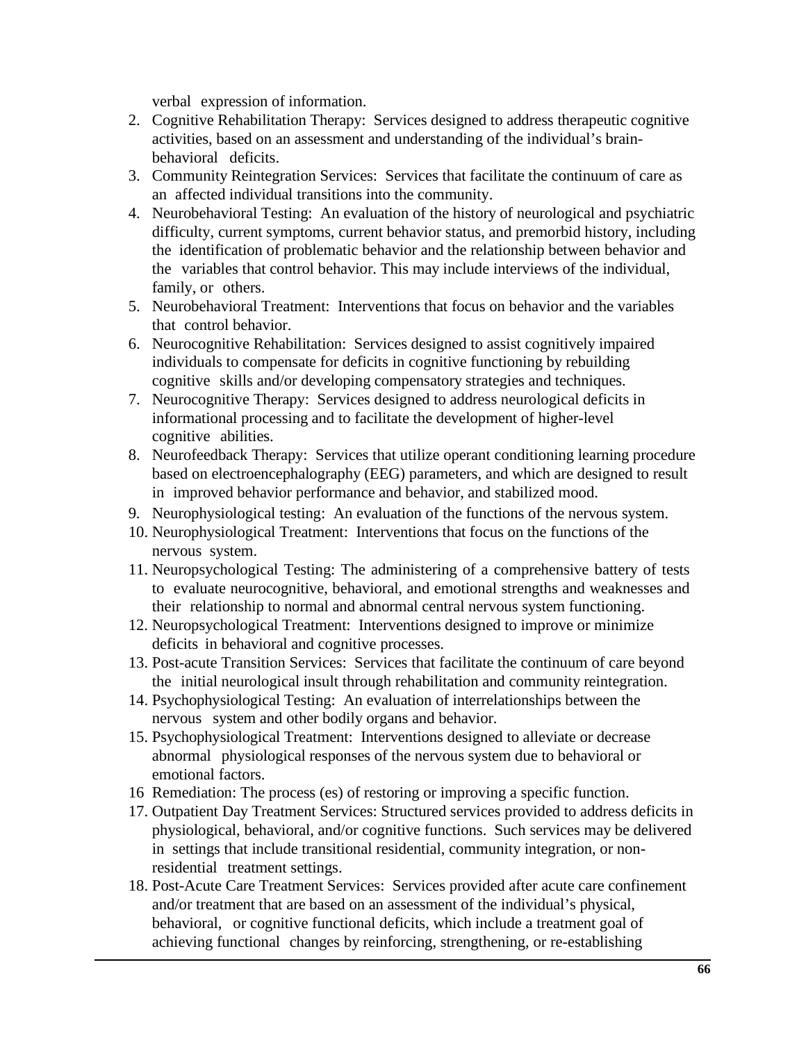verbal expression of information.

2. Cognitive Rehabilitation Therapy: Services designed to address therapeutic cognitive activities, based on an assessment and understanding of the individual's brain-behavioral deficits.
3. Community Reintegration Services: Services that facilitate the continuum of care as an affected individual transitions into the community.
4. Neurobehavioral Testing: An evaluation of the history of neurological and psychiatric difficulty, current symptoms, current behavior status, and premorbid history, including the identification of problematic behavior and the relationship between behavior and the variables that control behavior. This may include interviews of the individual, family, or others.
5. Neurobehavioral Treatment: Interventions that focus on behavior and the variables that control behavior.
6. Neurocognitive Rehabilitation: Services designed to assist cognitively impaired individuals to compensate for deficits in cognitive functioning by rebuilding cognitive skills and/or developing compensatory strategies and techniques.
7. Neurocognitive Therapy: Services designed to address neurological deficits in informational processing and to facilitate the development of higher-level cognitive abilities.
8. Neurofeedback Therapy: Services that utilize operant conditioning learning procedure based on electroencephalography (EEG) parameters, and which are designed to result in improved behavior performance and behavior, and stabilized mood.
9. Neurophysiological testing: An evaluation of the functions of the nervous system.
10. Neurophysiological Treatment: Interventions that focus on the functions of the nervous system.
11. Neuropsychological Testing: The administering of a comprehensive battery of tests to evaluate neurocognitive, behavioral, and emotional strengths and weaknesses and their relationship to normal and abnormal central nervous system functioning.
12. Neuropsychological Treatment: Interventions designed to improve or minimize deficits in behavioral and cognitive processes.
13. Post-acute Transition Services: Services that facilitate the continuum of care beyond the initial neurological insult through rehabilitation and community reintegration.
14. Psychophysiological Testing: An evaluation of interrelationships between the nervous system and other bodily organs and behavior.
15. Psychophysiological Treatment: Interventions designed to alleviate or decrease abnormal physiological responses of the nervous system due to behavioral or emotional factors.
16. Remediation: The process (es) of restoring or improving a specific function.
17. Outpatient Day Treatment Services: Structured services provided to address deficits in physiological, behavioral, and/or cognitive functions. Such services may be delivered in settings that include transitional residential, community integration, or non-residential treatment settings.
18. Post-Acute Care Treatment Services: Services provided after acute care confinement and/or treatment that are based on an assessment of the individual's physical, behavioral, or cognitive functional deficits, which include a treatment goal of achieving functional changes by reinforcing, strengthening, or re-establishing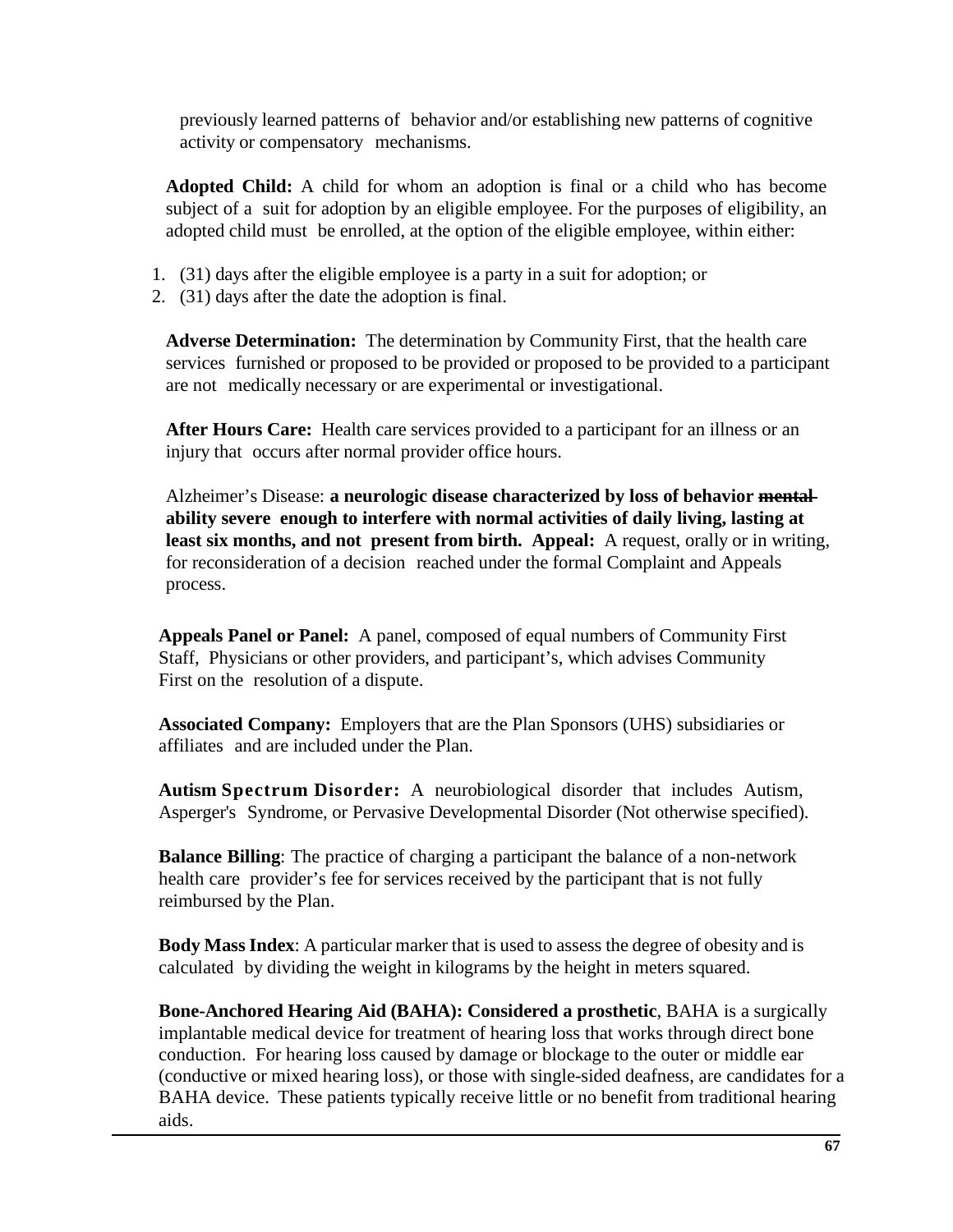previously learned patterns of behavior and/or establishing new patterns of cognitive activity or compensatory mechanisms.

**Adopted Child:** A child for whom an adoption is final or a child who has become subject of a suit for adoption by an eligible employee. For the purposes of eligibility, an adopted child must be enrolled, at the option of the eligible employee, within either:

1. (31) days after the eligible employee is a party in a suit for adoption; or
2. (31) days after the date the adoption is final.

**Adverse Determination:** The determination by Community First, that the health care services furnished or proposed to be provided or proposed to be provided to a participant are not medically necessary or are experimental or investigational.

**After Hours Care:** Health care services provided to a participant for an illness or an injury that occurs after normal provider office hours.

Alzheimer's Disease: **a neurologic disease characterized by loss of behavior ~~mental~~ ability severe enough to interfere with normal activities of daily living, lasting at least six months, and not present from birth.** **Appeal:** A request, orally or in writing, for reconsideration of a decision reached under the formal Complaint and Appeals process.

**Appeals Panel or Panel:** A panel, composed of equal numbers of Community First Staff, Physicians or other providers, and participant's, which advises Community First on the resolution of a dispute.

**Associated Company:** Employers that are the Plan Sponsors (UHS) subsidiaries or affiliates and are included under the Plan.

**Autism Spectrum Disorder:** A neurobiological disorder that includes Autism, Asperger's Syndrome, or Pervasive Developmental Disorder (Not otherwise specified).

**Balance Billing**: The practice of charging a participant the balance of a non-network health care provider's fee for services received by the participant that is not fully reimbursed by the Plan.

**Body Mass Index**: A particular marker that is used to assess the degree of obesity and is calculated by dividing the weight in kilograms by the height in meters squared.

**Bone-Anchored Hearing Aid (BAHA): Considered a prosthetic**, BAHA is a surgically implantable medical device for treatment of hearing loss that works through direct bone conduction. For hearing loss caused by damage or blockage to the outer or middle ear (conductive or mixed hearing loss), or those with single-sided deafness, are candidates for a BAHA device. These patients typically receive little or no benefit from traditional hearing aids.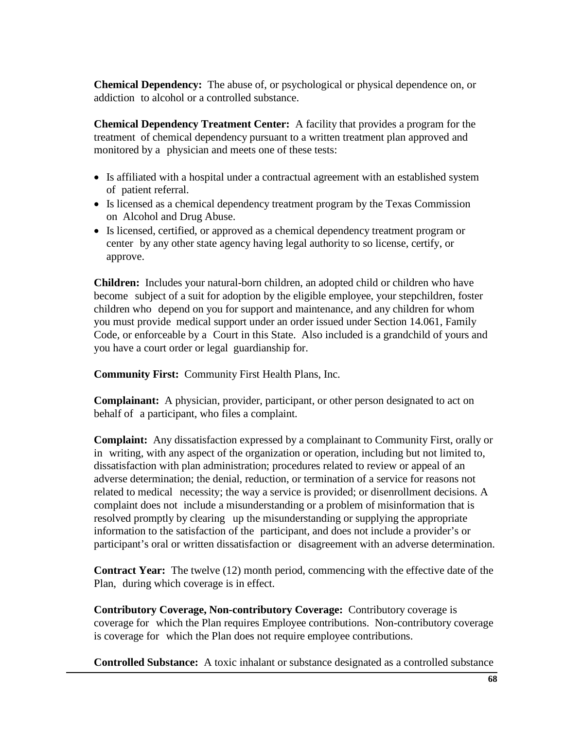**Chemical Dependency:** The abuse of, or psychological or physical dependence on, or addiction to alcohol or a controlled substance.

**Chemical Dependency Treatment Center:** A facility that provides a program for the treatment of chemical dependency pursuant to a written treatment plan approved and monitored by a physician and meets one of these tests:

- Is affiliated with a hospital under a contractual agreement with an established system of patient referral.
- Is licensed as a chemical dependency treatment program by the Texas Commission on Alcohol and Drug Abuse.
- Is licensed, certified, or approved as a chemical dependency treatment program or center by any other state agency having legal authority to so license, certify, or approve.

**Children:** Includes your natural-born children, an adopted child or children who have become subject of a suit for adoption by the eligible employee, your stepchildren, foster children who depend on you for support and maintenance, and any children for whom you must provide medical support under an order issued under Section 14.061, Family Code, or enforceable by a Court in this State. Also included is a grandchild of yours and you have a court order or legal guardianship for.

**Community First:** Community First Health Plans, Inc.

**Complainant:** A physician, provider, participant, or other person designated to act on behalf of a participant, who files a complaint.

**Complaint:** Any dissatisfaction expressed by a complainant to Community First, orally or in writing, with any aspect of the organization or operation, including but not limited to, dissatisfaction with plan administration; procedures related to review or appeal of an adverse determination; the denial, reduction, or termination of a service for reasons not related to medical necessity; the way a service is provided; or disenrollment decisions. A complaint does not include a misunderstanding or a problem of misinformation that is resolved promptly by clearing up the misunderstanding or supplying the appropriate information to the satisfaction of the participant, and does not include a provider's or participant's oral or written dissatisfaction or disagreement with an adverse determination.

**Contract Year:** The twelve (12) month period, commencing with the effective date of the Plan, during which coverage is in effect.

**Contributory Coverage, Non-contributory Coverage:** Contributory coverage is coverage for which the Plan requires Employee contributions. Non-contributory coverage is coverage for which the Plan does not require employee contributions.

**Controlled Substance:** A toxic inhalant or substance designated as a controlled substance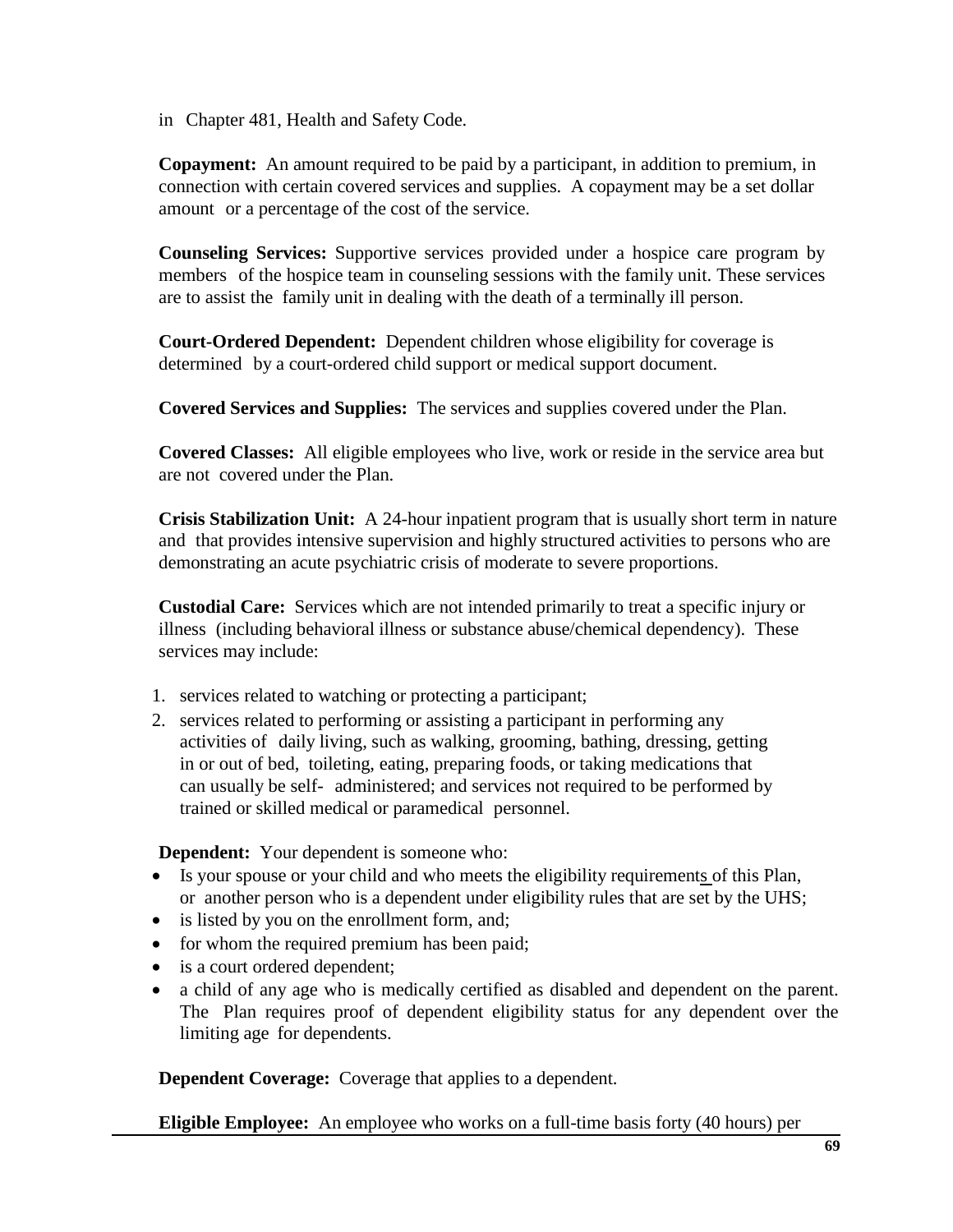in Chapter 481, Health and Safety Code.

**Copayment:** An amount required to be paid by a participant, in addition to premium, in connection with certain covered services and supplies. A copayment may be a set dollar amount or a percentage of the cost of the service.

**Counseling Services:** Supportive services provided under a hospice care program by members of the hospice team in counseling sessions with the family unit. These services are to assist the family unit in dealing with the death of a terminally ill person.

**Court-Ordered Dependent:** Dependent children whose eligibility for coverage is determined by a court-ordered child support or medical support document.

**Covered Services and Supplies:** The services and supplies covered under the Plan.

**Covered Classes:** All eligible employees who live, work or reside in the service area but are not covered under the Plan.

**Crisis Stabilization Unit:** A 24-hour inpatient program that is usually short term in nature and that provides intensive supervision and highly structured activities to persons who are demonstrating an acute psychiatric crisis of moderate to severe proportions.

**Custodial Care:** Services which are not intended primarily to treat a specific injury or illness (including behavioral illness or substance abuse/chemical dependency). These services may include:

1. services related to watching or protecting a participant;
2. services related to performing or assisting a participant in performing any activities of daily living, such as walking, grooming, bathing, dressing, getting in or out of bed, toileting, eating, preparing foods, or taking medications that can usually be self- administered; and services not required to be performed by trained or skilled medical or paramedical personnel.

**Dependent:** Your dependent is someone who:

- Is your spouse or your child and who meets the eligibility requirements of this Plan, or another person who is a dependent under eligibility rules that are set by the UHS;
- is listed by you on the enrollment form, and;
- for whom the required premium has been paid;
- is a court ordered dependent;
- a child of any age who is medically certified as disabled and dependent on the parent. The Plan requires proof of dependent eligibility status for any dependent over the limiting age for dependents.

**Dependent Coverage:** Coverage that applies to a dependent.

**Eligible Employee:** An employee who works on a full-time basis forty (40 hours) per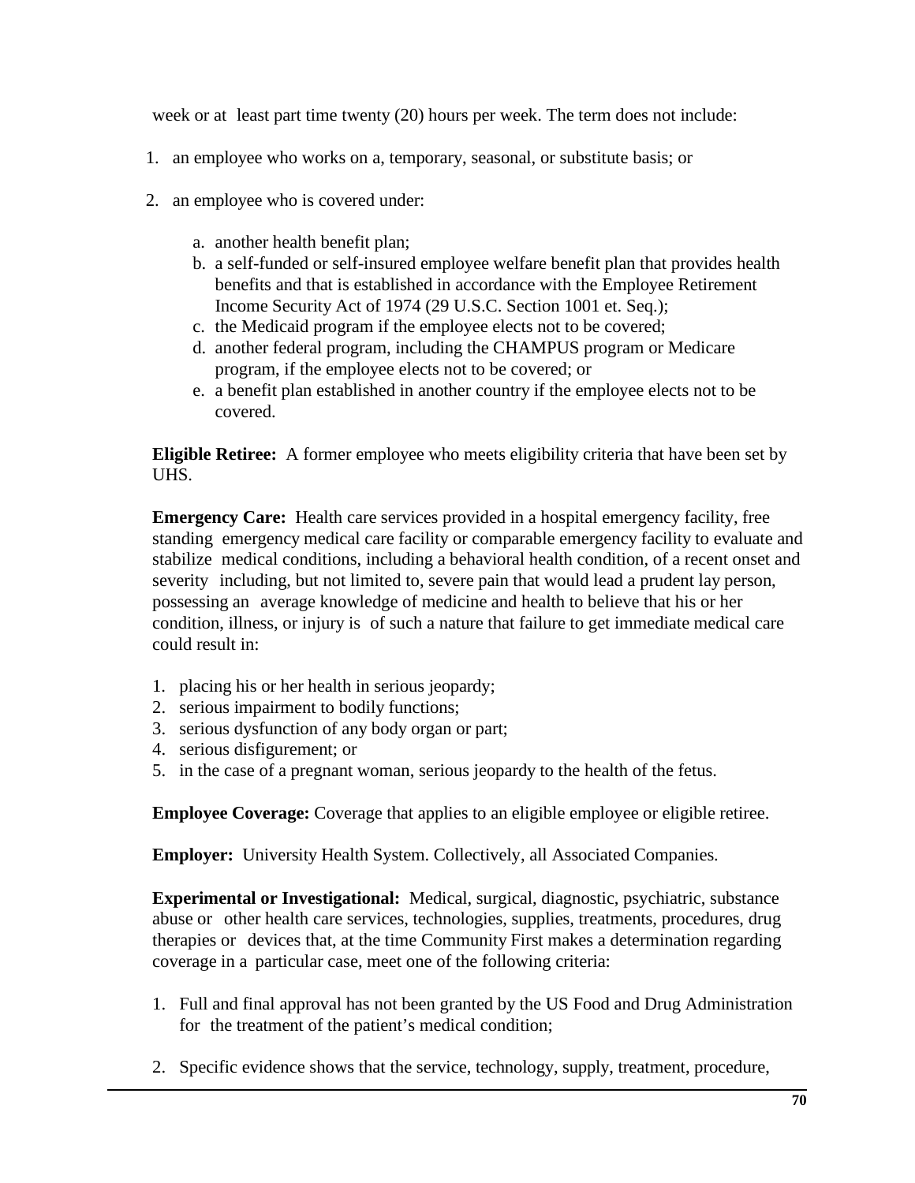week or at least part time twenty (20) hours per week. The term does not include:

1. an employee who works on a, temporary, seasonal, or substitute basis; or

2. an employee who is covered under:

   a. another health benefit plan;
   b. a self-funded or self-insured employee welfare benefit plan that provides health benefits and that is established in accordance with the Employee Retirement Income Security Act of 1974 (29 U.S.C. Section 1001 et. Seq.);
   c. the Medicaid program if the employee elects not to be covered;
   d. another federal program, including the CHAMPUS program or Medicare program, if the employee elects not to be covered; or
   e. a benefit plan established in another country if the employee elects not to be covered.

**Eligible Retiree:** A former employee who meets eligibility criteria that have been set by UHS.

**Emergency Care:** Health care services provided in a hospital emergency facility, free standing emergency medical care facility or comparable emergency facility to evaluate and stabilize medical conditions, including a behavioral health condition, of a recent onset and severity including, but not limited to, severe pain that would lead a prudent lay person, possessing an average knowledge of medicine and health to believe that his or her condition, illness, or injury is of such a nature that failure to get immediate medical care could result in:

1. placing his or her health in serious jeopardy;
2. serious impairment to bodily functions;
3. serious dysfunction of any body organ or part;
4. serious disfigurement; or
5. in the case of a pregnant woman, serious jeopardy to the health of the fetus.

**Employee Coverage:** Coverage that applies to an eligible employee or eligible retiree.

**Employer:** University Health System. Collectively, all Associated Companies.

**Experimental or Investigational:** Medical, surgical, diagnostic, psychiatric, substance abuse or other health care services, technologies, supplies, treatments, procedures, drug therapies or devices that, at the time Community First makes a determination regarding coverage in a particular case, meet one of the following criteria:

1. Full and final approval has not been granted by the US Food and Drug Administration for the treatment of the patient's medical condition;

2. Specific evidence shows that the service, technology, supply, treatment, procedure,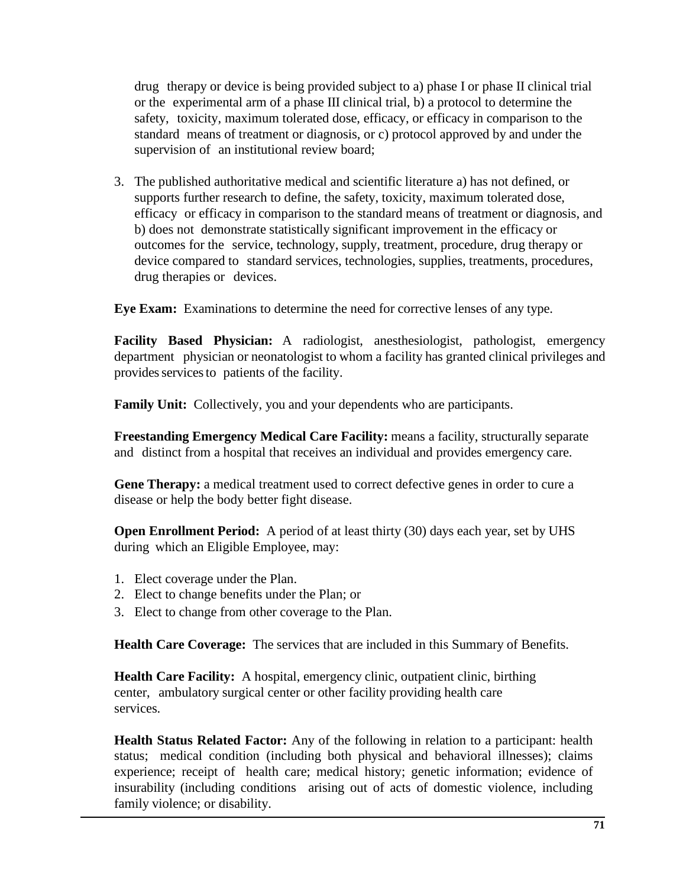drug therapy or device is being provided subject to a) phase I or phase II clinical trial or the experimental arm of a phase III clinical trial, b) a protocol to determine the safety, toxicity, maximum tolerated dose, efficacy, or efficacy in comparison to the standard means of treatment or diagnosis, or c) protocol approved by and under the supervision of an institutional review board;

3. The published authoritative medical and scientific literature a) has not defined, or supports further research to define, the safety, toxicity, maximum tolerated dose, efficacy or efficacy in comparison to the standard means of treatment or diagnosis, and b) does not demonstrate statistically significant improvement in the efficacy or outcomes for the service, technology, supply, treatment, procedure, drug therapy or device compared to standard services, technologies, supplies, treatments, procedures, drug therapies or devices.

**Eye Exam:** Examinations to determine the need for corrective lenses of any type.

**Facility Based Physician:** A radiologist, anesthesiologist, pathologist, emergency department physician or neonatologist to whom a facility has granted clinical privileges and provides services to patients of the facility.

**Family Unit:** Collectively, you and your dependents who are participants.

**Freestanding Emergency Medical Care Facility:** means a facility, structurally separate and distinct from a hospital that receives an individual and provides emergency care.

**Gene Therapy:** a medical treatment used to correct defective genes in order to cure a disease or help the body better fight disease.

**Open Enrollment Period:** A period of at least thirty (30) days each year, set by UHS during which an Eligible Employee, may:

1. Elect coverage under the Plan.
2. Elect to change benefits under the Plan; or
3. Elect to change from other coverage to the Plan.

**Health Care Coverage:** The services that are included in this Summary of Benefits.

**Health Care Facility:** A hospital, emergency clinic, outpatient clinic, birthing center, ambulatory surgical center or other facility providing health care services.

**Health Status Related Factor:** Any of the following in relation to a participant: health status; medical condition (including both physical and behavioral illnesses); claims experience; receipt of health care; medical history; genetic information; evidence of insurability (including conditions arising out of acts of domestic violence, including family violence; or disability.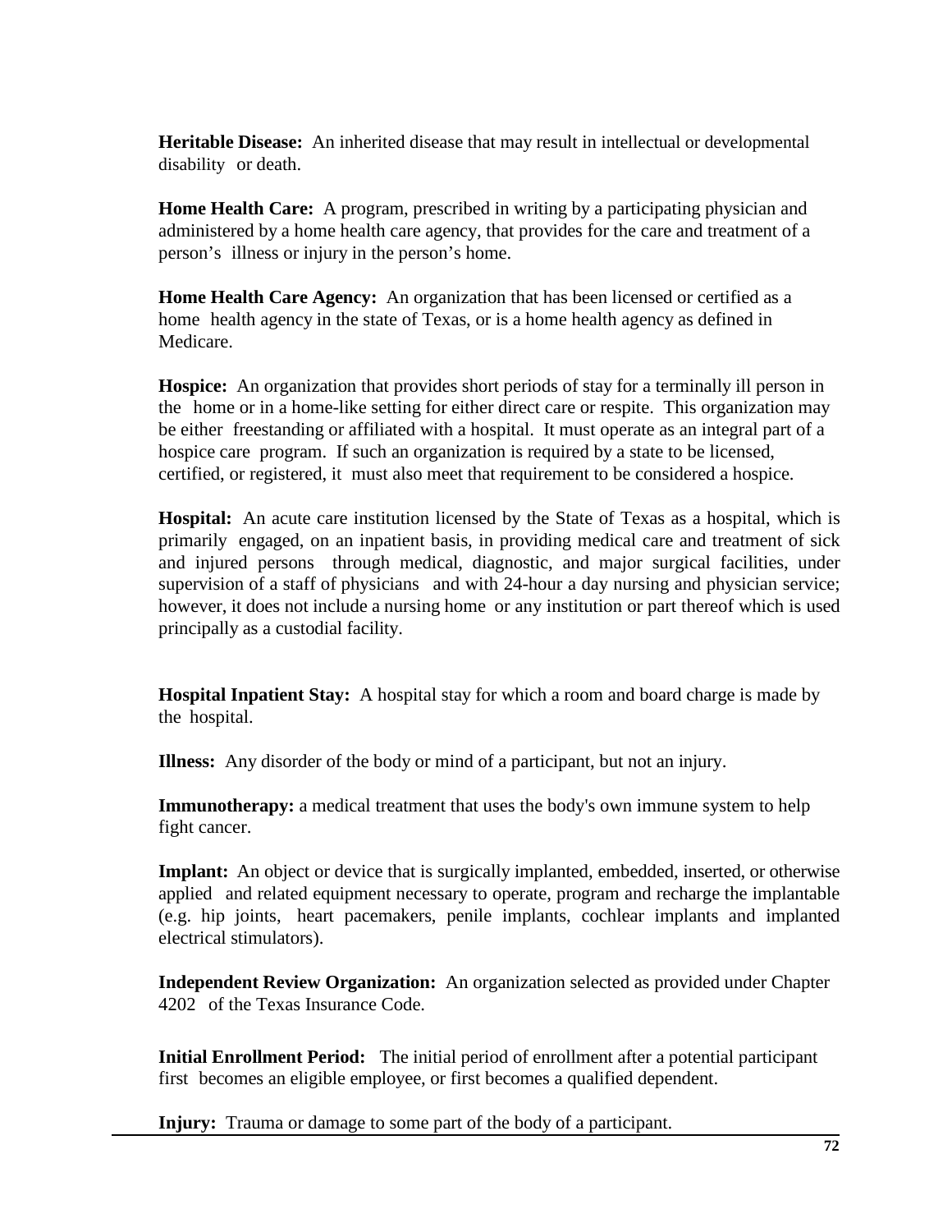**Heritable Disease:** An inherited disease that may result in intellectual or developmental disability or death.

**Home Health Care:** A program, prescribed in writing by a participating physician and administered by a home health care agency, that provides for the care and treatment of a person's illness or injury in the person's home.

**Home Health Care Agency:** An organization that has been licensed or certified as a home health agency in the state of Texas, or is a home health agency as defined in Medicare.

**Hospice:** An organization that provides short periods of stay for a terminally ill person in the home or in a home-like setting for either direct care or respite. This organization may be either freestanding or affiliated with a hospital. It must operate as an integral part of a hospice care program. If such an organization is required by a state to be licensed, certified, or registered, it must also meet that requirement to be considered a hospice.

**Hospital:** An acute care institution licensed by the State of Texas as a hospital, which is primarily engaged, on an inpatient basis, in providing medical care and treatment of sick and injured persons through medical, diagnostic, and major surgical facilities, under supervision of a staff of physicians and with 24-hour a day nursing and physician service; however, it does not include a nursing home or any institution or part thereof which is used principally as a custodial facility.

**Hospital Inpatient Stay:** A hospital stay for which a room and board charge is made by the hospital.

**Illness:** Any disorder of the body or mind of a participant, but not an injury.

**Immunotherapy:** a medical treatment that uses the body's own immune system to help fight cancer.

**Implant:** An object or device that is surgically implanted, embedded, inserted, or otherwise applied and related equipment necessary to operate, program and recharge the implantable (e.g. hip joints, heart pacemakers, penile implants, cochlear implants and implanted electrical stimulators).

**Independent Review Organization:** An organization selected as provided under Chapter 4202 of the Texas Insurance Code.

**Initial Enrollment Period:** The initial period of enrollment after a potential participant first becomes an eligible employee, or first becomes a qualified dependent.

**Injury:** Trauma or damage to some part of the body of a participant.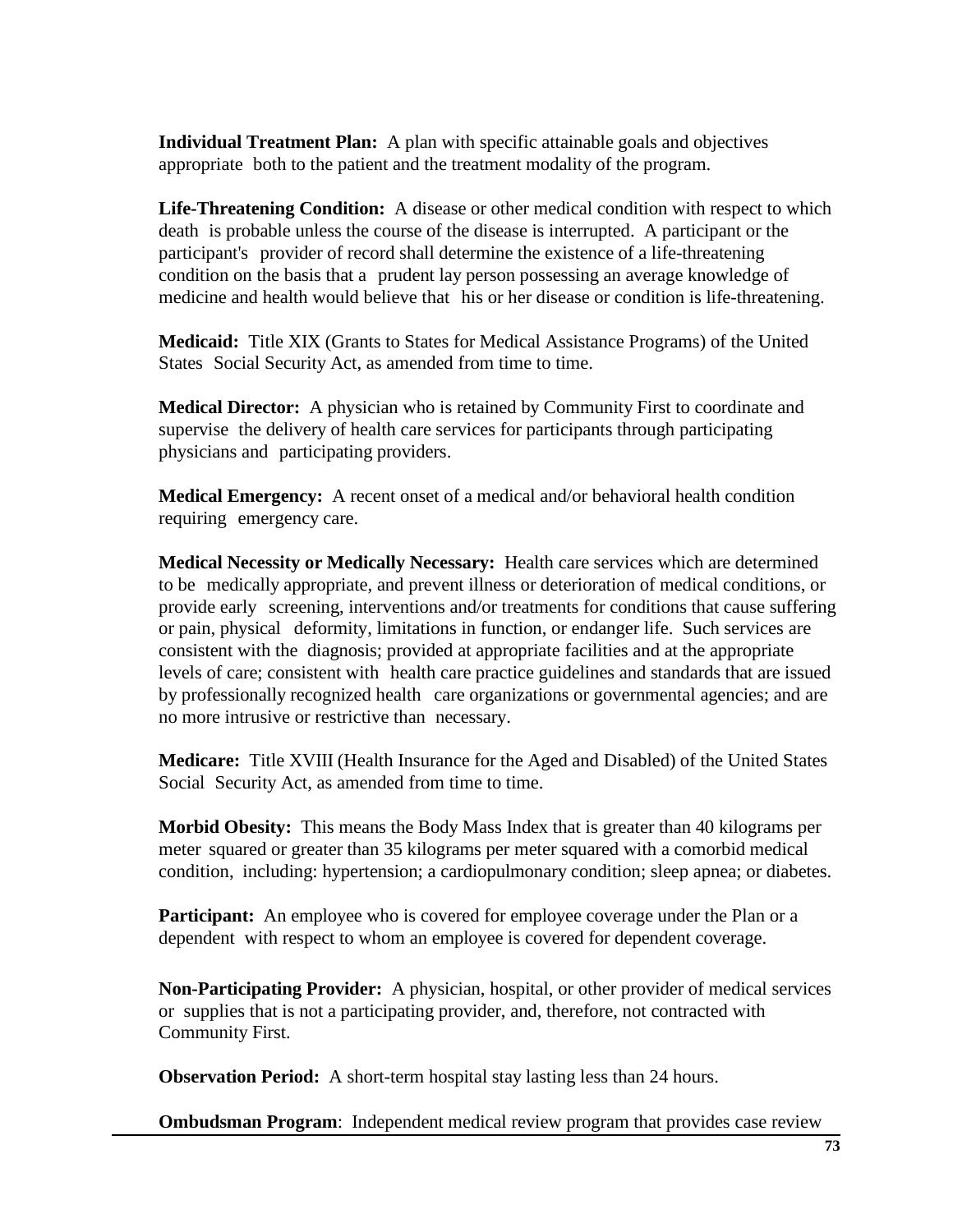**Individual Treatment Plan:** A plan with specific attainable goals and objectives appropriate both to the patient and the treatment modality of the program.

**Life-Threatening Condition:** A disease or other medical condition with respect to which death is probable unless the course of the disease is interrupted. A participant or the participant's provider of record shall determine the existence of a life-threatening condition on the basis that a prudent lay person possessing an average knowledge of medicine and health would believe that his or her disease or condition is life-threatening.

**Medicaid:** Title XIX (Grants to States for Medical Assistance Programs) of the United States Social Security Act, as amended from time to time.

**Medical Director:** A physician who is retained by Community First to coordinate and supervise the delivery of health care services for participants through participating physicians and participating providers.

**Medical Emergency:** A recent onset of a medical and/or behavioral health condition requiring emergency care.

**Medical Necessity or Medically Necessary:** Health care services which are determined to be medically appropriate, and prevent illness or deterioration of medical conditions, or provide early screening, interventions and/or treatments for conditions that cause suffering or pain, physical deformity, limitations in function, or endanger life. Such services are consistent with the diagnosis; provided at appropriate facilities and at the appropriate levels of care; consistent with health care practice guidelines and standards that are issued by professionally recognized health care organizations or governmental agencies; and are no more intrusive or restrictive than necessary.

**Medicare:** Title XVIII (Health Insurance for the Aged and Disabled) of the United States Social Security Act, as amended from time to time.

**Morbid Obesity:** This means the Body Mass Index that is greater than 40 kilograms per meter squared or greater than 35 kilograms per meter squared with a comorbid medical condition, including: hypertension; a cardiopulmonary condition; sleep apnea; or diabetes.

**Participant:** An employee who is covered for employee coverage under the Plan or a dependent with respect to whom an employee is covered for dependent coverage.

**Non-Participating Provider:** A physician, hospital, or other provider of medical services or supplies that is not a participating provider, and, therefore, not contracted with Community First.

**Observation Period:** A short-term hospital stay lasting less than 24 hours.

**Ombudsman Program**: Independent medical review program that provides case review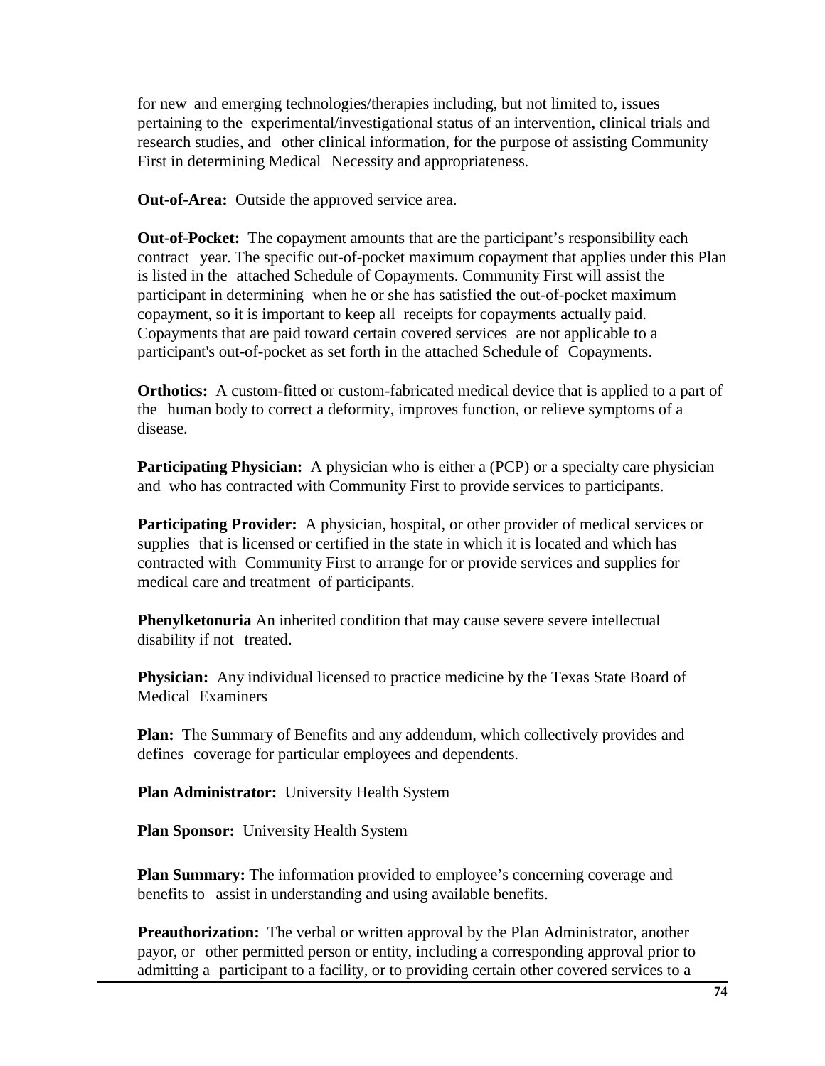for new and emerging technologies/therapies including, but not limited to, issues pertaining to the experimental/investigational status of an intervention, clinical trials and research studies, and other clinical information, for the purpose of assisting Community First in determining Medical Necessity and appropriateness.

**Out-of-Area:** Outside the approved service area.

**Out-of-Pocket:** The copayment amounts that are the participant's responsibility each contract year. The specific out-of-pocket maximum copayment that applies under this Plan is listed in the attached Schedule of Copayments. Community First will assist the participant in determining when he or she has satisfied the out-of-pocket maximum copayment, so it is important to keep all receipts for copayments actually paid. Copayments that are paid toward certain covered services are not applicable to a participant's out-of-pocket as set forth in the attached Schedule of Copayments.

**Orthotics:** A custom-fitted or custom-fabricated medical device that is applied to a part of the human body to correct a deformity, improves function, or relieve symptoms of a disease.

**Participating Physician:** A physician who is either a (PCP) or a specialty care physician and who has contracted with Community First to provide services to participants.

**Participating Provider:** A physician, hospital, or other provider of medical services or supplies that is licensed or certified in the state in which it is located and which has contracted with Community First to arrange for or provide services and supplies for medical care and treatment of participants.

**Phenylketonuria** An inherited condition that may cause severe severe intellectual disability if not treated.

**Physician:** Any individual licensed to practice medicine by the Texas State Board of Medical Examiners

**Plan:** The Summary of Benefits and any addendum, which collectively provides and defines coverage for particular employees and dependents.

**Plan Administrator:** University Health System

**Plan Sponsor:** University Health System

**Plan Summary:** The information provided to employee's concerning coverage and benefits to assist in understanding and using available benefits.

**Preauthorization:** The verbal or written approval by the Plan Administrator, another payor, or other permitted person or entity, including a corresponding approval prior to admitting a participant to a facility, or to providing certain other covered services to a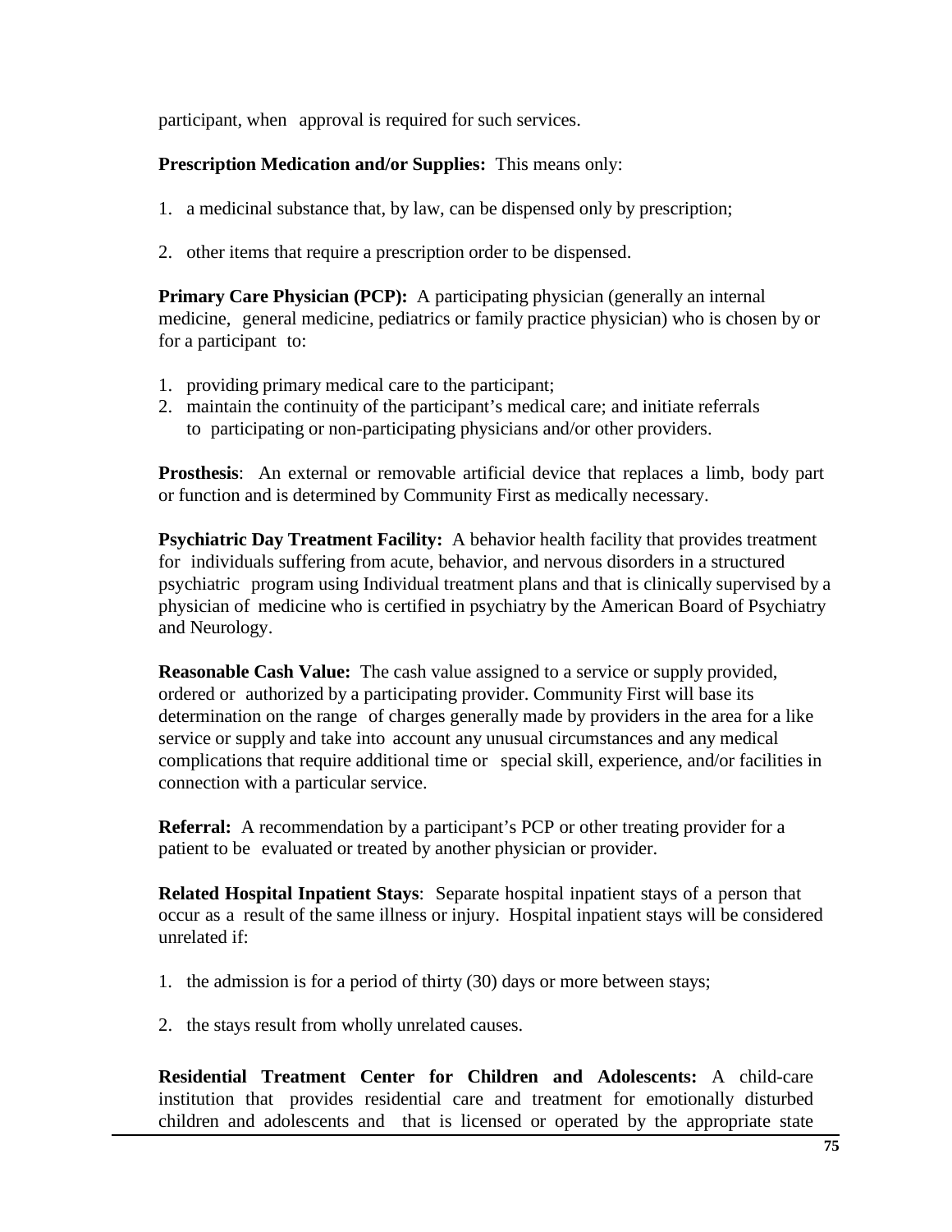participant, when approval is required for such services.

**Prescription Medication and/or Supplies:** This means only:

1. a medicinal substance that, by law, can be dispensed only by prescription;

2. other items that require a prescription order to be dispensed.

**Primary Care Physician (PCP):** A participating physician (generally an internal medicine, general medicine, pediatrics or family practice physician) who is chosen by or for a participant to:

1. providing primary medical care to the participant;
2. maintain the continuity of the participant's medical care; and initiate referrals to participating or non-participating physicians and/or other providers.

**Prosthesis**: An external or removable artificial device that replaces a limb, body part or function and is determined by Community First as medically necessary.

**Psychiatric Day Treatment Facility:** A behavior health facility that provides treatment for individuals suffering from acute, behavior, and nervous disorders in a structured psychiatric program using Individual treatment plans and that is clinically supervised by a physician of medicine who is certified in psychiatry by the American Board of Psychiatry and Neurology.

**Reasonable Cash Value:** The cash value assigned to a service or supply provided, ordered or authorized by a participating provider. Community First will base its determination on the range of charges generally made by providers in the area for a like service or supply and take into account any unusual circumstances and any medical complications that require additional time or special skill, experience, and/or facilities in connection with a particular service.

**Referral:** A recommendation by a participant's PCP or other treating provider for a patient to be evaluated or treated by another physician or provider.

**Related Hospital Inpatient Stays**: Separate hospital inpatient stays of a person that occur as a result of the same illness or injury. Hospital inpatient stays will be considered unrelated if:

1. the admission is for a period of thirty (30) days or more between stays;

2. the stays result from wholly unrelated causes.

**Residential Treatment Center for Children and Adolescents:** A child-care institution that provides residential care and treatment for emotionally disturbed children and adolescents and that is licensed or operated by the appropriate state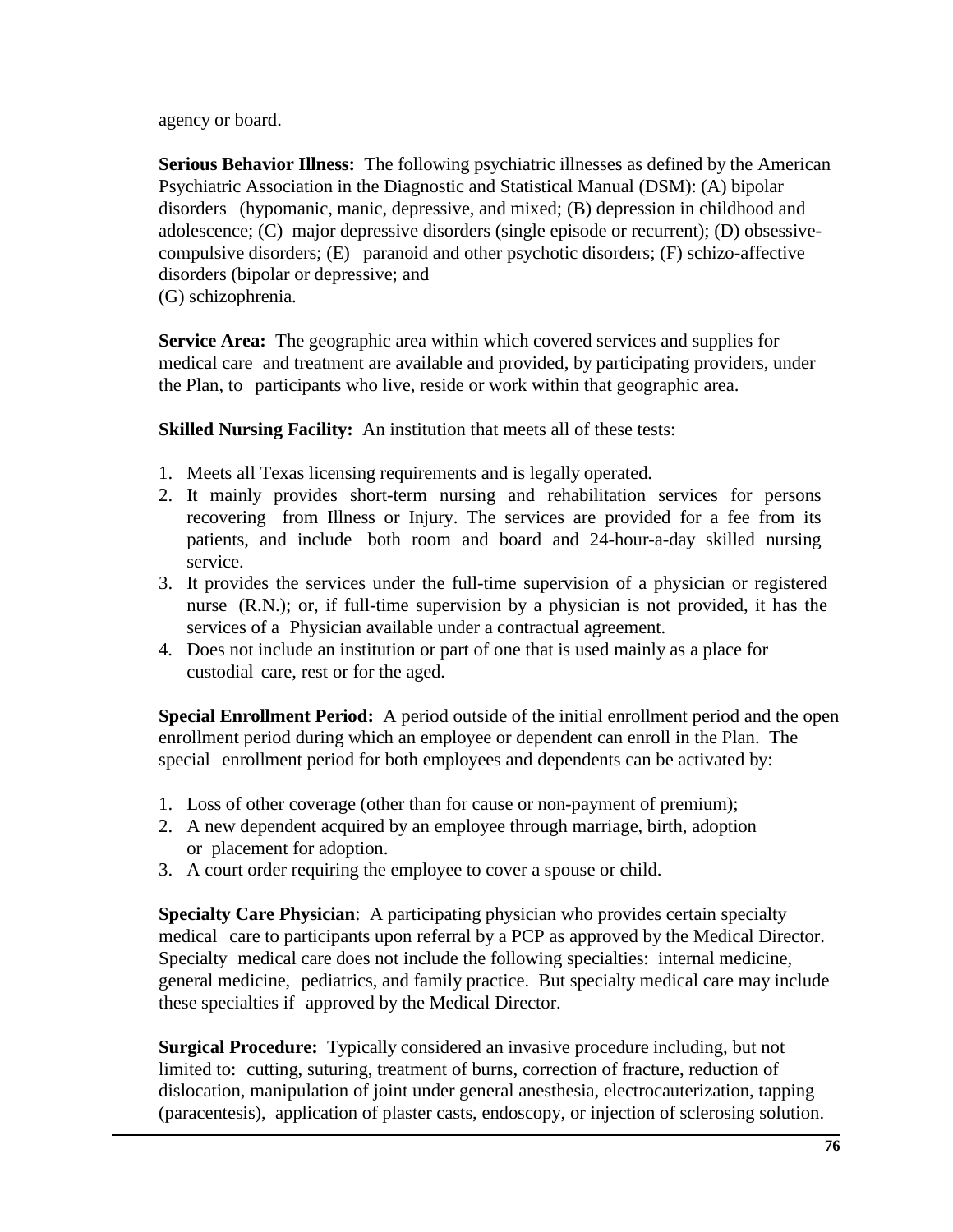agency or board.

**Serious Behavior Illness:** The following psychiatric illnesses as defined by the American Psychiatric Association in the Diagnostic and Statistical Manual (DSM): (A) bipolar disorders (hypomanic, manic, depressive, and mixed; (B) depression in childhood and adolescence; (C) major depressive disorders (single episode or recurrent); (D) obsessive-compulsive disorders; (E) paranoid and other psychotic disorders; (F) schizo-affective disorders (bipolar or depressive; and
(G) schizophrenia.

**Service Area:** The geographic area within which covered services and supplies for medical care and treatment are available and provided, by participating providers, under the Plan, to participants who live, reside or work within that geographic area.

**Skilled Nursing Facility:** An institution that meets all of these tests:

1. Meets all Texas licensing requirements and is legally operated.
2. It mainly provides short-term nursing and rehabilitation services for persons recovering from Illness or Injury. The services are provided for a fee from its patients, and include both room and board and 24-hour-a-day skilled nursing service.
3. It provides the services under the full-time supervision of a physician or registered nurse (R.N.); or, if full-time supervision by a physician is not provided, it has the services of a Physician available under a contractual agreement.
4. Does not include an institution or part of one that is used mainly as a place for custodial care, rest or for the aged.

**Special Enrollment Period:** A period outside of the initial enrollment period and the open enrollment period during which an employee or dependent can enroll in the Plan. The special enrollment period for both employees and dependents can be activated by:

1. Loss of other coverage (other than for cause or non-payment of premium);
2. A new dependent acquired by an employee through marriage, birth, adoption or placement for adoption.
3. A court order requiring the employee to cover a spouse or child.

**Specialty Care Physician**: A participating physician who provides certain specialty medical care to participants upon referral by a PCP as approved by the Medical Director. Specialty medical care does not include the following specialties: internal medicine, general medicine, pediatrics, and family practice. But specialty medical care may include these specialties if approved by the Medical Director.

**Surgical Procedure:** Typically considered an invasive procedure including, but not limited to: cutting, suturing, treatment of burns, correction of fracture, reduction of dislocation, manipulation of joint under general anesthesia, electrocauterization, tapping (paracentesis), application of plaster casts, endoscopy, or injection of sclerosing solution.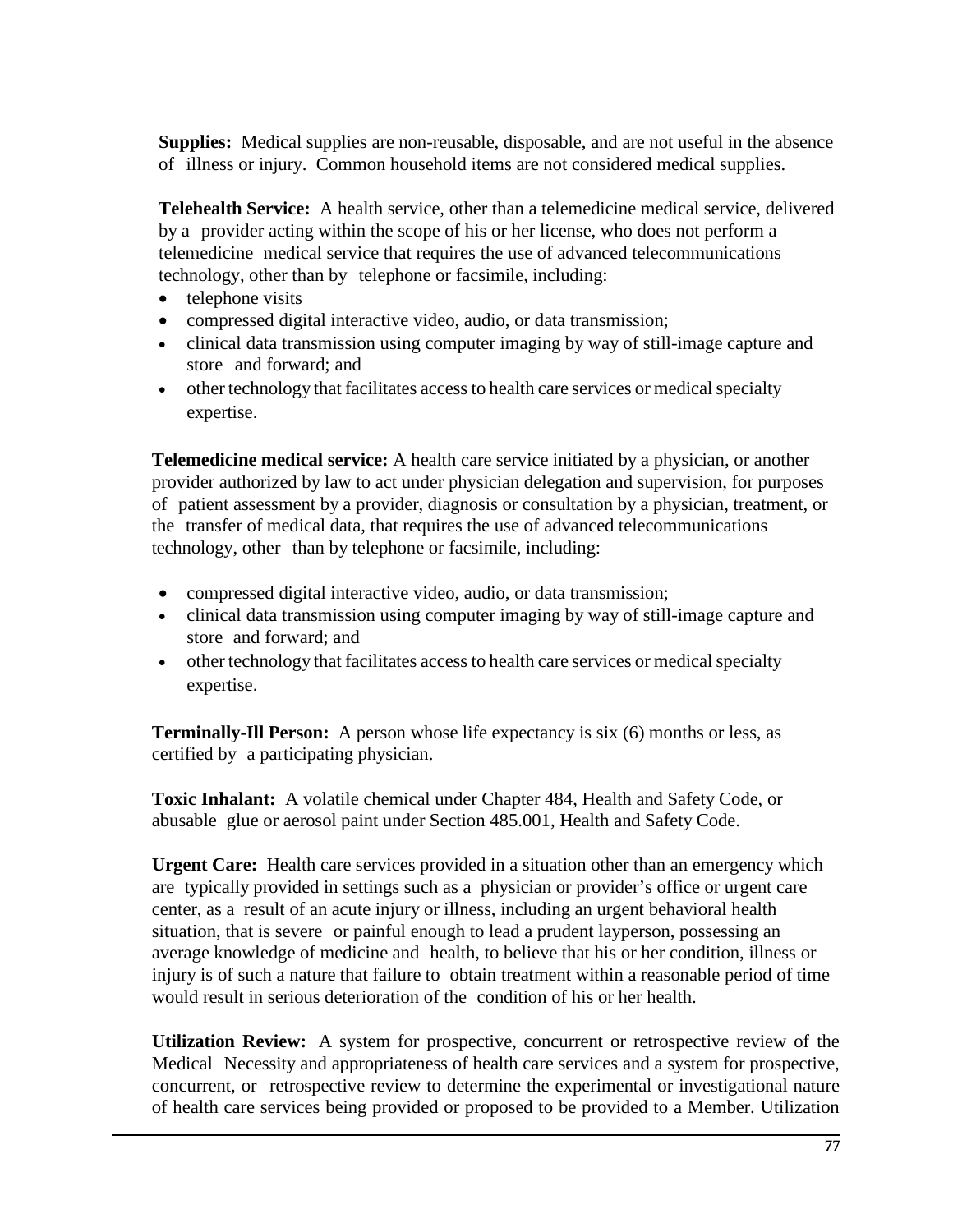**Supplies:** Medical supplies are non-reusable, disposable, and are not useful in the absence of illness or injury. Common household items are not considered medical supplies.

**Telehealth Service:** A health service, other than a telemedicine medical service, delivered by a provider acting within the scope of his or her license, who does not perform a telemedicine medical service that requires the use of advanced telecommunications technology, other than by telephone or facsimile, including:

- telephone visits
- compressed digital interactive video, audio, or data transmission;
- clinical data transmission using computer imaging by way of still-image capture and store and forward; and
- other technology that facilitates access to health care services or medical specialty expertise.

**Telemedicine medical service:** A health care service initiated by a physician, or another provider authorized by law to act under physician delegation and supervision, for purposes of patient assessment by a provider, diagnosis or consultation by a physician, treatment, or the transfer of medical data, that requires the use of advanced telecommunications technology, other than by telephone or facsimile, including:

- compressed digital interactive video, audio, or data transmission;
- clinical data transmission using computer imaging by way of still-image capture and store and forward; and
- other technology that facilitates access to health care services or medical specialty expertise.

**Terminally-Ill Person:** A person whose life expectancy is six (6) months or less, as certified by a participating physician.

**Toxic Inhalant:** A volatile chemical under Chapter 484, Health and Safety Code, or abusable glue or aerosol paint under Section 485.001, Health and Safety Code.

**Urgent Care:** Health care services provided in a situation other than an emergency which are typically provided in settings such as a physician or provider's office or urgent care center, as a result of an acute injury or illness, including an urgent behavioral health situation, that is severe or painful enough to lead a prudent layperson, possessing an average knowledge of medicine and health, to believe that his or her condition, illness or injury is of such a nature that failure to obtain treatment within a reasonable period of time would result in serious deterioration of the condition of his or her health.

**Utilization Review:** A system for prospective, concurrent or retrospective review of the Medical Necessity and appropriateness of health care services and a system for prospective, concurrent, or retrospective review to determine the experimental or investigational nature of health care services being provided or proposed to be provided to a Member. Utilization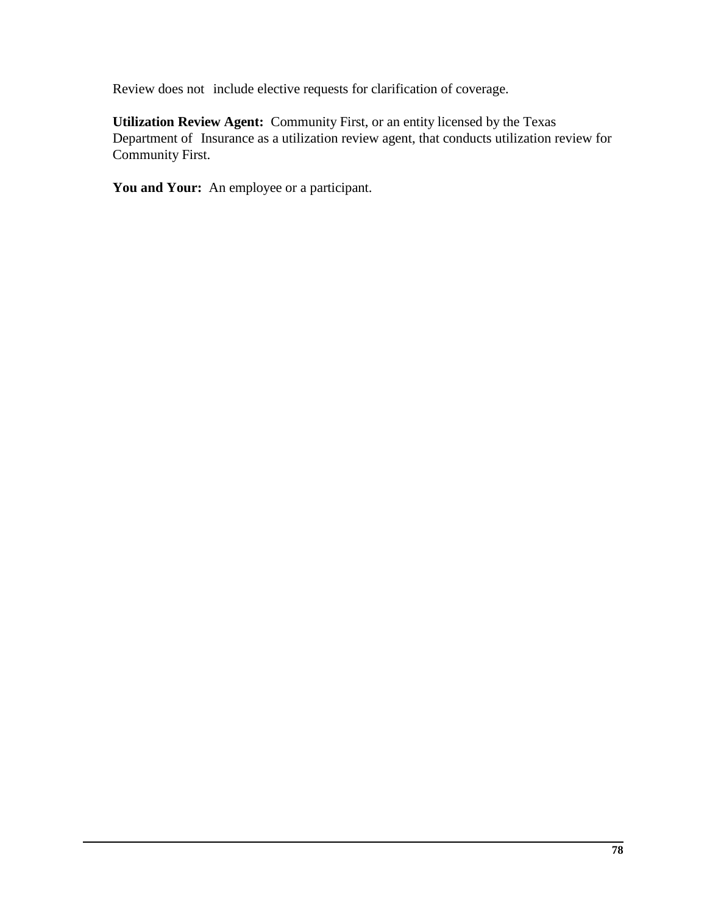Review does not include elective requests for clarification of coverage.

**Utilization Review Agent:** Community First, or an entity licensed by the Texas Department of Insurance as a utilization review agent, that conducts utilization review for Community First.

**You and Your:** An employee or a participant.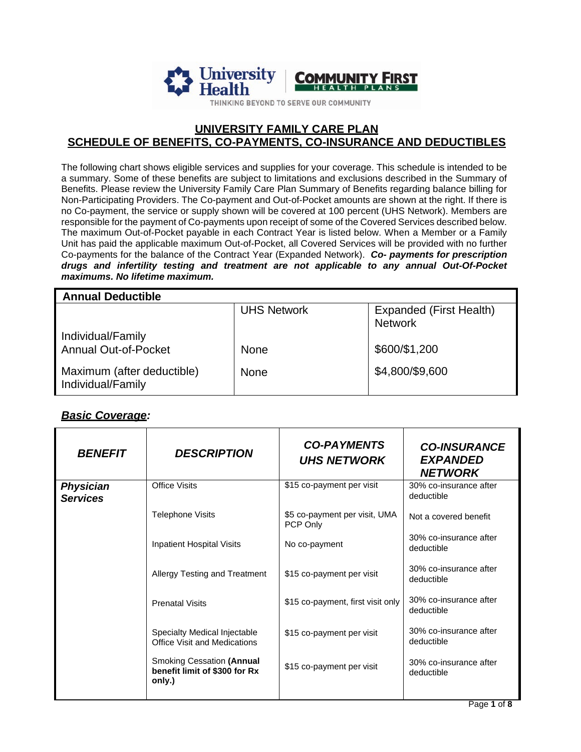## UNIVERSITY FAMILY CARE PLAN
## SCHEDULE OF BENEFITS, CO-PAYMENTS, CO-INSURANCE AND DEDUCTIBLES

The following chart shows eligible services and supplies for your coverage. This schedule is intended to be a summary. Some of these benefits are subject to limitations and exclusions described in the Summary of Benefits. Please review the University Family Care Plan Summary of Benefits regarding balance billing for Non-Participating Providers. The Co-payment and Out-of-Pocket amounts are shown at the right. If there is no Co-payment, the service or supply shown will be covered at 100 percent (UHS Network). Members are responsible for the payment of Co-payments upon receipt of some of the Covered Services described below. The maximum Out-of-Pocket payable in each Contract Year is listed below. When a Member or a Family Unit has paid the applicable maximum Out-of-Pocket, all Covered Services will be provided with no further Co-payments for the balance of the Contract Year (Expanded Network). ***Co- payments for prescription drugs and infertility testing and treatment are not applicable to any annual Out-Of-Pocket maximums. No lifetime maximum.***

| Annual Deductible | UHS Network | Expanded (First Health) Network |
|---|---|---|
| Individual/Family | None | $600/$1,200 |
| Annual Out-of-Pocket Maximum (after deductible) Individual/Family | None | $4,800/$9,600 |

### ***Basic Coverage:***

| *BENEFIT* | *DESCRIPTION* | *CO-PAYMENTS UHS NETWORK* | *CO-INSURANCE EXPANDED NETWORK* |
|---|---|---|---|
| ***Physician Services*** | Office Visits | $15 co-payment per visit | 30% co-insurance after deductible |
| | Telephone Visits | $5 co-payment per visit, UMA PCP Only | Not a covered benefit |
| | Inpatient Hospital Visits | No co-payment | 30% co-insurance after deductible |
| | Allergy Testing and Treatment | $15 co-payment per visit | 30% co-insurance after deductible |
| | Prenatal Visits | $15 co-payment, first visit only | 30% co-insurance after deductible |
| | Specialty Medical Injectable Office Visit and Medications | $15 co-payment per visit | 30% co-insurance after deductible |
| | Smoking Cessation **(Annual benefit limit of $300 for Rx only.)** | $15 co-payment per visit | 30% co-insurance after deductible |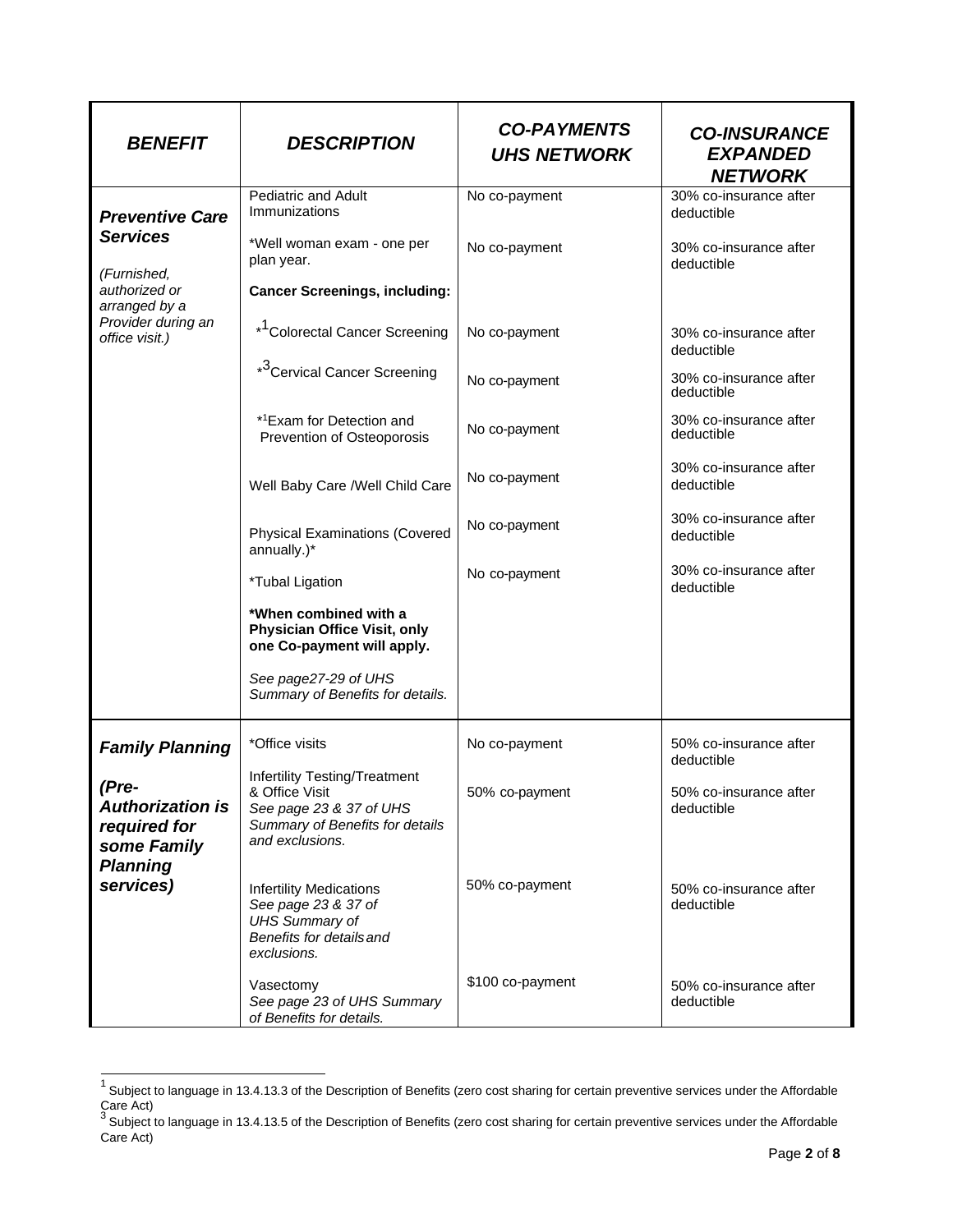| BENEFIT | DESCRIPTION | CO-PAYMENTS UHS NETWORK | CO-INSURANCE EXPANDED NETWORK |
|---|---|---|---|
| ***Preventive Care Services*** *(Furnished, authorized or arranged by a Provider during an office visit.)* | Pediatric and Adult Immunizations | No co-payment | 30% co-insurance after deductible |
| | *Well woman exam - one per plan year. | No co-payment | 30% co-insurance after deductible |
| | **Cancer Screenings, including:** | | |
| | *[1]Colorectal Cancer Screening | No co-payment | 30% co-insurance after deductible |
| | *[3]Cervical Cancer Screening | No co-payment | 30% co-insurance after deductible |
| | *[1]Exam for Detection and Prevention of Osteoporosis | No co-payment | 30% co-insurance after deductible |
| | Well Baby Care /Well Child Care | No co-payment | 30% co-insurance after deductible |
| | Physical Examinations (Covered annually.)* | No co-payment | 30% co-insurance after deductible |
| | *Tubal Ligation | No co-payment | 30% co-insurance after deductible |
| | ***When combined with a Physician Office Visit, only one Co-payment will apply.** | | |
| | *See page27-29 of UHS Summary of Benefits for details.* | | |
| ***Family Planning*** ***(Pre-Authorization is required for some Family Planning services)*** | *Office visits | No co-payment | 50% co-insurance after deductible |
| | Infertility Testing/Treatment & Office Visit *See page 23 & 37 of UHS Summary of Benefits for details and exclusions.* | 50% co-payment | 50% co-insurance after deductible |
| | Infertility Medications *See page 23 & 37 of UHS Summary of Benefits for details and exclusions.* | 50% co-payment | 50% co-insurance after deductible |
| | Vasectomy *See page 23 of UHS Summary of Benefits for details.* | $100 co-payment | 50% co-insurance after deductible |

[1] Subject to language in 13.4.13.3 of the Description of Benefits (zero cost sharing for certain preventive services under the Affordable Care Act)

[3] Subject to language in 13.4.13.5 of the Description of Benefits (zero cost sharing for certain preventive services under the Affordable Care Act)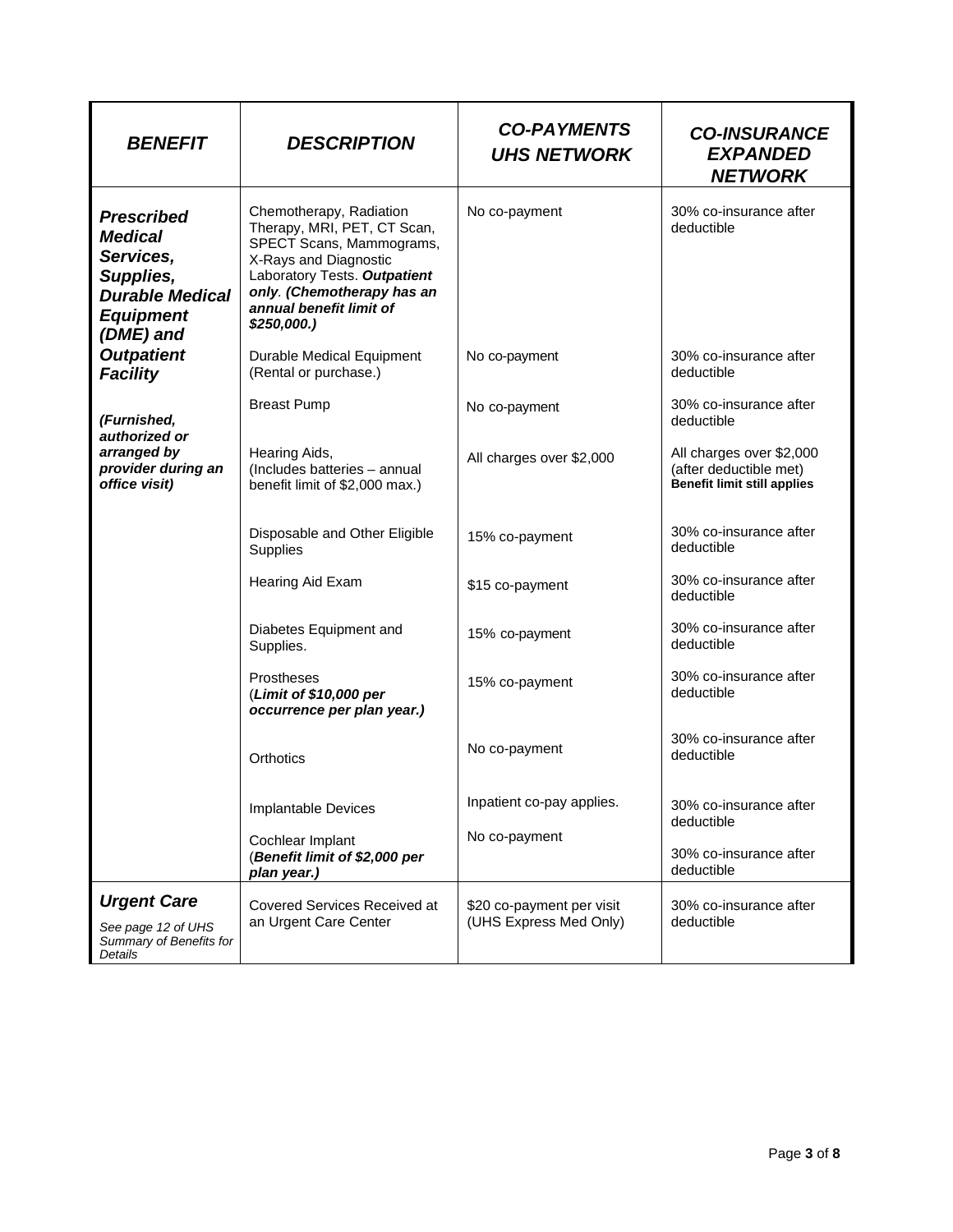| ***BENEFIT*** | ***DESCRIPTION*** | ***CO-PAYMENTS UHS NETWORK*** | ***CO-INSURANCE EXPANDED NETWORK*** |
|---|---|---|---|
| ***Prescribed Medical Services, Supplies, Durable Medical Equipment (DME) and Outpatient Facility*** ***(Furnished, authorized or arranged by provider during an office visit)*** | Chemotherapy, Radiation Therapy, MRI, PET, CT Scan, SPECT Scans, Mammograms, X-Rays and Diagnostic Laboratory Tests. ***Outpatient only***. ***(Chemotherapy has an annual benefit limit of $250,000.)*** | No co-payment | 30% co-insurance after deductible |
| | Durable Medical Equipment (Rental or purchase.) | No co-payment | 30% co-insurance after deductible |
| | Breast Pump | No co-payment | 30% co-insurance after deductible |
| | Hearing Aids, (Includes batteries – annual benefit limit of $2,000 max.) | All charges over $2,000 | All charges over $2,000 (after deductible met) **Benefit limit still applies** |
| | Disposable and Other Eligible Supplies | 15% co-payment | 30% co-insurance after deductible |
| | Hearing Aid Exam | $15 co-payment | 30% co-insurance after deductible |
| | Diabetes Equipment and Supplies. | 15% co-payment | 30% co-insurance after deductible |
| | Prostheses (***Limit of $10,000 per occurrence per plan year.)*** | 15% co-payment | 30% co-insurance after deductible |
| | Orthotics | No co-payment | 30% co-insurance after deductible |
| | Implantable Devices | Inpatient co-pay applies. | 30% co-insurance after deductible |
| | Cochlear Implant (***Benefit limit of $2,000 per plan year.)*** | No co-payment | 30% co-insurance after deductible |
| ***Urgent Care*** *See page 12 of UHS Summary of Benefits for Details* | Covered Services Received at an Urgent Care Center | $20 co-payment per visit (UHS Express Med Only) | 30% co-insurance after deductible |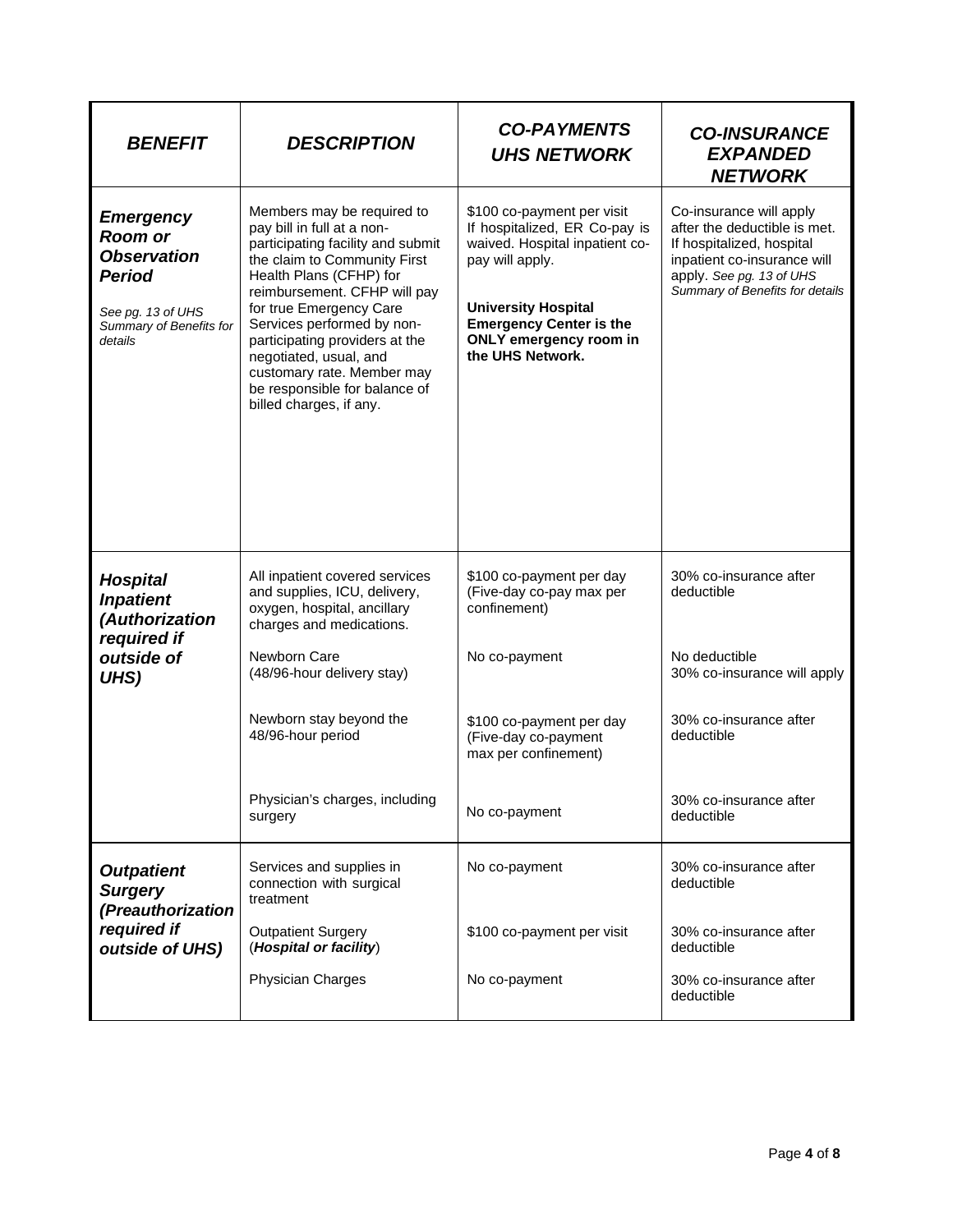| *BENEFIT* | *DESCRIPTION* | *CO-PAYMENTS UHS NETWORK* | *CO-INSURANCE EXPANDED NETWORK* |
|---|---|---|---|
| ***Emergency Room or Observation Period*** *See pg. 13 of UHS Summary of Benefits for details* | Members may be required to pay bill in full at a non-participating facility and submit the claim to Community First Health Plans (CFHP) for reimbursement. CFHP will pay for true Emergency Care Services performed by non-participating providers at the negotiated, usual, and customary rate. Member may be responsible for balance of billed charges, if any. | $100 co-payment per visit If hospitalized, ER Co-pay is waived. Hospital inpatient co-pay will apply. **University Hospital Emergency Center is the ONLY emergency room in the UHS Network.** | Co-insurance will apply after the deductible is met. If hospitalized, hospital inpatient co-insurance will apply. *See pg. 13 of UHS Summary of Benefits for details* |
| ***Hospital Inpatient (Authorization required if outside of UHS)*** | All inpatient covered services and supplies, ICU, delivery, oxygen, hospital, ancillary charges and medications. | $100 co-payment per day (Five-day co-pay max per confinement) | 30% co-insurance after deductible |
| | Newborn Care (48/96-hour delivery stay) | No co-payment | No deductible 30% co-insurance will apply |
| | Newborn stay beyond the 48/96-hour period | $100 co-payment per day (Five-day co-payment max per confinement) | 30% co-insurance after deductible |
| | Physician's charges, including surgery | No co-payment | 30% co-insurance after deductible |
| ***Outpatient Surgery (Preauthorization required if outside of UHS)*** | Services and supplies in connection with surgical treatment | No co-payment | 30% co-insurance after deductible |
| | Outpatient Surgery (***Hospital or facility***) | $100 co-payment per visit | 30% co-insurance after deductible |
| | Physician Charges | No co-payment | 30% co-insurance after deductible |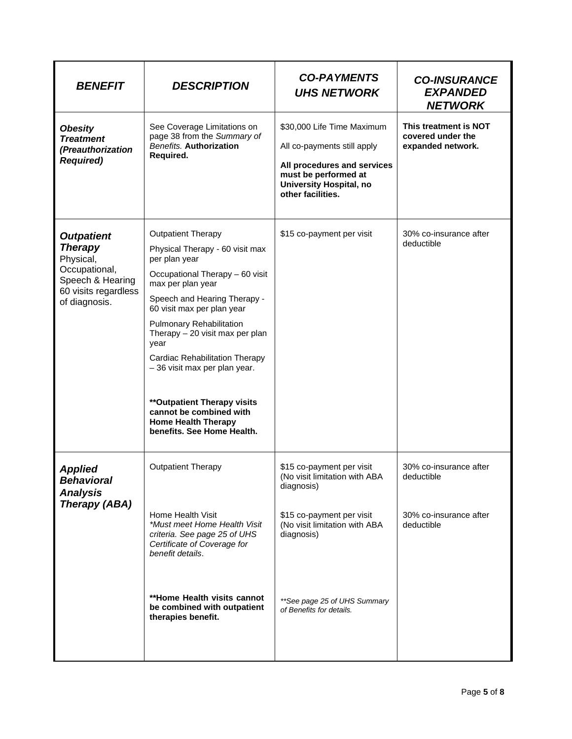| ***BENEFIT*** | ***DESCRIPTION*** | ***CO-PAYMENTS UHS NETWORK*** | ***CO-INSURANCE EXPANDED NETWORK*** |
|---|---|---|---|
| ***Obesity Treatment (Preauthorization Required)*** | See Coverage Limitations on page 38 from the *Summary of Benefits.* **Authorization Required.** | $30,000 Life Time Maximum<br><br>All co-payments still apply<br><br>**All procedures and services must be performed at University Hospital, no other facilities.** | **This treatment is NOT covered under the expanded network.** |
| ***Outpatient Therapy*** Physical, Occupational, Speech & Hearing 60 visits regardless of diagnosis. | Outpatient Therapy<br><br>Physical Therapy - 60 visit max per plan year<br><br>Occupational Therapy – 60 visit max per plan year<br><br>Speech and Hearing Therapy - 60 visit max per plan year<br><br>Pulmonary Rehabilitation Therapy – 20 visit max per plan year<br><br>Cardiac Rehabilitation Therapy – 36 visit max per plan year.<br><br>**\*\*Outpatient Therapy visits cannot be combined with Home Health Therapy benefits. See Home Health.** | $15 co-payment per visit | 30% co-insurance after deductible |
| ***Applied Behavioral Analysis Therapy (ABA)*** | Outpatient Therapy | $15 co-payment per visit (No visit limitation with ABA diagnosis) | 30% co-insurance after deductible |
| | Home Health Visit<br>*\*Must meet Home Health Visit criteria. See page 25 of UHS Certificate of Coverage for benefit details*. | $15 co-payment per visit (No visit limitation with ABA diagnosis) | 30% co-insurance after deductible |
| | **\*\*Home Health visits cannot be combined with outpatient therapies benefit.** | *\*\*See page 25 of UHS Summary of Benefits for details.* | |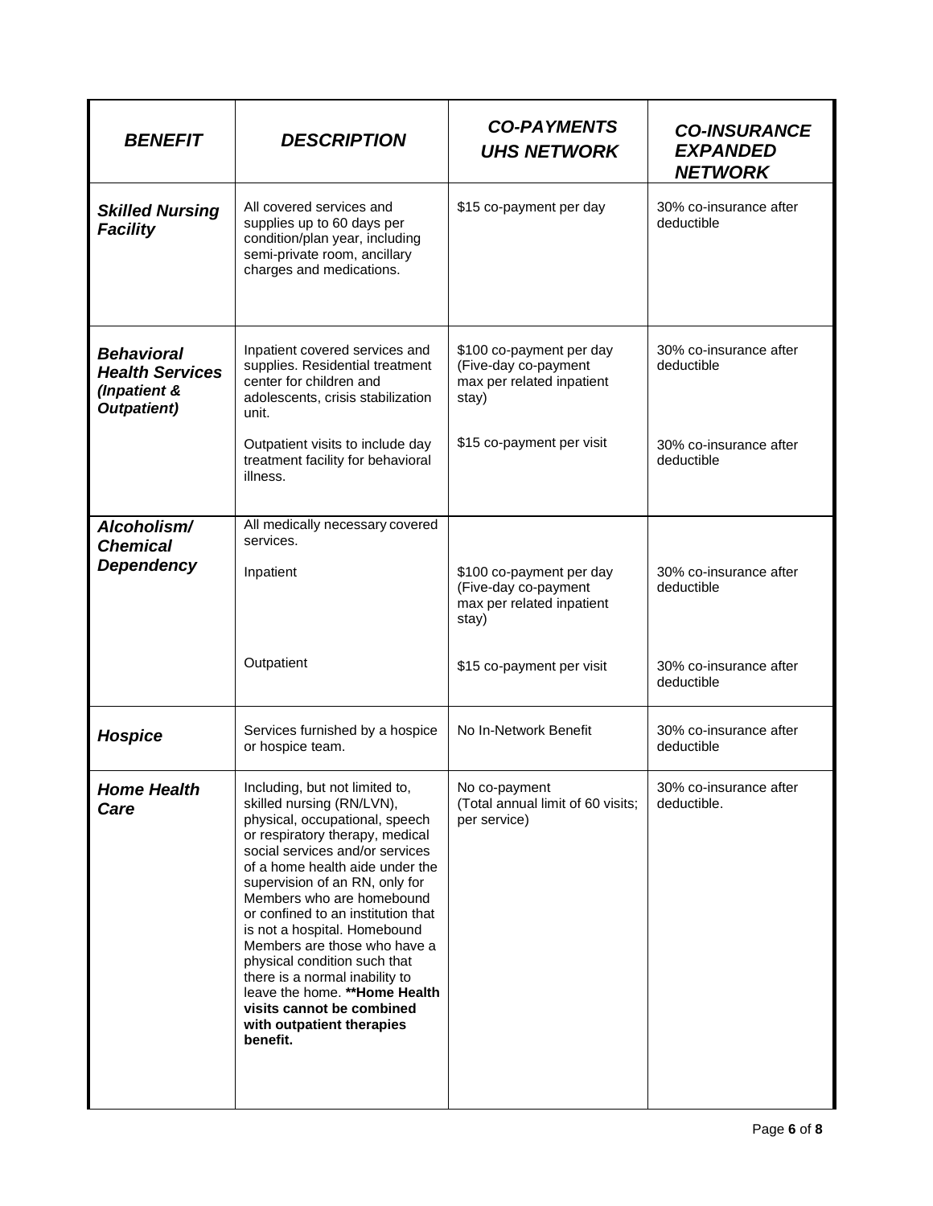| ***BENEFIT*** | ***DESCRIPTION*** | ***CO-PAYMENTS UHS NETWORK*** | ***CO-INSURANCE EXPANDED NETWORK*** |
|---|---|---|---|
| ***Skilled Nursing Facility*** | All covered services and supplies up to 60 days per condition/plan year, including semi-private room, ancillary charges and medications. | $15 co-payment per day | 30% co-insurance after deductible |
| ***Behavioral Health Services (Inpatient & Outpatient)*** | Inpatient covered services and supplies. Residential treatment center for children and adolescents, crisis stabilization unit. | $100 co-payment per day (Five-day co-payment max per related inpatient stay) | 30% co-insurance after deductible |
| | Outpatient visits to include day treatment facility for behavioral illness. | $15 co-payment per visit | 30% co-insurance after deductible |
| ***Alcoholism/ Chemical Dependency*** | All medically necessary covered services. | | |
| | Inpatient | $100 co-payment per day (Five-day co-payment max per related inpatient stay) | 30% co-insurance after deductible |
| | Outpatient | $15 co-payment per visit | 30% co-insurance after deductible |
| ***Hospice*** | Services furnished by a hospice or hospice team. | No In-Network Benefit | 30% co-insurance after deductible |
| ***Home Health Care*** | Including, but not limited to, skilled nursing (RN/LVN), physical, occupational, speech or respiratory therapy, medical social services and/or services of a home health aide under the supervision of an RN, only for Members who are homebound or confined to an institution that is not a hospital. Homebound Members are those who have a physical condition such that there is a normal inability to leave the home. **\*\*Home Health visits cannot be combined with outpatient therapies benefit.** | No co-payment (Total annual limit of 60 visits; per service) | 30% co-insurance after deductible. |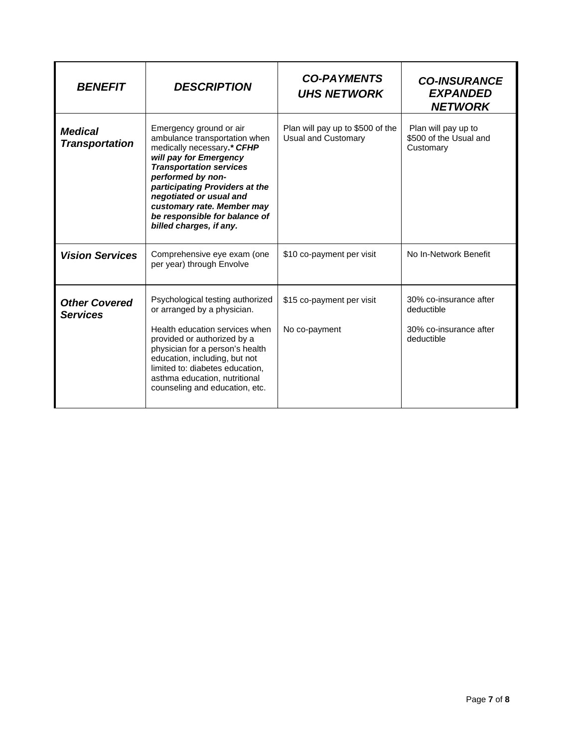| ***BENEFIT*** | ***DESCRIPTION*** | ***CO-PAYMENTS UHS NETWORK*** | ***CO-INSURANCE EXPANDED NETWORK*** |
|---|---|---|---|
| ***Medical Transportation*** | Emergency ground or air ambulance transportation when medically necessary**.*** ***CFHP will pay for Emergency Transportation services performed by non-participating Providers at the negotiated or usual and customary rate. Member may be responsible for balance of billed charges, if any.*** | Plan will pay up to $500 of the Usual and Customary | Plan will pay up to $500 of the Usual and Customary |
| ***Vision Services*** | Comprehensive eye exam (one per year) through Envolve | $10 co-payment per visit | No In-Network Benefit |
| ***Other Covered Services*** | Psychological testing authorized or arranged by a physician.<br><br>Health education services when provided or authorized by a physician for a person's health education, including, but not limited to: diabetes education, asthma education, nutritional counseling and education, etc. | $15 co-payment per visit<br><br>No co-payment | 30% co-insurance after deductible<br><br>30% co-insurance after deductible |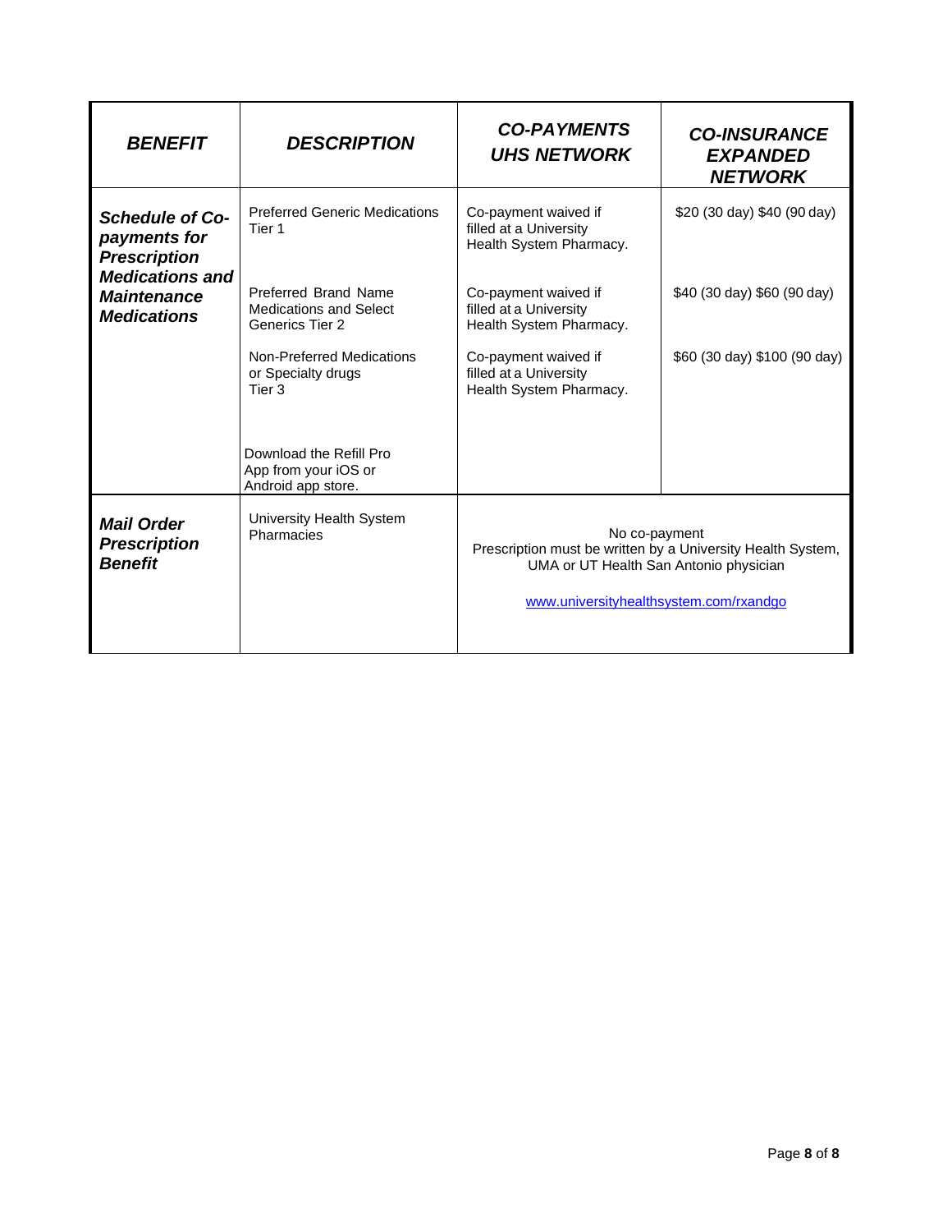| BENEFIT | DESCRIPTION | CO-PAYMENTS UHS NETWORK | CO-INSURANCE EXPANDED NETWORK |
|---|---|---|---|
| ***Schedule of Co-payments for Prescription Medications and Maintenance Medications*** | Preferred Generic Medications Tier 1 | Co-payment waived if filled at a University Health System Pharmacy. | $20 (30 day) $40 (90 day) |
| | Preferred Brand Name Medications and Select Generics Tier 2 | Co-payment waived if filled at a University Health System Pharmacy. | $40 (30 day) $60 (90 day) |
| | Non-Preferred Medications or Specialty drugs Tier 3 | Co-payment waived if filled at a University Health System Pharmacy. | $60 (30 day) $100 (90 day) |
| | Download the Refill Pro App from your iOS or Android app store. | | |
| ***Mail Order Prescription Benefit*** | University Health System Pharmacies | No co-payment<br>Prescription must be written by a University Health System, UMA or UT Health San Antonio physician<br><br>www.universityhealthsystem.com/rxandgo | |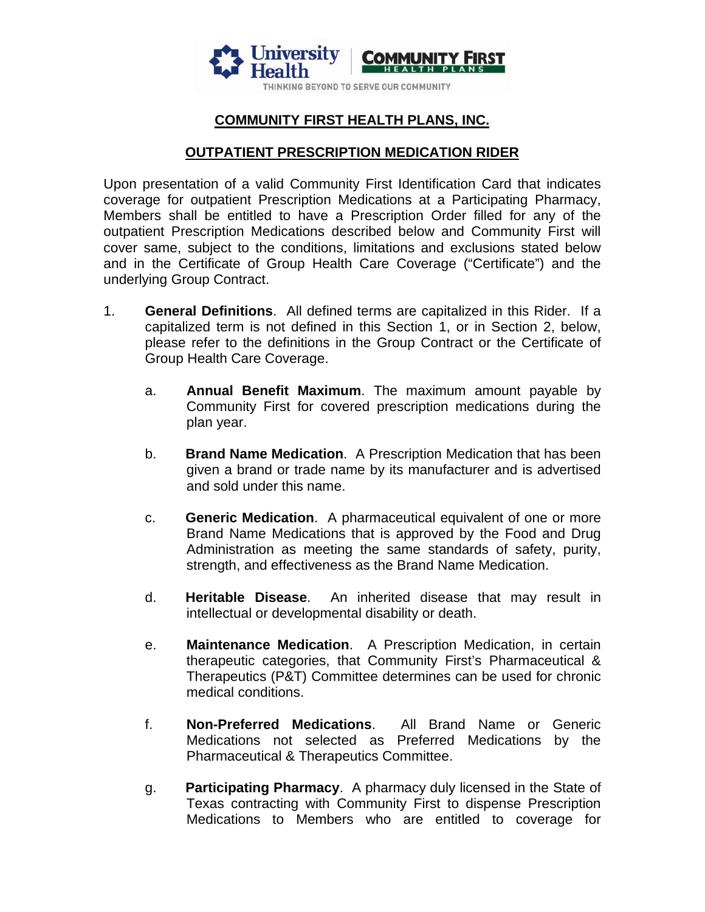## COMMUNITY FIRST HEALTH PLANS, INC.

## OUTPATIENT PRESCRIPTION MEDICATION RIDER

Upon presentation of a valid Community First Identification Card that indicates coverage for outpatient Prescription Medications at a Participating Pharmacy, Members shall be entitled to have a Prescription Order filled for any of the outpatient Prescription Medications described below and Community First will cover same, subject to the conditions, limitations and exclusions stated below and in the Certificate of Group Health Care Coverage ("Certificate") and the underlying Group Contract.

1. **General Definitions**. All defined terms are capitalized in this Rider. If a capitalized term is not defined in this Section 1, or in Section 2, below, please refer to the definitions in the Group Contract or the Certificate of Group Health Care Coverage.

   a. **Annual Benefit Maximum**. The maximum amount payable by Community First for covered prescription medications during the plan year.

   b. **Brand Name Medication**. A Prescription Medication that has been given a brand or trade name by its manufacturer and is advertised and sold under this name.

   c. **Generic Medication**. A pharmaceutical equivalent of one or more Brand Name Medications that is approved by the Food and Drug Administration as meeting the same standards of safety, purity, strength, and effectiveness as the Brand Name Medication.

   d. **Heritable Disease**. An inherited disease that may result in intellectual or developmental disability or death.

   e. **Maintenance Medication**. A Prescription Medication, in certain therapeutic categories, that Community First's Pharmaceutical & Therapeutics (P&T) Committee determines can be used for chronic medical conditions.

   f. **Non-Preferred Medications**. All Brand Name or Generic Medications not selected as Preferred Medications by the Pharmaceutical & Therapeutics Committee.

   g. **Participating Pharmacy**. A pharmacy duly licensed in the State of Texas contracting with Community First to dispense Prescription Medications to Members who are entitled to coverage for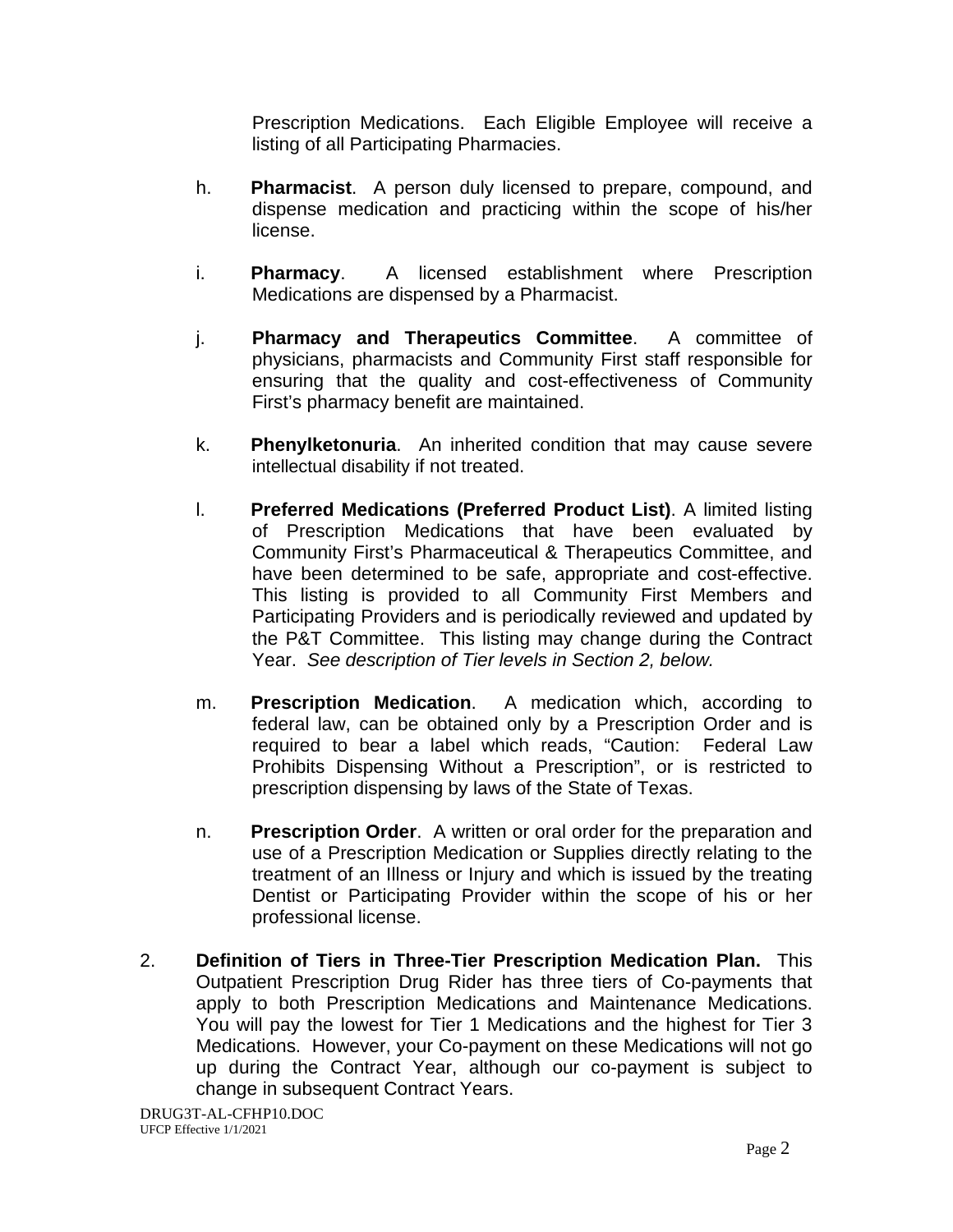Prescription Medications. Each Eligible Employee will receive a listing of all Participating Pharmacies.

h. **Pharmacist**. A person duly licensed to prepare, compound, and dispense medication and practicing within the scope of his/her license.

i. **Pharmacy**. A licensed establishment where Prescription Medications are dispensed by a Pharmacist.

j. **Pharmacy and Therapeutics Committee**. A committee of physicians, pharmacists and Community First staff responsible for ensuring that the quality and cost-effectiveness of Community First's pharmacy benefit are maintained.

k. **Phenylketonuria**. An inherited condition that may cause severe intellectual disability if not treated.

l. **Preferred Medications (Preferred Product List)**. A limited listing of Prescription Medications that have been evaluated by Community First's Pharmaceutical & Therapeutics Committee, and have been determined to be safe, appropriate and cost-effective. This listing is provided to all Community First Members and Participating Providers and is periodically reviewed and updated by the P&T Committee. This listing may change during the Contract Year. *See description of Tier levels in Section 2, below.*

m. **Prescription Medication**. A medication which, according to federal law, can be obtained only by a Prescription Order and is required to bear a label which reads, "Caution: Federal Law Prohibits Dispensing Without a Prescription", or is restricted to prescription dispensing by laws of the State of Texas.

n. **Prescription Order**. A written or oral order for the preparation and use of a Prescription Medication or Supplies directly relating to the treatment of an Illness or Injury and which is issued by the treating Dentist or Participating Provider within the scope of his or her professional license.

2. **Definition of Tiers in Three-Tier Prescription Medication Plan.** This Outpatient Prescription Drug Rider has three tiers of Co-payments that apply to both Prescription Medications and Maintenance Medications. You will pay the lowest for Tier 1 Medications and the highest for Tier 3 Medications. However, your Co-payment on these Medications will not go up during the Contract Year, although our co-payment is subject to change in subsequent Contract Years.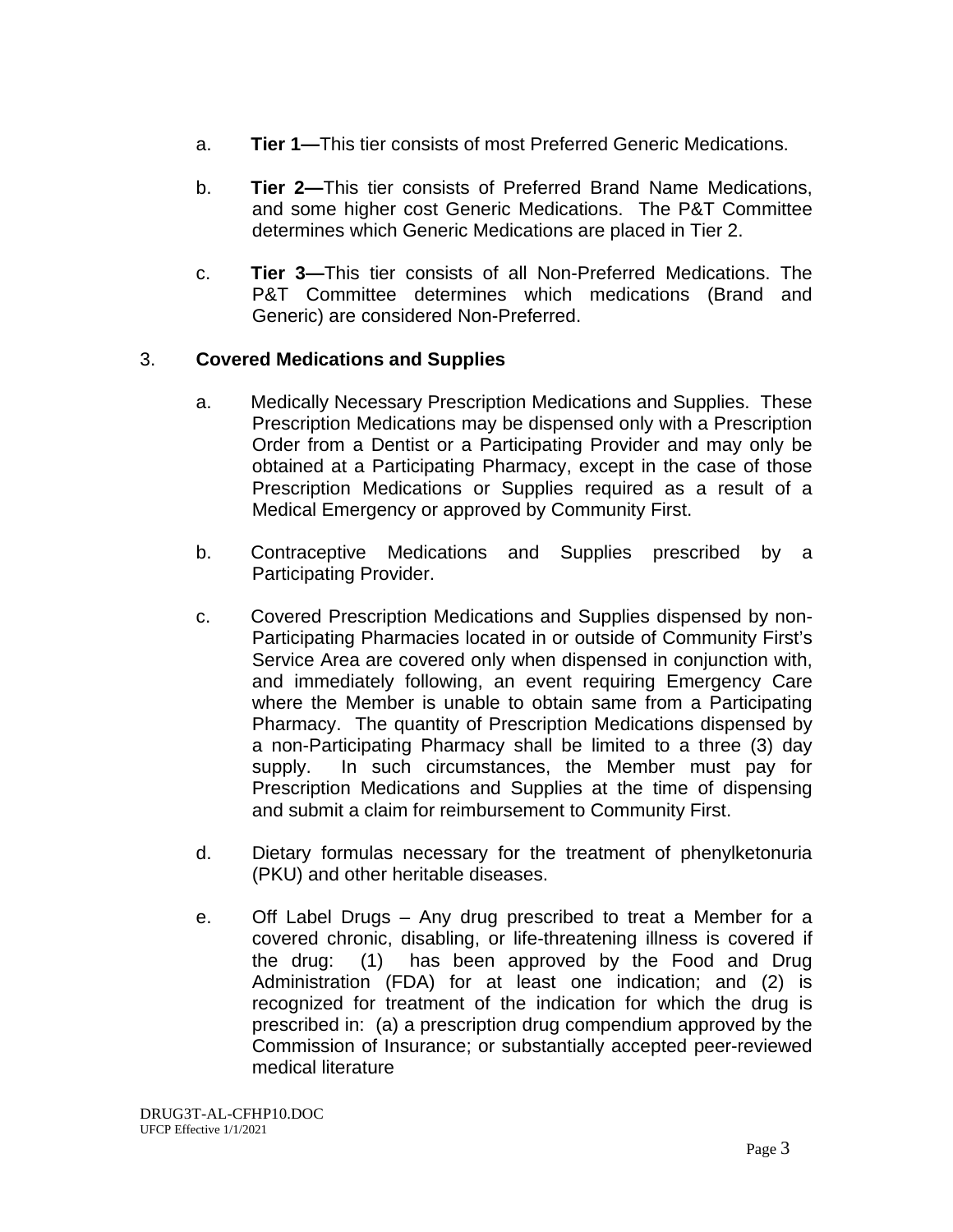a. **Tier 1—**This tier consists of most Preferred Generic Medications.

b. **Tier 2—**This tier consists of Preferred Brand Name Medications, and some higher cost Generic Medications. The P&T Committee determines which Generic Medications are placed in Tier 2.

c. **Tier 3—**This tier consists of all Non-Preferred Medications. The P&T Committee determines which medications (Brand and Generic) are considered Non-Preferred.

3. **Covered Medications and Supplies**

a. Medically Necessary Prescription Medications and Supplies. These Prescription Medications may be dispensed only with a Prescription Order from a Dentist or a Participating Provider and may only be obtained at a Participating Pharmacy, except in the case of those Prescription Medications or Supplies required as a result of a Medical Emergency or approved by Community First.

b. Contraceptive Medications and Supplies prescribed by a Participating Provider.

c. Covered Prescription Medications and Supplies dispensed by non-Participating Pharmacies located in or outside of Community First's Service Area are covered only when dispensed in conjunction with, and immediately following, an event requiring Emergency Care where the Member is unable to obtain same from a Participating Pharmacy. The quantity of Prescription Medications dispensed by a non-Participating Pharmacy shall be limited to a three (3) day supply. In such circumstances, the Member must pay for Prescription Medications and Supplies at the time of dispensing and submit a claim for reimbursement to Community First.

d. Dietary formulas necessary for the treatment of phenylketonuria (PKU) and other heritable diseases.

e. Off Label Drugs – Any drug prescribed to treat a Member for a covered chronic, disabling, or life-threatening illness is covered if the drug: (1) has been approved by the Food and Drug Administration (FDA) for at least one indication; and (2) is recognized for treatment of the indication for which the drug is prescribed in: (a) a prescription drug compendium approved by the Commission of Insurance; or substantially accepted peer-reviewed medical literature

DRUG3T-AL-CFHP10.DOC
UFCP Effective 1/1/2021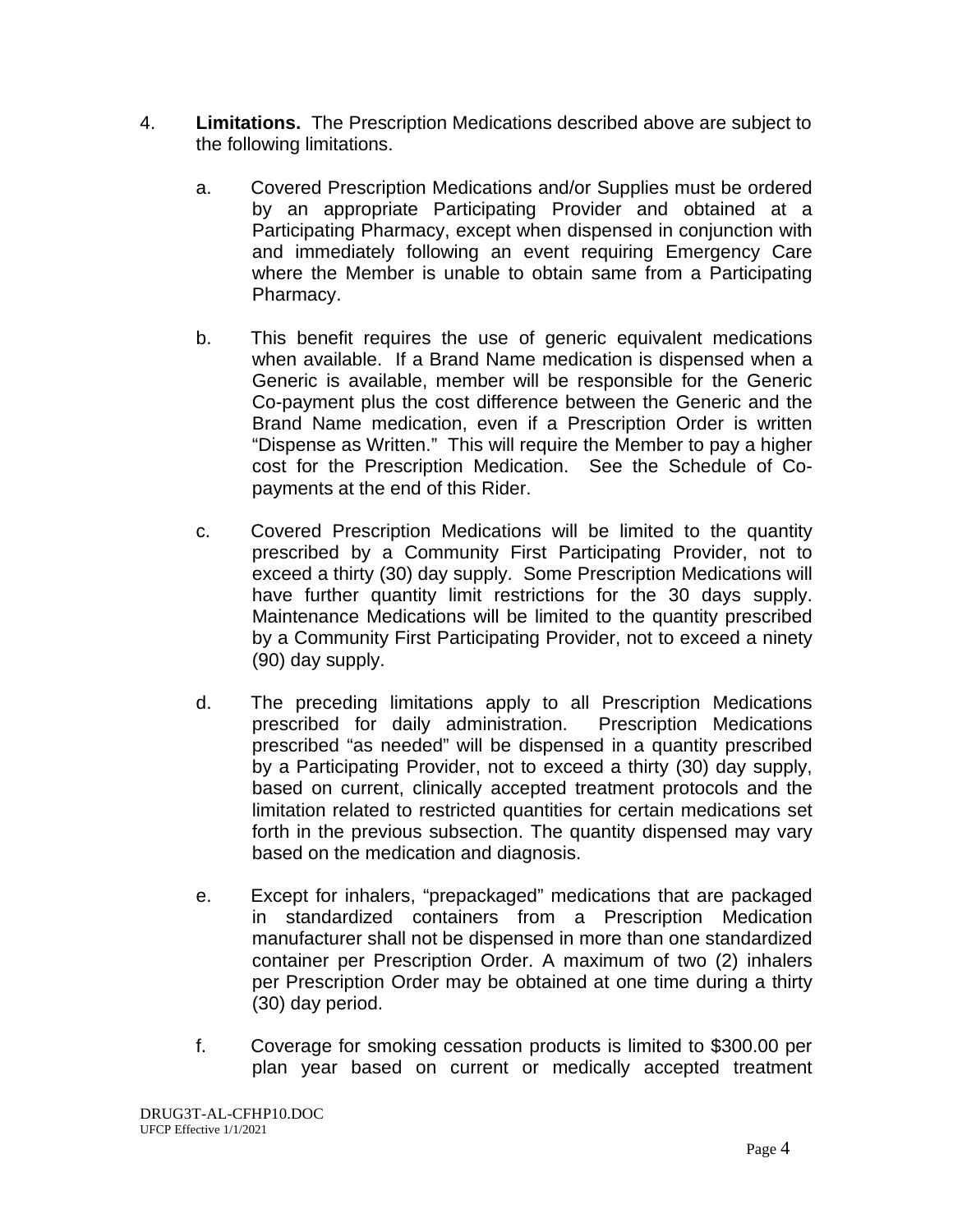4. **Limitations.** The Prescription Medications described above are subject to the following limitations.

   a. Covered Prescription Medications and/or Supplies must be ordered by an appropriate Participating Provider and obtained at a Participating Pharmacy, except when dispensed in conjunction with and immediately following an event requiring Emergency Care where the Member is unable to obtain same from a Participating Pharmacy.

   b. This benefit requires the use of generic equivalent medications when available. If a Brand Name medication is dispensed when a Generic is available, member will be responsible for the Generic Co-payment plus the cost difference between the Generic and the Brand Name medication, even if a Prescription Order is written "Dispense as Written." This will require the Member to pay a higher cost for the Prescription Medication. See the Schedule of Co-payments at the end of this Rider.

   c. Covered Prescription Medications will be limited to the quantity prescribed by a Community First Participating Provider, not to exceed a thirty (30) day supply. Some Prescription Medications will have further quantity limit restrictions for the 30 days supply. Maintenance Medications will be limited to the quantity prescribed by a Community First Participating Provider, not to exceed a ninety (90) day supply.

   d. The preceding limitations apply to all Prescription Medications prescribed for daily administration. Prescription Medications prescribed "as needed" will be dispensed in a quantity prescribed by a Participating Provider, not to exceed a thirty (30) day supply, based on current, clinically accepted treatment protocols and the limitation related to restricted quantities for certain medications set forth in the previous subsection. The quantity dispensed may vary based on the medication and diagnosis.

   e. Except for inhalers, "prepackaged" medications that are packaged in standardized containers from a Prescription Medication manufacturer shall not be dispensed in more than one standardized container per Prescription Order. A maximum of two (2) inhalers per Prescription Order may be obtained at one time during a thirty (30) day period.

   f. Coverage for smoking cessation products is limited to $300.00 per plan year based on current or medically accepted treatment

DRUG3T-AL-CFHP10.DOC
UFCP Effective 1/1/2021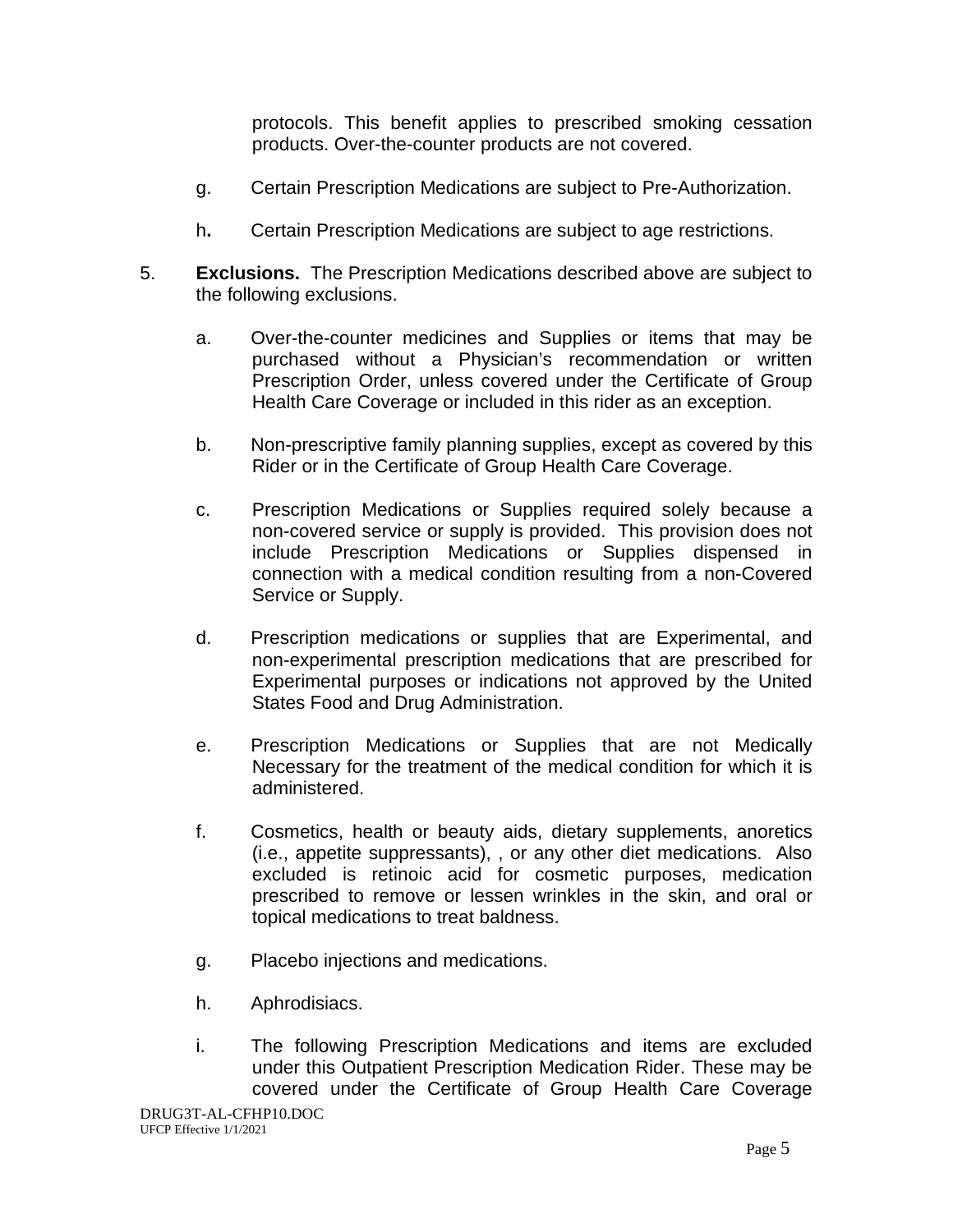protocols. This benefit applies to prescribed smoking cessation products. Over-the-counter products are not covered.

g. Certain Prescription Medications are subject to Pre-Authorization.

h**.** Certain Prescription Medications are subject to age restrictions.

5. **Exclusions.** The Prescription Medications described above are subject to the following exclusions.

   a. Over-the-counter medicines and Supplies or items that may be purchased without a Physician's recommendation or written Prescription Order, unless covered under the Certificate of Group Health Care Coverage or included in this rider as an exception.

   b. Non-prescriptive family planning supplies, except as covered by this Rider or in the Certificate of Group Health Care Coverage.

   c. Prescription Medications or Supplies required solely because a non-covered service or supply is provided. This provision does not include Prescription Medications or Supplies dispensed in connection with a medical condition resulting from a non-Covered Service or Supply.

   d. Prescription medications or supplies that are Experimental, and non-experimental prescription medications that are prescribed for Experimental purposes or indications not approved by the United States Food and Drug Administration.

   e. Prescription Medications or Supplies that are not Medically Necessary for the treatment of the medical condition for which it is administered.

   f. Cosmetics, health or beauty aids, dietary supplements, anoretics (i.e., appetite suppressants), , or any other diet medications. Also excluded is retinoic acid for cosmetic purposes, medication prescribed to remove or lessen wrinkles in the skin, and oral or topical medications to treat baldness.

   g. Placebo injections and medications.

   h. Aphrodisiacs.

   i. The following Prescription Medications and items are excluded under this Outpatient Prescription Medication Rider. These may be covered under the Certificate of Group Health Care Coverage

DRUG3T-AL-CFHP10.DOC
UFCP Effective 1/1/2021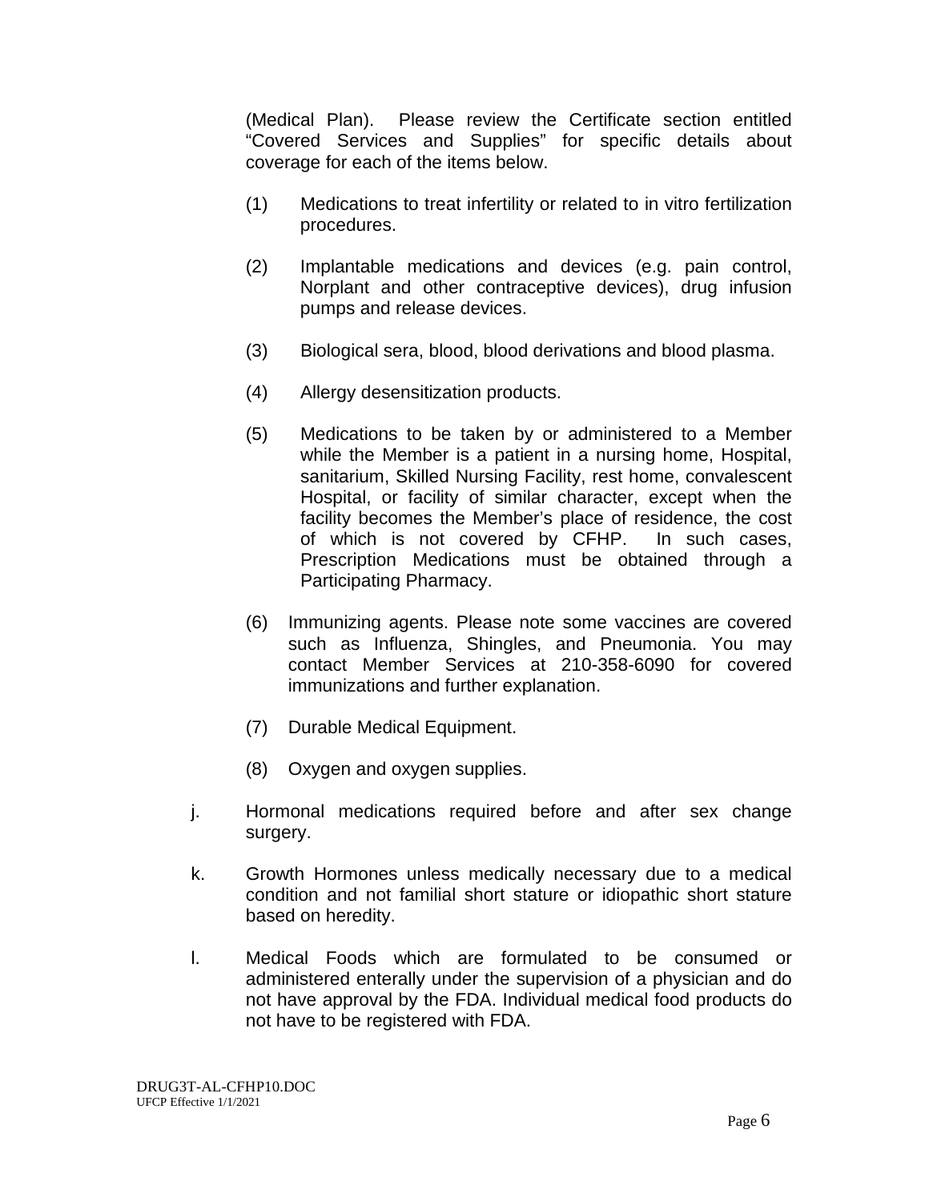(Medical Plan). Please review the Certificate section entitled "Covered Services and Supplies" for specific details about coverage for each of the items below.

(1) Medications to treat infertility or related to in vitro fertilization procedures.

(2) Implantable medications and devices (e.g. pain control, Norplant and other contraceptive devices), drug infusion pumps and release devices.

(3) Biological sera, blood, blood derivations and blood plasma.

(4) Allergy desensitization products.

(5) Medications to be taken by or administered to a Member while the Member is a patient in a nursing home, Hospital, sanitarium, Skilled Nursing Facility, rest home, convalescent Hospital, or facility of similar character, except when the facility becomes the Member's place of residence, the cost of which is not covered by CFHP. In such cases, Prescription Medications must be obtained through a Participating Pharmacy.

(6) Immunizing agents. Please note some vaccines are covered such as Influenza, Shingles, and Pneumonia. You may contact Member Services at 210-358-6090 for covered immunizations and further explanation.

(7) Durable Medical Equipment.

(8) Oxygen and oxygen supplies.

j. Hormonal medications required before and after sex change surgery.

k. Growth Hormones unless medically necessary due to a medical condition and not familial short stature or idiopathic short stature based on heredity.

l. Medical Foods which are formulated to be consumed or administered enterally under the supervision of a physician and do not have approval by the FDA. Individual medical food products do not have to be registered with FDA.

DRUG3T-AL-CFHP10.DOC
UFCP Effective 1/1/2021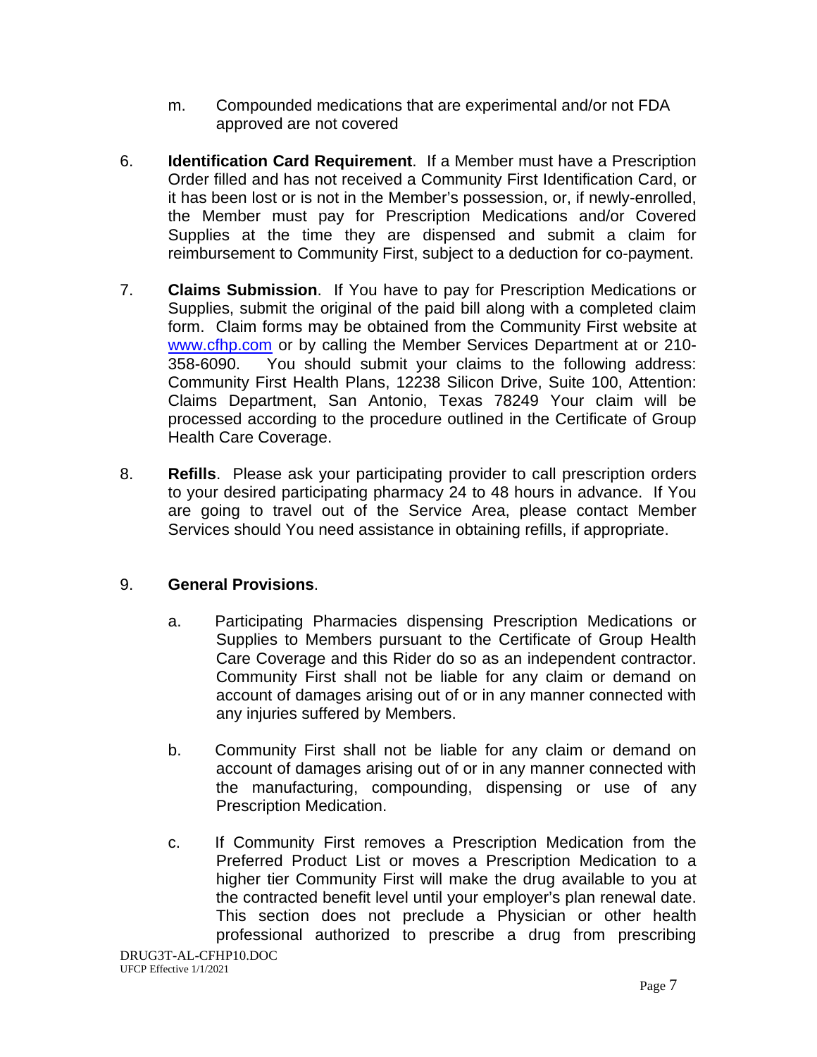m. Compounded medications that are experimental and/or not FDA approved are not covered

6. **Identification Card Requirement**. If a Member must have a Prescription Order filled and has not received a Community First Identification Card, or it has been lost or is not in the Member's possession, or, if newly-enrolled, the Member must pay for Prescription Medications and/or Covered Supplies at the time they are dispensed and submit a claim for reimbursement to Community First, subject to a deduction for co-payment.

7. **Claims Submission**. If You have to pay for Prescription Medications or Supplies, submit the original of the paid bill along with a completed claim form. Claim forms may be obtained from the Community First website at [www.cfhp.com](www.cfhp.com) or by calling the Member Services Department at or 210-358-6090. You should submit your claims to the following address: Community First Health Plans, 12238 Silicon Drive, Suite 100, Attention: Claims Department, San Antonio, Texas 78249 Your claim will be processed according to the procedure outlined in the Certificate of Group Health Care Coverage.

8. **Refills**. Please ask your participating provider to call prescription orders to your desired participating pharmacy 24 to 48 hours in advance. If You are going to travel out of the Service Area, please contact Member Services should You need assistance in obtaining refills, if appropriate.

9. **General Provisions**.

   a. Participating Pharmacies dispensing Prescription Medications or Supplies to Members pursuant to the Certificate of Group Health Care Coverage and this Rider do so as an independent contractor. Community First shall not be liable for any claim or demand on account of damages arising out of or in any manner connected with any injuries suffered by Members.

   b. Community First shall not be liable for any claim or demand on account of damages arising out of or in any manner connected with the manufacturing, compounding, dispensing or use of any Prescription Medication.

   c. If Community First removes a Prescription Medication from the Preferred Product List or moves a Prescription Medication to a higher tier Community First will make the drug available to you at the contracted benefit level until your employer's plan renewal date. This section does not preclude a Physician or other health professional authorized to prescribe a drug from prescribing

DRUG3T-AL-CFHP10.DOC
UFCP Effective 1/1/2021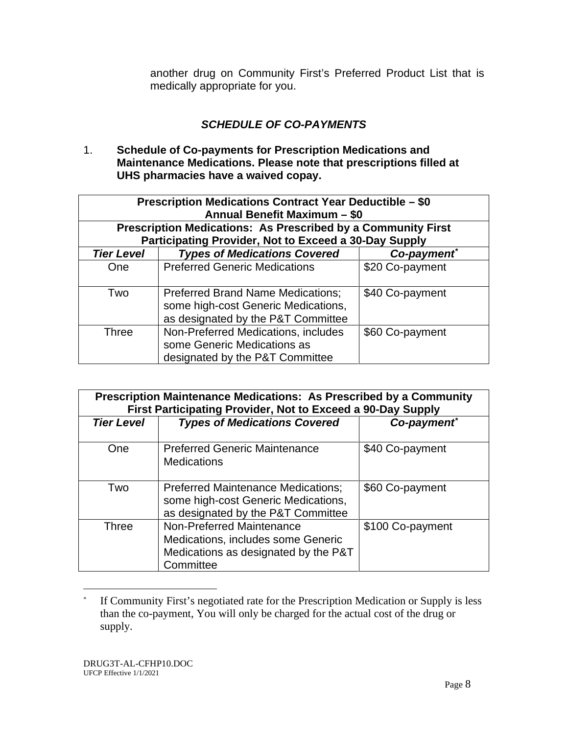another drug on Community First's Preferred Product List that is medically appropriate for you.

## *SCHEDULE OF CO-PAYMENTS*

1. **Schedule of Co-payments for Prescription Medications and Maintenance Medications. Please note that prescriptions filled at UHS pharmacies have a waived copay.**

| **Prescription Medications Contract Year Deductible – $0<br>Annual Benefit Maximum – $0** | | |
|---|---|---|
| **Prescription Medications: As Prescribed by a Community First Participating Provider, Not to Exceed a 30-Day Supply** | | |
| ***Tier Level*** | ***Types of Medications Covered*** | ***Co-payment**** |
| One | Preferred Generic Medications | $20 Co-payment |
| Two | Preferred Brand Name Medications; some high-cost Generic Medications, as designated by the P&T Committee | $40 Co-payment |
| Three | Non-Preferred Medications, includes some Generic Medications as designated by the P&T Committee | $60 Co-payment |

| **Prescription Maintenance Medications: As Prescribed by a Community First Participating Provider, Not to Exceed a 90-Day Supply** | | |
|---|---|---|
| ***Tier Level*** | ***Types of Medications Covered*** | ***Co-payment**** |
| One | Preferred Generic Maintenance Medications | $40 Co-payment |
| Two | Preferred Maintenance Medications; some high-cost Generic Medications, as designated by the P&T Committee | $60 Co-payment |
| Three | Non-Preferred Maintenance Medications, includes some Generic Medications as designated by the P&T Committee | $100 Co-payment |

* If Community First's negotiated rate for the Prescription Medication or Supply is less than the co-payment, You will only be charged for the actual cost of the drug or supply.

DRUG3T-AL-CFHP10.DOC
UFCP Effective 1/1/2021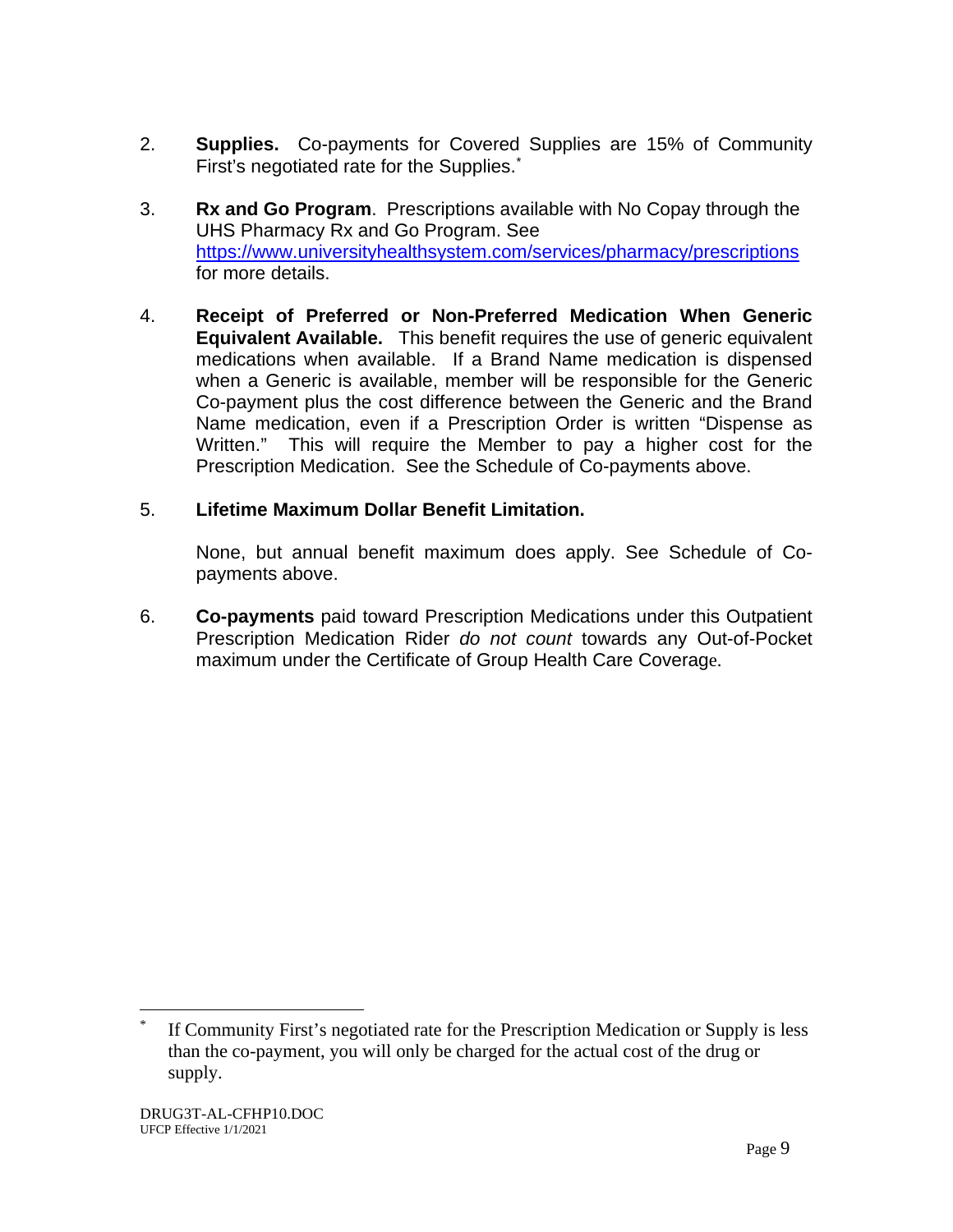2. **Supplies.** Co-payments for Covered Supplies are 15% of Community First's negotiated rate for the Supplies.*

3. **Rx and Go Program**. Prescriptions available with No Copay through the UHS Pharmacy Rx and Go Program. See https://www.universityhealthsystem.com/services/pharmacy/prescriptions for more details.

4. **Receipt of Preferred or Non-Preferred Medication When Generic Equivalent Available.** This benefit requires the use of generic equivalent medications when available. If a Brand Name medication is dispensed when a Generic is available, member will be responsible for the Generic Co-payment plus the cost difference between the Generic and the Brand Name medication, even if a Prescription Order is written "Dispense as Written." This will require the Member to pay a higher cost for the Prescription Medication. See the Schedule of Co-payments above.

5. **Lifetime Maximum Dollar Benefit Limitation.**

   None, but annual benefit maximum does apply. See Schedule of Co-payments above.

6. **Co-payments** paid toward Prescription Medications under this Outpatient Prescription Medication Rider *do not count* towards any Out-of-Pocket maximum under the Certificate of Group Health Care Coverage.

---

* If Community First's negotiated rate for the Prescription Medication or Supply is less than the co-payment, you will only be charged for the actual cost of the drug or supply.

DRUG3T-AL-CFHP10.DOC
UFCP Effective 1/1/2021